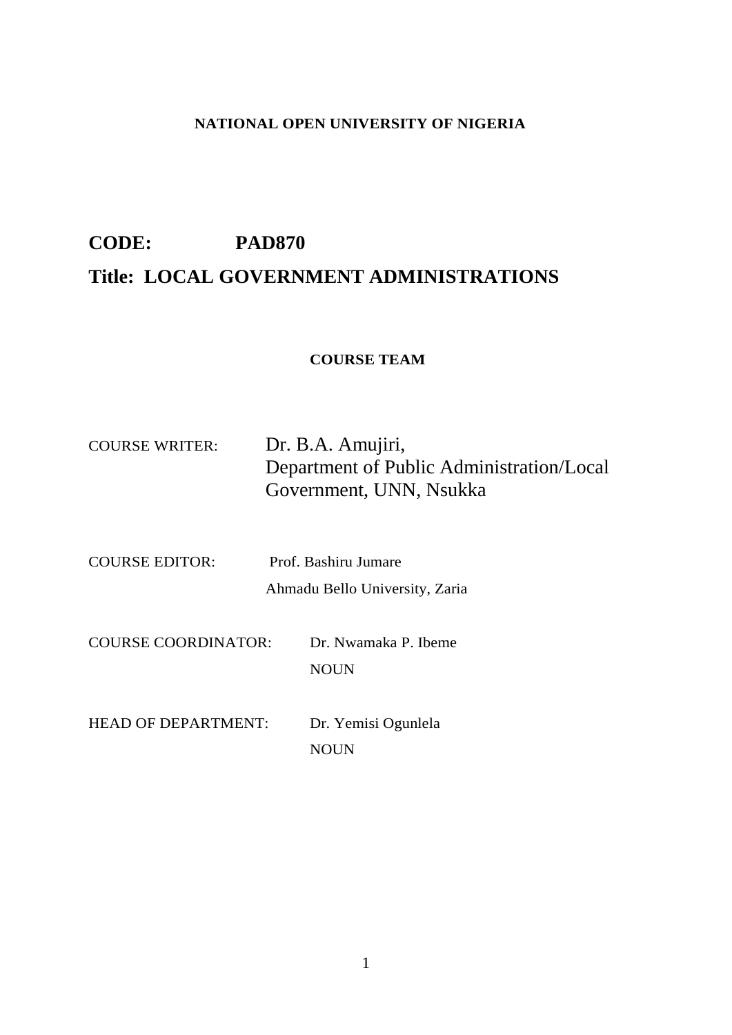**NATIONAL OPEN UNIVERSITY OF NIGERIA**

# CODE: PAD870

# Title: LOCAL GOVERNMENT ADMINISTRATIONS

**COURSE TEAM**

COURSE WRITER: Dr. B.A. Amujiri,
Department of Public Administration/Local Government, UNN, Nsukka

COURSE EDITOR: Prof. Bashiru Jumare
Ahmadu Bello University, Zaria

COURSE COORDINATOR: Dr. Nwamaka P. Ibeme
NOUN

HEAD OF DEPARTMENT: Dr. Yemisi Ogunlela
NOUN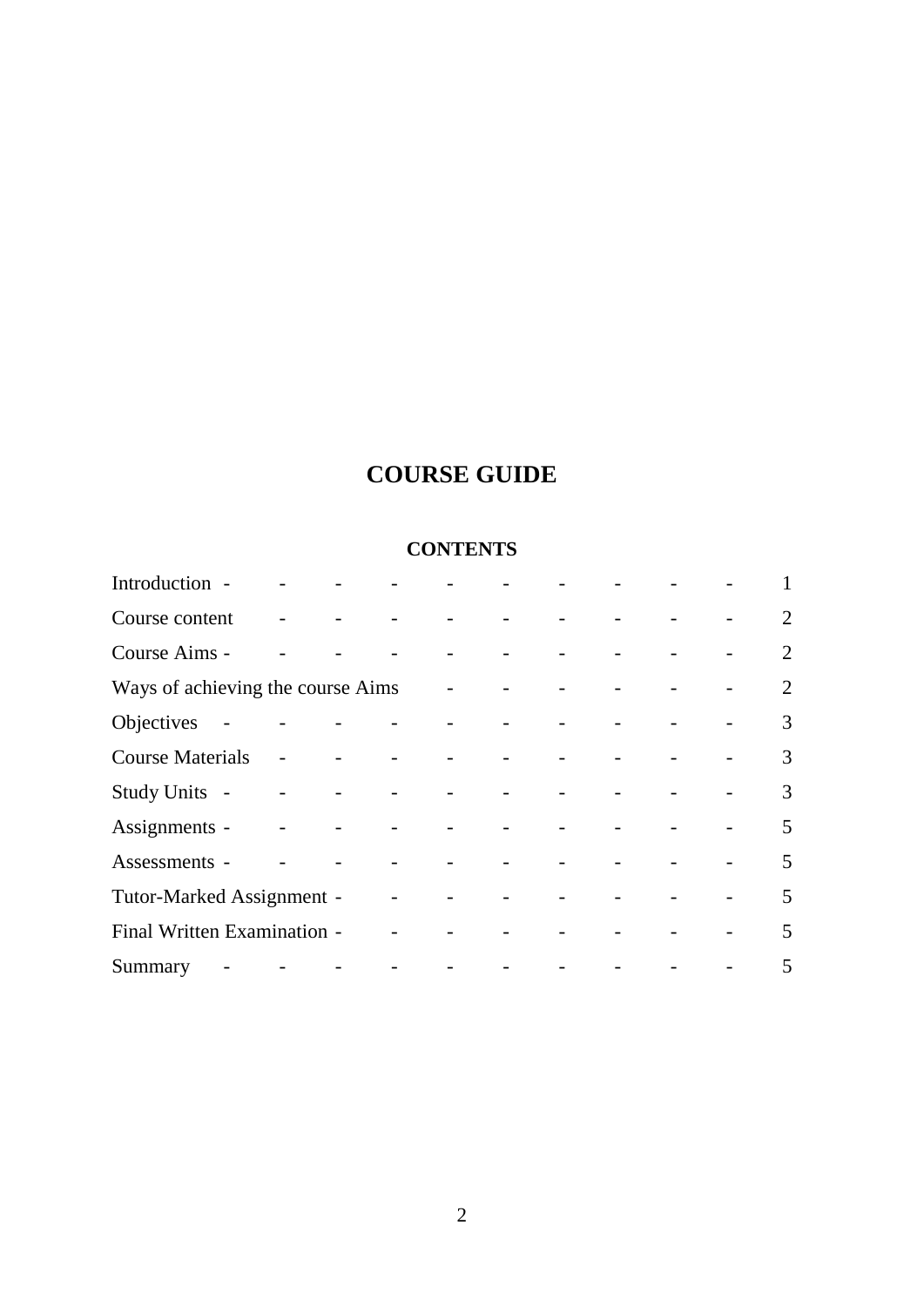# COURSE GUIDE

## CONTENTS

| | |
|---|---|
| Introduction | 1 |
| Course content | 2 |
| Course Aims | 2 |
| Ways of achieving the course Aims | 2 |
| Objectives | 3 |
| Course Materials | 3 |
| Study Units | 3 |
| Assignments | 5 |
| Assessments | 5 |
| Tutor-Marked Assignment | 5 |
| Final Written Examination | 5 |
| Summary | 5 |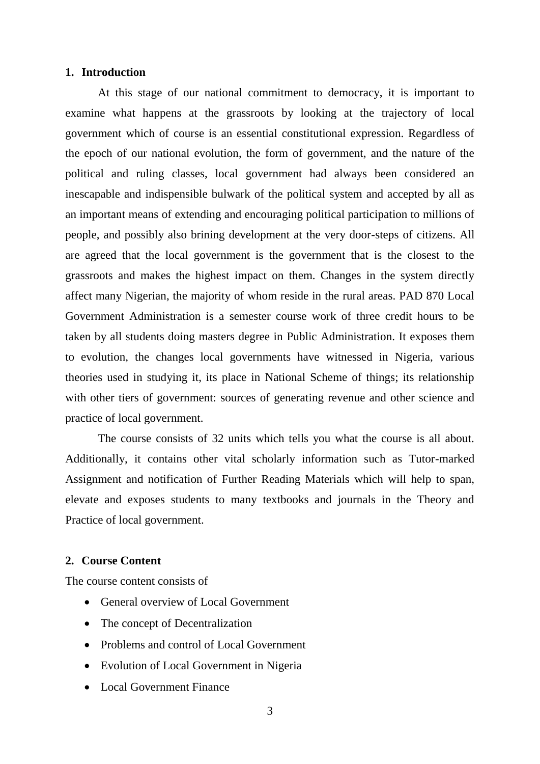## 1. Introduction

At this stage of our national commitment to democracy, it is important to examine what happens at the grassroots by looking at the trajectory of local government which of course is an essential constitutional expression. Regardless of the epoch of our national evolution, the form of government, and the nature of the political and ruling classes, local government had always been considered an inescapable and indispensible bulwark of the political system and accepted by all as an important means of extending and encouraging political participation to millions of people, and possibly also brining development at the very door-steps of citizens. All are agreed that the local government is the government that is the closest to the grassroots and makes the highest impact on them. Changes in the system directly affect many Nigerian, the majority of whom reside in the rural areas. PAD 870 Local Government Administration is a semester course work of three credit hours to be taken by all students doing masters degree in Public Administration. It exposes them to evolution, the changes local governments have witnessed in Nigeria, various theories used in studying it, its place in National Scheme of things; its relationship with other tiers of government: sources of generating revenue and other science and practice of local government.

The course consists of 32 units which tells you what the course is all about. Additionally, it contains other vital scholarly information such as Tutor-marked Assignment and notification of Further Reading Materials which will help to span, elevate and exposes students to many textbooks and journals in the Theory and Practice of local government.

## 2. Course Content

The course content consists of

- General overview of Local Government
- The concept of Decentralization
- Problems and control of Local Government
- Evolution of Local Government in Nigeria
- Local Government Finance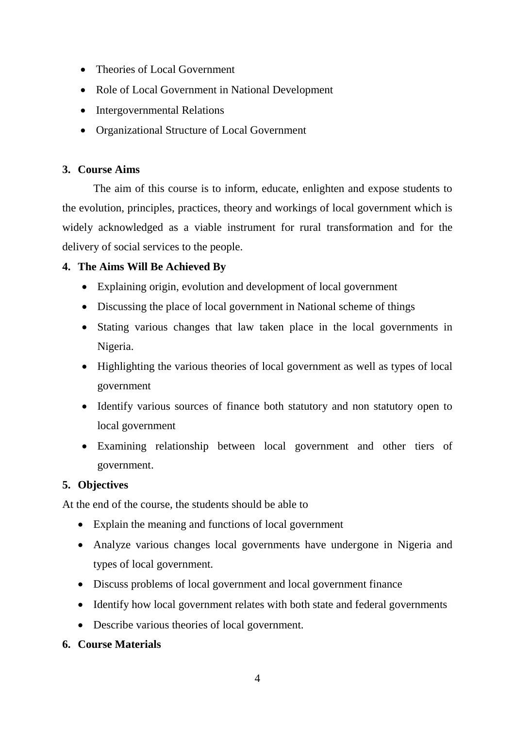- Theories of Local Government
- Role of Local Government in National Development
- Intergovernmental Relations
- Organizational Structure of Local Government

**3. Course Aims**

The aim of this course is to inform, educate, enlighten and expose students to the evolution, principles, practices, theory and workings of local government which is widely acknowledged as a viable instrument for rural transformation and for the delivery of social services to the people.

**4. The Aims Will Be Achieved By**

- Explaining origin, evolution and development of local government
- Discussing the place of local government in National scheme of things
- Stating various changes that law taken place in the local governments in Nigeria.
- Highlighting the various theories of local government as well as types of local government
- Identify various sources of finance both statutory and non statutory open to local government
- Examining relationship between local government and other tiers of government.

**5. Objectives**

At the end of the course, the students should be able to

- Explain the meaning and functions of local government
- Analyze various changes local governments have undergone in Nigeria and types of local government.
- Discuss problems of local government and local government finance
- Identify how local government relates with both state and federal governments
- Describe various theories of local government.

**6. Course Materials**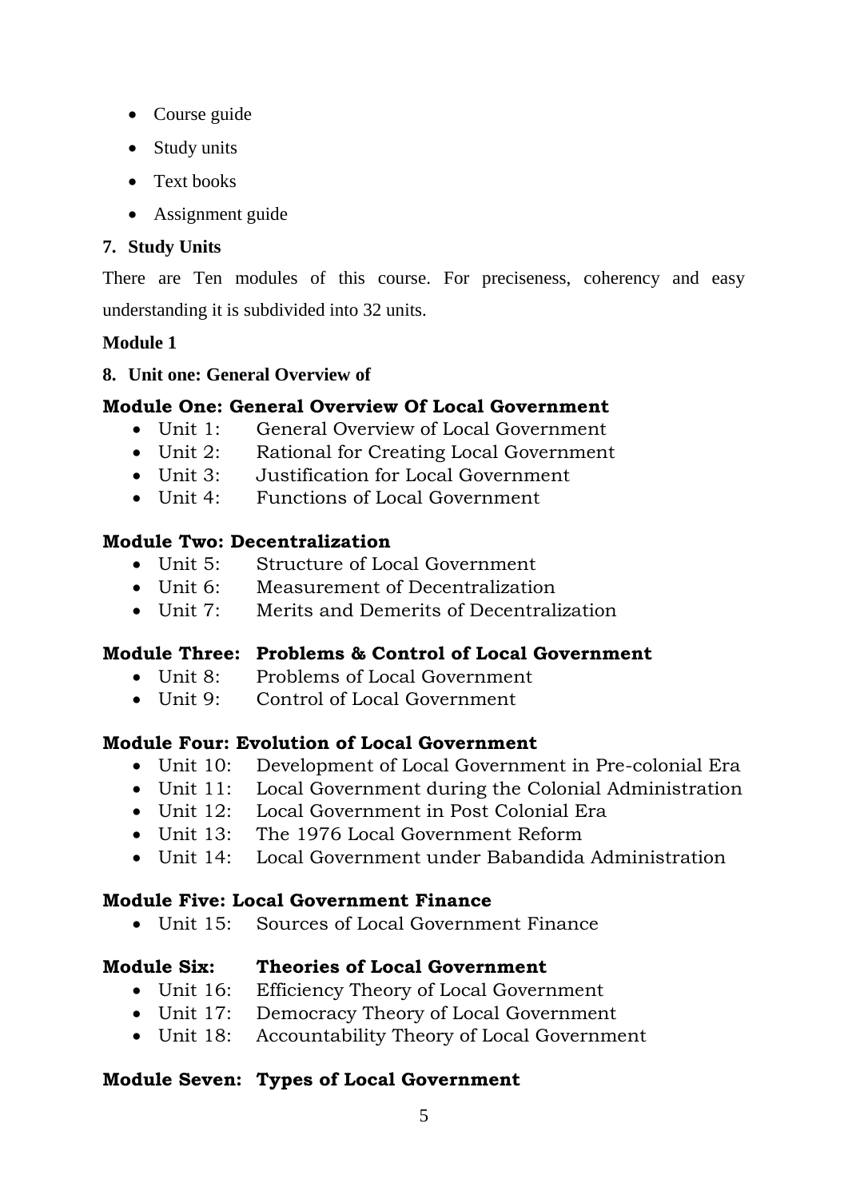- Course guide
- Study units
- Text books
- Assignment guide

**7. Study Units**

There are Ten modules of this course. For preciseness, coherency and easy understanding it is subdivided into 32 units.

**Module 1**

**8. Unit one: General Overview of**

### Module One: General Overview Of Local Government

- Unit 1: General Overview of Local Government
- Unit 2: Rational for Creating Local Government
- Unit 3: Justification for Local Government
- Unit 4: Functions of Local Government

### Module Two: Decentralization

- Unit 5: Structure of Local Government
- Unit 6: Measurement of Decentralization
- Unit 7: Merits and Demerits of Decentralization

### Module Three: Problems & Control of Local Government

- Unit 8: Problems of Local Government
- Unit 9: Control of Local Government

### Module Four: Evolution of Local Government

- Unit 10: Development of Local Government in Pre-colonial Era
- Unit 11: Local Government during the Colonial Administration
- Unit 12: Local Government in Post Colonial Era
- Unit 13: The 1976 Local Government Reform
- Unit 14: Local Government under Babandida Administration

### Module Five: Local Government Finance

- Unit 15: Sources of Local Government Finance

### Module Six: Theories of Local Government

- Unit 16: Efficiency Theory of Local Government
- Unit 17: Democracy Theory of Local Government
- Unit 18: Accountability Theory of Local Government

### Module Seven: Types of Local Government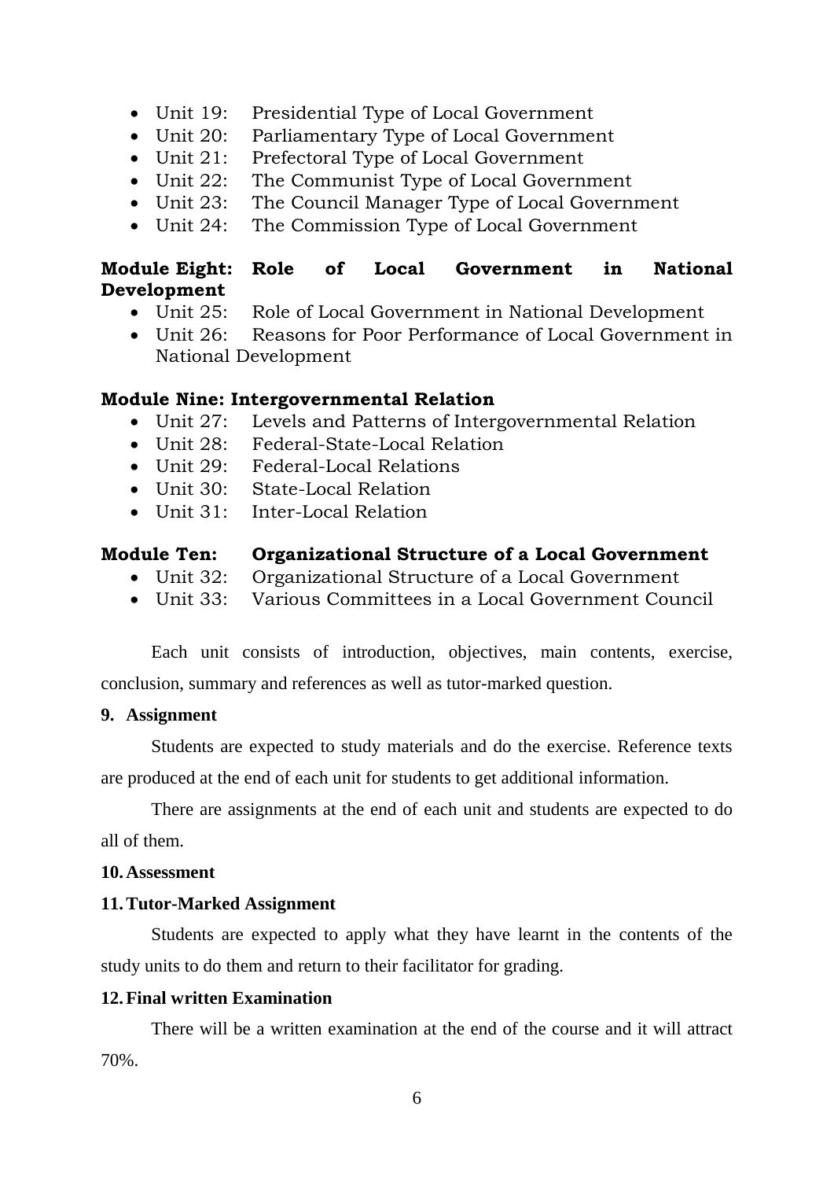- Unit 19: Presidential Type of Local Government
- Unit 20: Parliamentary Type of Local Government
- Unit 21: Prefectoral Type of Local Government
- Unit 22: The Communist Type of Local Government
- Unit 23: The Council Manager Type of Local Government
- Unit 24: The Commission Type of Local Government

**Module Eight: Role of Local Government in National Development**

- Unit 25: Role of Local Government in National Development
- Unit 26: Reasons for Poor Performance of Local Government in National Development

**Module Nine: Intergovernmental Relation**

- Unit 27: Levels and Patterns of Intergovernmental Relation
- Unit 28: Federal-State-Local Relation
- Unit 29: Federal-Local Relations
- Unit 30: State-Local Relation
- Unit 31: Inter-Local Relation

**Module Ten: Organizational Structure of a Local Government**

- Unit 32: Organizational Structure of a Local Government
- Unit 33: Various Committees in a Local Government Council

Each unit consists of introduction, objectives, main contents, exercise, conclusion, summary and references as well as tutor-marked question.

**9. Assignment**

Students are expected to study materials and do the exercise. Reference texts are produced at the end of each unit for students to get additional information.

There are assignments at the end of each unit and students are expected to do all of them.

**10. Assessment**

**11. Tutor-Marked Assignment**

Students are expected to apply what they have learnt in the contents of the study units to do them and return to their facilitator for grading.

**12. Final written Examination**

There will be a written examination at the end of the course and it will attract 70%.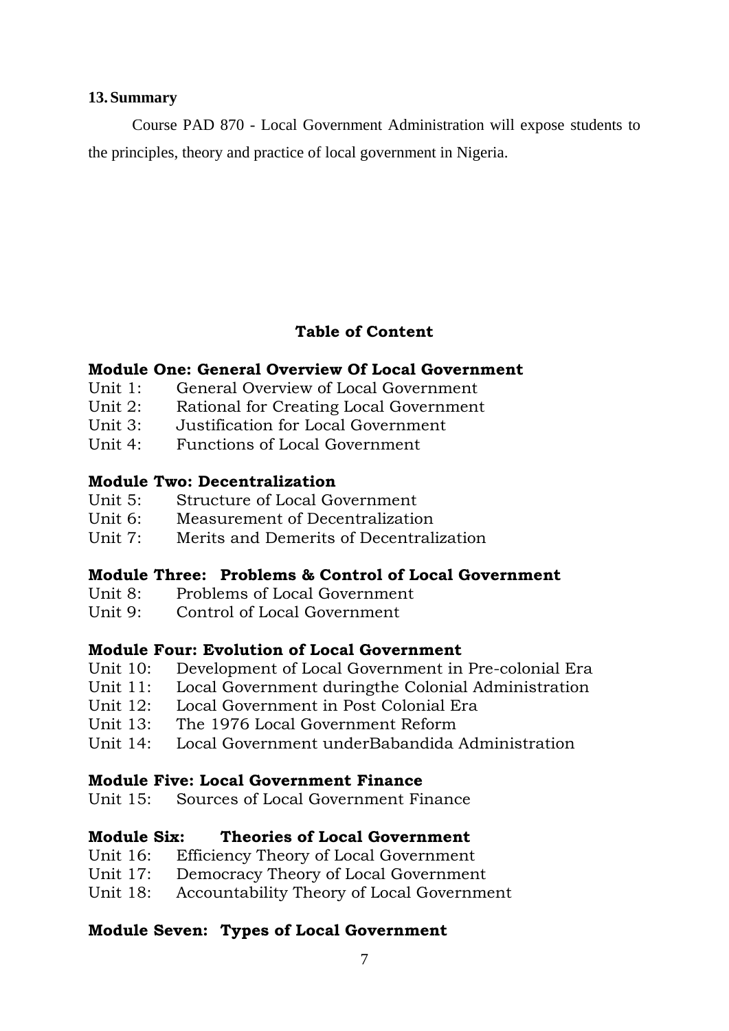### 13. Summary

Course PAD 870 - Local Government Administration will expose students to the principles, theory and practice of local government in Nigeria.

## Table of Content

**Module One: General Overview Of Local Government**

Unit 1: General Overview of Local Government
Unit 2: Rational for Creating Local Government
Unit 3: Justification for Local Government
Unit 4: Functions of Local Government

**Module Two: Decentralization**

Unit 5: Structure of Local Government
Unit 6: Measurement of Decentralization
Unit 7: Merits and Demerits of Decentralization

**Module Three: Problems & Control of Local Government**

Unit 8: Problems of Local Government
Unit 9: Control of Local Government

**Module Four: Evolution of Local Government**

Unit 10: Development of Local Government in Pre-colonial Era
Unit 11: Local Government duringthe Colonial Administration
Unit 12: Local Government in Post Colonial Era
Unit 13: The 1976 Local Government Reform
Unit 14: Local Government underBabandida Administration

**Module Five: Local Government Finance**

Unit 15: Sources of Local Government Finance

**Module Six: Theories of Local Government**

Unit 16: Efficiency Theory of Local Government
Unit 17: Democracy Theory of Local Government
Unit 18: Accountability Theory of Local Government

**Module Seven: Types of Local Government**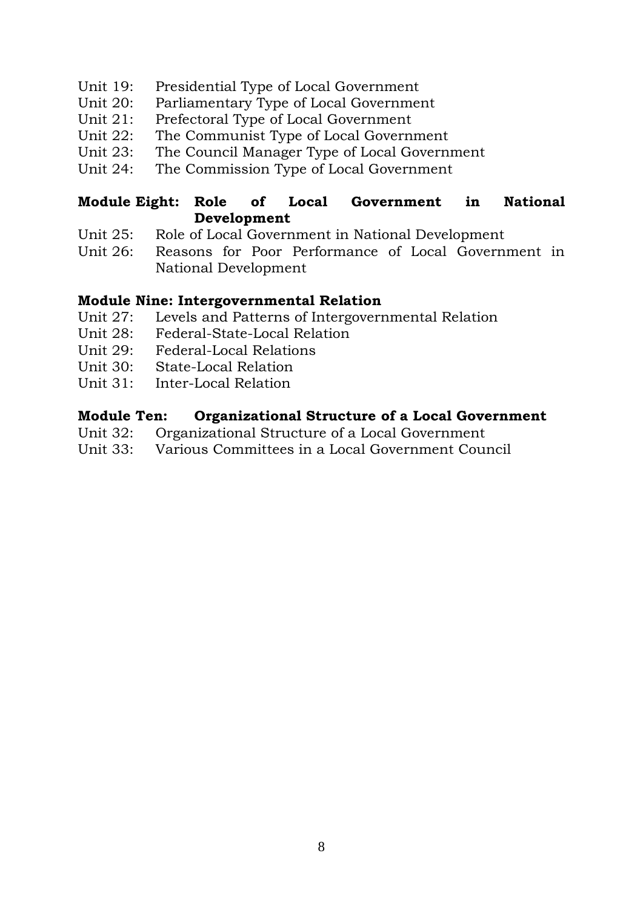Unit 19: Presidential Type of Local Government
Unit 20: Parliamentary Type of Local Government
Unit 21: Prefectoral Type of Local Government
Unit 22: The Communist Type of Local Government
Unit 23: The Council Manager Type of Local Government
Unit 24: The Commission Type of Local Government

**Module Eight: Role of Local Government in National Development**

Unit 25: Role of Local Government in National Development
Unit 26: Reasons for Poor Performance of Local Government in National Development

**Module Nine: Intergovernmental Relation**

Unit 27: Levels and Patterns of Intergovernmental Relation
Unit 28: Federal-State-Local Relation
Unit 29: Federal-Local Relations
Unit 30: State-Local Relation
Unit 31: Inter-Local Relation

**Module Ten: Organizational Structure of a Local Government**

Unit 32: Organizational Structure of a Local Government
Unit 33: Various Committees in a Local Government Council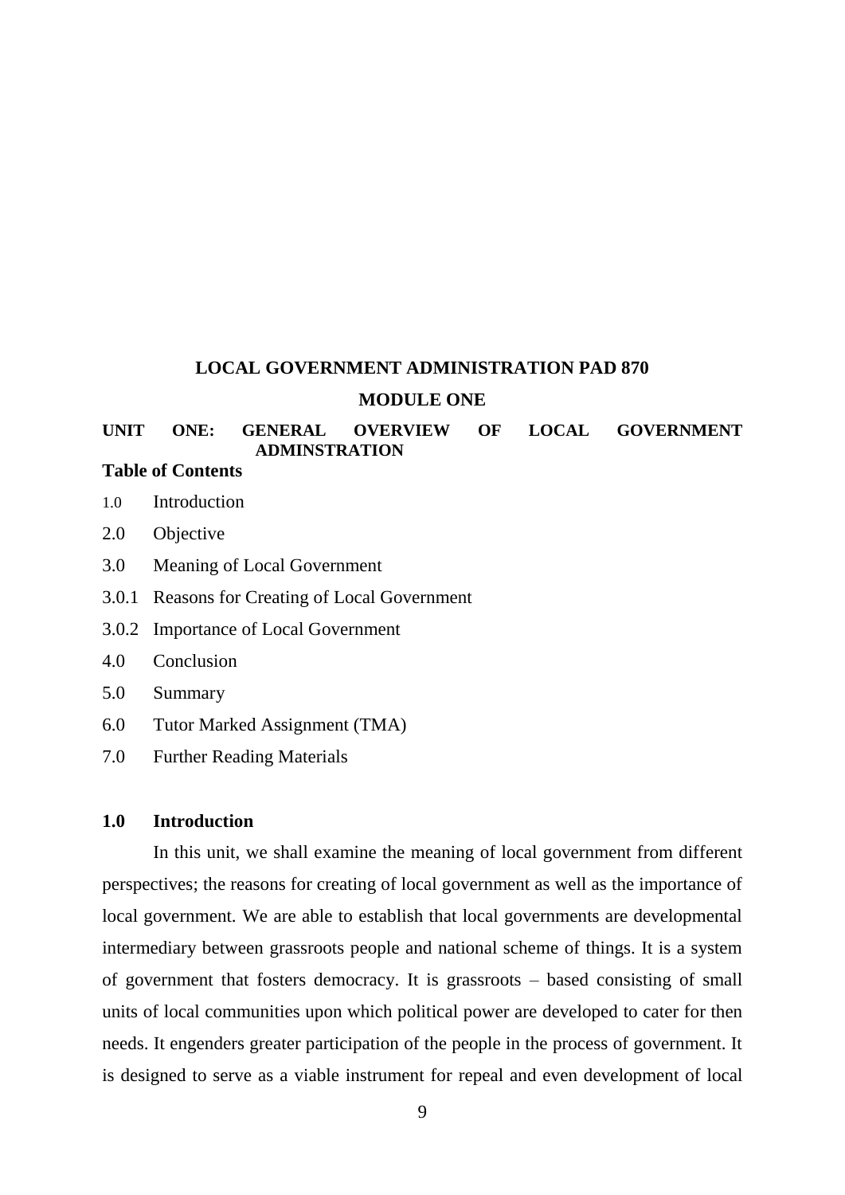# LOCAL GOVERNMENT ADMINISTRATION PAD 870

## MODULE ONE

### UNIT ONE: GENERAL OVERVIEW OF LOCAL GOVERNMENT ADMINSTRATION

**Table of Contents**

1.0 Introduction

2.0 Objective

3.0 Meaning of Local Government

3.0.1 Reasons for Creating of Local Government

3.0.2 Importance of Local Government

4.0 Conclusion

5.0 Summary

6.0 Tutor Marked Assignment (TMA)

7.0 Further Reading Materials

### 1.0 Introduction

In this unit, we shall examine the meaning of local government from different perspectives; the reasons for creating of local government as well as the importance of local government. We are able to establish that local governments are developmental intermediary between grassroots people and national scheme of things. It is a system of government that fosters democracy. It is grassroots – based consisting of small units of local communities upon which political power are developed to cater for then needs. It engenders greater participation of the people in the process of government. It is designed to serve as a viable instrument for repeal and even development of local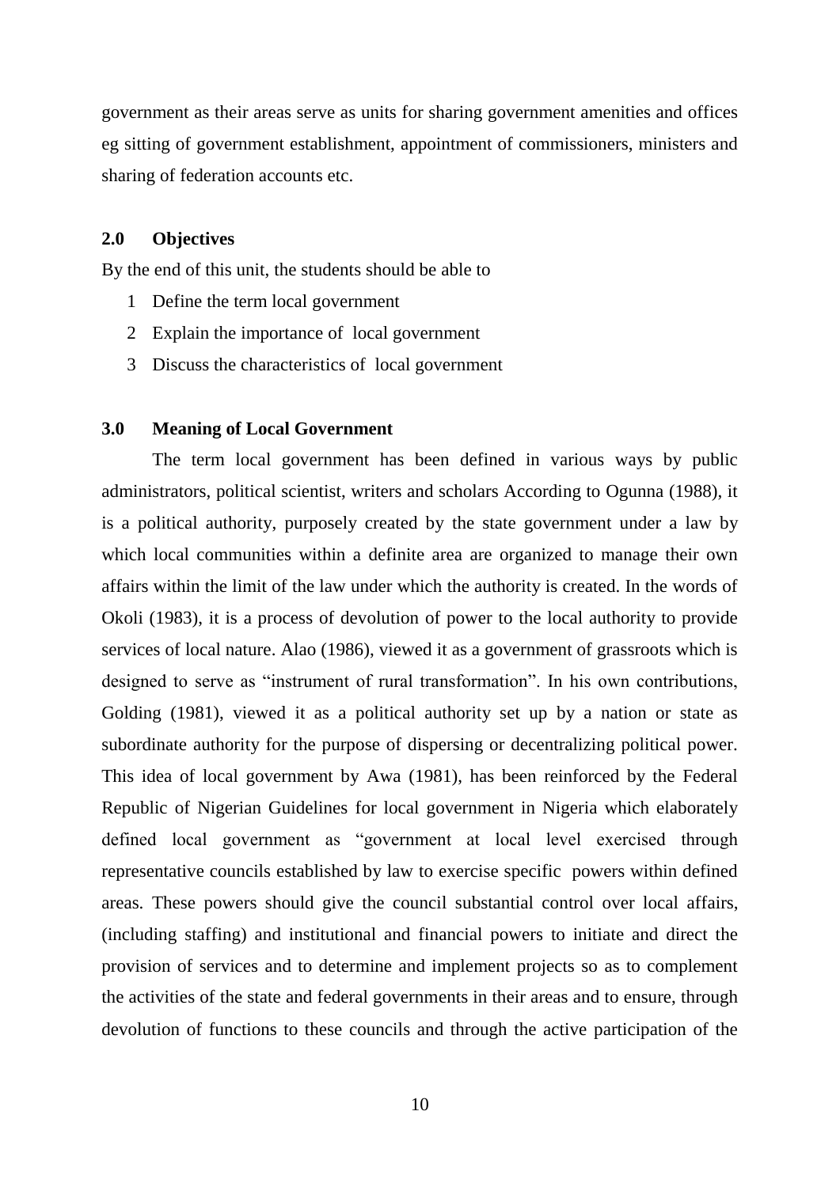government as their areas serve as units for sharing government amenities and offices eg sitting of government establishment, appointment of commissioners, ministers and sharing of federation accounts etc.

## 2.0 Objectives

By the end of this unit, the students should be able to

1. Define the term local government
2. Explain the importance of local government
3. Discuss the characteristics of local government

## 3.0 Meaning of Local Government

The term local government has been defined in various ways by public administrators, political scientist, writers and scholars According to Ogunna (1988), it is a political authority, purposely created by the state government under a law by which local communities within a definite area are organized to manage their own affairs within the limit of the law under which the authority is created. In the words of Okoli (1983), it is a process of devolution of power to the local authority to provide services of local nature. Alao (1986), viewed it as a government of grassroots which is designed to serve as "instrument of rural transformation". In his own contributions, Golding (1981), viewed it as a political authority set up by a nation or state as subordinate authority for the purpose of dispersing or decentralizing political power. This idea of local government by Awa (1981), has been reinforced by the Federal Republic of Nigerian Guidelines for local government in Nigeria which elaborately defined local government as "government at local level exercised through representative councils established by law to exercise specific powers within defined areas. These powers should give the council substantial control over local affairs, (including staffing) and institutional and financial powers to initiate and direct the provision of services and to determine and implement projects so as to complement the activities of the state and federal governments in their areas and to ensure, through devolution of functions to these councils and through the active participation of the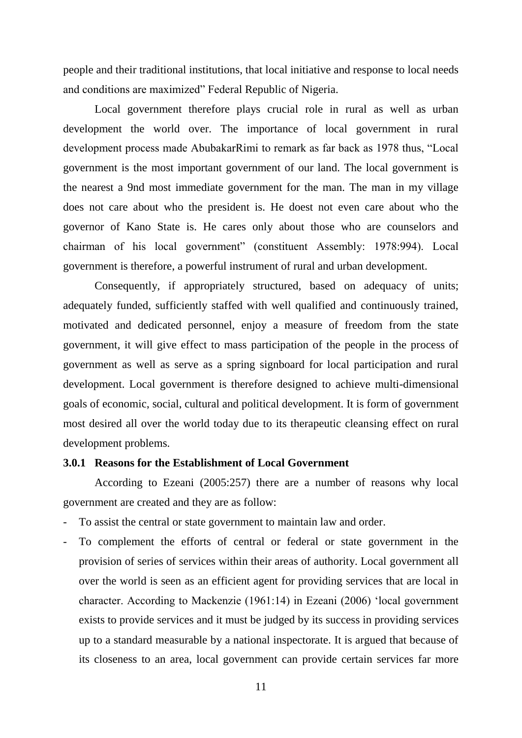people and their traditional institutions, that local initiative and response to local needs and conditions are maximized" Federal Republic of Nigeria.

Local government therefore plays crucial role in rural as well as urban development the world over. The importance of local government in rural development process made AbubakarRimi to remark as far back as 1978 thus, "Local government is the most important government of our land. The local government is the nearest a 9nd most immediate government for the man. The man in my village does not care about who the president is. He doest not even care about who the governor of Kano State is. He cares only about those who are counselors and chairman of his local government" (constituent Assembly: 1978:994). Local government is therefore, a powerful instrument of rural and urban development.

Consequently, if appropriately structured, based on adequacy of units; adequately funded, sufficiently staffed with well qualified and continuously trained, motivated and dedicated personnel, enjoy a measure of freedom from the state government, it will give effect to mass participation of the people in the process of government as well as serve as a spring signboard for local participation and rural development. Local government is therefore designed to achieve multi-dimensional goals of economic, social, cultural and political development. It is form of government most desired all over the world today due to its therapeutic cleansing effect on rural development problems.

### 3.0.1 Reasons for the Establishment of Local Government

According to Ezeani (2005:257) there are a number of reasons why local government are created and they are as follow:

- To assist the central or state government to maintain law and order.
- To complement the efforts of central or federal or state government in the provision of series of services within their areas of authority. Local government all over the world is seen as an efficient agent for providing services that are local in character. According to Mackenzie (1961:14) in Ezeani (2006) 'local government exists to provide services and it must be judged by its success in providing services up to a standard measurable by a national inspectorate. It is argued that because of its closeness to an area, local government can provide certain services far more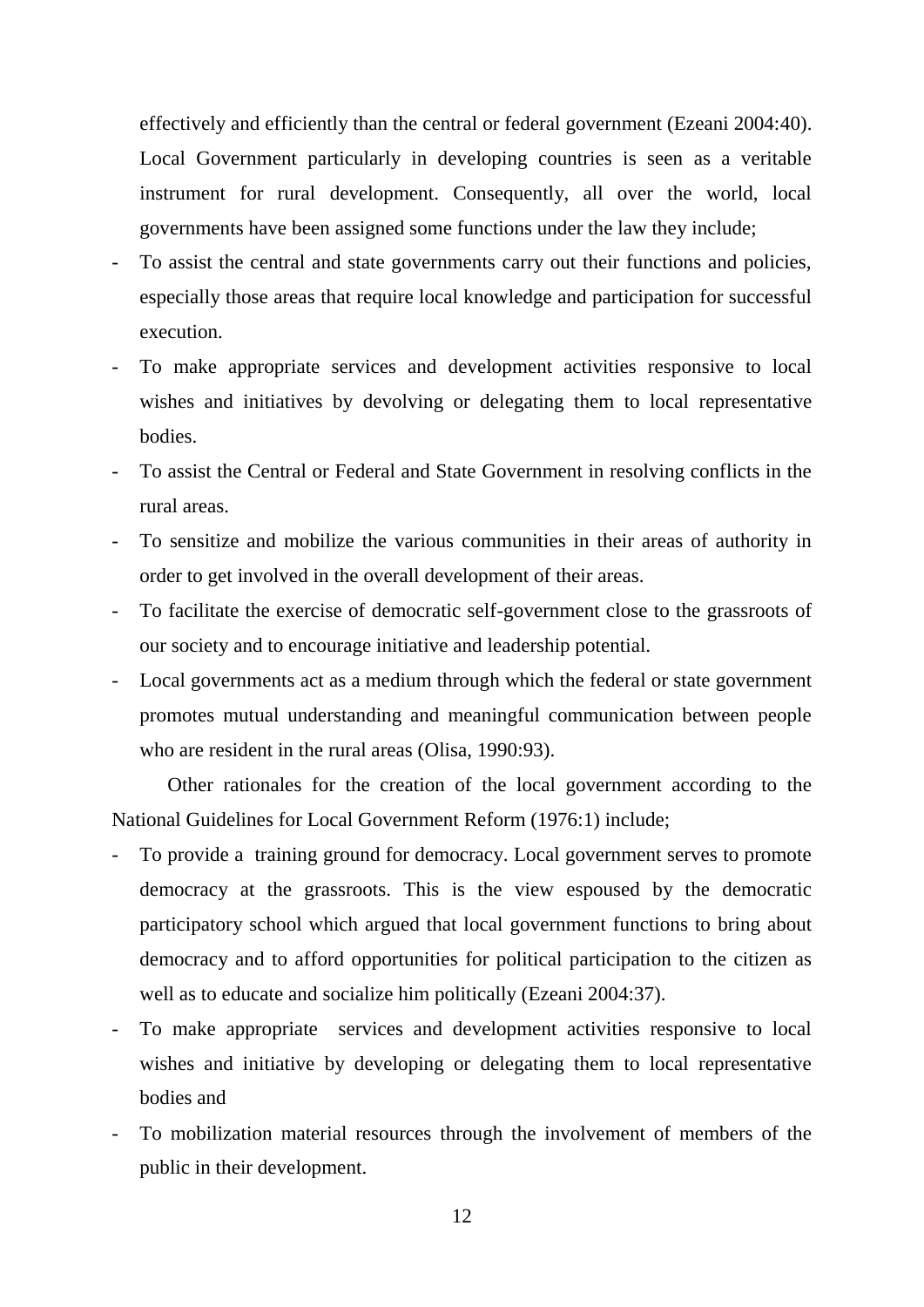effectively and efficiently than the central or federal government (Ezeani 2004:40). Local Government particularly in developing countries is seen as a veritable instrument for rural development. Consequently, all over the world, local governments have been assigned some functions under the law they include;

- To assist the central and state governments carry out their functions and policies, especially those areas that require local knowledge and participation for successful execution.
- To make appropriate services and development activities responsive to local wishes and initiatives by devolving or delegating them to local representative bodies.
- To assist the Central or Federal and State Government in resolving conflicts in the rural areas.
- To sensitize and mobilize the various communities in their areas of authority in order to get involved in the overall development of their areas.
- To facilitate the exercise of democratic self-government close to the grassroots of our society and to encourage initiative and leadership potential.
- Local governments act as a medium through which the federal or state government promotes mutual understanding and meaningful communication between people who are resident in the rural areas (Olisa, 1990:93).

Other rationales for the creation of the local government according to the National Guidelines for Local Government Reform (1976:1) include;

- To provide a training ground for democracy. Local government serves to promote democracy at the grassroots. This is the view espoused by the democratic participatory school which argued that local government functions to bring about democracy and to afford opportunities for political participation to the citizen as well as to educate and socialize him politically (Ezeani 2004:37).
- To make appropriate services and development activities responsive to local wishes and initiative by developing or delegating them to local representative bodies and
- To mobilization material resources through the involvement of members of the public in their development.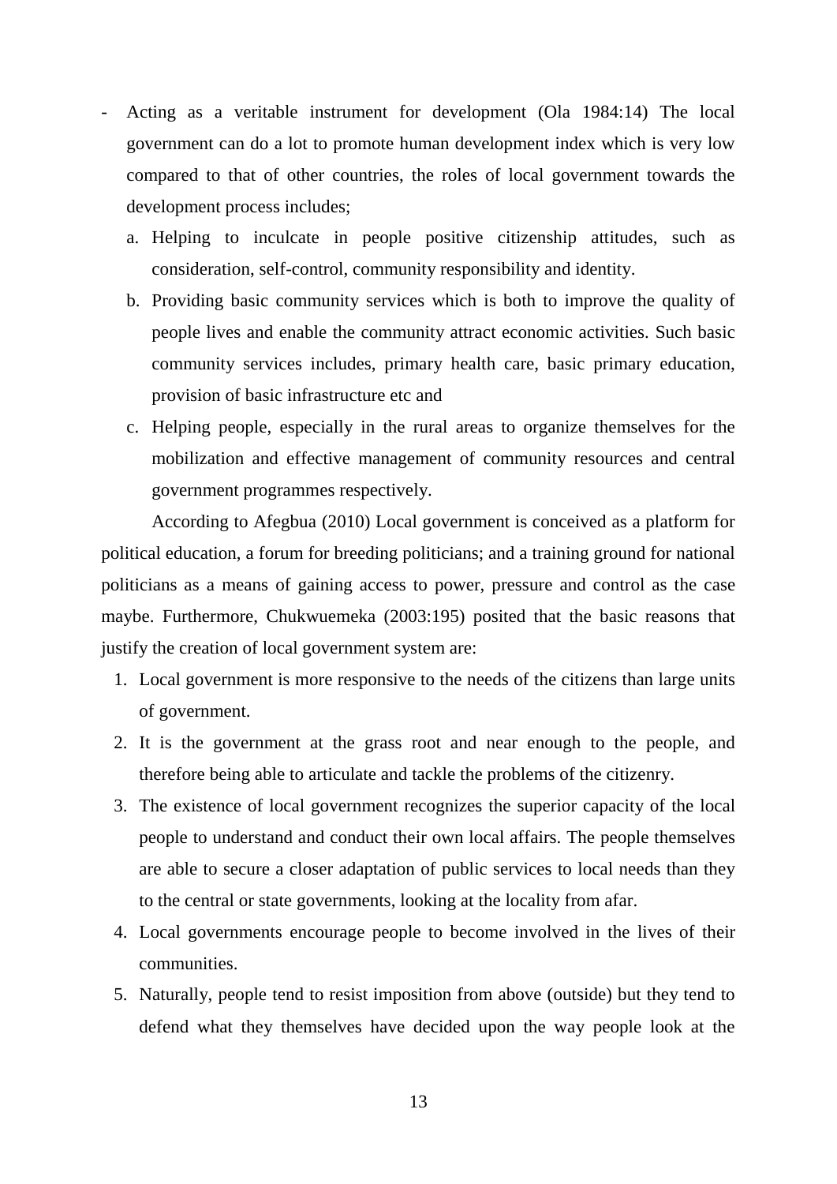- Acting as a veritable instrument for development (Ola 1984:14) The local government can do a lot to promote human development index which is very low compared to that of other countries, the roles of local government towards the development process includes;
    a. Helping to inculcate in people positive citizenship attitudes, such as consideration, self-control, community responsibility and identity.
    b. Providing basic community services which is both to improve the quality of people lives and enable the community attract economic activities. Such basic community services includes, primary health care, basic primary education, provision of basic infrastructure etc and
    c. Helping people, especially in the rural areas to organize themselves for the mobilization and effective management of community resources and central government programmes respectively.

According to Afegbua (2010) Local government is conceived as a platform for political education, a forum for breeding politicians; and a training ground for national politicians as a means of gaining access to power, pressure and control as the case maybe. Furthermore, Chukwuemeka (2003:195) posited that the basic reasons that justify the creation of local government system are:

1. Local government is more responsive to the needs of the citizens than large units of government.
2. It is the government at the grass root and near enough to the people, and therefore being able to articulate and tackle the problems of the citizenry.
3. The existence of local government recognizes the superior capacity of the local people to understand and conduct their own local affairs. The people themselves are able to secure a closer adaptation of public services to local needs than they to the central or state governments, looking at the locality from afar.
4. Local governments encourage people to become involved in the lives of their communities.
5. Naturally, people tend to resist imposition from above (outside) but they tend to defend what they themselves have decided upon the way people look at the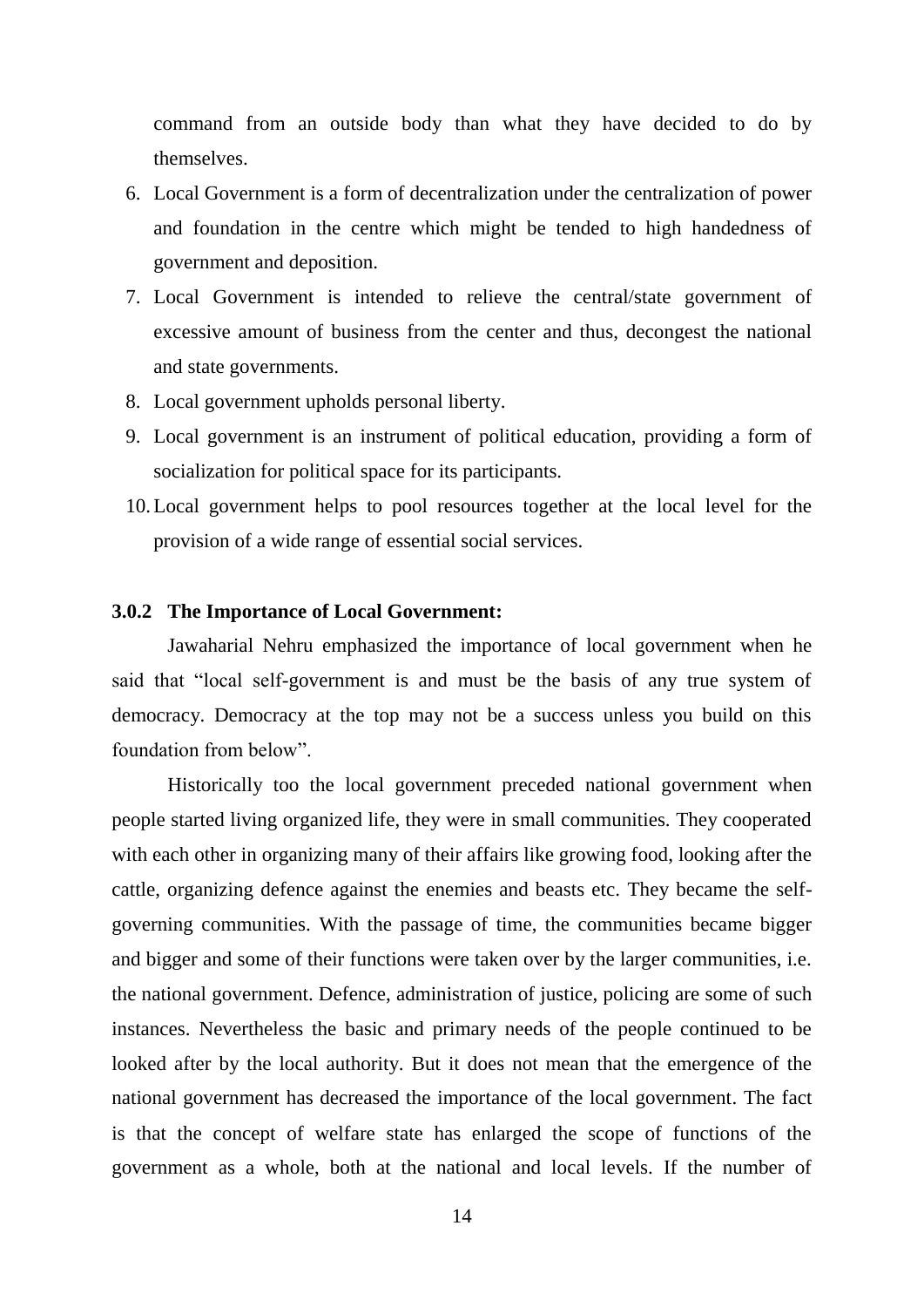command from an outside body than what they have decided to do by themselves.

6. Local Government is a form of decentralization under the centralization of power and foundation in the centre which might be tended to high handedness of government and deposition.
7. Local Government is intended to relieve the central/state government of excessive amount of business from the center and thus, decongest the national and state governments.
8. Local government upholds personal liberty.
9. Local government is an instrument of political education, providing a form of socialization for political space for its participants.
10. Local government helps to pool resources together at the local level for the provision of a wide range of essential social services.

### 3.0.2 The Importance of Local Government:

Jawaharial Nehru emphasized the importance of local government when he said that "local self-government is and must be the basis of any true system of democracy. Democracy at the top may not be a success unless you build on this foundation from below".

Historically too the local government preceded national government when people started living organized life, they were in small communities. They cooperated with each other in organizing many of their affairs like growing food, looking after the cattle, organizing defence against the enemies and beasts etc. They became the self-governing communities. With the passage of time, the communities became bigger and bigger and some of their functions were taken over by the larger communities, i.e. the national government. Defence, administration of justice, policing are some of such instances. Nevertheless the basic and primary needs of the people continued to be looked after by the local authority. But it does not mean that the emergence of the national government has decreased the importance of the local government. The fact is that the concept of welfare state has enlarged the scope of functions of the government as a whole, both at the national and local levels. If the number of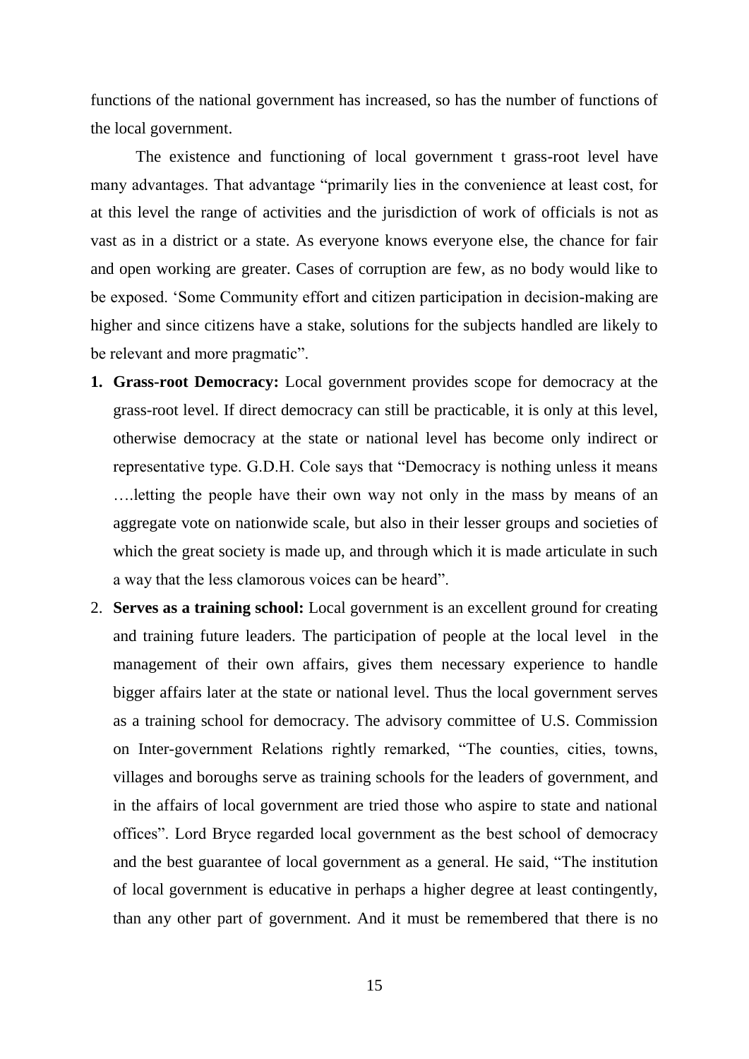functions of the national government has increased, so has the number of functions of the local government.

The existence and functioning of local government t grass-root level have many advantages. That advantage "primarily lies in the convenience at least cost, for at this level the range of activities and the jurisdiction of work of officials is not as vast as in a district or a state. As everyone knows everyone else, the chance for fair and open working are greater. Cases of corruption are few, as no body would like to be exposed. 'Some Community effort and citizen participation in decision-making are higher and since citizens have a stake, solutions for the subjects handled are likely to be relevant and more pragmatic".

1. **Grass-root Democracy:** Local government provides scope for democracy at the grass-root level. If direct democracy can still be practicable, it is only at this level, otherwise democracy at the state or national level has become only indirect or representative type. G.D.H. Cole says that "Democracy is nothing unless it means ….letting the people have their own way not only in the mass by means of an aggregate vote on nationwide scale, but also in their lesser groups and societies of which the great society is made up, and through which it is made articulate in such a way that the less clamorous voices can be heard".
2. **Serves as a training school:** Local government is an excellent ground for creating and training future leaders. The participation of people at the local level in the management of their own affairs, gives them necessary experience to handle bigger affairs later at the state or national level. Thus the local government serves as a training school for democracy. The advisory committee of U.S. Commission on Inter-government Relations rightly remarked, "The counties, cities, towns, villages and boroughs serve as training schools for the leaders of government, and in the affairs of local government are tried those who aspire to state and national offices". Lord Bryce regarded local government as the best school of democracy and the best guarantee of local government as a general. He said, "The institution of local government is educative in perhaps a higher degree at least contingently, than any other part of government. And it must be remembered that there is no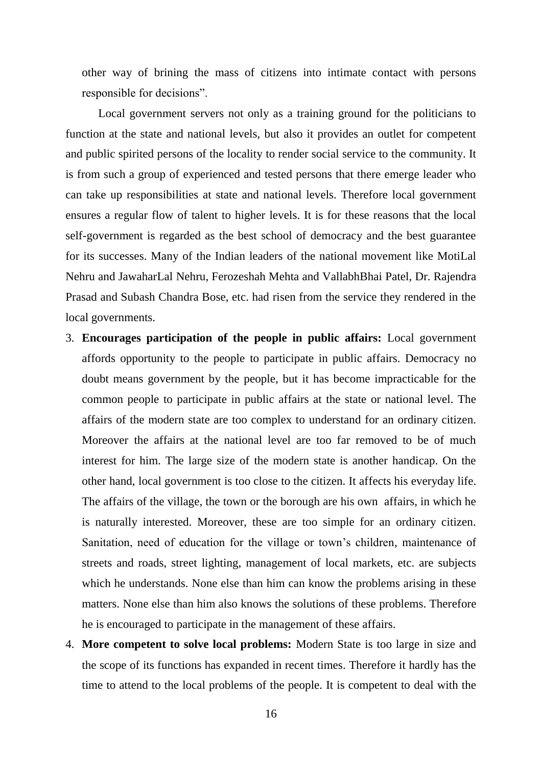other way of brining the mass of citizens into intimate contact with persons responsible for decisions".

Local government servers not only as a training ground for the politicians to function at the state and national levels, but also it provides an outlet for competent and public spirited persons of the locality to render social service to the community. It is from such a group of experienced and tested persons that there emerge leader who can take up responsibilities at state and national levels. Therefore local government ensures a regular flow of talent to higher levels. It is for these reasons that the local self-government is regarded as the best school of democracy and the best guarantee for its successes. Many of the Indian leaders of the national movement like MotiLal Nehru and JawaharLal Nehru, Ferozeshah Mehta and VallabhBhai Patel, Dr. Rajendra Prasad and Subash Chandra Bose, etc. had risen from the service they rendered in the local governments.

3. **Encourages participation of the people in public affairs:** Local government affords opportunity to the people to participate in public affairs. Democracy no doubt means government by the people, but it has become impracticable for the common people to participate in public affairs at the state or national level. The affairs of the modern state are too complex to understand for an ordinary citizen. Moreover the affairs at the national level are too far removed to be of much interest for him. The large size of the modern state is another handicap. On the other hand, local government is too close to the citizen. It affects his everyday life. The affairs of the village, the town or the borough are his own affairs, in which he is naturally interested. Moreover, these are too simple for an ordinary citizen. Sanitation, need of education for the village or town's children, maintenance of streets and roads, street lighting, management of local markets, etc. are subjects which he understands. None else than him can know the problems arising in these matters. None else than him also knows the solutions of these problems. Therefore he is encouraged to participate in the management of these affairs.

4. **More competent to solve local problems:** Modern State is too large in size and the scope of its functions has expanded in recent times. Therefore it hardly has the time to attend to the local problems of the people. It is competent to deal with the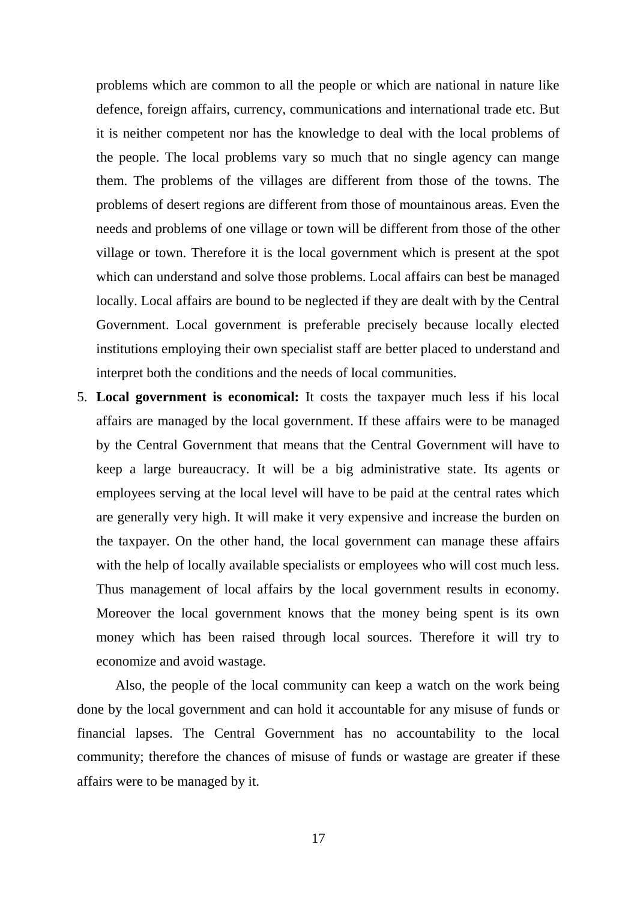problems which are common to all the people or which are national in nature like defence, foreign affairs, currency, communications and international trade etc. But it is neither competent nor has the knowledge to deal with the local problems of the people. The local problems vary so much that no single agency can mange them. The problems of the villages are different from those of the towns. The problems of desert regions are different from those of mountainous areas. Even the needs and problems of one village or town will be different from those of the other village or town. Therefore it is the local government which is present at the spot which can understand and solve those problems. Local affairs can best be managed locally. Local affairs are bound to be neglected if they are dealt with by the Central Government. Local government is preferable precisely because locally elected institutions employing their own specialist staff are better placed to understand and interpret both the conditions and the needs of local communities.

5. **Local government is economical:** It costs the taxpayer much less if his local affairs are managed by the local government. If these affairs were to be managed by the Central Government that means that the Central Government will have to keep a large bureaucracy. It will be a big administrative state. Its agents or employees serving at the local level will have to be paid at the central rates which are generally very high. It will make it very expensive and increase the burden on the taxpayer. On the other hand, the local government can manage these affairs with the help of locally available specialists or employees who will cost much less. Thus management of local affairs by the local government results in economy. Moreover the local government knows that the money being spent is its own money which has been raised through local sources. Therefore it will try to economize and avoid wastage.

Also, the people of the local community can keep a watch on the work being done by the local government and can hold it accountable for any misuse of funds or financial lapses. The Central Government has no accountability to the local community; therefore the chances of misuse of funds or wastage are greater if these affairs were to be managed by it.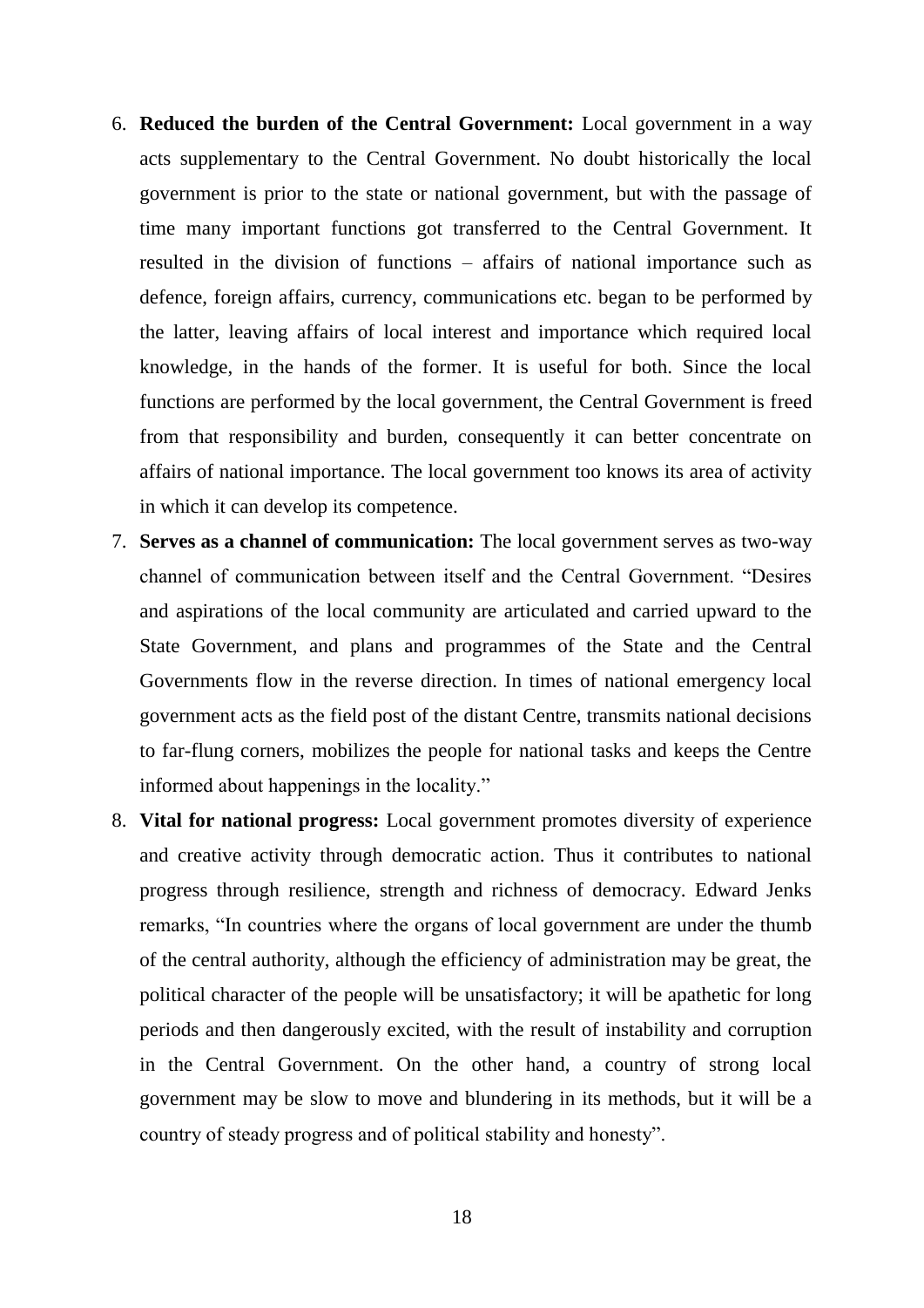6. **Reduced the burden of the Central Government:** Local government in a way acts supplementary to the Central Government. No doubt historically the local government is prior to the state or national government, but with the passage of time many important functions got transferred to the Central Government. It resulted in the division of functions – affairs of national importance such as defence, foreign affairs, currency, communications etc. began to be performed by the latter, leaving affairs of local interest and importance which required local knowledge, in the hands of the former. It is useful for both. Since the local functions are performed by the local government, the Central Government is freed from that responsibility and burden, consequently it can better concentrate on affairs of national importance. The local government too knows its area of activity in which it can develop its competence.
7. **Serves as a channel of communication:** The local government serves as two-way channel of communication between itself and the Central Government. "Desires and aspirations of the local community are articulated and carried upward to the State Government, and plans and programmes of the State and the Central Governments flow in the reverse direction. In times of national emergency local government acts as the field post of the distant Centre, transmits national decisions to far-flung corners, mobilizes the people for national tasks and keeps the Centre informed about happenings in the locality."
8. **Vital for national progress:** Local government promotes diversity of experience and creative activity through democratic action. Thus it contributes to national progress through resilience, strength and richness of democracy. Edward Jenks remarks, "In countries where the organs of local government are under the thumb of the central authority, although the efficiency of administration may be great, the political character of the people will be unsatisfactory; it will be apathetic for long periods and then dangerously excited, with the result of instability and corruption in the Central Government. On the other hand, a country of strong local government may be slow to move and blundering in its methods, but it will be a country of steady progress and of political stability and honesty".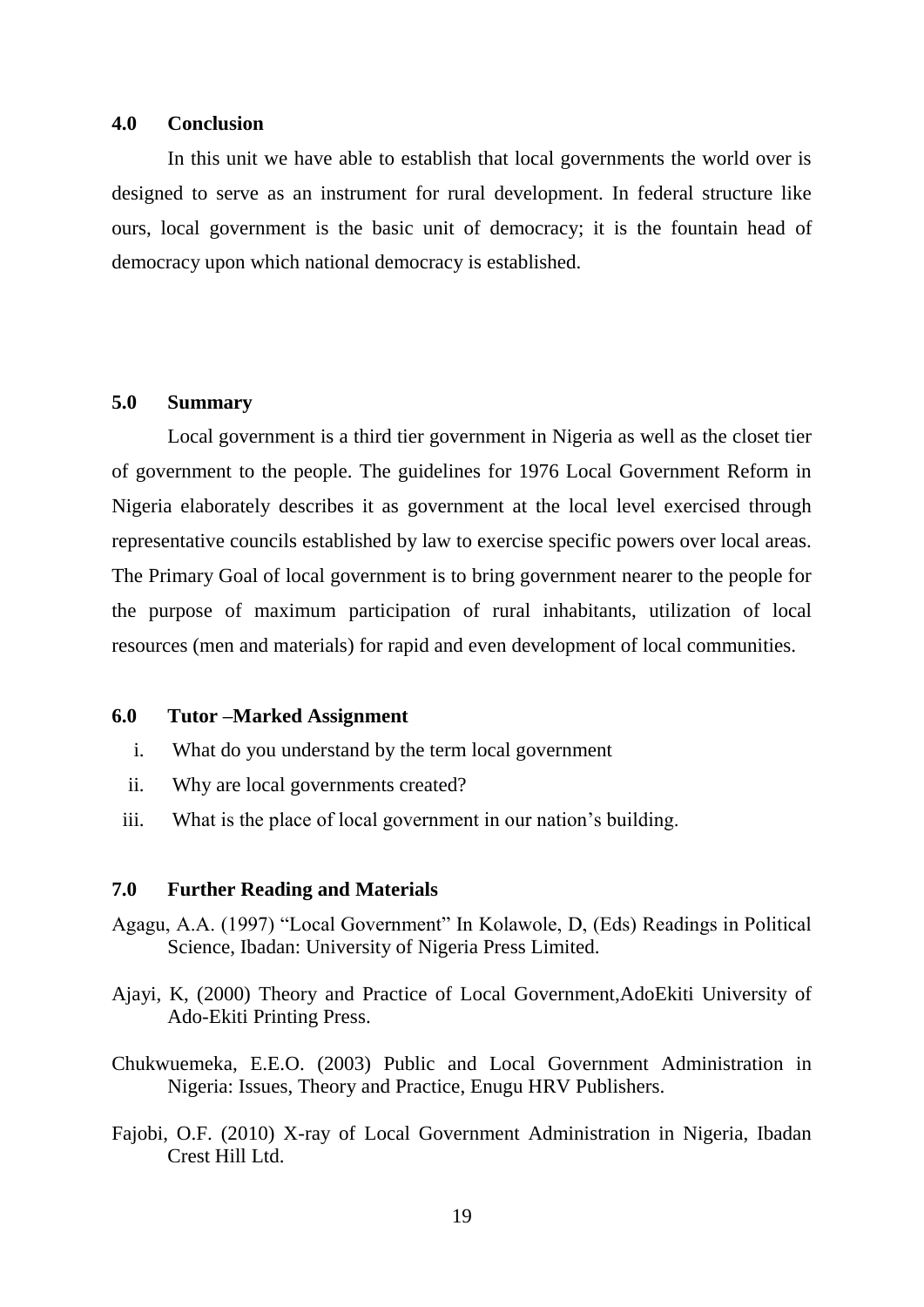## 4.0 Conclusion

In this unit we have able to establish that local governments the world over is designed to serve as an instrument for rural development. In federal structure like ours, local government is the basic unit of democracy; it is the fountain head of democracy upon which national democracy is established.

## 5.0 Summary

Local government is a third tier government in Nigeria as well as the closet tier of government to the people. The guidelines for 1976 Local Government Reform in Nigeria elaborately describes it as government at the local level exercised through representative councils established by law to exercise specific powers over local areas. The Primary Goal of local government is to bring government nearer to the people for the purpose of maximum participation of rural inhabitants, utilization of local resources (men and materials) for rapid and even development of local communities.

## 6.0 Tutor –Marked Assignment

i. What do you understand by the term local government
ii. Why are local governments created?
iii. What is the place of local government in our nation's building.

## 7.0 Further Reading and Materials

Agagu, A.A. (1997) "Local Government" In Kolawole, D, (Eds) Readings in Political Science, Ibadan: University of Nigeria Press Limited.

Ajayi, K, (2000) Theory and Practice of Local Government,AdoEkiti University of Ado-Ekiti Printing Press.

Chukwuemeka, E.E.O. (2003) Public and Local Government Administration in Nigeria: Issues, Theory and Practice, Enugu HRV Publishers.

Fajobi, O.F. (2010) X-ray of Local Government Administration in Nigeria, Ibadan Crest Hill Ltd.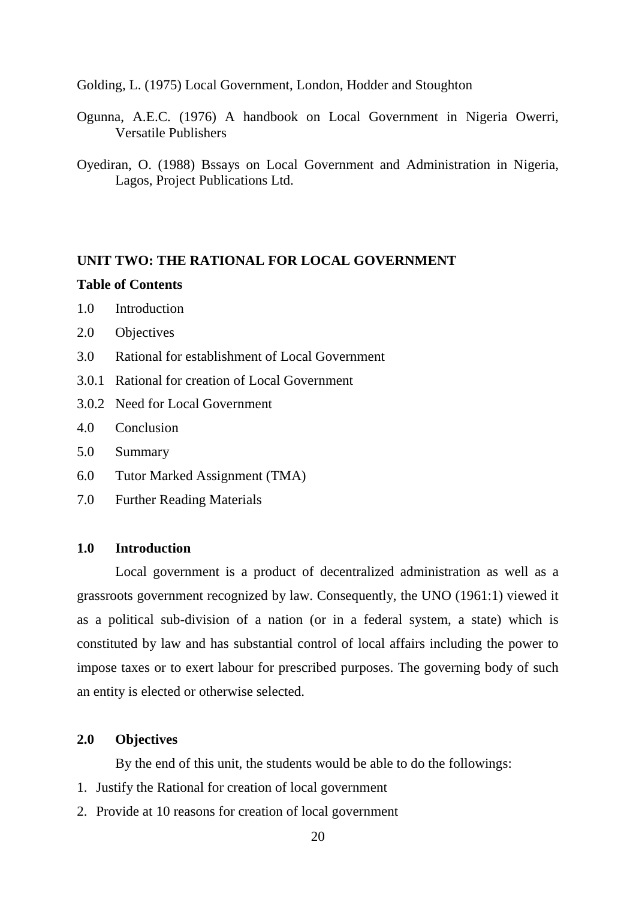Golding, L. (1975) Local Government, London, Hodder and Stoughton

Ogunna, A.E.C. (1976) A handbook on Local Government in Nigeria Owerri, Versatile Publishers

Oyediran, O. (1988) Bssays on Local Government and Administration in Nigeria, Lagos, Project Publications Ltd.

## UNIT TWO: THE RATIONAL FOR LOCAL GOVERNMENT

**Table of Contents**

1.0 Introduction

2.0 Objectives

3.0 Rational for establishment of Local Government

3.0.1 Rational for creation of Local Government

3.0.2 Need for Local Government

4.0 Conclusion

5.0 Summary

6.0 Tutor Marked Assignment (TMA)

7.0 Further Reading Materials

### 1.0 Introduction

Local government is a product of decentralized administration as well as a grassroots government recognized by law. Consequently, the UNO (1961:1) viewed it as a political sub-division of a nation (or in a federal system, a state) which is constituted by law and has substantial control of local affairs including the power to impose taxes or to exert labour for prescribed purposes. The governing body of such an entity is elected or otherwise selected.

### 2.0 Objectives

By the end of this unit, the students would be able to do the followings:

1. Justify the Rational for creation of local government
2. Provide at 10 reasons for creation of local government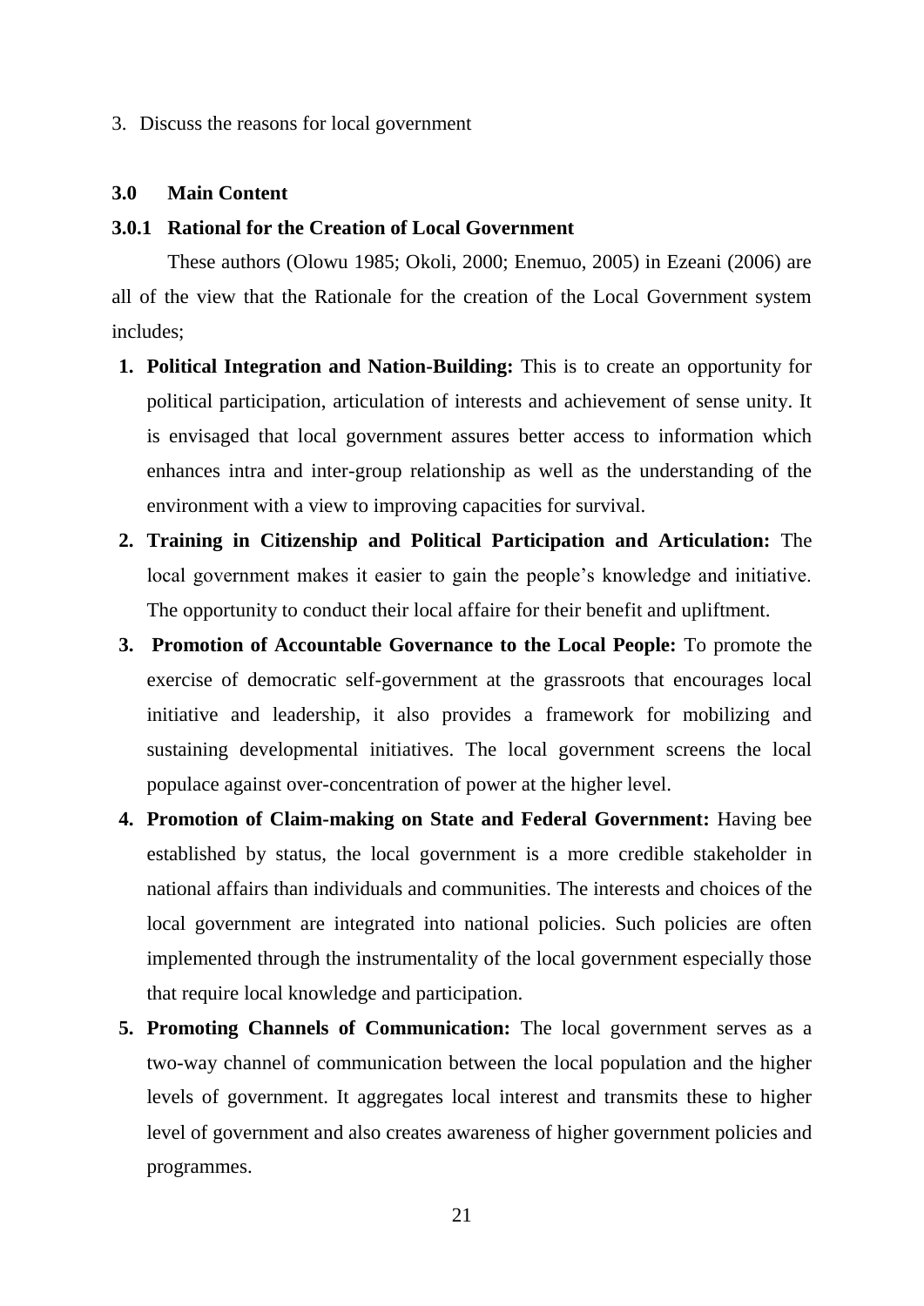3. Discuss the reasons for local government

## 3.0 Main Content

### 3.0.1 Rational for the Creation of Local Government

These authors (Olowu 1985; Okoli, 2000; Enemuo, 2005) in Ezeani (2006) are all of the view that the Rationale for the creation of the Local Government system includes;

1. **Political Integration and Nation-Building:** This is to create an opportunity for political participation, articulation of interests and achievement of sense unity. It is envisaged that local government assures better access to information which enhances intra and inter-group relationship as well as the understanding of the environment with a view to improving capacities for survival.
2. **Training in Citizenship and Political Participation and Articulation:** The local government makes it easier to gain the people's knowledge and initiative. The opportunity to conduct their local affaire for their benefit and upliftment.
3. **Promotion of Accountable Governance to the Local People:** To promote the exercise of democratic self-government at the grassroots that encourages local initiative and leadership, it also provides a framework for mobilizing and sustaining developmental initiatives. The local government screens the local populace against over-concentration of power at the higher level.
4. **Promotion of Claim-making on State and Federal Government:** Having bee established by status, the local government is a more credible stakeholder in national affairs than individuals and communities. The interests and choices of the local government are integrated into national policies. Such policies are often implemented through the instrumentality of the local government especially those that require local knowledge and participation.
5. **Promoting Channels of Communication:** The local government serves as a two-way channel of communication between the local population and the higher levels of government. It aggregates local interest and transmits these to higher level of government and also creates awareness of higher government policies and programmes.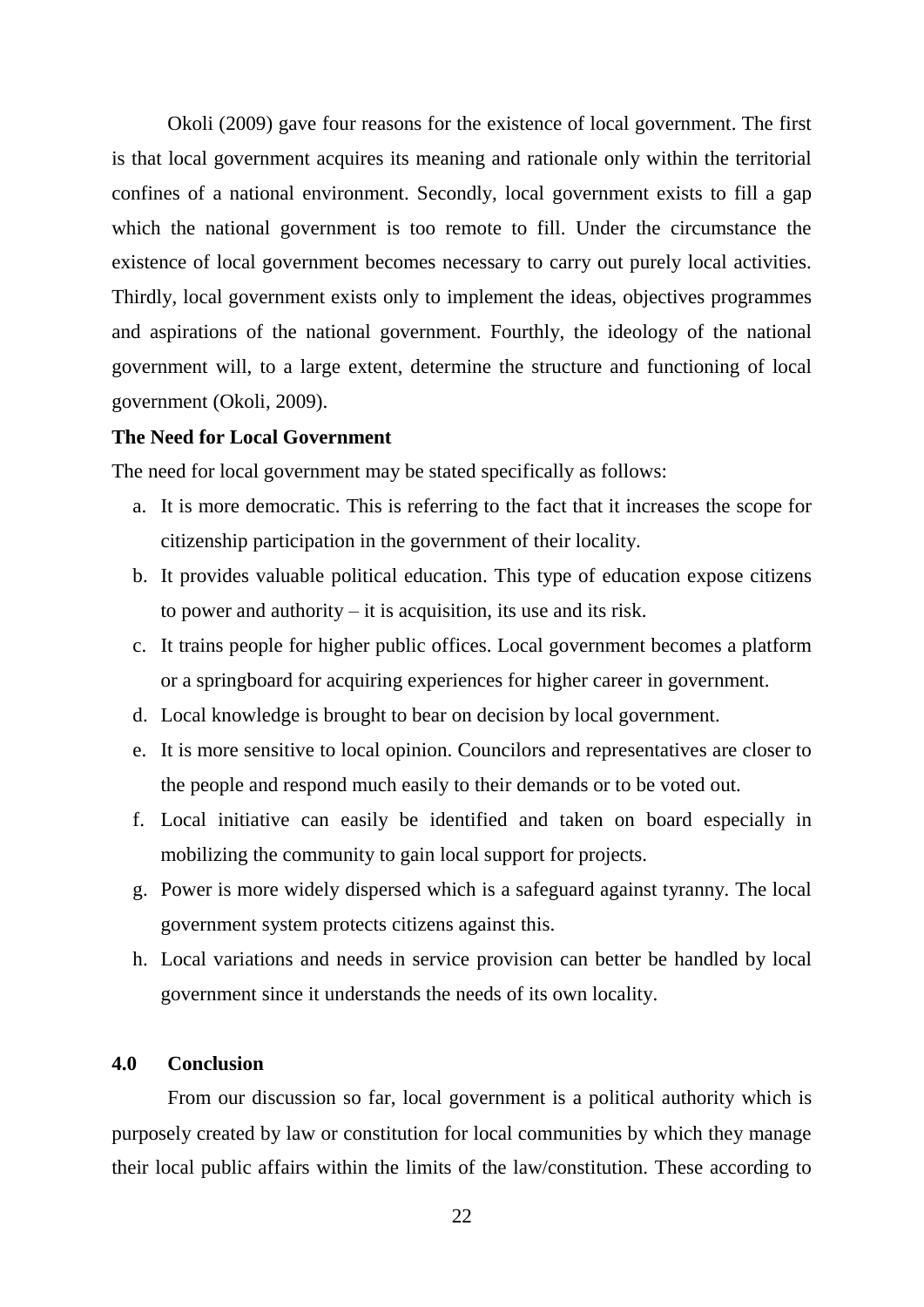Okoli (2009) gave four reasons for the existence of local government. The first is that local government acquires its meaning and rationale only within the territorial confines of a national environment. Secondly, local government exists to fill a gap which the national government is too remote to fill. Under the circumstance the existence of local government becomes necessary to carry out purely local activities. Thirdly, local government exists only to implement the ideas, objectives programmes and aspirations of the national government. Fourthly, the ideology of the national government will, to a large extent, determine the structure and functioning of local government (Okoli, 2009).

**The Need for Local Government**

The need for local government may be stated specifically as follows:

a. It is more democratic. This is referring to the fact that it increases the scope for citizenship participation in the government of their locality.
b. It provides valuable political education. This type of education expose citizens to power and authority – it is acquisition, its use and its risk.
c. It trains people for higher public offices. Local government becomes a platform or a springboard for acquiring experiences for higher career in government.
d. Local knowledge is brought to bear on decision by local government.
e. It is more sensitive to local opinion. Councilors and representatives are closer to the people and respond much easily to their demands or to be voted out.
f. Local initiative can easily be identified and taken on board especially in mobilizing the community to gain local support for projects.
g. Power is more widely dispersed which is a safeguard against tyranny. The local government system protects citizens against this.
h. Local variations and needs in service provision can better be handled by local government since it understands the needs of its own locality.

## 4.0 Conclusion

From our discussion so far, local government is a political authority which is purposely created by law or constitution for local communities by which they manage their local public affairs within the limits of the law/constitution. These according to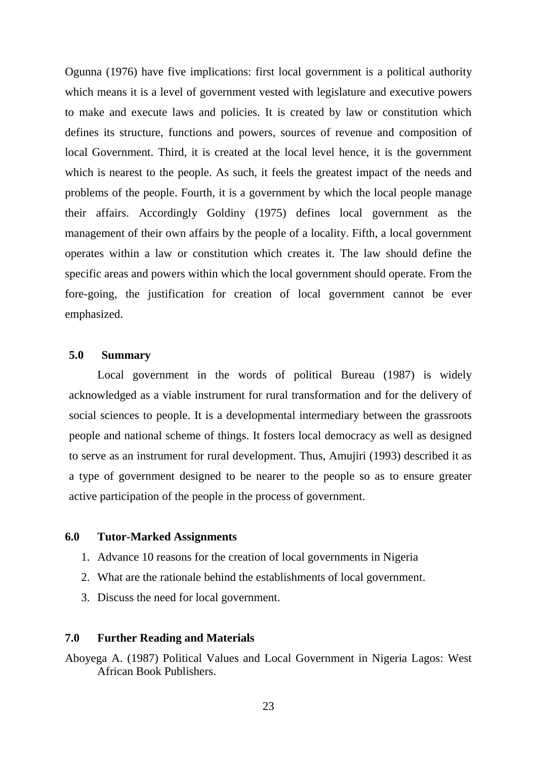Ogunna (1976) have five implications: first local government is a political authority which means it is a level of government vested with legislature and executive powers to make and execute laws and policies. It is created by law or constitution which defines its structure, functions and powers, sources of revenue and composition of local Government. Third, it is created at the local level hence, it is the government which is nearest to the people. As such, it feels the greatest impact of the needs and problems of the people. Fourth, it is a government by which the local people manage their affairs. Accordingly Goldiny (1975) defines local government as the management of their own affairs by the people of a locality. Fifth, a local government operates within a law or constitution which creates it. The law should define the specific areas and powers within which the local government should operate. From the fore-going, the justification for creation of local government cannot be ever emphasized.

## 5.0 Summary

Local government in the words of political Bureau (1987) is widely acknowledged as a viable instrument for rural transformation and for the delivery of social sciences to people. It is a developmental intermediary between the grassroots people and national scheme of things. It fosters local democracy as well as designed to serve as an instrument for rural development. Thus, Amujiri (1993) described it as a type of government designed to be nearer to the people so as to ensure greater active participation of the people in the process of government.

## 6.0 Tutor-Marked Assignments

1. Advance 10 reasons for the creation of local governments in Nigeria
2. What are the rationale behind the establishments of local government.
3. Discuss the need for local government.

## 7.0 Further Reading and Materials

Aboyega A. (1987) Political Values and Local Government in Nigeria Lagos: West African Book Publishers.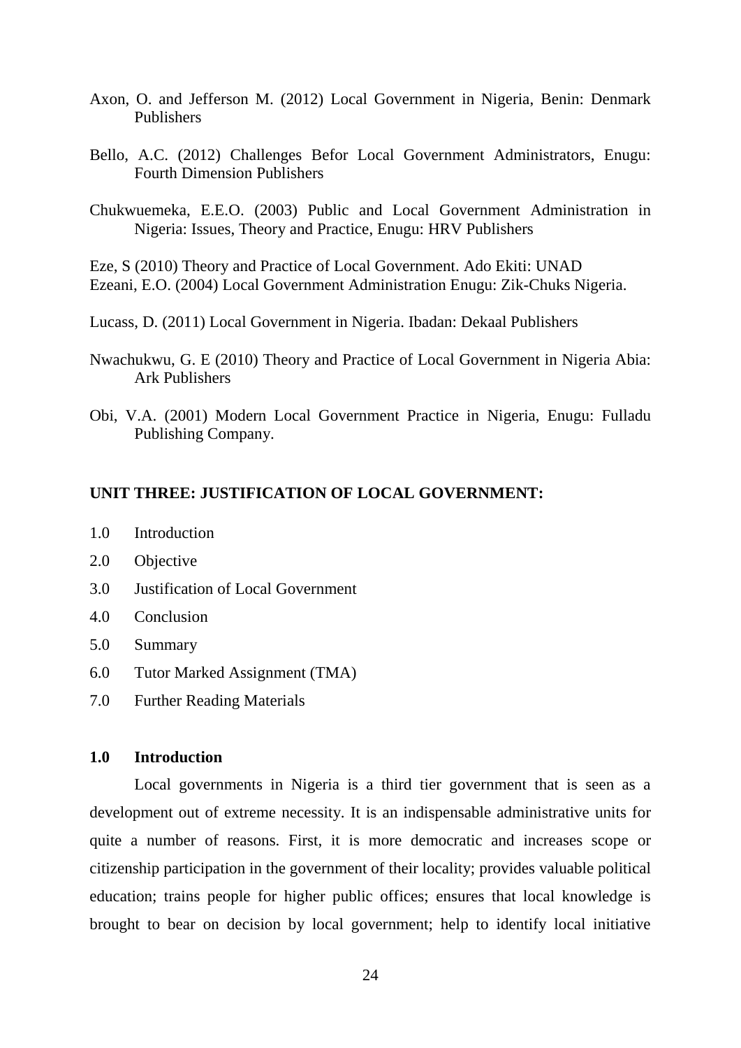Axon, O. and Jefferson M. (2012) Local Government in Nigeria, Benin: Denmark Publishers

Bello, A.C. (2012) Challenges Befor Local Government Administrators, Enugu: Fourth Dimension Publishers

Chukwuemeka, E.E.O. (2003) Public and Local Government Administration in Nigeria: Issues, Theory and Practice, Enugu: HRV Publishers

Eze, S (2010) Theory and Practice of Local Government. Ado Ekiti: UNAD

Ezeani, E.O. (2004) Local Government Administration Enugu: Zik-Chuks Nigeria.

Lucass, D. (2011) Local Government in Nigeria. Ibadan: Dekaal Publishers

Nwachukwu, G. E (2010) Theory and Practice of Local Government in Nigeria Abia: Ark Publishers

Obi, V.A. (2001) Modern Local Government Practice in Nigeria, Enugu: Fulladu Publishing Company.

## UNIT THREE: JUSTIFICATION OF LOCAL GOVERNMENT:

1.0 Introduction

2.0 Objective

3.0 Justification of Local Government

4.0 Conclusion

5.0 Summary

6.0 Tutor Marked Assignment (TMA)

7.0 Further Reading Materials

### 1.0 Introduction

Local governments in Nigeria is a third tier government that is seen as a development out of extreme necessity. It is an indispensable administrative units for quite a number of reasons. First, it is more democratic and increases scope or citizenship participation in the government of their locality; provides valuable political education; trains people for higher public offices; ensures that local knowledge is brought to bear on decision by local government; help to identify local initiative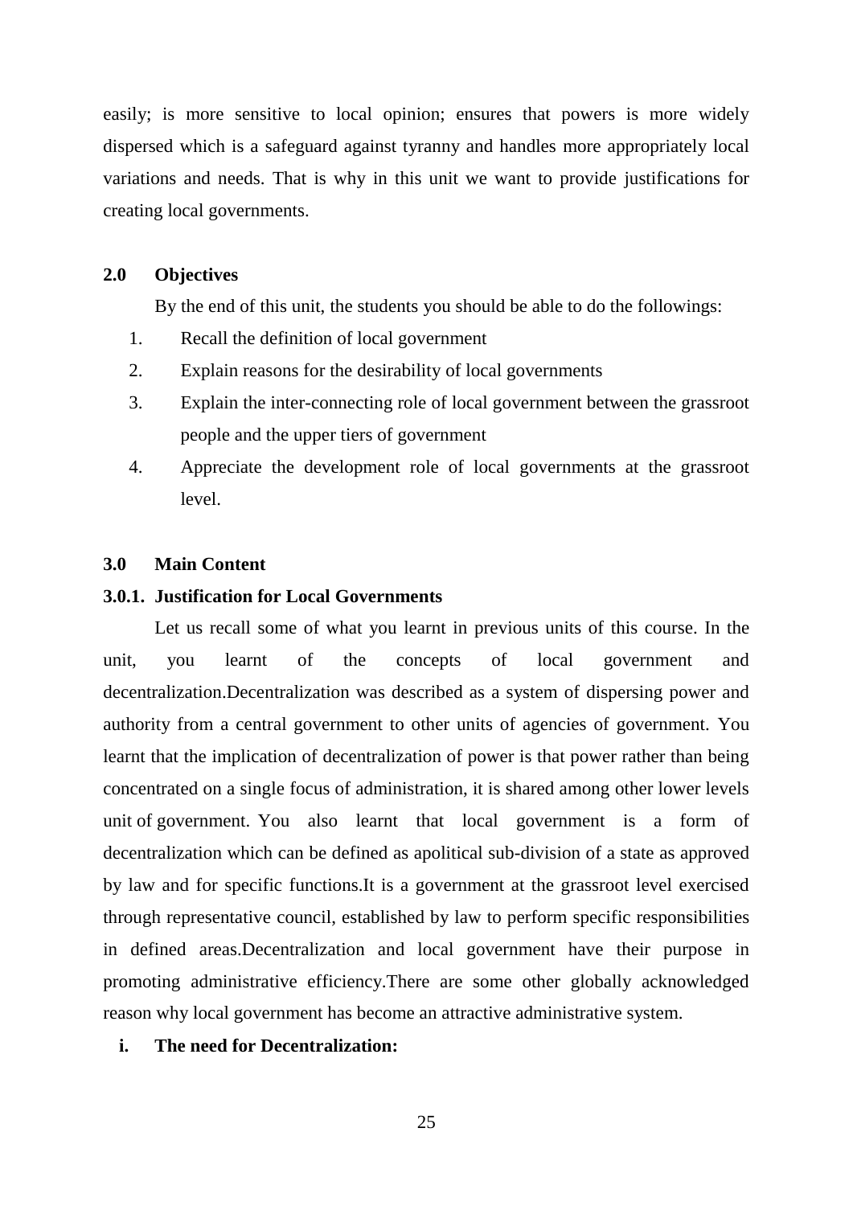easily; is more sensitive to local opinion; ensures that powers is more widely dispersed which is a safeguard against tyranny and handles more appropriately local variations and needs. That is why in this unit we want to provide justifications for creating local governments.

## 2.0 Objectives

By the end of this unit, the students you should be able to do the followings:

1. Recall the definition of local government
2. Explain reasons for the desirability of local governments
3. Explain the inter-connecting role of local government between the grassroot people and the upper tiers of government
4. Appreciate the development role of local governments at the grassroot level.

## 3.0 Main Content

### 3.0.1. Justification for Local Governments

Let us recall some of what you learnt in previous units of this course. In the unit, you learnt of the concepts of local government and decentralization.Decentralization was described as a system of dispersing power and authority from a central government to other units of agencies of government. You learnt that the implication of decentralization of power is that power rather than being concentrated on a single focus of administration, it is shared among other lower levels unit of government. You also learnt that local government is a form of decentralization which can be defined as apolitical sub-division of a state as approved by law and for specific functions.It is a government at the grassroot level exercised through representative council, established by law to perform specific responsibilities in defined areas.Decentralization and local government have their purpose in promoting administrative efficiency.There are some other globally acknowledged reason why local government has become an attractive administrative system.

**i. The need for Decentralization:**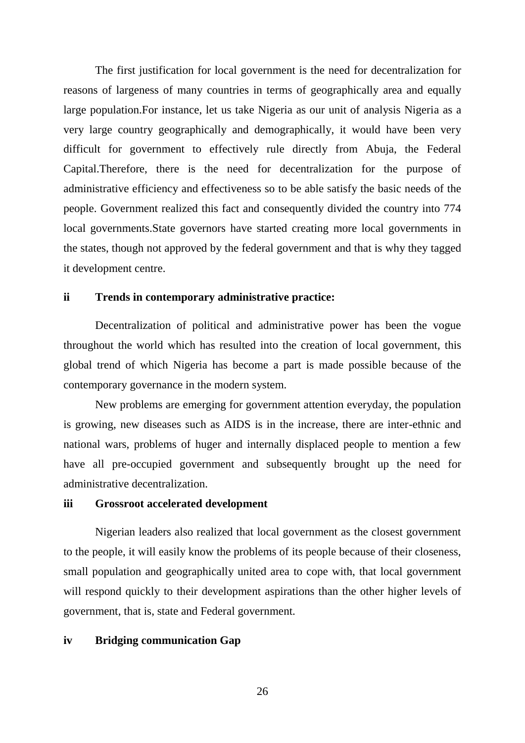The first justification for local government is the need for decentralization for reasons of largeness of many countries in terms of geographically area and equally large population.For instance, let us take Nigeria as our unit of analysis Nigeria as a very large country geographically and demographically, it would have been very difficult for government to effectively rule directly from Abuja, the Federal Capital.Therefore, there is the need for decentralization for the purpose of administrative efficiency and effectiveness so to be able satisfy the basic needs of the people. Government realized this fact and consequently divided the country into 774 local governments.State governors have started creating more local governments in the states, though not approved by the federal government and that is why they tagged it development centre.

**ii Trends in contemporary administrative practice:**

Decentralization of political and administrative power has been the vogue throughout the world which has resulted into the creation of local government, this global trend of which Nigeria has become a part is made possible because of the contemporary governance in the modern system.

New problems are emerging for government attention everyday, the population is growing, new diseases such as AIDS is in the increase, there are inter-ethnic and national wars, problems of huger and internally displaced people to mention a few have all pre-occupied government and subsequently brought up the need for administrative decentralization.

**iii Grossroot accelerated development**

Nigerian leaders also realized that local government as the closest government to the people, it will easily know the problems of its people because of their closeness, small population and geographically united area to cope with, that local government will respond quickly to their development aspirations than the other higher levels of government, that is, state and Federal government.

**iv Bridging communication Gap**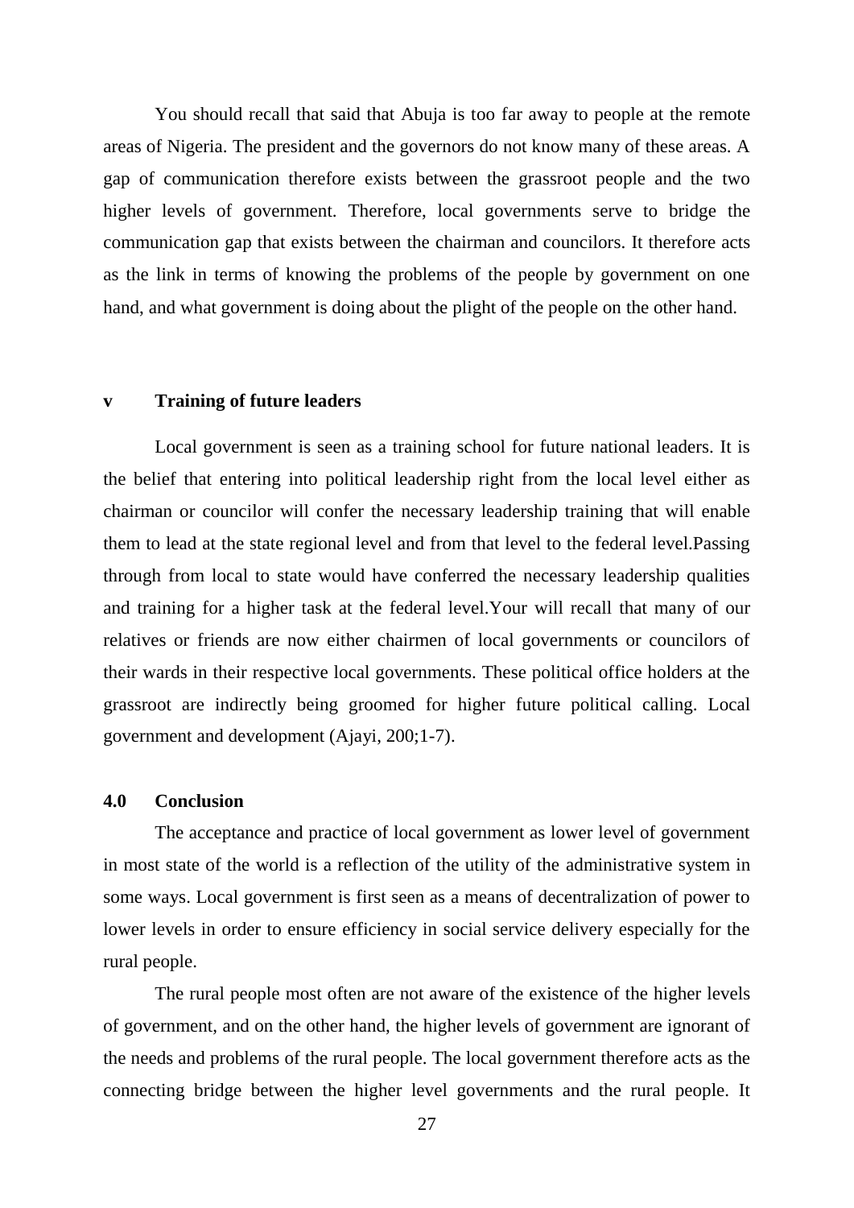You should recall that said that Abuja is too far away to people at the remote areas of Nigeria. The president and the governors do not know many of these areas. A gap of communication therefore exists between the grassroot people and the two higher levels of government. Therefore, local governments serve to bridge the communication gap that exists between the chairman and councilors. It therefore acts as the link in terms of knowing the problems of the people by government on one hand, and what government is doing about the plight of the people on the other hand.

### v Training of future leaders

Local government is seen as a training school for future national leaders. It is the belief that entering into political leadership right from the local level either as chairman or councilor will confer the necessary leadership training that will enable them to lead at the state regional level and from that level to the federal level.Passing through from local to state would have conferred the necessary leadership qualities and training for a higher task at the federal level.Your will recall that many of our relatives or friends are now either chairmen of local governments or councilors of their wards in their respective local governments. These political office holders at the grassroot are indirectly being groomed for higher future political calling. Local government and development (Ajayi, 200;1-7).

## 4.0 Conclusion

The acceptance and practice of local government as lower level of government in most state of the world is a reflection of the utility of the administrative system in some ways. Local government is first seen as a means of decentralization of power to lower levels in order to ensure efficiency in social service delivery especially for the rural people.

The rural people most often are not aware of the existence of the higher levels of government, and on the other hand, the higher levels of government are ignorant of the needs and problems of the rural people. The local government therefore acts as the connecting bridge between the higher level governments and the rural people. It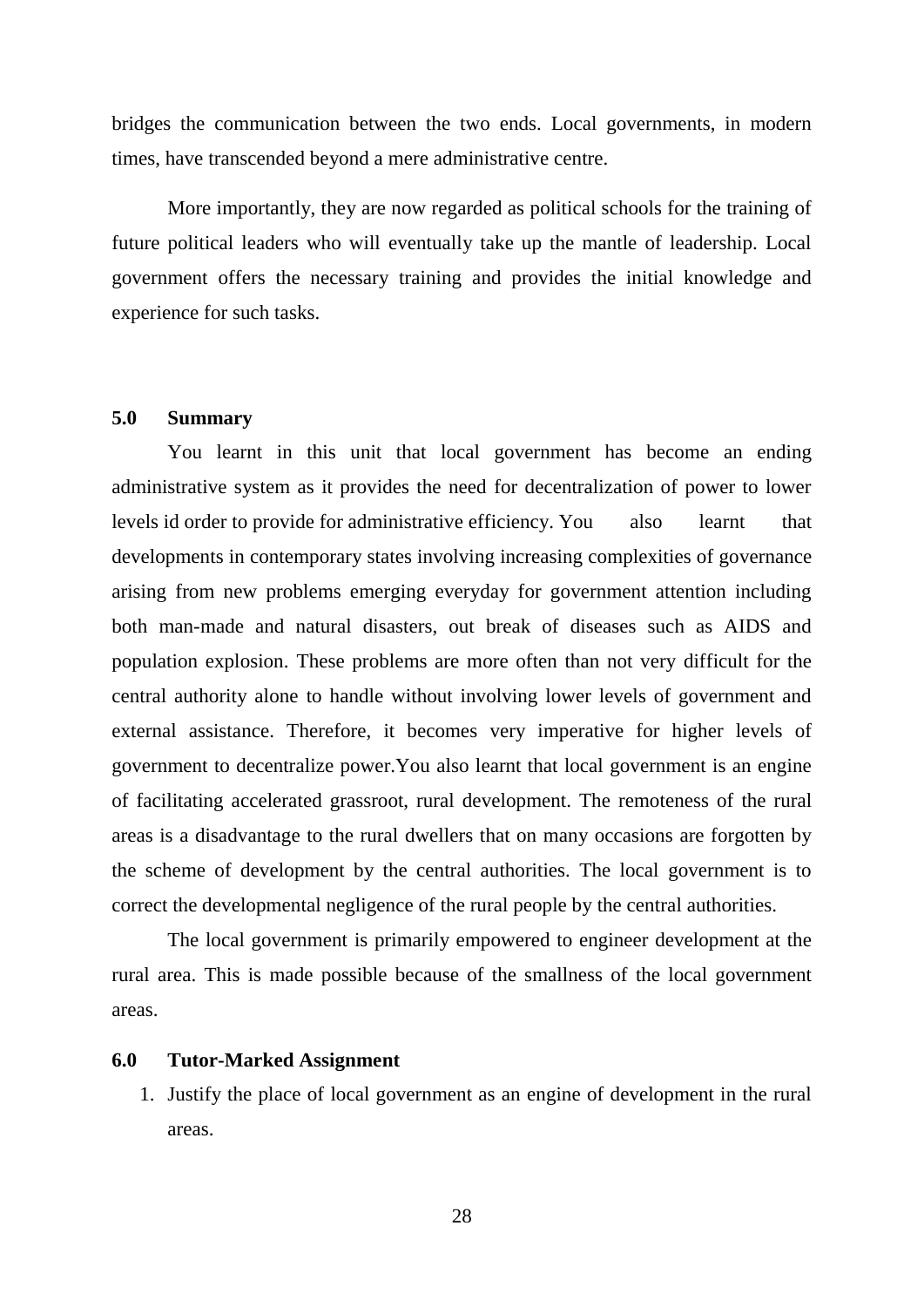bridges the communication between the two ends. Local governments, in modern times, have transcended beyond a mere administrative centre.

More importantly, they are now regarded as political schools for the training of future political leaders who will eventually take up the mantle of leadership. Local government offers the necessary training and provides the initial knowledge and experience for such tasks.

## 5.0 Summary

You learnt in this unit that local government has become an ending administrative system as it provides the need for decentralization of power to lower levels id order to provide for administrative efficiency. You also learnt that developments in contemporary states involving increasing complexities of governance arising from new problems emerging everyday for government attention including both man-made and natural disasters, out break of diseases such as AIDS and population explosion. These problems are more often than not very difficult for the central authority alone to handle without involving lower levels of government and external assistance. Therefore, it becomes very imperative for higher levels of government to decentralize power.You also learnt that local government is an engine of facilitating accelerated grassroot, rural development. The remoteness of the rural areas is a disadvantage to the rural dwellers that on many occasions are forgotten by the scheme of development by the central authorities. The local government is to correct the developmental negligence of the rural people by the central authorities.

The local government is primarily empowered to engineer development at the rural area. This is made possible because of the smallness of the local government areas.

## 6.0 Tutor-Marked Assignment

1. Justify the place of local government as an engine of development in the rural areas.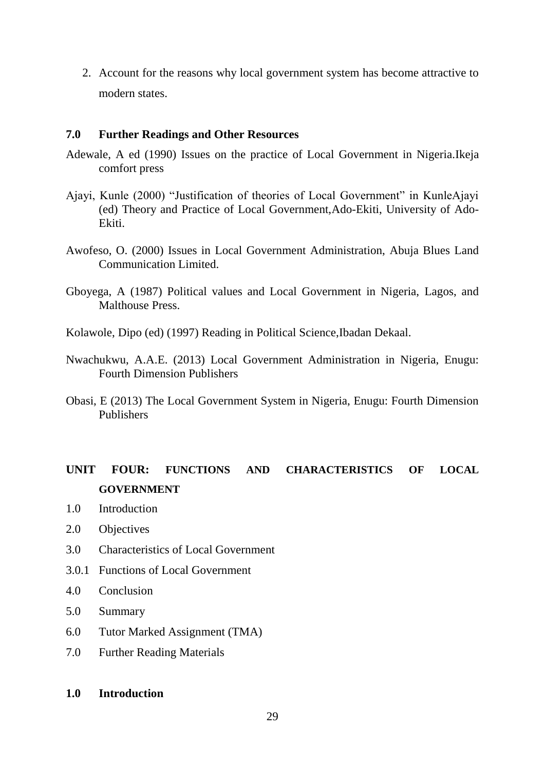2. Account for the reasons why local government system has become attractive to modern states.

## 7.0 Further Readings and Other Resources

Adewale, A ed (1990) Issues on the practice of Local Government in Nigeria.Ikeja comfort press

Ajayi, Kunle (2000) "Justification of theories of Local Government" in KunleAjayi (ed) Theory and Practice of Local Government,Ado-Ekiti, University of Ado-Ekiti.

Awofeso, O. (2000) Issues in Local Government Administration, Abuja Blues Land Communication Limited.

Gboyega, A (1987) Political values and Local Government in Nigeria, Lagos, and Malthouse Press.

Kolawole, Dipo (ed) (1997) Reading in Political Science,Ibadan Dekaal.

Nwachukwu, A.A.E. (2013) Local Government Administration in Nigeria, Enugu: Fourth Dimension Publishers

Obasi, E (2013) The Local Government System in Nigeria, Enugu: Fourth Dimension Publishers

# UNIT FOUR: FUNCTIONS AND CHARACTERISTICS OF LOCAL GOVERNMENT

1.0 Introduction

2.0 Objectives

3.0 Characteristics of Local Government

3.0.1 Functions of Local Government

4.0 Conclusion

5.0 Summary

6.0 Tutor Marked Assignment (TMA)

7.0 Further Reading Materials

## 1.0 Introduction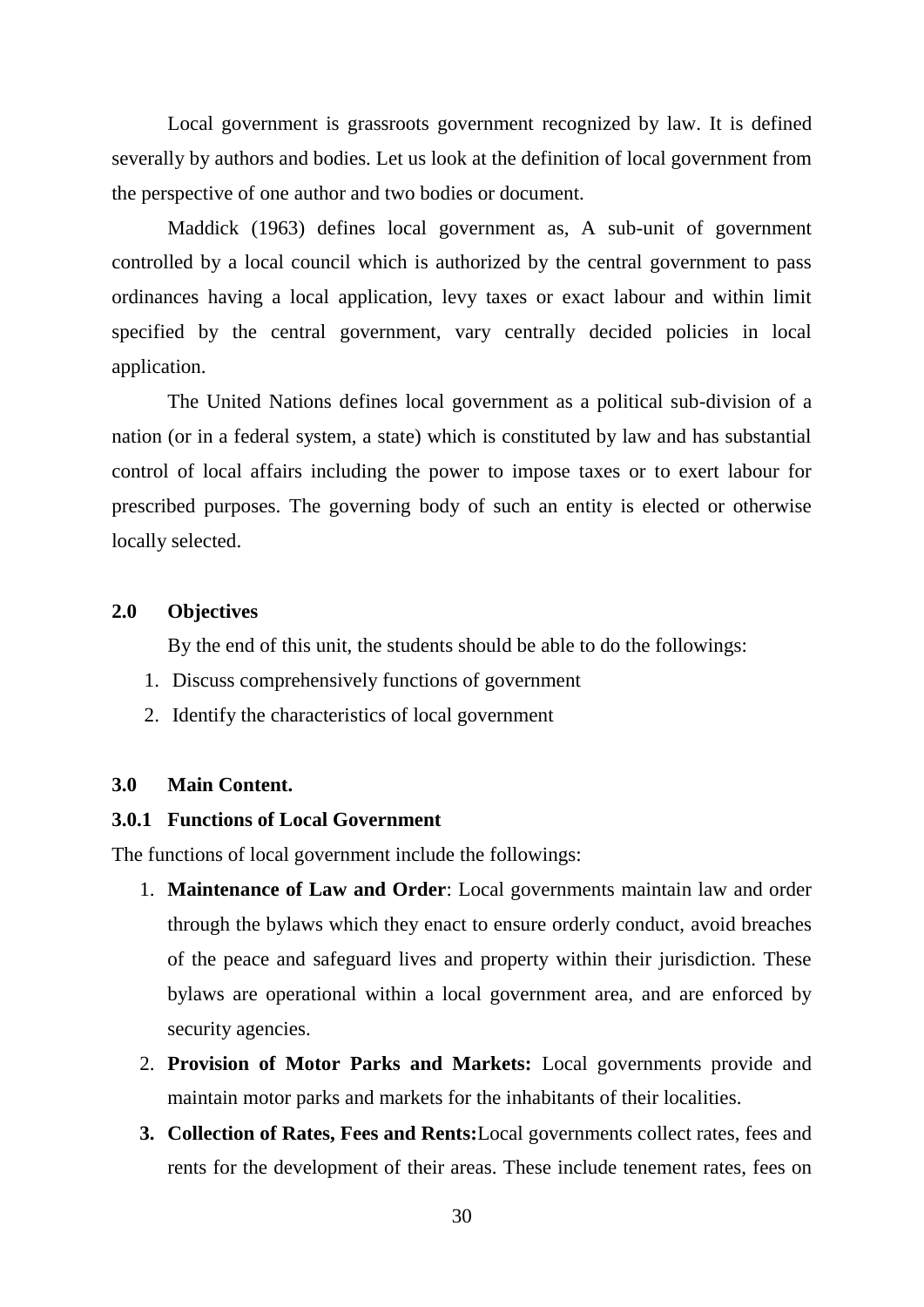Local government is grassroots government recognized by law. It is defined severally by authors and bodies. Let us look at the definition of local government from the perspective of one author and two bodies or document.

Maddick (1963) defines local government as, A sub-unit of government controlled by a local council which is authorized by the central government to pass ordinances having a local application, levy taxes or exact labour and within limit specified by the central government, vary centrally decided policies in local application.

The United Nations defines local government as a political sub-division of a nation (or in a federal system, a state) which is constituted by law and has substantial control of local affairs including the power to impose taxes or to exert labour for prescribed purposes. The governing body of such an entity is elected or otherwise locally selected.

## 2.0 Objectives

By the end of this unit, the students should be able to do the followings:

1. Discuss comprehensively functions of government
2. Identify the characteristics of local government

## 3.0 Main Content.

### 3.0.1 Functions of Local Government

The functions of local government include the followings:

1. **Maintenance of Law and Order**: Local governments maintain law and order through the bylaws which they enact to ensure orderly conduct, avoid breaches of the peace and safeguard lives and property within their jurisdiction. These bylaws are operational within a local government area, and are enforced by security agencies.
2. **Provision of Motor Parks and Markets:** Local governments provide and maintain motor parks and markets for the inhabitants of their localities.
3. **Collection of Rates, Fees and Rents:** Local governments collect rates, fees and rents for the development of their areas. These include tenement rates, fees on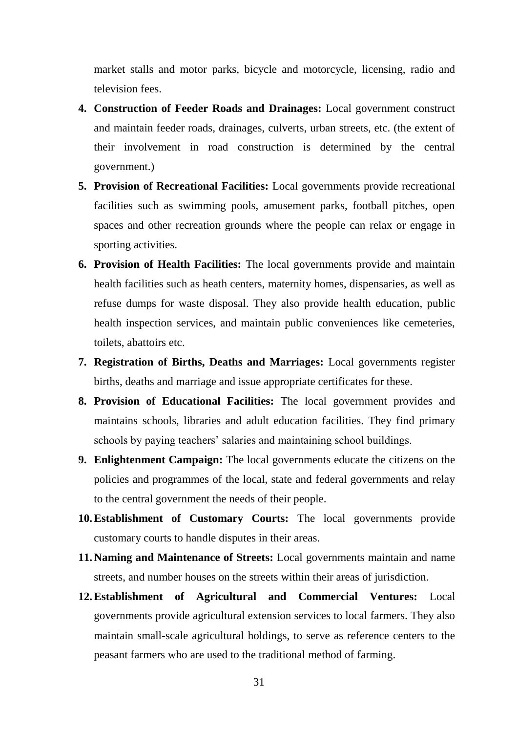market stalls and motor parks, bicycle and motorcycle, licensing, radio and television fees.

4. **Construction of Feeder Roads and Drainages:** Local government construct and maintain feeder roads, drainages, culverts, urban streets, etc. (the extent of their involvement in road construction is determined by the central government.)
5. **Provision of Recreational Facilities:** Local governments provide recreational facilities such as swimming pools, amusement parks, football pitches, open spaces and other recreation grounds where the people can relax or engage in sporting activities.
6. **Provision of Health Facilities:** The local governments provide and maintain health facilities such as heath centers, maternity homes, dispensaries, as well as refuse dumps for waste disposal. They also provide health education, public health inspection services, and maintain public conveniences like cemeteries, toilets, abattoirs etc.
7. **Registration of Births, Deaths and Marriages:** Local governments register births, deaths and marriage and issue appropriate certificates for these.
8. **Provision of Educational Facilities:** The local government provides and maintains schools, libraries and adult education facilities. They find primary schools by paying teachers' salaries and maintaining school buildings.
9. **Enlightenment Campaign:** The local governments educate the citizens on the policies and programmes of the local, state and federal governments and relay to the central government the needs of their people.
10. **Establishment of Customary Courts:** The local governments provide customary courts to handle disputes in their areas.
11. **Naming and Maintenance of Streets:** Local governments maintain and name streets, and number houses on the streets within their areas of jurisdiction.
12. **Establishment of Agricultural and Commercial Ventures:** Local governments provide agricultural extension services to local farmers. They also maintain small-scale agricultural holdings, to serve as reference centers to the peasant farmers who are used to the traditional method of farming.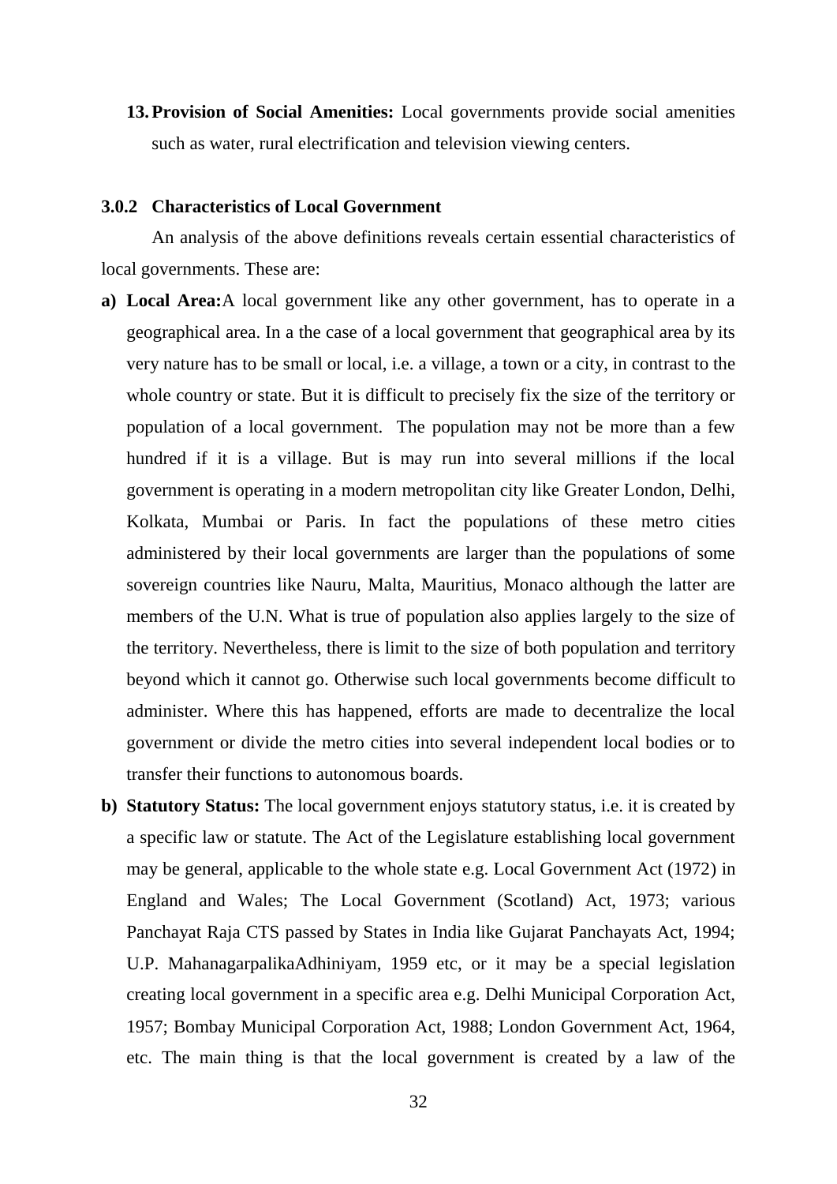13. **Provision of Social Amenities:** Local governments provide social amenities such as water, rural electrification and television viewing centers.

### 3.0.2 Characteristics of Local Government

An analysis of the above definitions reveals certain essential characteristics of local governments. These are:

a) **Local Area:**A local government like any other government, has to operate in a geographical area. In a the case of a local government that geographical area by its very nature has to be small or local, i.e. a village, a town or a city, in contrast to the whole country or state. But it is difficult to precisely fix the size of the territory or population of a local government. The population may not be more than a few hundred if it is a village. But is may run into several millions if the local government is operating in a modern metropolitan city like Greater London, Delhi, Kolkata, Mumbai or Paris. In fact the populations of these metro cities administered by their local governments are larger than the populations of some sovereign countries like Nauru, Malta, Mauritius, Monaco although the latter are members of the U.N. What is true of population also applies largely to the size of the territory. Nevertheless, there is limit to the size of both population and territory beyond which it cannot go. Otherwise such local governments become difficult to administer. Where this has happened, efforts are made to decentralize the local government or divide the metro cities into several independent local bodies or to transfer their functions to autonomous boards.

b) **Statutory Status:** The local government enjoys statutory status, i.e. it is created by a specific law or statute. The Act of the Legislature establishing local government may be general, applicable to the whole state e.g. Local Government Act (1972) in England and Wales; The Local Government (Scotland) Act, 1973; various Panchayat Raja CTS passed by States in India like Gujarat Panchayats Act, 1994; U.P. MahanagarpalikaAdhiniyam, 1959 etc, or it may be a special legislation creating local government in a specific area e.g. Delhi Municipal Corporation Act, 1957; Bombay Municipal Corporation Act, 1988; London Government Act, 1964, etc. The main thing is that the local government is created by a law of the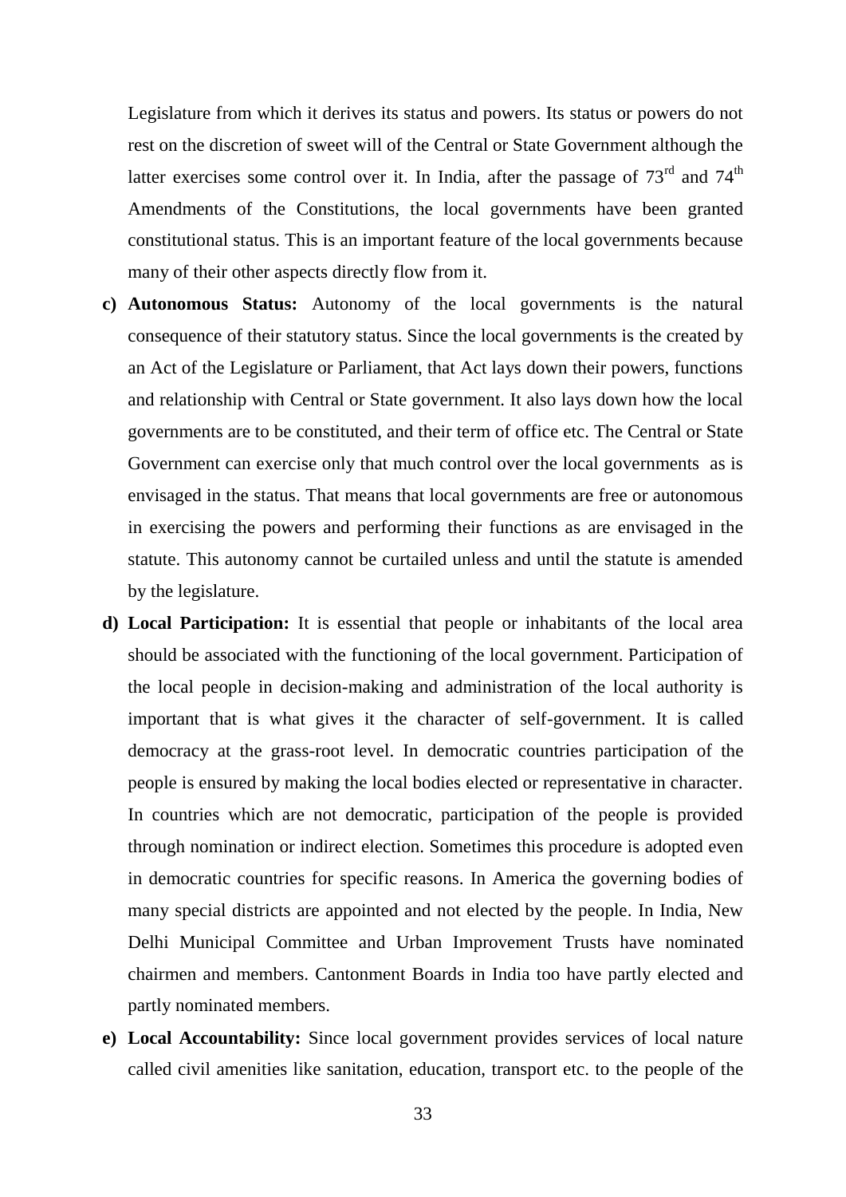Legislature from which it derives its status and powers. Its status or powers do not rest on the discretion of sweet will of the Central or State Government although the latter exercises some control over it. In India, after the passage of 73rd and 74th Amendments of the Constitutions, the local governments have been granted constitutional status. This is an important feature of the local governments because many of their other aspects directly flow from it.

c) **Autonomous Status:** Autonomy of the local governments is the natural consequence of their statutory status. Since the local governments is the created by an Act of the Legislature or Parliament, that Act lays down their powers, functions and relationship with Central or State government. It also lays down how the local governments are to be constituted, and their term of office etc. The Central or State Government can exercise only that much control over the local governments as is envisaged in the status. That means that local governments are free or autonomous in exercising the powers and performing their functions as are envisaged in the statute. This autonomy cannot be curtailed unless and until the statute is amended by the legislature.

d) **Local Participation:** It is essential that people or inhabitants of the local area should be associated with the functioning of the local government. Participation of the local people in decision-making and administration of the local authority is important that is what gives it the character of self-government. It is called democracy at the grass-root level. In democratic countries participation of the people is ensured by making the local bodies elected or representative in character. In countries which are not democratic, participation of the people is provided through nomination or indirect election. Sometimes this procedure is adopted even in democratic countries for specific reasons. In America the governing bodies of many special districts are appointed and not elected by the people. In India, New Delhi Municipal Committee and Urban Improvement Trusts have nominated chairmen and members. Cantonment Boards in India too have partly elected and partly nominated members.

e) **Local Accountability:** Since local government provides services of local nature called civil amenities like sanitation, education, transport etc. to the people of the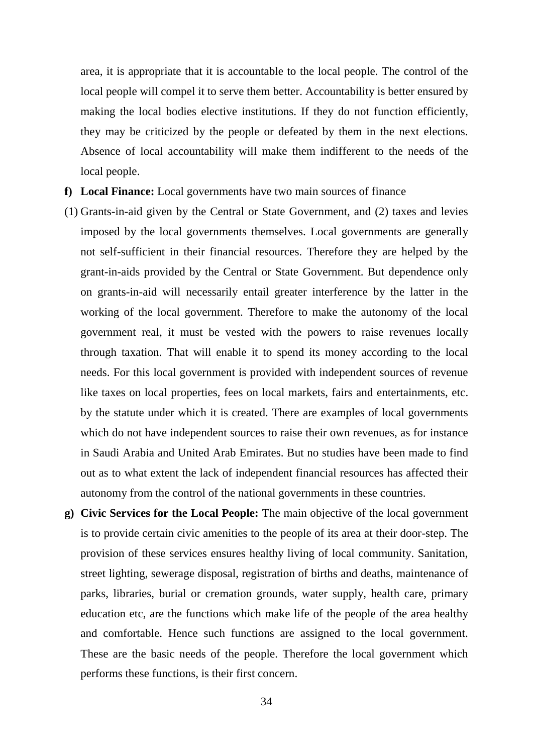area, it is appropriate that it is accountable to the local people. The control of the local people will compel it to serve them better. Accountability is better ensured by making the local bodies elective institutions. If they do not function efficiently, they may be criticized by the people or defeated by them in the next elections. Absence of local accountability will make them indifferent to the needs of the local people.

f) **Local Finance:** Local governments have two main sources of finance

(1) Grants-in-aid given by the Central or State Government, and (2) taxes and levies imposed by the local governments themselves. Local governments are generally not self-sufficient in their financial resources. Therefore they are helped by the grant-in-aids provided by the Central or State Government. But dependence only on grants-in-aid will necessarily entail greater interference by the latter in the working of the local government. Therefore to make the autonomy of the local government real, it must be vested with the powers to raise revenues locally through taxation. That will enable it to spend its money according to the local needs. For this local government is provided with independent sources of revenue like taxes on local properties, fees on local markets, fairs and entertainments, etc. by the statute under which it is created. There are examples of local governments which do not have independent sources to raise their own revenues, as for instance in Saudi Arabia and United Arab Emirates. But no studies have been made to find out as to what extent the lack of independent financial resources has affected their autonomy from the control of the national governments in these countries.

g) **Civic Services for the Local People:** The main objective of the local government is to provide certain civic amenities to the people of its area at their door-step. The provision of these services ensures healthy living of local community. Sanitation, street lighting, sewerage disposal, registration of births and deaths, maintenance of parks, libraries, burial or cremation grounds, water supply, health care, primary education etc, are the functions which make life of the people of the area healthy and comfortable. Hence such functions are assigned to the local government. These are the basic needs of the people. Therefore the local government which performs these functions, is their first concern.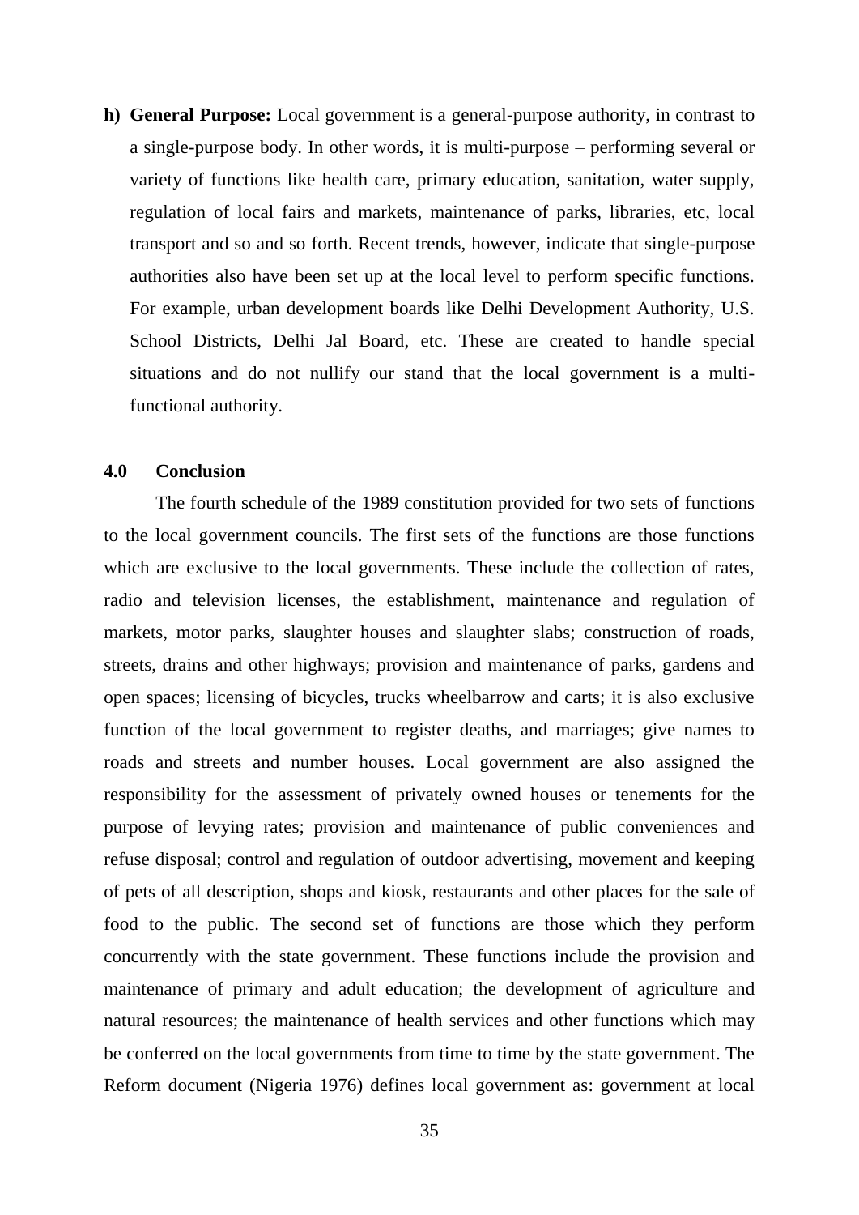h) **General Purpose:** Local government is a general-purpose authority, in contrast to a single-purpose body. In other words, it is multi-purpose – performing several or variety of functions like health care, primary education, sanitation, water supply, regulation of local fairs and markets, maintenance of parks, libraries, etc, local transport and so and so forth. Recent trends, however, indicate that single-purpose authorities also have been set up at the local level to perform specific functions. For example, urban development boards like Delhi Development Authority, U.S. School Districts, Delhi Jal Board, etc. These are created to handle special situations and do not nullify our stand that the local government is a multi-functional authority.

## 4.0 Conclusion

The fourth schedule of the 1989 constitution provided for two sets of functions to the local government councils. The first sets of the functions are those functions which are exclusive to the local governments. These include the collection of rates, radio and television licenses, the establishment, maintenance and regulation of markets, motor parks, slaughter houses and slaughter slabs; construction of roads, streets, drains and other highways; provision and maintenance of parks, gardens and open spaces; licensing of bicycles, trucks wheelbarrow and carts; it is also exclusive function of the local government to register deaths, and marriages; give names to roads and streets and number houses. Local government are also assigned the responsibility for the assessment of privately owned houses or tenements for the purpose of levying rates; provision and maintenance of public conveniences and refuse disposal; control and regulation of outdoor advertising, movement and keeping of pets of all description, shops and kiosk, restaurants and other places for the sale of food to the public. The second set of functions are those which they perform concurrently with the state government. These functions include the provision and maintenance of primary and adult education; the development of agriculture and natural resources; the maintenance of health services and other functions which may be conferred on the local governments from time to time by the state government. The Reform document (Nigeria 1976) defines local government as: government at local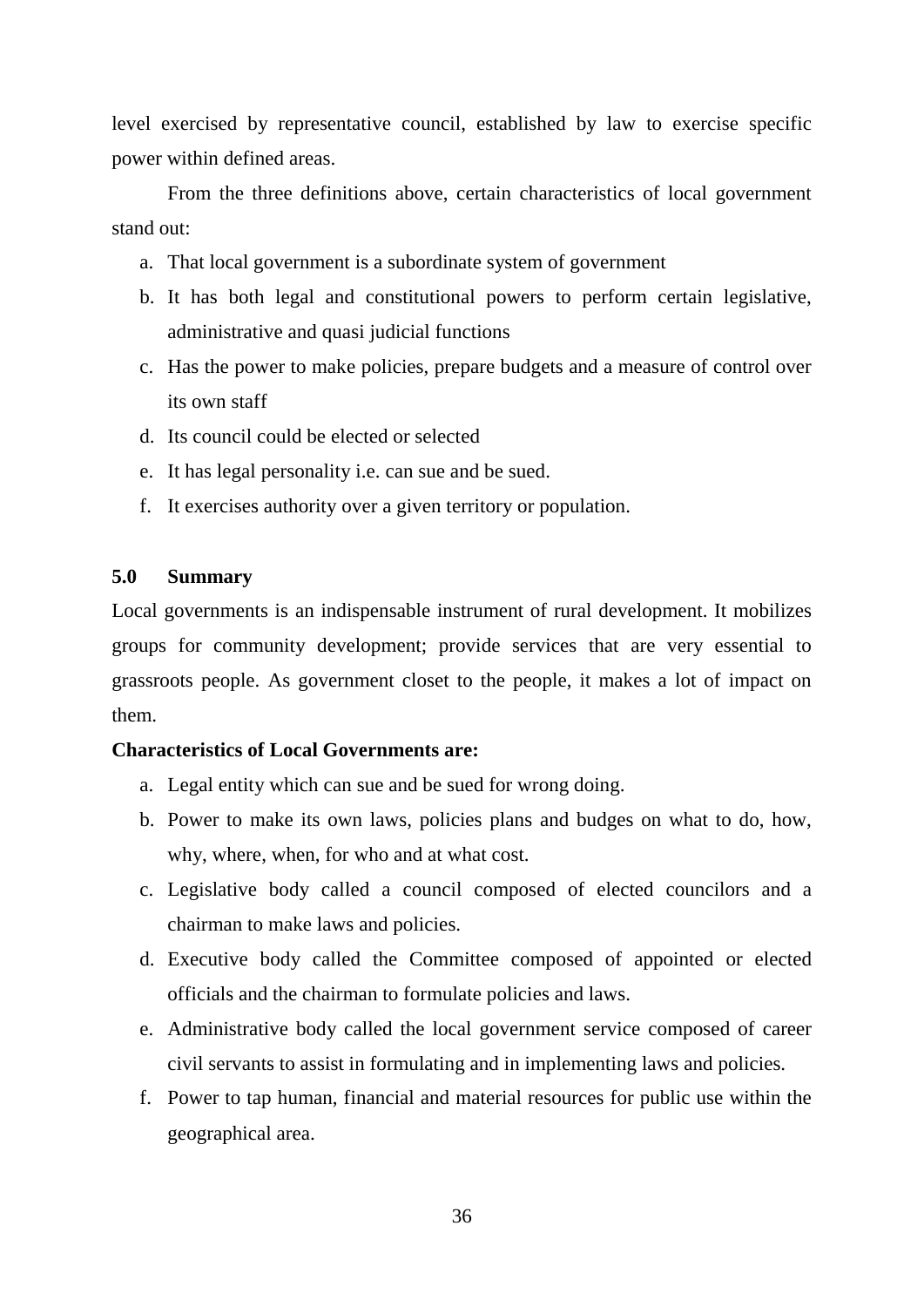level exercised by representative council, established by law to exercise specific power within defined areas.

From the three definitions above, certain characteristics of local government stand out:

a. That local government is a subordinate system of government
b. It has both legal and constitutional powers to perform certain legislative, administrative and quasi judicial functions
c. Has the power to make policies, prepare budgets and a measure of control over its own staff
d. Its council could be elected or selected
e. It has legal personality i.e. can sue and be sued.
f. It exercises authority over a given territory or population.

## 5.0 Summary

Local governments is an indispensable instrument of rural development. It mobilizes groups for community development; provide services that are very essential to grassroots people. As government closet to the people, it makes a lot of impact on them.

**Characteristics of Local Governments are:**

a. Legal entity which can sue and be sued for wrong doing.
b. Power to make its own laws, policies plans and budges on what to do, how, why, where, when, for who and at what cost.
c. Legislative body called a council composed of elected councilors and a chairman to make laws and policies.
d. Executive body called the Committee composed of appointed or elected officials and the chairman to formulate policies and laws.
e. Administrative body called the local government service composed of career civil servants to assist in formulating and in implementing laws and policies.
f. Power to tap human, financial and material resources for public use within the geographical area.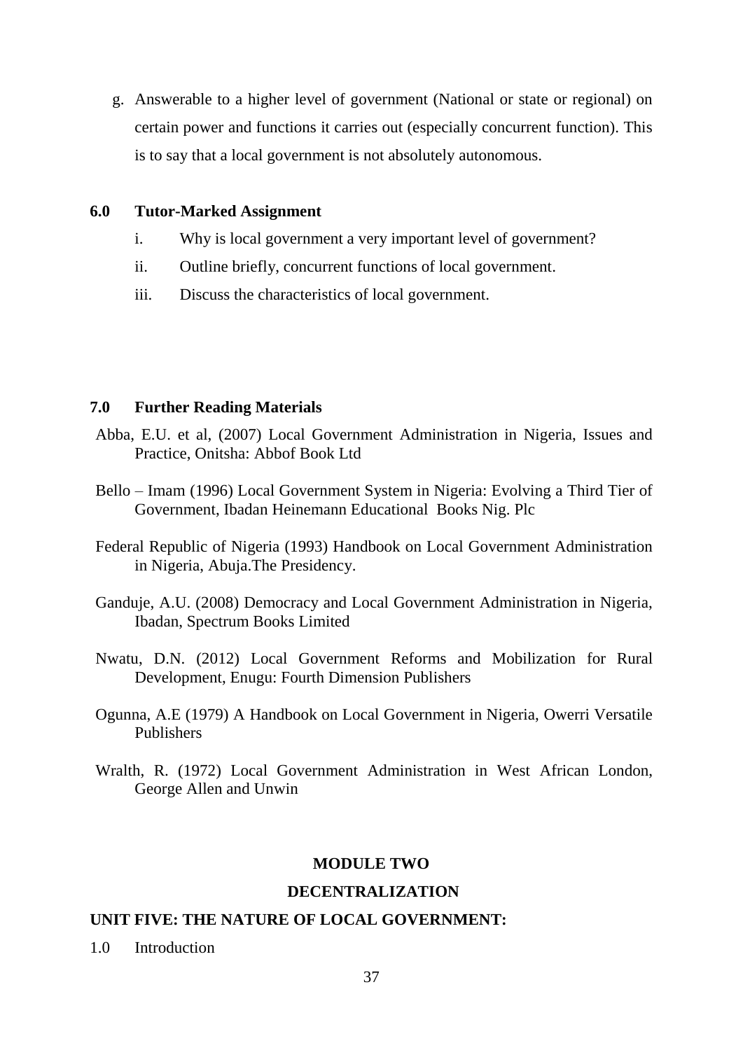g. Answerable to a higher level of government (National or state or regional) on certain power and functions it carries out (especially concurrent function). This is to say that a local government is not absolutely autonomous.

## 6.0 Tutor-Marked Assignment

i. Why is local government a very important level of government?

ii. Outline briefly, concurrent functions of local government.

iii. Discuss the characteristics of local government.

## 7.0 Further Reading Materials

Abba, E.U. et al, (2007) Local Government Administration in Nigeria, Issues and Practice, Onitsha: Abbof Book Ltd

Bello – Imam (1996) Local Government System in Nigeria: Evolving a Third Tier of Government, Ibadan Heinemann Educational Books Nig. Plc

Federal Republic of Nigeria (1993) Handbook on Local Government Administration in Nigeria, Abuja.The Presidency.

Ganduje, A.U. (2008) Democracy and Local Government Administration in Nigeria, Ibadan, Spectrum Books Limited

Nwatu, D.N. (2012) Local Government Reforms and Mobilization for Rural Development, Enugu: Fourth Dimension Publishers

Ogunna, A.E (1979) A Handbook on Local Government in Nigeria, Owerri Versatile Publishers

Wralth, R. (1972) Local Government Administration in West African London, George Allen and Unwin

# MODULE TWO

# DECENTRALIZATION

## UNIT FIVE: THE NATURE OF LOCAL GOVERNMENT:

1.0 Introduction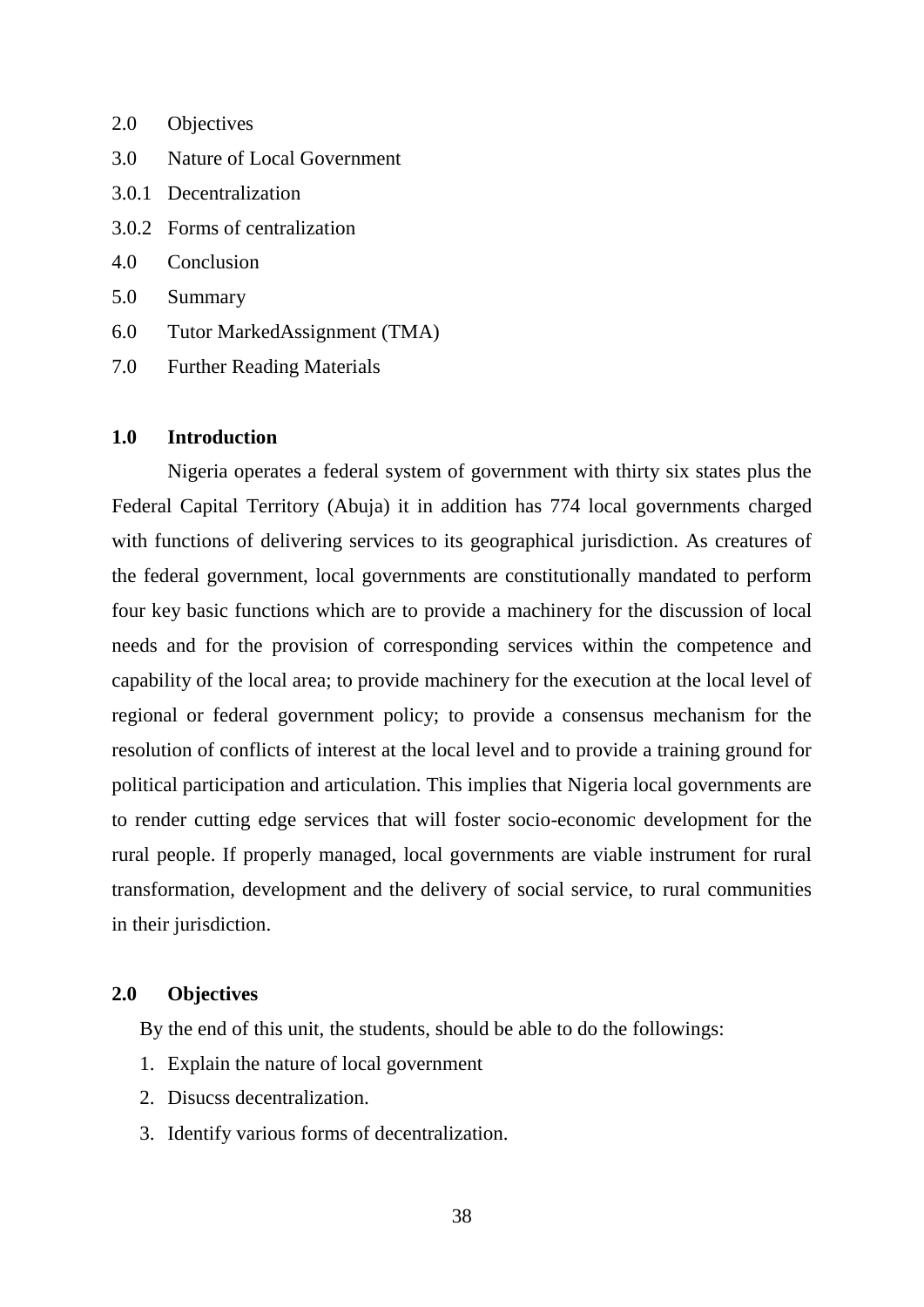2.0 Objectives

3.0 Nature of Local Government

3.0.1 Decentralization

3.0.2 Forms of centralization

4.0 Conclusion

5.0 Summary

6.0 Tutor MarkedAssignment (TMA)

7.0 Further Reading Materials

## 1.0 Introduction

Nigeria operates a federal system of government with thirty six states plus the Federal Capital Territory (Abuja) it in addition has 774 local governments charged with functions of delivering services to its geographical jurisdiction. As creatures of the federal government, local governments are constitutionally mandated to perform four key basic functions which are to provide a machinery for the discussion of local needs and for the provision of corresponding services within the competence and capability of the local area; to provide machinery for the execution at the local level of regional or federal government policy; to provide a consensus mechanism for the resolution of conflicts of interest at the local level and to provide a training ground for political participation and articulation. This implies that Nigeria local governments are to render cutting edge services that will foster socio-economic development for the rural people. If properly managed, local governments are viable instrument for rural transformation, development and the delivery of social service, to rural communities in their jurisdiction.

## 2.0 Objectives

By the end of this unit, the students, should be able to do the followings:

1. Explain the nature of local government
2. Disucss decentralization.
3. Identify various forms of decentralization.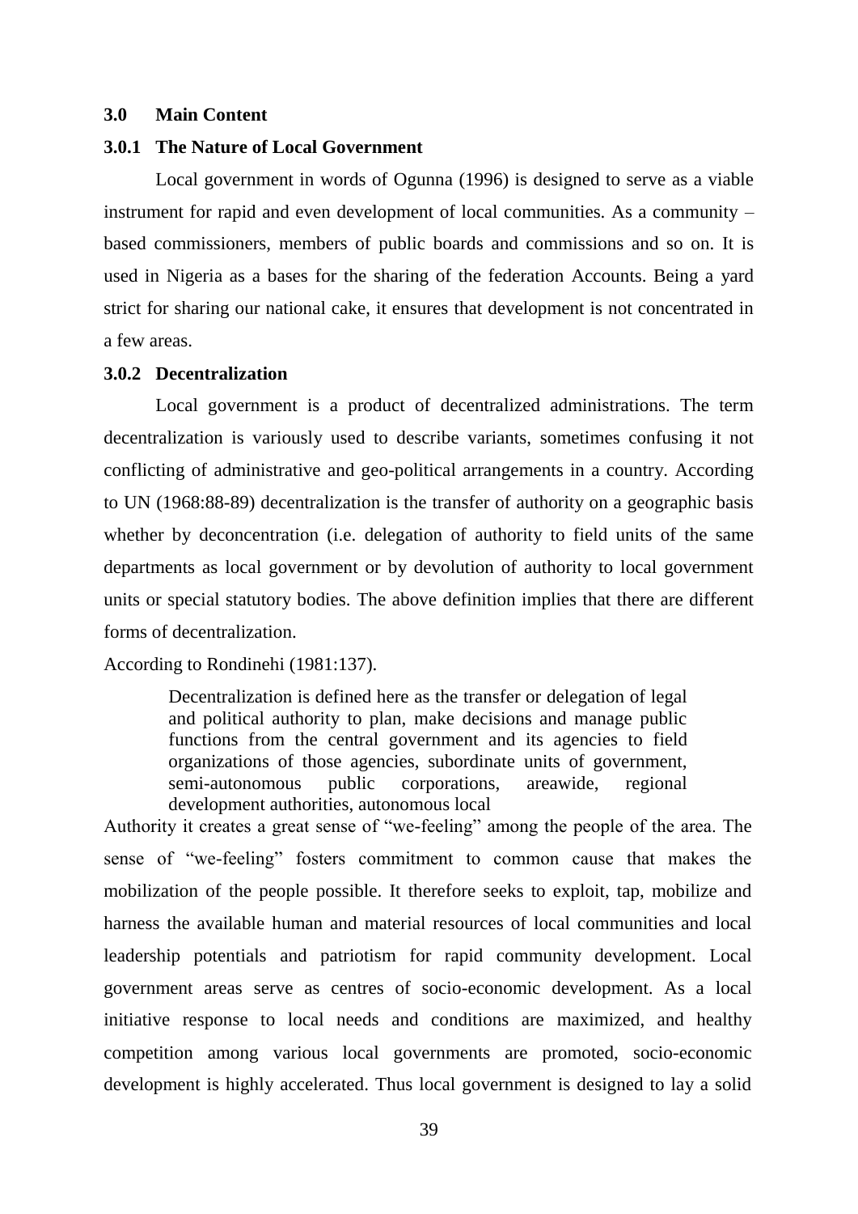## 3.0 Main Content

### 3.0.1 The Nature of Local Government

Local government in words of Ogunna (1996) is designed to serve as a viable instrument for rapid and even development of local communities. As a community – based commissioners, members of public boards and commissions and so on. It is used in Nigeria as a bases for the sharing of the federation Accounts. Being a yard strict for sharing our national cake, it ensures that development is not concentrated in a few areas.

### 3.0.2 Decentralization

Local government is a product of decentralized administrations. The term decentralization is variously used to describe variants, sometimes confusing it not conflicting of administrative and geo-political arrangements in a country. According to UN (1968:88-89) decentralization is the transfer of authority on a geographic basis whether by deconcentration (i.e. delegation of authority to field units of the same departments as local government or by devolution of authority to local government units or special statutory bodies. The above definition implies that there are different forms of decentralization.

According to Rondinehi (1981:137).

> Decentralization is defined here as the transfer or delegation of legal and political authority to plan, make decisions and manage public functions from the central government and its agencies to field organizations of those agencies, subordinate units of government, semi-autonomous public corporations, areawide, regional development authorities, autonomous local

Authority it creates a great sense of "we-feeling" among the people of the area. The sense of "we-feeling" fosters commitment to common cause that makes the mobilization of the people possible. It therefore seeks to exploit, tap, mobilize and harness the available human and material resources of local communities and local leadership potentials and patriotism for rapid community development. Local government areas serve as centres of socio-economic development. As a local initiative response to local needs and conditions are maximized, and healthy competition among various local governments are promoted, socio-economic development is highly accelerated. Thus local government is designed to lay a solid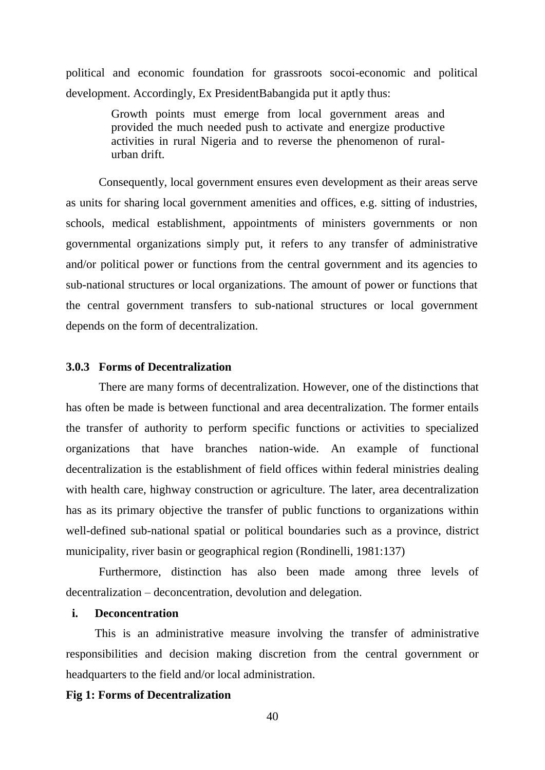political and economic foundation for grassroots socoi-economic and political development. Accordingly, Ex PresidentBabangida put it aptly thus:

> Growth points must emerge from local government areas and provided the much needed push to activate and energize productive activities in rural Nigeria and to reverse the phenomenon of rural-urban drift.

Consequently, local government ensures even development as their areas serve as units for sharing local government amenities and offices, e.g. sitting of industries, schools, medical establishment, appointments of ministers governments or non governmental organizations simply put, it refers to any transfer of administrative and/or political power or functions from the central government and its agencies to sub-national structures or local organizations. The amount of power or functions that the central government transfers to sub-national structures or local government depends on the form of decentralization.

### 3.0.3 Forms of Decentralization

There are many forms of decentralization. However, one of the distinctions that has often be made is between functional and area decentralization. The former entails the transfer of authority to perform specific functions or activities to specialized organizations that have branches nation-wide. An example of functional decentralization is the establishment of field offices within federal ministries dealing with health care, highway construction or agriculture. The later, area decentralization has as its primary objective the transfer of public functions to organizations within well-defined sub-national spatial or political boundaries such as a province, district municipality, river basin or geographical region (Rondinelli, 1981:137)

Furthermore, distinction has also been made among three levels of decentralization – deconcentration, devolution and delegation.

**i. Deconcentration**

This is an administrative measure involving the transfer of administrative responsibilities and decision making discretion from the central government or headquarters to the field and/or local administration.

**Fig 1: Forms of Decentralization**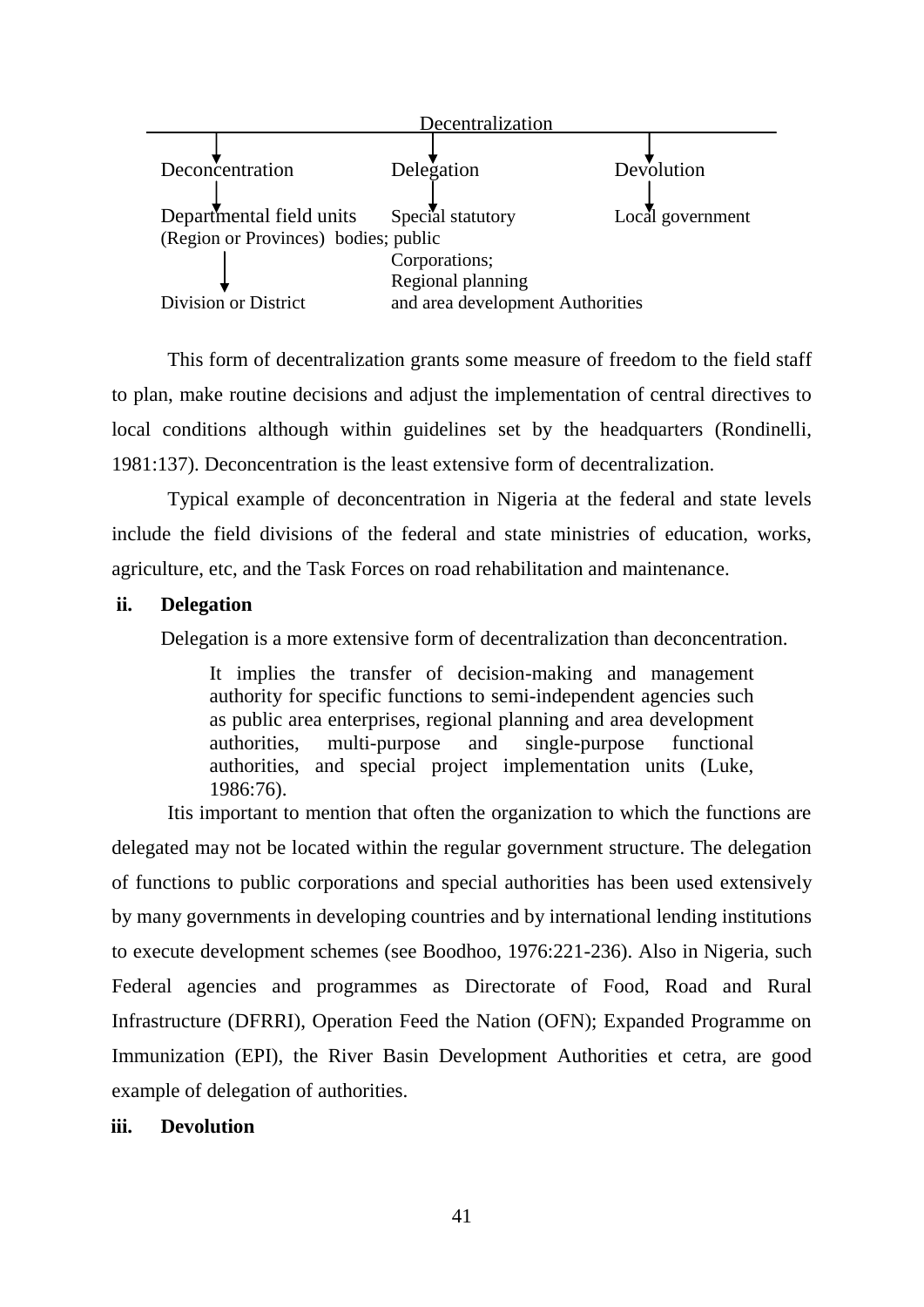Decentralization

| Deconcentration | Delegation | Devolution |
| --- | --- | --- |
| Departmental field units (Region or Provinces) | Special statutory bodies; public Corporations; Regional planning and area development Authorities | Local government |
| Division or District | | |

This form of decentralization grants some measure of freedom to the field staff to plan, make routine decisions and adjust the implementation of central directives to local conditions although within guidelines set by the headquarters (Rondinelli, 1981:137). Deconcentration is the least extensive form of decentralization.

Typical example of deconcentration in Nigeria at the federal and state levels include the field divisions of the federal and state ministries of education, works, agriculture, etc, and the Task Forces on road rehabilitation and maintenance.

**ii. Delegation**

Delegation is a more extensive form of decentralization than deconcentration.

> It implies the transfer of decision-making and management authority for specific functions to semi-independent agencies such as public area enterprises, regional planning and area development authorities, multi-purpose and single-purpose functional authorities, and special project implementation units (Luke, 1986:76).

Itis important to mention that often the organization to which the functions are delegated may not be located within the regular government structure. The delegation of functions to public corporations and special authorities has been used extensively by many governments in developing countries and by international lending institutions to execute development schemes (see Boodhoo, 1976:221-236). Also in Nigeria, such Federal agencies and programmes as Directorate of Food, Road and Rural Infrastructure (DFRRI), Operation Feed the Nation (OFN); Expanded Programme on Immunization (EPI), the River Basin Development Authorities et cetra, are good example of delegation of authorities.

**iii. Devolution**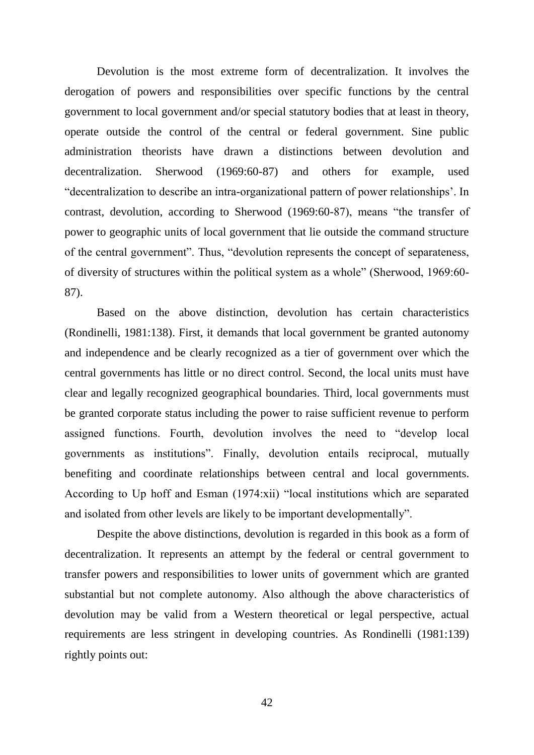Devolution is the most extreme form of decentralization. It involves the derogation of powers and responsibilities over specific functions by the central government to local government and/or special statutory bodies that at least in theory, operate outside the control of the central or federal government. Sine public administration theorists have drawn a distinctions between devolution and decentralization. Sherwood (1969:60-87) and others for example, used "decentralization to describe an intra-organizational pattern of power relationships'. In contrast, devolution, according to Sherwood (1969:60-87), means "the transfer of power to geographic units of local government that lie outside the command structure of the central government". Thus, "devolution represents the concept of separateness, of diversity of structures within the political system as a whole" (Sherwood, 1969:60-87).

Based on the above distinction, devolution has certain characteristics (Rondinelli, 1981:138). First, it demands that local government be granted autonomy and independence and be clearly recognized as a tier of government over which the central governments has little or no direct control. Second, the local units must have clear and legally recognized geographical boundaries. Third, local governments must be granted corporate status including the power to raise sufficient revenue to perform assigned functions. Fourth, devolution involves the need to "develop local governments as institutions". Finally, devolution entails reciprocal, mutually benefiting and coordinate relationships between central and local governments. According to Up hoff and Esman (1974:xii) "local institutions which are separated and isolated from other levels are likely to be important developmentally".

Despite the above distinctions, devolution is regarded in this book as a form of decentralization. It represents an attempt by the federal or central government to transfer powers and responsibilities to lower units of government which are granted substantial but not complete autonomy. Also although the above characteristics of devolution may be valid from a Western theoretical or legal perspective, actual requirements are less stringent in developing countries. As Rondinelli (1981:139) rightly points out: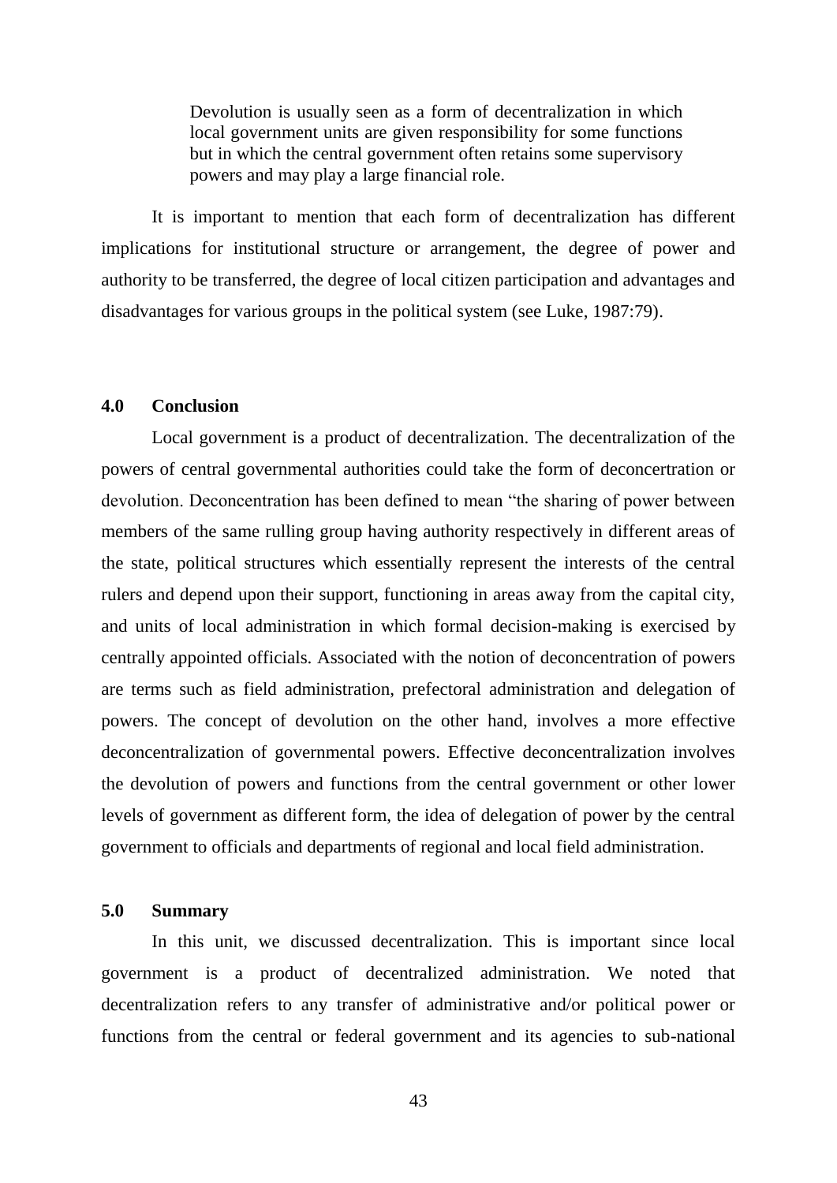> Devolution is usually seen as a form of decentralization in which local government units are given responsibility for some functions but in which the central government often retains some supervisory powers and may play a large financial role.

It is important to mention that each form of decentralization has different implications for institutional structure or arrangement, the degree of power and authority to be transferred, the degree of local citizen participation and advantages and disadvantages for various groups in the political system (see Luke, 1987:79).

## 4.0 Conclusion

Local government is a product of decentralization. The decentralization of the powers of central governmental authorities could take the form of deconcertration or devolution. Deconcentration has been defined to mean "the sharing of power between members of the same rulling group having authority respectively in different areas of the state, political structures which essentially represent the interests of the central rulers and depend upon their support, functioning in areas away from the capital city, and units of local administration in which formal decision-making is exercised by centrally appointed officials. Associated with the notion of deconcentration of powers are terms such as field administration, prefectoral administration and delegation of powers. The concept of devolution on the other hand, involves a more effective deconcentralization of governmental powers. Effective deconcentralization involves the devolution of powers and functions from the central government or other lower levels of government as different form, the idea of delegation of power by the central government to officials and departments of regional and local field administration.

## 5.0 Summary

In this unit, we discussed decentralization. This is important since local government is a product of decentralized administration. We noted that decentralization refers to any transfer of administrative and/or political power or functions from the central or federal government and its agencies to sub-national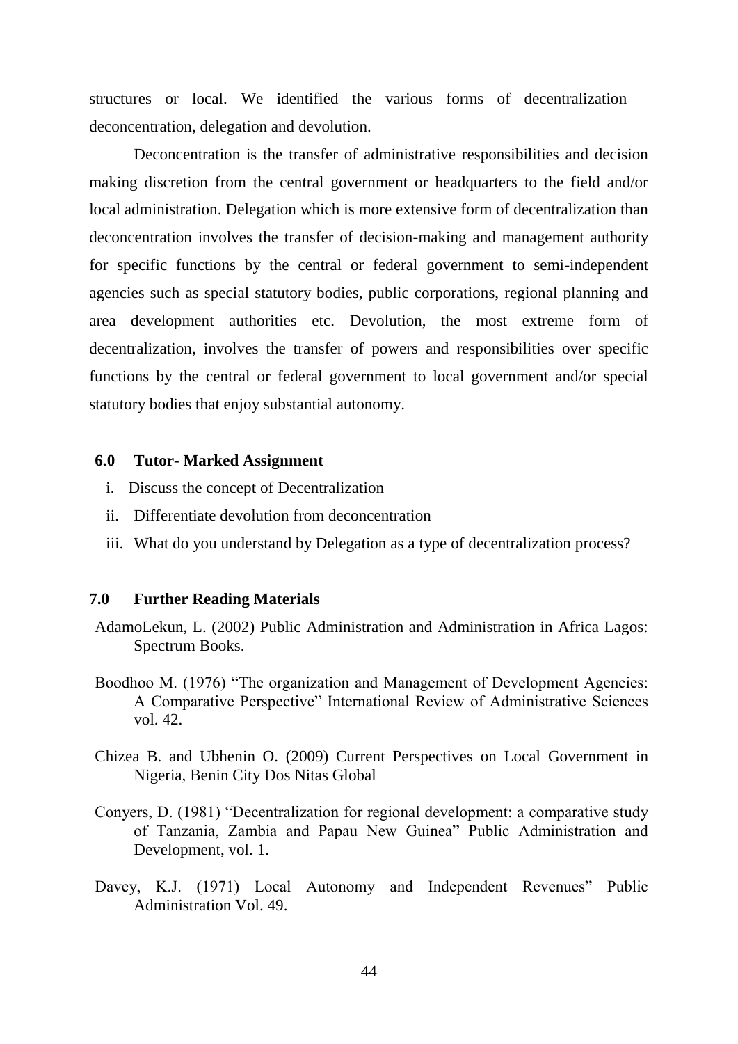structures or local. We identified the various forms of decentralization – deconcentration, delegation and devolution.

Deconcentration is the transfer of administrative responsibilities and decision making discretion from the central government or headquarters to the field and/or local administration. Delegation which is more extensive form of decentralization than deconcentration involves the transfer of decision-making and management authority for specific functions by the central or federal government to semi-independent agencies such as special statutory bodies, public corporations, regional planning and area development authorities etc. Devolution, the most extreme form of decentralization, involves the transfer of powers and responsibilities over specific functions by the central or federal government to local government and/or special statutory bodies that enjoy substantial autonomy.

## 6.0 Tutor- Marked Assignment

i. Discuss the concept of Decentralization
ii. Differentiate devolution from deconcentration
iii. What do you understand by Delegation as a type of decentralization process?

## 7.0 Further Reading Materials

AdamoLekun, L. (2002) Public Administration and Administration in Africa Lagos: Spectrum Books.

Boodhoo M. (1976) "The organization and Management of Development Agencies: A Comparative Perspective" International Review of Administrative Sciences vol. 42.

Chizea B. and Ubhenin O. (2009) Current Perspectives on Local Government in Nigeria, Benin City Dos Nitas Global

Conyers, D. (1981) "Decentralization for regional development: a comparative study of Tanzania, Zambia and Papau New Guinea" Public Administration and Development, vol. 1.

Davey, K.J. (1971) Local Autonomy and Independent Revenues" Public Administration Vol. 49.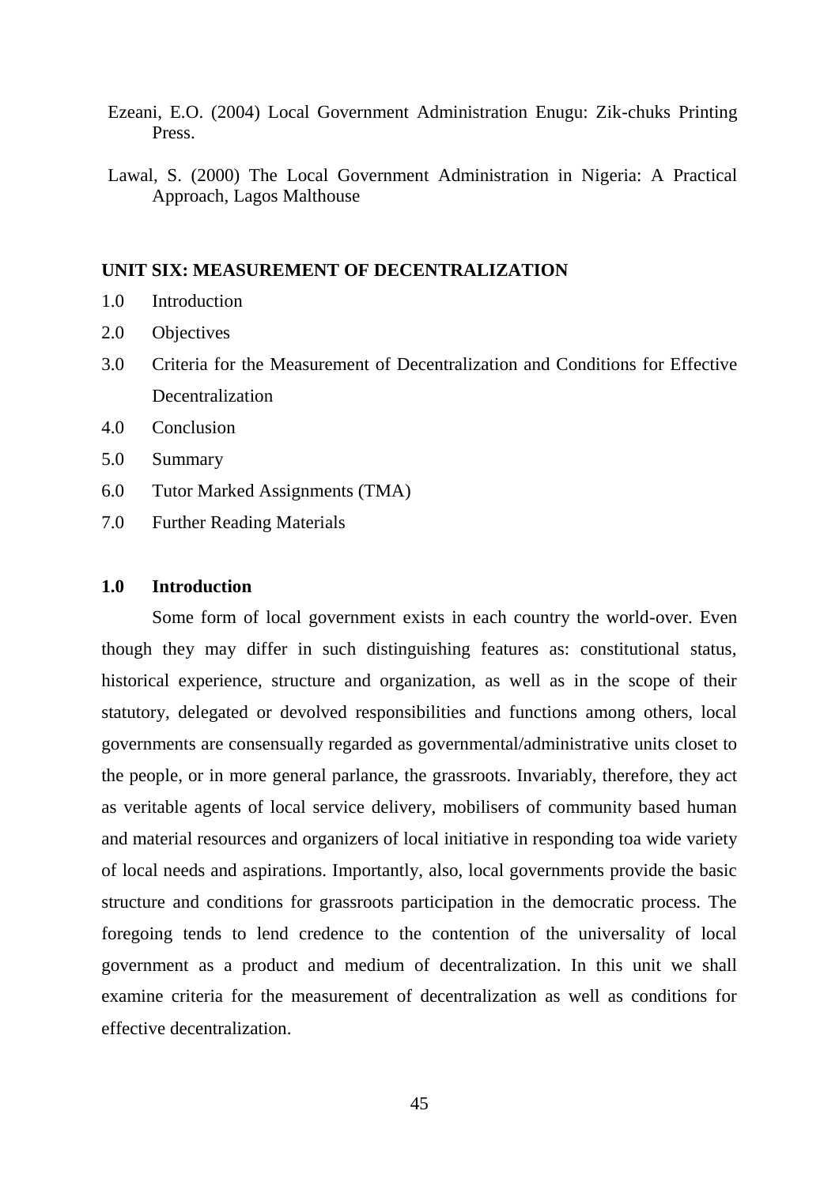Ezeani, E.O. (2004) Local Government Administration Enugu: Zik-chuks Printing Press.

Lawal, S. (2000) The Local Government Administration in Nigeria: A Practical Approach, Lagos Malthouse

## UNIT SIX: MEASUREMENT OF DECENTRALIZATION

1.0 Introduction

2.0 Objectives

3.0 Criteria for the Measurement of Decentralization and Conditions for Effective Decentralization

4.0 Conclusion

5.0 Summary

6.0 Tutor Marked Assignments (TMA)

7.0 Further Reading Materials

### 1.0 Introduction

Some form of local government exists in each country the world-over. Even though they may differ in such distinguishing features as: constitutional status, historical experience, structure and organization, as well as in the scope of their statutory, delegated or devolved responsibilities and functions among others, local governments are consensually regarded as governmental/administrative units closet to the people, or in more general parlance, the grassroots. Invariably, therefore, they act as veritable agents of local service delivery, mobilisers of community based human and material resources and organizers of local initiative in responding toa wide variety of local needs and aspirations. Importantly, also, local governments provide the basic structure and conditions for grassroots participation in the democratic process. The foregoing tends to lend credence to the contention of the universality of local government as a product and medium of decentralization. In this unit we shall examine criteria for the measurement of decentralization as well as conditions for effective decentralization.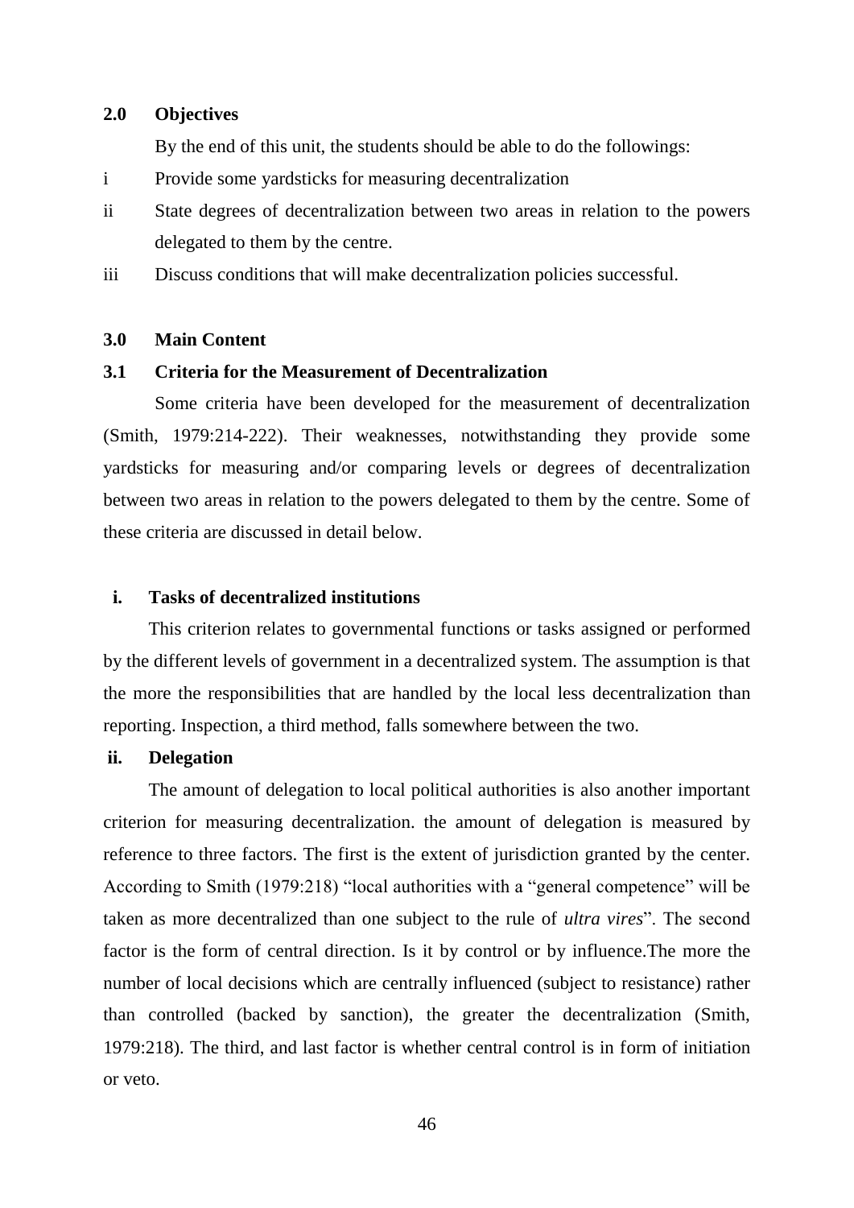## 2.0 Objectives

By the end of this unit, the students should be able to do the followings:

i Provide some yardsticks for measuring decentralization

ii State degrees of decentralization between two areas in relation to the powers delegated to them by the centre.

iii Discuss conditions that will make decentralization policies successful.

## 3.0 Main Content

### 3.1 Criteria for the Measurement of Decentralization

Some criteria have been developed for the measurement of decentralization (Smith, 1979:214-222). Their weaknesses, notwithstanding they provide some yardsticks for measuring and/or comparing levels or degrees of decentralization between two areas in relation to the powers delegated to them by the centre. Some of these criteria are discussed in detail below.

**i. Tasks of decentralized institutions**

This criterion relates to governmental functions or tasks assigned or performed by the different levels of government in a decentralized system. The assumption is that the more the responsibilities that are handled by the local less decentralization than reporting. Inspection, a third method, falls somewhere between the two.

**ii. Delegation**

The amount of delegation to local political authorities is also another important criterion for measuring decentralization. the amount of delegation is measured by reference to three factors. The first is the extent of jurisdiction granted by the center. According to Smith (1979:218) "local authorities with a "general competence" will be taken as more decentralized than one subject to the rule of *ultra vires*". The second factor is the form of central direction. Is it by control or by influence.The more the number of local decisions which are centrally influenced (subject to resistance) rather than controlled (backed by sanction), the greater the decentralization (Smith, 1979:218). The third, and last factor is whether central control is in form of initiation or veto.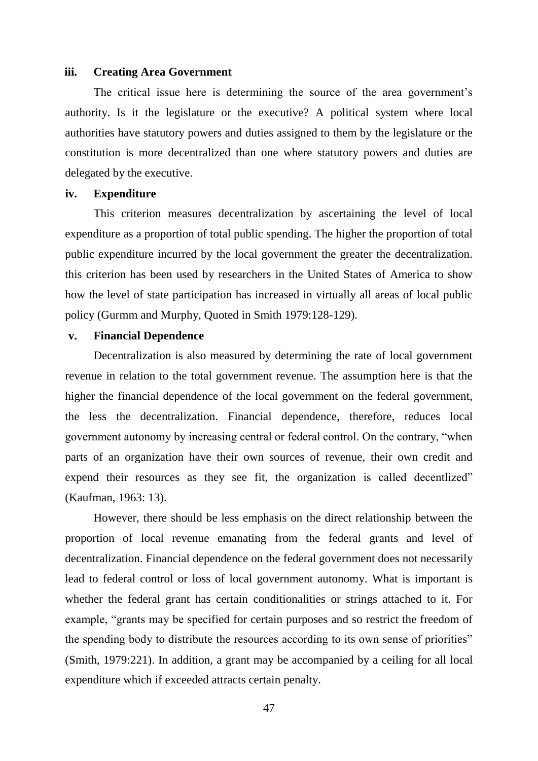#### iii. Creating Area Government

The critical issue here is determining the source of the area government's authority. Is it the legislature or the executive? A political system where local authorities have statutory powers and duties assigned to them by the legislature or the constitution is more decentralized than one where statutory powers and duties are delegated by the executive.

#### iv. Expenditure

This criterion measures decentralization by ascertaining the level of local expenditure as a proportion of total public spending. The higher the proportion of total public expenditure incurred by the local government the greater the decentralization. this criterion has been used by researchers in the United States of America to show how the level of state participation has increased in virtually all areas of local public policy (Gurmm and Murphy, Quoted in Smith 1979:128-129).

#### v. Financial Dependence

Decentralization is also measured by determining the rate of local government revenue in relation to the total government revenue. The assumption here is that the higher the financial dependence of the local government on the federal government, the less the decentralization. Financial dependence, therefore, reduces local government autonomy by increasing central or federal control. On the contrary, "when parts of an organization have their own sources of revenue, their own credit and expend their resources as they see fit, the organization is called decentlized" (Kaufman, 1963: 13).

However, there should be less emphasis on the direct relationship between the proportion of local revenue emanating from the federal grants and level of decentralization. Financial dependence on the federal government does not necessarily lead to federal control or loss of local government autonomy. What is important is whether the federal grant has certain conditionalities or strings attached to it. For example, "grants may be specified for certain purposes and so restrict the freedom of the spending body to distribute the resources according to its own sense of priorities" (Smith, 1979:221). In addition, a grant may be accompanied by a ceiling for all local expenditure which if exceeded attracts certain penalty.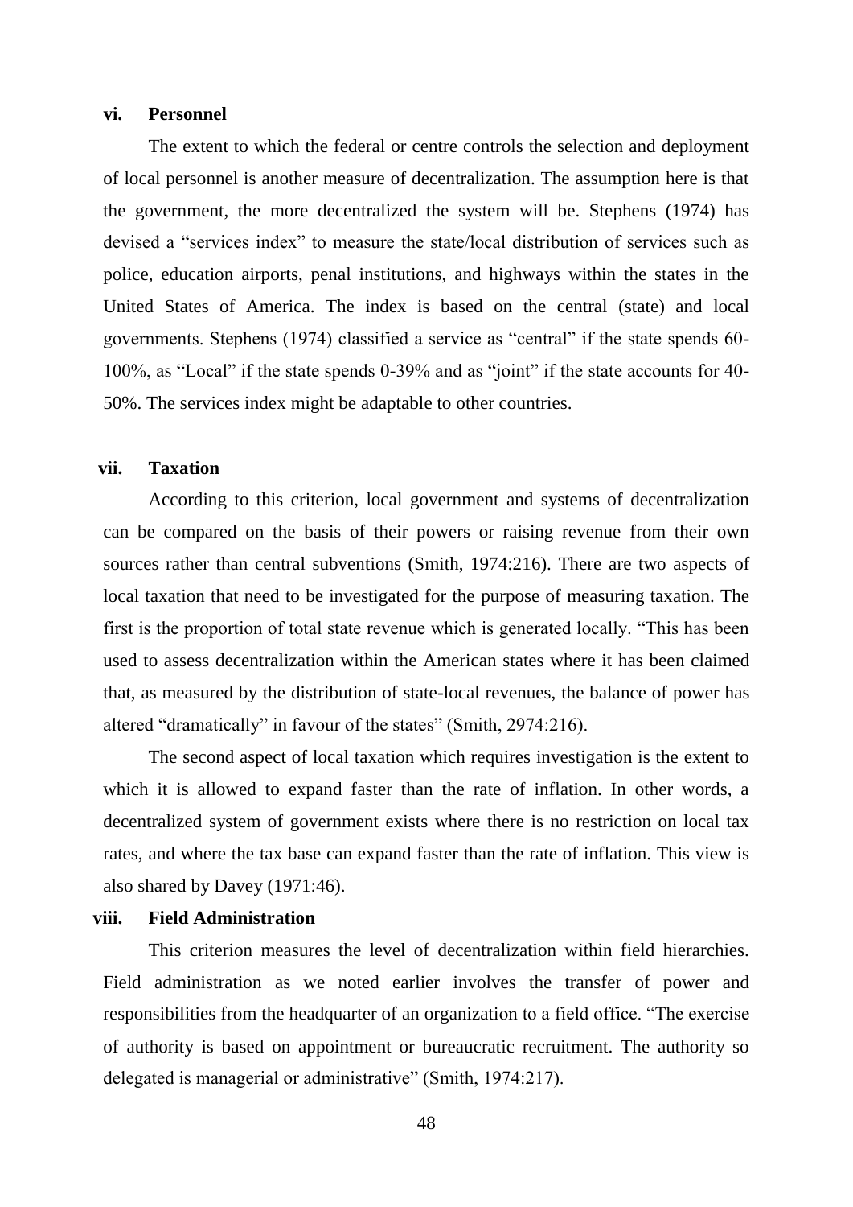#### vi. Personnel

The extent to which the federal or centre controls the selection and deployment of local personnel is another measure of decentralization. The assumption here is that the government, the more decentralized the system will be. Stephens (1974) has devised a "services index" to measure the state/local distribution of services such as police, education airports, penal institutions, and highways within the states in the United States of America. The index is based on the central (state) and local governments. Stephens (1974) classified a service as "central" if the state spends 60-100%, as "Local" if the state spends 0-39% and as "joint" if the state accounts for 40-50%. The services index might be adaptable to other countries.

#### vii. Taxation

According to this criterion, local government and systems of decentralization can be compared on the basis of their powers or raising revenue from their own sources rather than central subventions (Smith, 1974:216). There are two aspects of local taxation that need to be investigated for the purpose of measuring taxation. The first is the proportion of total state revenue which is generated locally. "This has been used to assess decentralization within the American states where it has been claimed that, as measured by the distribution of state-local revenues, the balance of power has altered "dramatically" in favour of the states" (Smith, 2974:216).

The second aspect of local taxation which requires investigation is the extent to which it is allowed to expand faster than the rate of inflation. In other words, a decentralized system of government exists where there is no restriction on local tax rates, and where the tax base can expand faster than the rate of inflation. This view is also shared by Davey (1971:46).

#### viii. Field Administration

This criterion measures the level of decentralization within field hierarchies. Field administration as we noted earlier involves the transfer of power and responsibilities from the headquarter of an organization to a field office. "The exercise of authority is based on appointment or bureaucratic recruitment. The authority so delegated is managerial or administrative" (Smith, 1974:217).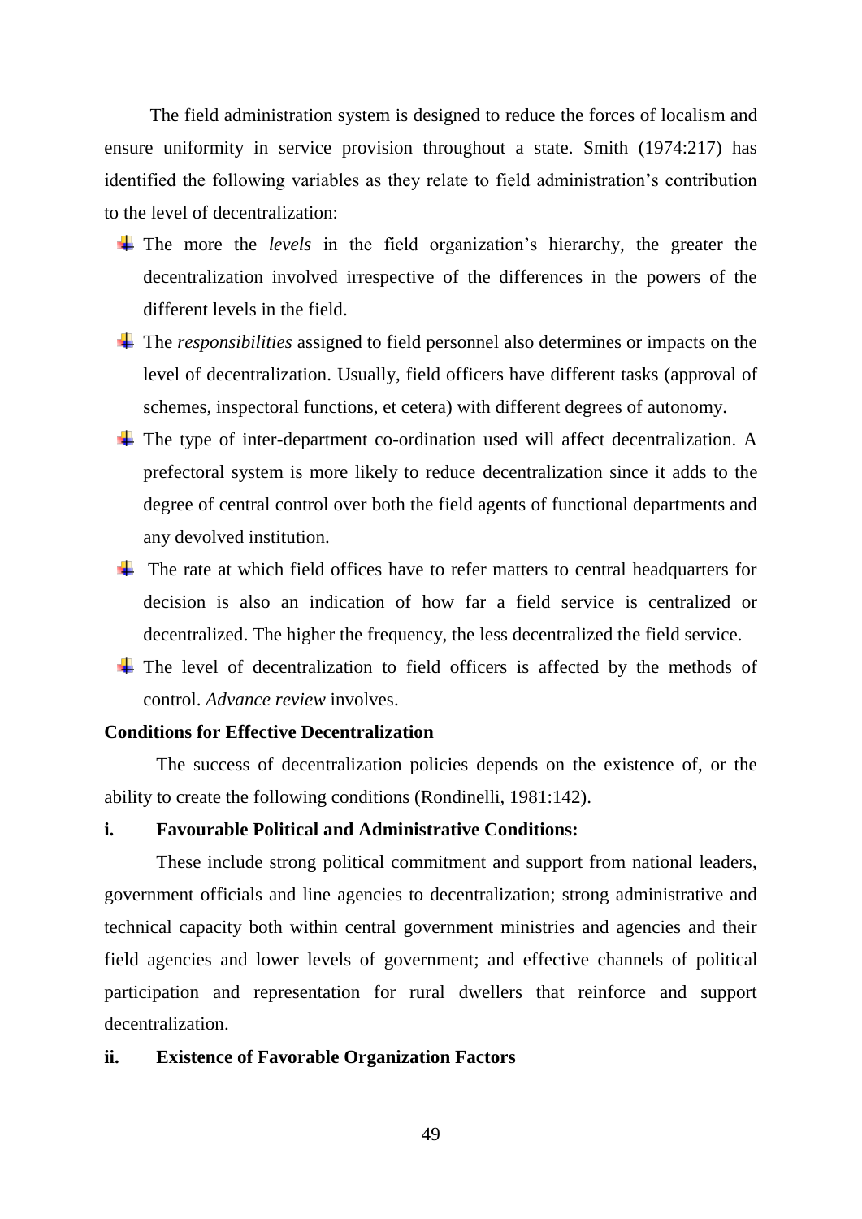The field administration system is designed to reduce the forces of localism and ensure uniformity in service provision throughout a state. Smith (1974:217) has identified the following variables as they relate to field administration's contribution to the level of decentralization:

- The more the *levels* in the field organization's hierarchy, the greater the decentralization involved irrespective of the differences in the powers of the different levels in the field.
- The *responsibilities* assigned to field personnel also determines or impacts on the level of decentralization. Usually, field officers have different tasks (approval of schemes, inspectoral functions, et cetera) with different degrees of autonomy.
- The type of inter-department co-ordination used will affect decentralization. A prefectoral system is more likely to reduce decentralization since it adds to the degree of central control over both the field agents of functional departments and any devolved institution.
- The rate at which field offices have to refer matters to central headquarters for decision is also an indication of how far a field service is centralized or decentralized. The higher the frequency, the less decentralized the field service.
- The level of decentralization to field officers is affected by the methods of control. *Advance review* involves.

**Conditions for Effective Decentralization**

The success of decentralization policies depends on the existence of, or the ability to create the following conditions (Rondinelli, 1981:142).

**i. Favourable Political and Administrative Conditions:**

These include strong political commitment and support from national leaders, government officials and line agencies to decentralization; strong administrative and technical capacity both within central government ministries and agencies and their field agencies and lower levels of government; and effective channels of political participation and representation for rural dwellers that reinforce and support decentralization.

**ii. Existence of Favorable Organization Factors**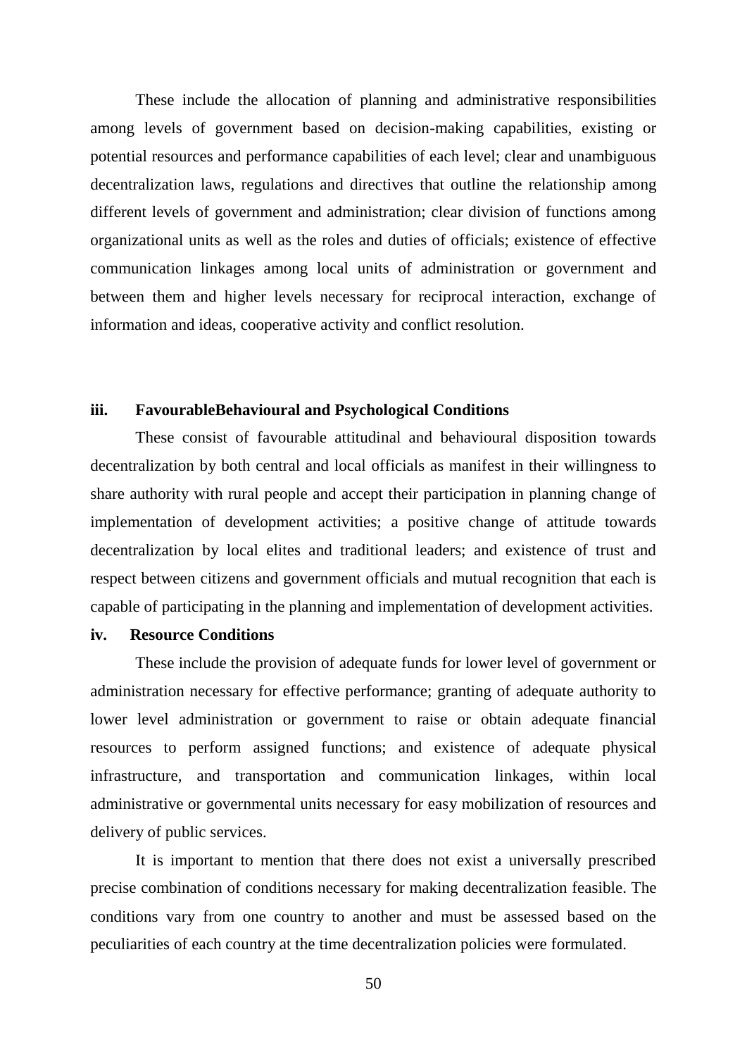These include the allocation of planning and administrative responsibilities among levels of government based on decision-making capabilities, existing or potential resources and performance capabilities of each level; clear and unambiguous decentralization laws, regulations and directives that outline the relationship among different levels of government and administration; clear division of functions among organizational units as well as the roles and duties of officials; existence of effective communication linkages among local units of administration or government and between them and higher levels necessary for reciprocal interaction, exchange of information and ideas, cooperative activity and conflict resolution.

**iii. FavourableBehavioural and Psychological Conditions**

These consist of favourable attitudinal and behavioural disposition towards decentralization by both central and local officials as manifest in their willingness to share authority with rural people and accept their participation in planning change of implementation of development activities; a positive change of attitude towards decentralization by local elites and traditional leaders; and existence of trust and respect between citizens and government officials and mutual recognition that each is capable of participating in the planning and implementation of development activities.

**iv. Resource Conditions**

These include the provision of adequate funds for lower level of government or administration necessary for effective performance; granting of adequate authority to lower level administration or government to raise or obtain adequate financial resources to perform assigned functions; and existence of adequate physical infrastructure, and transportation and communication linkages, within local administrative or governmental units necessary for easy mobilization of resources and delivery of public services.

It is important to mention that there does not exist a universally prescribed precise combination of conditions necessary for making decentralization feasible. The conditions vary from one country to another and must be assessed based on the peculiarities of each country at the time decentralization policies were formulated.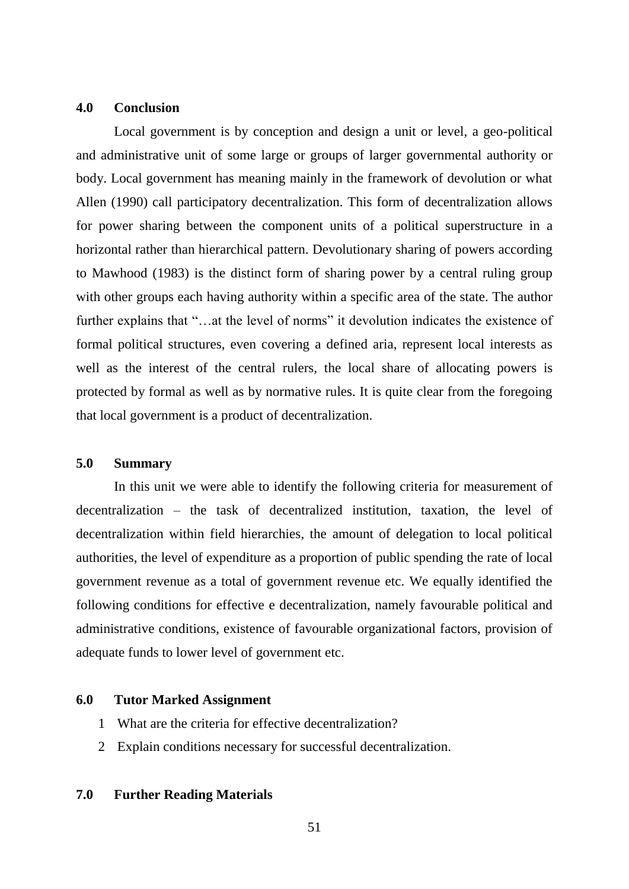## 4.0 Conclusion

Local government is by conception and design a unit or level, a geo-political and administrative unit of some large or groups of larger governmental authority or body. Local government has meaning mainly in the framework of devolution or what Allen (1990) call participatory decentralization. This form of decentralization allows for power sharing between the component units of a political superstructure in a horizontal rather than hierarchical pattern. Devolutionary sharing of powers according to Mawhood (1983) is the distinct form of sharing power by a central ruling group with other groups each having authority within a specific area of the state. The author further explains that "…at the level of norms" it devolution indicates the existence of formal political structures, even covering a defined aria, represent local interests as well as the interest of the central rulers, the local share of allocating powers is protected by formal as well as by normative rules. It is quite clear from the foregoing that local government is a product of decentralization.

## 5.0 Summary

In this unit we were able to identify the following criteria for measurement of decentralization – the task of decentralized institution, taxation, the level of decentralization within field hierarchies, the amount of delegation to local political authorities, the level of expenditure as a proportion of public spending the rate of local government revenue as a total of government revenue etc. We equally identified the following conditions for effective e decentralization, namely favourable political and administrative conditions, existence of favourable organizational factors, provision of adequate funds to lower level of government etc.

## 6.0 Tutor Marked Assignment

1. What are the criteria for effective decentralization?
2. Explain conditions necessary for successful decentralization.

## 7.0 Further Reading Materials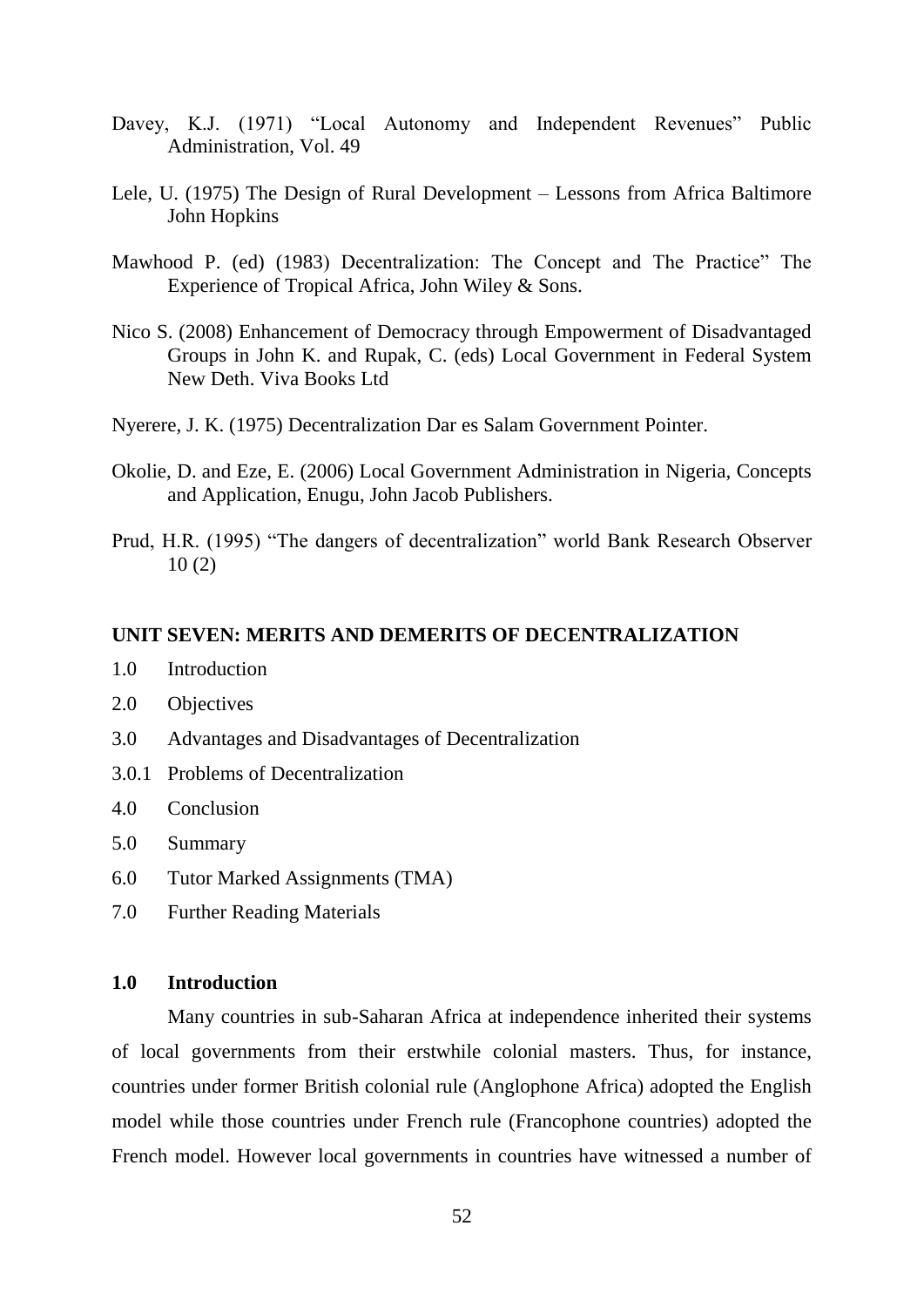Davey, K.J. (1971) "Local Autonomy and Independent Revenues" Public Administration, Vol. 49

Lele, U. (1975) The Design of Rural Development – Lessons from Africa Baltimore John Hopkins

Mawhood P. (ed) (1983) Decentralization: The Concept and The Practice" The Experience of Tropical Africa, John Wiley & Sons.

Nico S. (2008) Enhancement of Democracy through Empowerment of Disadvantaged Groups in John K. and Rupak, C. (eds) Local Government in Federal System New Deth. Viva Books Ltd

Nyerere, J. K. (1975) Decentralization Dar es Salam Government Pointer.

Okolie, D. and Eze, E. (2006) Local Government Administration in Nigeria, Concepts and Application, Enugu, John Jacob Publishers.

Prud, H.R. (1995) "The dangers of decentralization" world Bank Research Observer 10 (2)

## UNIT SEVEN: MERITS AND DEMERITS OF DECENTRALIZATION

1.0 Introduction

2.0 Objectives

3.0 Advantages and Disadvantages of Decentralization

3.0.1 Problems of Decentralization

4.0 Conclusion

5.0 Summary

6.0 Tutor Marked Assignments (TMA)

7.0 Further Reading Materials

### 1.0 Introduction

Many countries in sub-Saharan Africa at independence inherited their systems of local governments from their erstwhile colonial masters. Thus, for instance, countries under former British colonial rule (Anglophone Africa) adopted the English model while those countries under French rule (Francophone countries) adopted the French model. However local governments in countries have witnessed a number of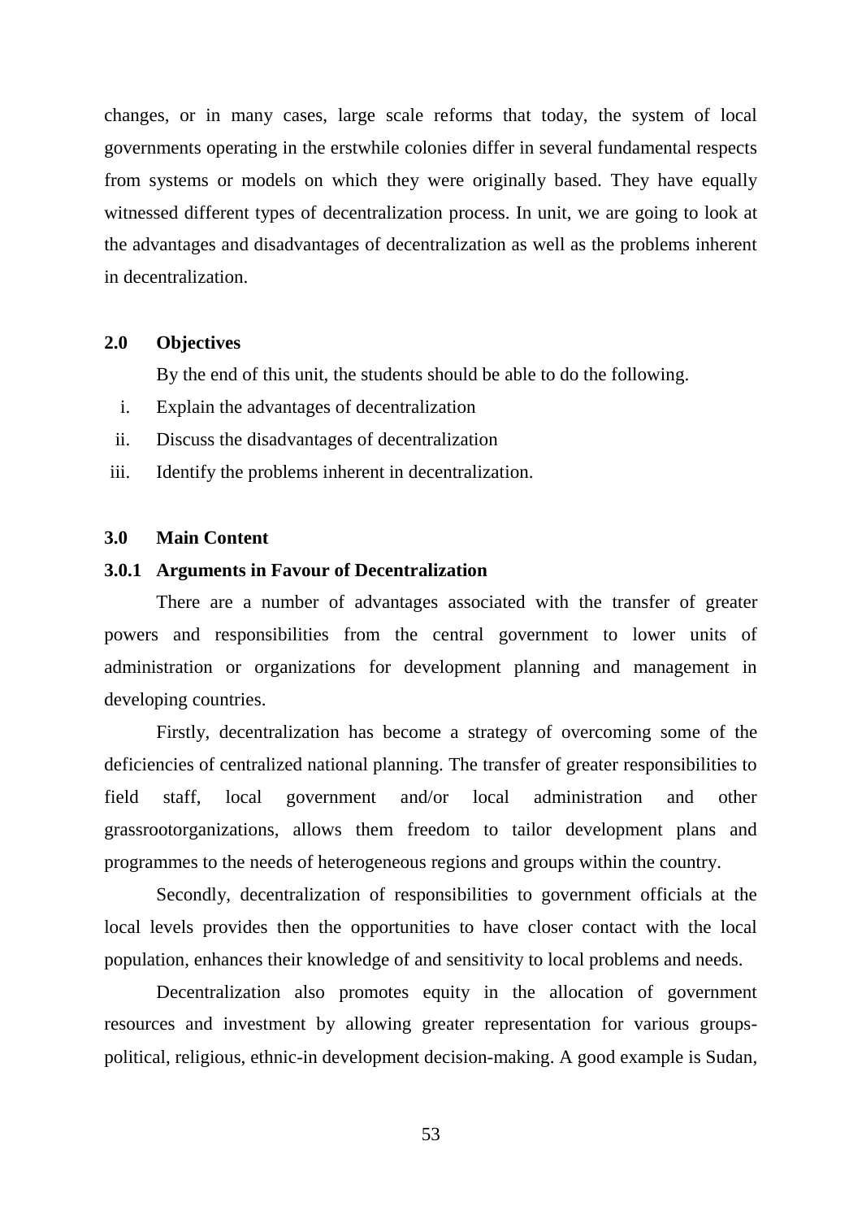changes, or in many cases, large scale reforms that today, the system of local governments operating in the erstwhile colonies differ in several fundamental respects from systems or models on which they were originally based. They have equally witnessed different types of decentralization process. In unit, we are going to look at the advantages and disadvantages of decentralization as well as the problems inherent in decentralization.

## 2.0 Objectives

By the end of this unit, the students should be able to do the following.

i. Explain the advantages of decentralization
ii. Discuss the disadvantages of decentralization
iii. Identify the problems inherent in decentralization.

## 3.0 Main Content

### 3.0.1 Arguments in Favour of Decentralization

There are a number of advantages associated with the transfer of greater powers and responsibilities from the central government to lower units of administration or organizations for development planning and management in developing countries.

Firstly, decentralization has become a strategy of overcoming some of the deficiencies of centralized national planning. The transfer of greater responsibilities to field staff, local government and/or local administration and other grassrootorganizations, allows them freedom to tailor development plans and programmes to the needs of heterogeneous regions and groups within the country.

Secondly, decentralization of responsibilities to government officials at the local levels provides then the opportunities to have closer contact with the local population, enhances their knowledge of and sensitivity to local problems and needs.

Decentralization also promotes equity in the allocation of government resources and investment by allowing greater representation for various groups-political, religious, ethnic-in development decision-making. A good example is Sudan,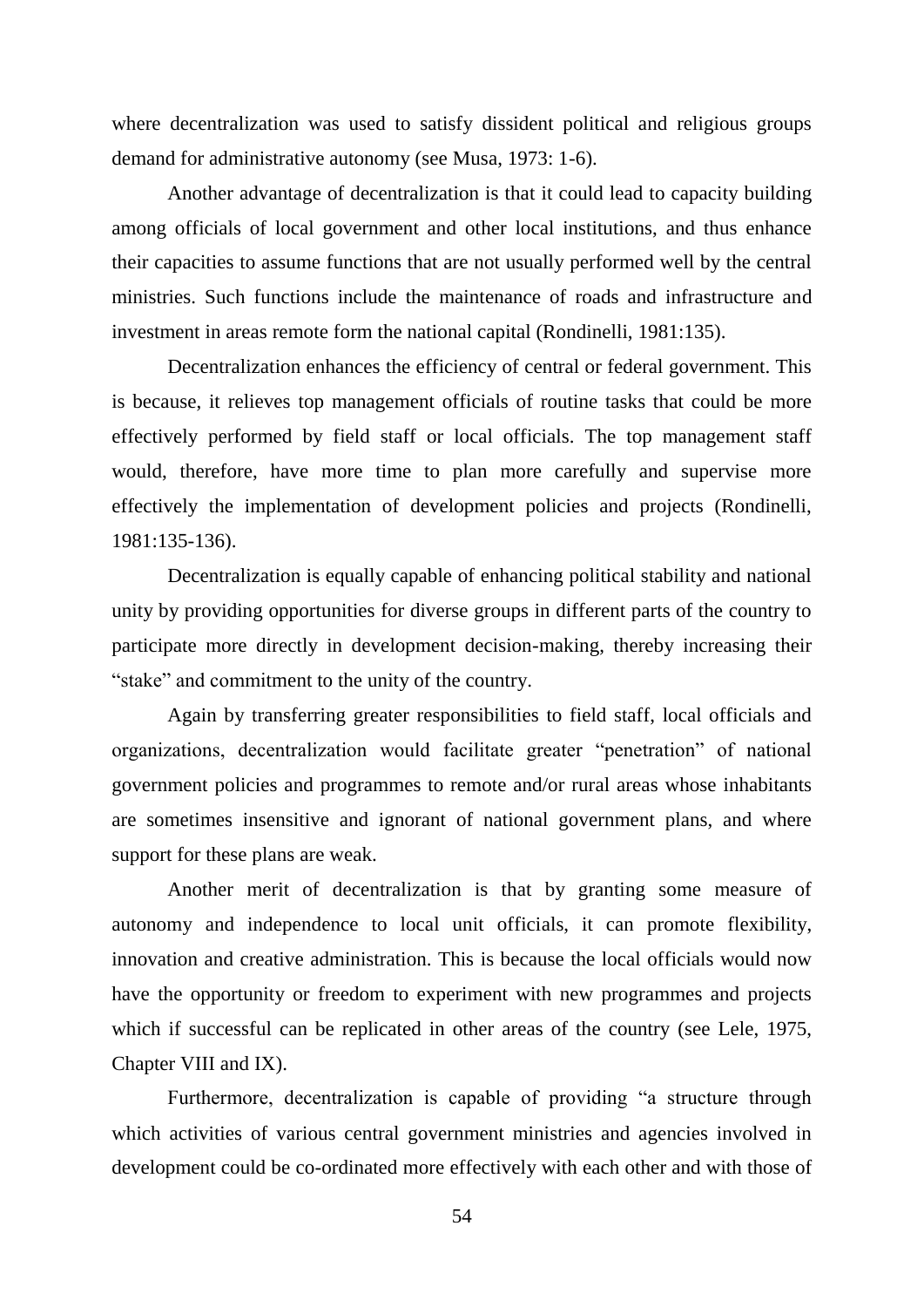where decentralization was used to satisfy dissident political and religious groups demand for administrative autonomy (see Musa, 1973: 1-6).

Another advantage of decentralization is that it could lead to capacity building among officials of local government and other local institutions, and thus enhance their capacities to assume functions that are not usually performed well by the central ministries. Such functions include the maintenance of roads and infrastructure and investment in areas remote form the national capital (Rondinelli, 1981:135).

Decentralization enhances the efficiency of central or federal government. This is because, it relieves top management officials of routine tasks that could be more effectively performed by field staff or local officials. The top management staff would, therefore, have more time to plan more carefully and supervise more effectively the implementation of development policies and projects (Rondinelli, 1981:135-136).

Decentralization is equally capable of enhancing political stability and national unity by providing opportunities for diverse groups in different parts of the country to participate more directly in development decision-making, thereby increasing their "stake" and commitment to the unity of the country.

Again by transferring greater responsibilities to field staff, local officials and organizations, decentralization would facilitate greater "penetration" of national government policies and programmes to remote and/or rural areas whose inhabitants are sometimes insensitive and ignorant of national government plans, and where support for these plans are weak.

Another merit of decentralization is that by granting some measure of autonomy and independence to local unit officials, it can promote flexibility, innovation and creative administration. This is because the local officials would now have the opportunity or freedom to experiment with new programmes and projects which if successful can be replicated in other areas of the country (see Lele, 1975, Chapter VIII and IX).

Furthermore, decentralization is capable of providing "a structure through which activities of various central government ministries and agencies involved in development could be co-ordinated more effectively with each other and with those of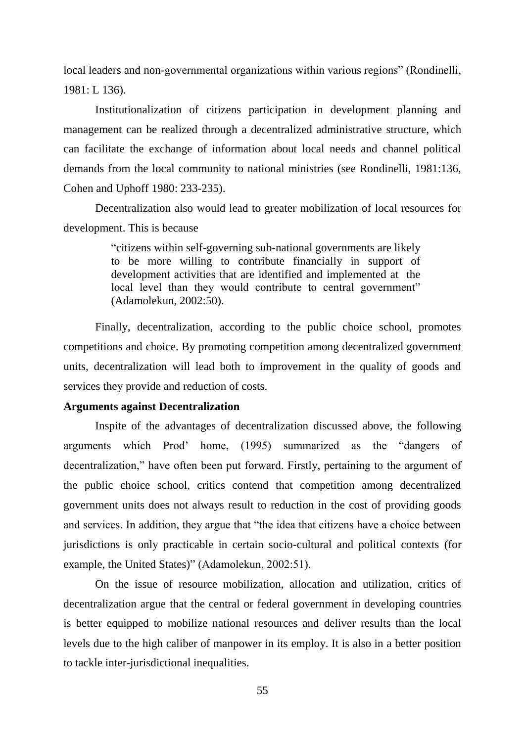local leaders and non-governmental organizations within various regions" (Rondinelli, 1981: L 136).

Institutionalization of citizens participation in development planning and management can be realized through a decentralized administrative structure, which can facilitate the exchange of information about local needs and channel political demands from the local community to national ministries (see Rondinelli, 1981:136, Cohen and Uphoff 1980: 233-235).

Decentralization also would lead to greater mobilization of local resources for development. This is because

> "citizens within self-governing sub-national governments are likely to be more willing to contribute financially in support of development activities that are identified and implemented at the local level than they would contribute to central government" (Adamolekun, 2002:50).

Finally, decentralization, according to the public choice school, promotes competitions and choice. By promoting competition among decentralized government units, decentralization will lead both to improvement in the quality of goods and services they provide and reduction of costs.

**Arguments against Decentralization**

Inspite of the advantages of decentralization discussed above, the following arguments which Prod' home, (1995) summarized as the "dangers of decentralization," have often been put forward. Firstly, pertaining to the argument of the public choice school, critics contend that competition among decentralized government units does not always result to reduction in the cost of providing goods and services. In addition, they argue that "the idea that citizens have a choice between jurisdictions is only practicable in certain socio-cultural and political contexts (for example, the United States)" (Adamolekun, 2002:51).

On the issue of resource mobilization, allocation and utilization, critics of decentralization argue that the central or federal government in developing countries is better equipped to mobilize national resources and deliver results than the local levels due to the high caliber of manpower in its employ. It is also in a better position to tackle inter-jurisdictional inequalities.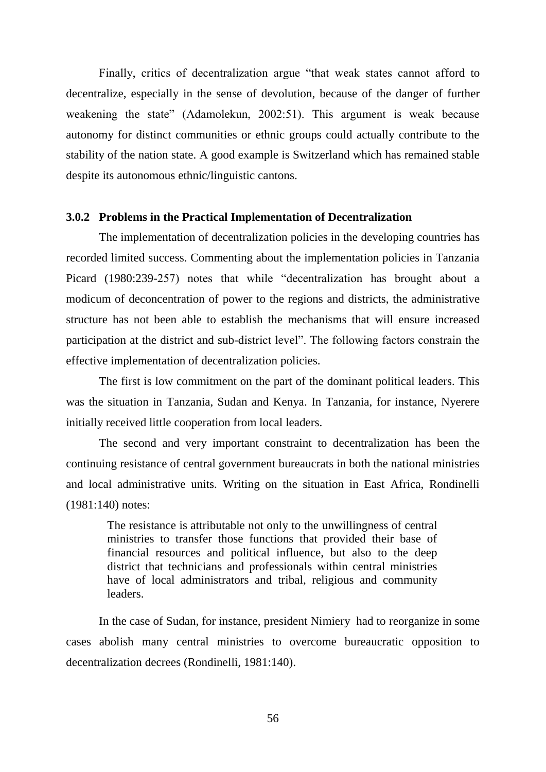Finally, critics of decentralization argue "that weak states cannot afford to decentralize, especially in the sense of devolution, because of the danger of further weakening the state" (Adamolekun, 2002:51). This argument is weak because autonomy for distinct communities or ethnic groups could actually contribute to the stability of the nation state. A good example is Switzerland which has remained stable despite its autonomous ethnic/linguistic cantons.

### 3.0.2 Problems in the Practical Implementation of Decentralization

The implementation of decentralization policies in the developing countries has recorded limited success. Commenting about the implementation policies in Tanzania Picard (1980:239-257) notes that while "decentralization has brought about a modicum of deconcentration of power to the regions and districts, the administrative structure has not been able to establish the mechanisms that will ensure increased participation at the district and sub-district level". The following factors constrain the effective implementation of decentralization policies.

The first is low commitment on the part of the dominant political leaders. This was the situation in Tanzania, Sudan and Kenya. In Tanzania, for instance, Nyerere initially received little cooperation from local leaders.

The second and very important constraint to decentralization has been the continuing resistance of central government bureaucrats in both the national ministries and local administrative units. Writing on the situation in East Africa, Rondinelli (1981:140) notes:

> The resistance is attributable not only to the unwillingness of central ministries to transfer those functions that provided their base of financial resources and political influence, but also to the deep district that technicians and professionals within central ministries have of local administrators and tribal, religious and community leaders.

In the case of Sudan, for instance, president Nimiery had to reorganize in some cases abolish many central ministries to overcome bureaucratic opposition to decentralization decrees (Rondinelli, 1981:140).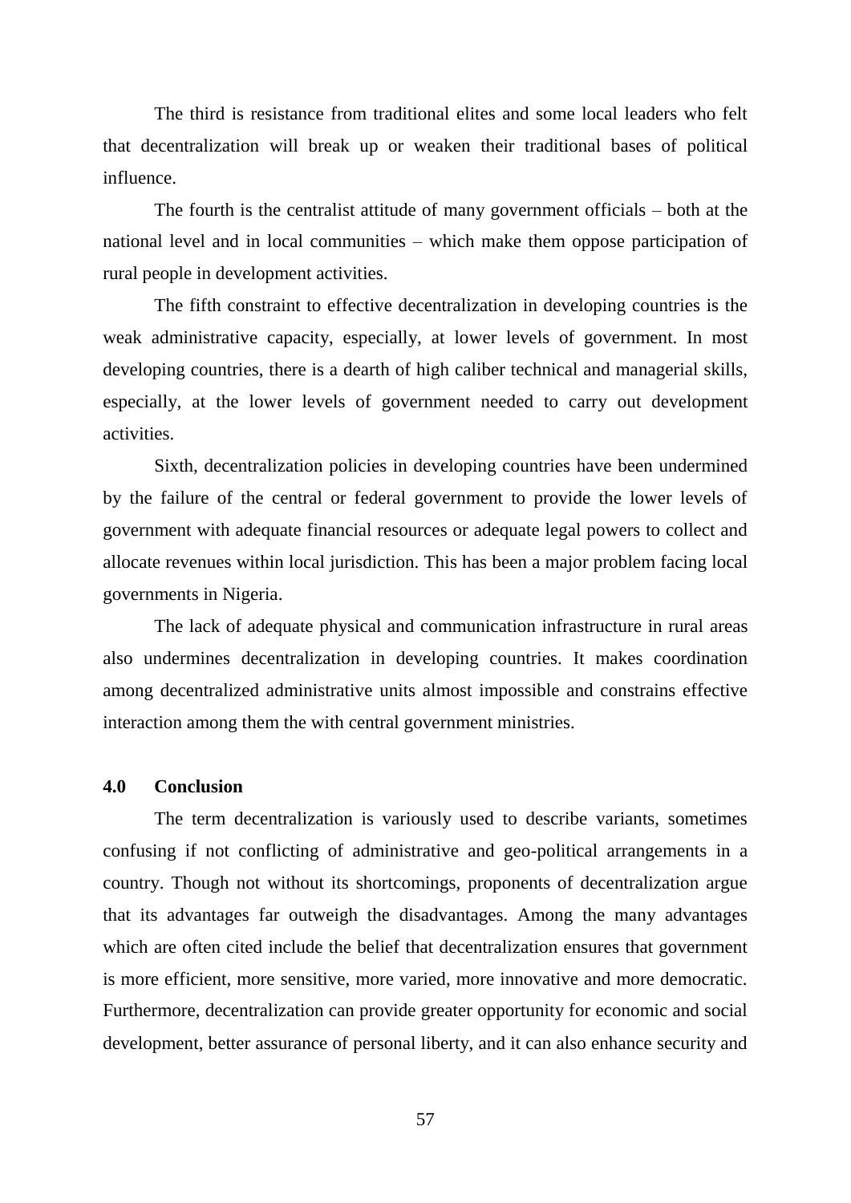The third is resistance from traditional elites and some local leaders who felt that decentralization will break up or weaken their traditional bases of political influence.

The fourth is the centralist attitude of many government officials – both at the national level and in local communities – which make them oppose participation of rural people in development activities.

The fifth constraint to effective decentralization in developing countries is the weak administrative capacity, especially, at lower levels of government. In most developing countries, there is a dearth of high caliber technical and managerial skills, especially, at the lower levels of government needed to carry out development activities.

Sixth, decentralization policies in developing countries have been undermined by the failure of the central or federal government to provide the lower levels of government with adequate financial resources or adequate legal powers to collect and allocate revenues within local jurisdiction. This has been a major problem facing local governments in Nigeria.

The lack of adequate physical and communication infrastructure in rural areas also undermines decentralization in developing countries. It makes coordination among decentralized administrative units almost impossible and constrains effective interaction among them the with central government ministries.

## 4.0 Conclusion

The term decentralization is variously used to describe variants, sometimes confusing if not conflicting of administrative and geo-political arrangements in a country. Though not without its shortcomings, proponents of decentralization argue that its advantages far outweigh the disadvantages. Among the many advantages which are often cited include the belief that decentralization ensures that government is more efficient, more sensitive, more varied, more innovative and more democratic. Furthermore, decentralization can provide greater opportunity for economic and social development, better assurance of personal liberty, and it can also enhance security and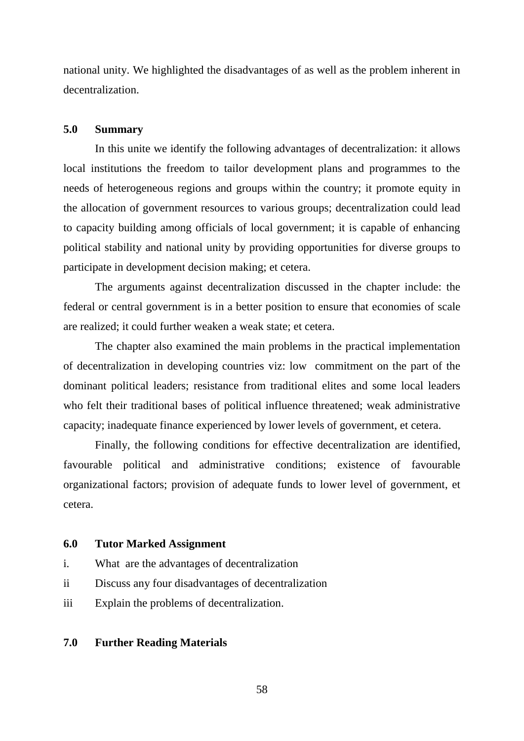national unity. We highlighted the disadvantages of as well as the problem inherent in decentralization.

## 5.0 Summary

In this unite we identify the following advantages of decentralization: it allows local institutions the freedom to tailor development plans and programmes to the needs of heterogeneous regions and groups within the country; it promote equity in the allocation of government resources to various groups; decentralization could lead to capacity building among officials of local government; it is capable of enhancing political stability and national unity by providing opportunities for diverse groups to participate in development decision making; et cetera.

The arguments against decentralization discussed in the chapter include: the federal or central government is in a better position to ensure that economies of scale are realized; it could further weaken a weak state; et cetera.

The chapter also examined the main problems in the practical implementation of decentralization in developing countries viz: low commitment on the part of the dominant political leaders; resistance from traditional elites and some local leaders who felt their traditional bases of political influence threatened; weak administrative capacity; inadequate finance experienced by lower levels of government, et cetera.

Finally, the following conditions for effective decentralization are identified, favourable political and administrative conditions; existence of favourable organizational factors; provision of adequate funds to lower level of government, et cetera.

## 6.0 Tutor Marked Assignment

i. What are the advantages of decentralization

ii Discuss any four disadvantages of decentralization

iii Explain the problems of decentralization.

## 7.0 Further Reading Materials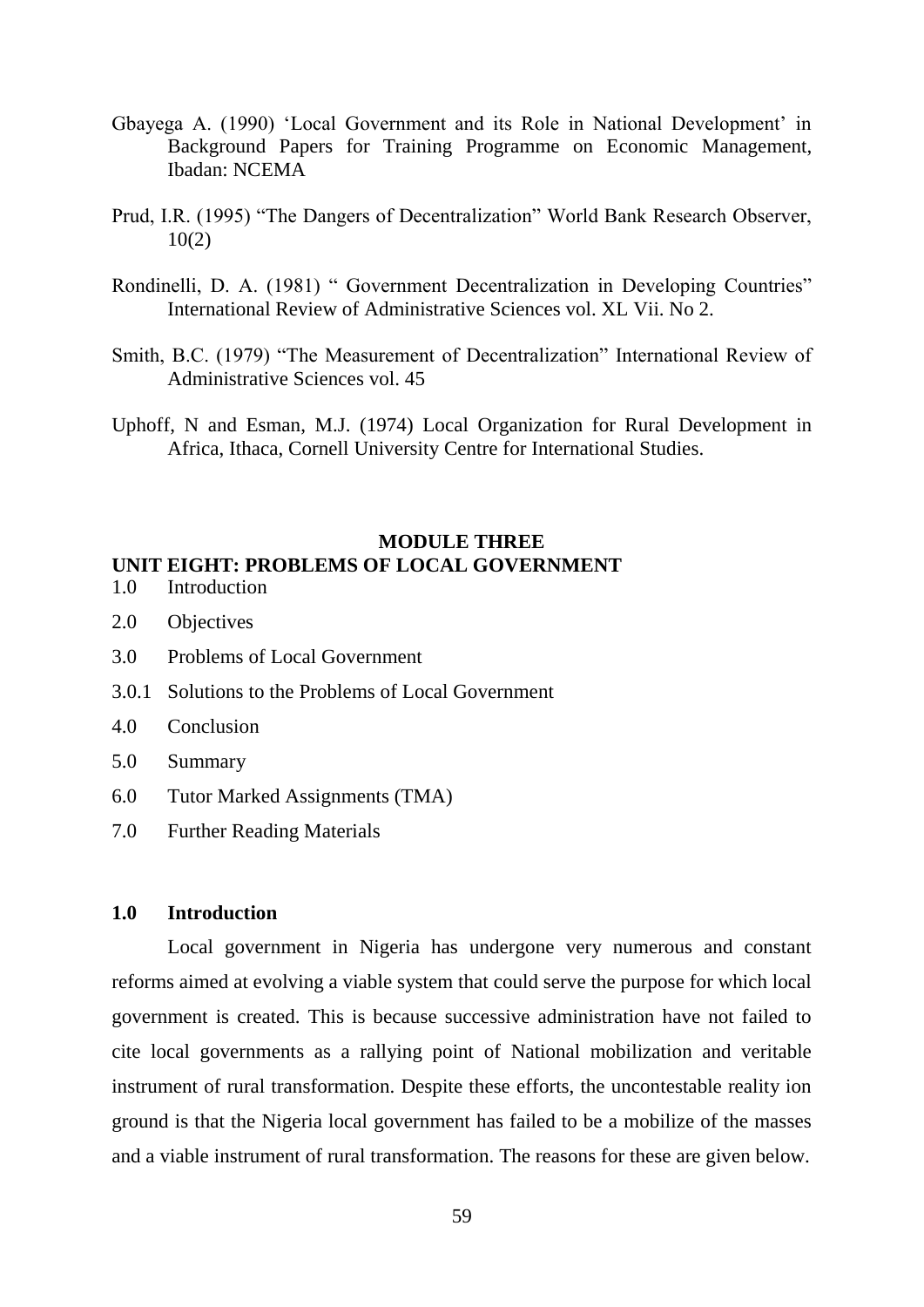Gbayega A. (1990) 'Local Government and its Role in National Development' in Background Papers for Training Programme on Economic Management, Ibadan: NCEMA

Prud, I.R. (1995) "The Dangers of Decentralization" World Bank Research Observer, 10(2)

Rondinelli, D. A. (1981) " Government Decentralization in Developing Countries" International Review of Administrative Sciences vol. XL Vii. No 2.

Smith, B.C. (1979) "The Measurement of Decentralization" International Review of Administrative Sciences vol. 45

Uphoff, N and Esman, M.J. (1974) Local Organization for Rural Development in Africa, Ithaca, Cornell University Centre for International Studies.

# MODULE THREE

## UNIT EIGHT: PROBLEMS OF LOCAL GOVERNMENT

1.0 Introduction

2.0 Objectives

3.0 Problems of Local Government

3.0.1 Solutions to the Problems of Local Government

4.0 Conclusion

5.0 Summary

6.0 Tutor Marked Assignments (TMA)

7.0 Further Reading Materials

### 1.0 Introduction

Local government in Nigeria has undergone very numerous and constant reforms aimed at evolving a viable system that could serve the purpose for which local government is created. This is because successive administration have not failed to cite local governments as a rallying point of National mobilization and veritable instrument of rural transformation. Despite these efforts, the uncontestable reality ion ground is that the Nigeria local government has failed to be a mobilize of the masses and a viable instrument of rural transformation. The reasons for these are given below.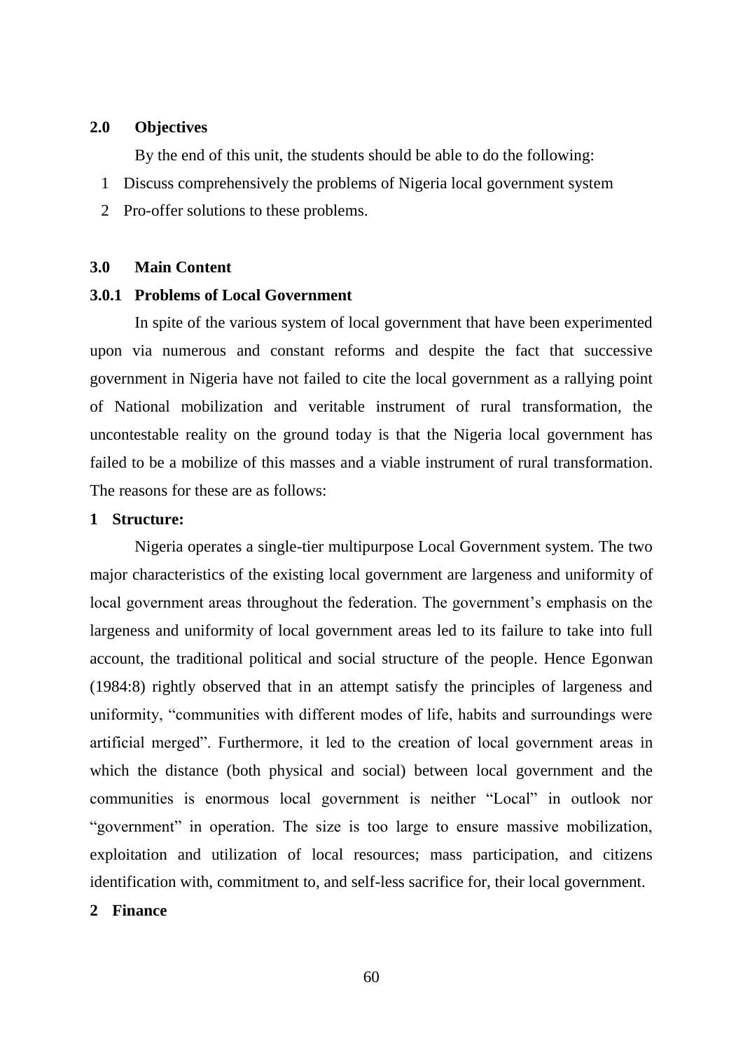## 2.0 Objectives

By the end of this unit, the students should be able to do the following:

1. Discuss comprehensively the problems of Nigeria local government system
2. Pro-offer solutions to these problems.

## 3.0 Main Content

### 3.0.1 Problems of Local Government

In spite of the various system of local government that have been experimented upon via numerous and constant reforms and despite the fact that successive government in Nigeria have not failed to cite the local government as a rallying point of National mobilization and veritable instrument of rural transformation, the uncontestable reality on the ground today is that the Nigeria local government has failed to be a mobilize of this masses and a viable instrument of rural transformation. The reasons for these are as follows:

**1 Structure:**

Nigeria operates a single-tier multipurpose Local Government system. The two major characteristics of the existing local government are largeness and uniformity of local government areas throughout the federation. The government's emphasis on the largeness and uniformity of local government areas led to its failure to take into full account, the traditional political and social structure of the people. Hence Egonwan (1984:8) rightly observed that in an attempt satisfy the principles of largeness and uniformity, "communities with different modes of life, habits and surroundings were artificial merged". Furthermore, it led to the creation of local government areas in which the distance (both physical and social) between local government and the communities is enormous local government is neither "Local" in outlook nor "government" in operation. The size is too large to ensure massive mobilization, exploitation and utilization of local resources; mass participation, and citizens identification with, commitment to, and self-less sacrifice for, their local government.

**2 Finance**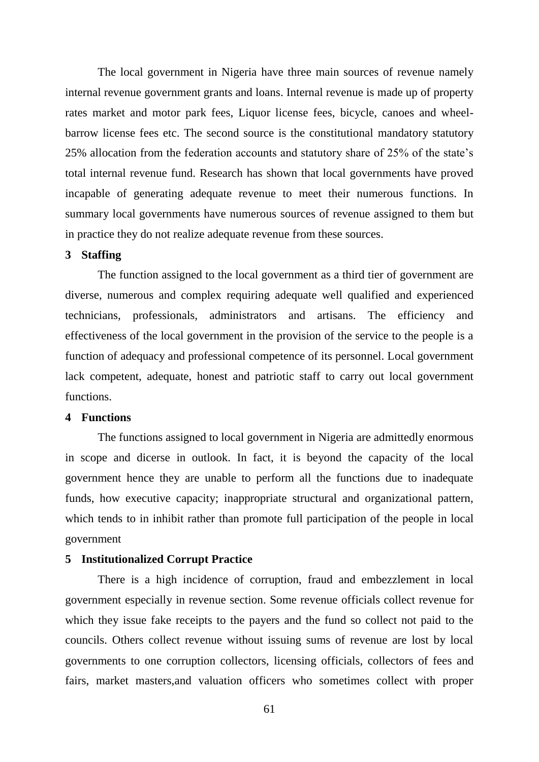The local government in Nigeria have three main sources of revenue namely internal revenue government grants and loans. Internal revenue is made up of property rates market and motor park fees, Liquor license fees, bicycle, canoes and wheel-barrow license fees etc. The second source is the constitutional mandatory statutory 25% allocation from the federation accounts and statutory share of 25% of the state's total internal revenue fund. Research has shown that local governments have proved incapable of generating adequate revenue to meet their numerous functions. In summary local governments have numerous sources of revenue assigned to them but in practice they do not realize adequate revenue from these sources.

**3 Staffing**

The function assigned to the local government as a third tier of government are diverse, numerous and complex requiring adequate well qualified and experienced technicians, professionals, administrators and artisans. The efficiency and effectiveness of the local government in the provision of the service to the people is a function of adequacy and professional competence of its personnel. Local government lack competent, adequate, honest and patriotic staff to carry out local government functions.

**4 Functions**

The functions assigned to local government in Nigeria are admittedly enormous in scope and dicerse in outlook. In fact, it is beyond the capacity of the local government hence they are unable to perform all the functions due to inadequate funds, how executive capacity; inappropriate structural and organizational pattern, which tends to in inhibit rather than promote full participation of the people in local government

**5 Institutionalized Corrupt Practice**

There is a high incidence of corruption, fraud and embezzlement in local government especially in revenue section. Some revenue officials collect revenue for which they issue fake receipts to the payers and the fund so collect not paid to the councils. Others collect revenue without issuing sums of revenue are lost by local governments to one corruption collectors, licensing officials, collectors of fees and fairs, market masters,and valuation officers who sometimes collect with proper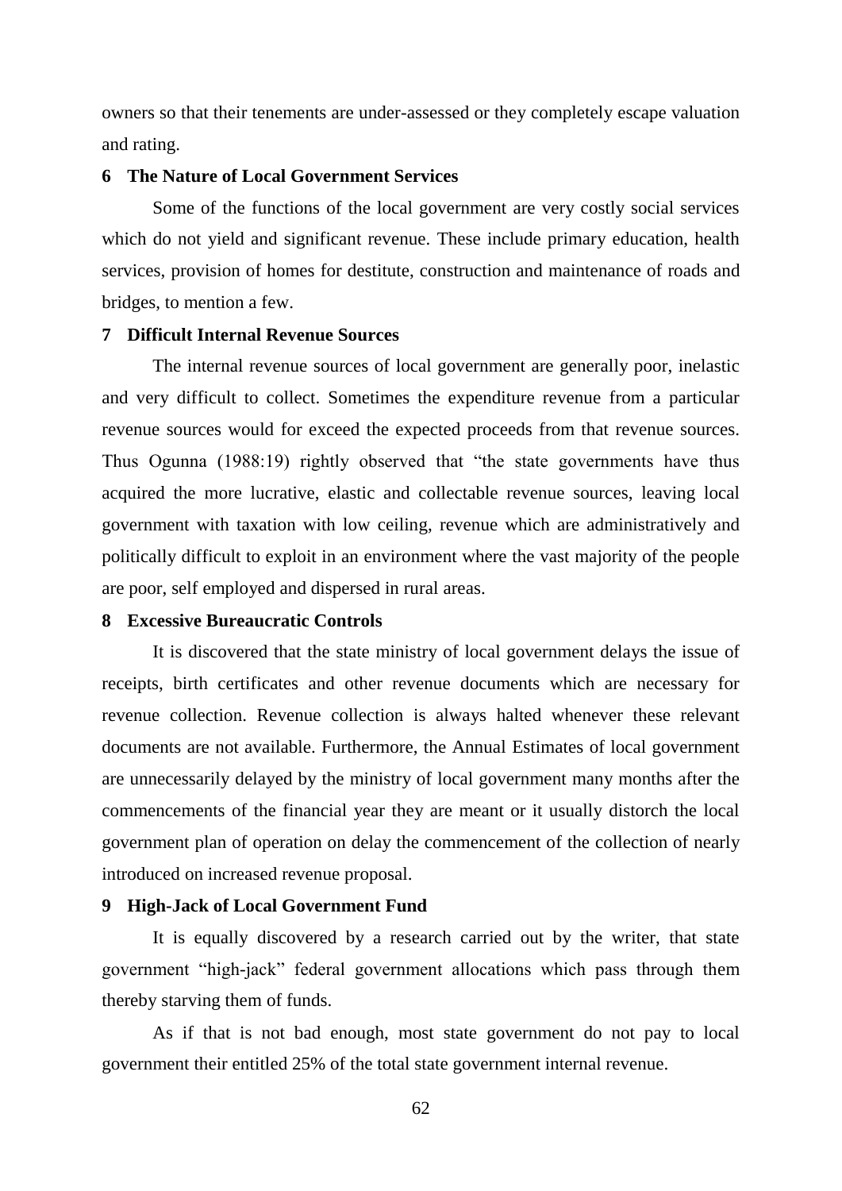owners so that their tenements are under-assessed or they completely escape valuation and rating.

**6 The Nature of Local Government Services**

Some of the functions of the local government are very costly social services which do not yield and significant revenue. These include primary education, health services, provision of homes for destitute, construction and maintenance of roads and bridges, to mention a few.

**7 Difficult Internal Revenue Sources**

The internal revenue sources of local government are generally poor, inelastic and very difficult to collect. Sometimes the expenditure revenue from a particular revenue sources would for exceed the expected proceeds from that revenue sources. Thus Ogunna (1988:19) rightly observed that "the state governments have thus acquired the more lucrative, elastic and collectable revenue sources, leaving local government with taxation with low ceiling, revenue which are administratively and politically difficult to exploit in an environment where the vast majority of the people are poor, self employed and dispersed in rural areas.

**8 Excessive Bureaucratic Controls**

It is discovered that the state ministry of local government delays the issue of receipts, birth certificates and other revenue documents which are necessary for revenue collection. Revenue collection is always halted whenever these relevant documents are not available. Furthermore, the Annual Estimates of local government are unnecessarily delayed by the ministry of local government many months after the commencements of the financial year they are meant or it usually distorch the local government plan of operation on delay the commencement of the collection of nearly introduced on increased revenue proposal.

**9 High-Jack of Local Government Fund**

It is equally discovered by a research carried out by the writer, that state government "high-jack" federal government allocations which pass through them thereby starving them of funds.

As if that is not bad enough, most state government do not pay to local government their entitled 25% of the total state government internal revenue.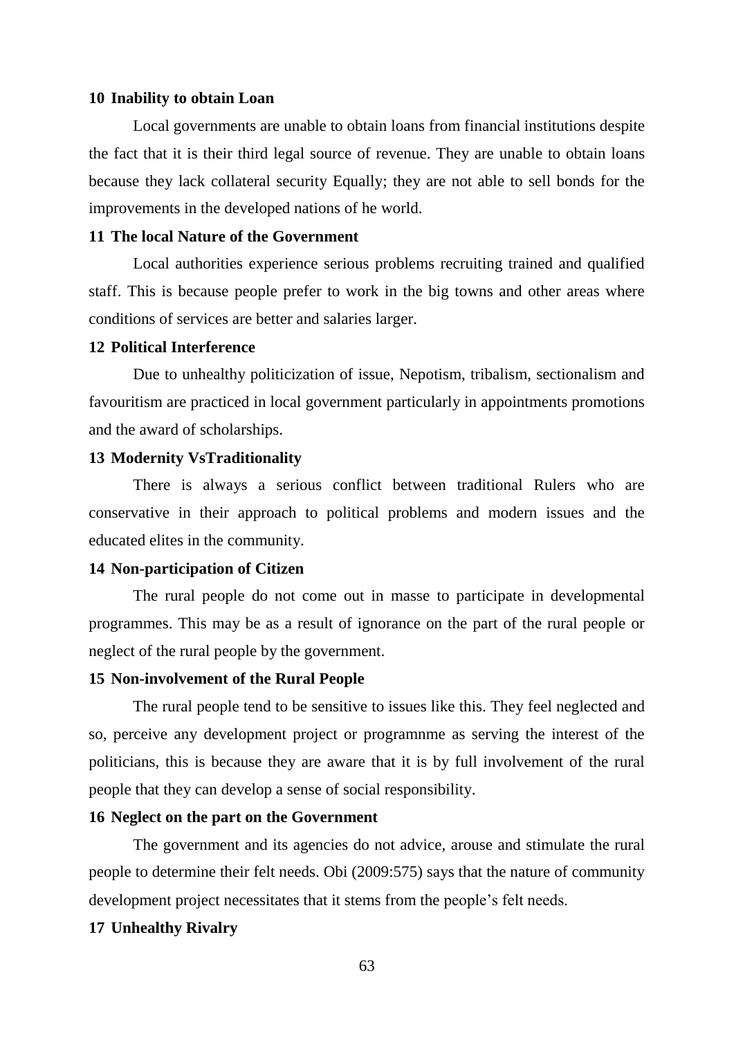**10 Inability to obtain Loan**

Local governments are unable to obtain loans from financial institutions despite the fact that it is their third legal source of revenue. They are unable to obtain loans because they lack collateral security Equally; they are not able to sell bonds for the improvements in the developed nations of he world.

**11 The local Nature of the Government**

Local authorities experience serious problems recruiting trained and qualified staff. This is because people prefer to work in the big towns and other areas where conditions of services are better and salaries larger.

**12 Political Interference**

Due to unhealthy politicization of issue, Nepotism, tribalism, sectionalism and favouritism are practiced in local government particularly in appointments promotions and the award of scholarships.

**13 Modernity VsTraditionality**

There is always a serious conflict between traditional Rulers who are conservative in their approach to political problems and modern issues and the educated elites in the community.

**14 Non-participation of Citizen**

The rural people do not come out in masse to participate in developmental programmes. This may be as a result of ignorance on the part of the rural people or neglect of the rural people by the government.

**15 Non-involvement of the Rural People**

The rural people tend to be sensitive to issues like this. They feel neglected and so, perceive any development project or programnme as serving the interest of the politicians, this is because they are aware that it is by full involvement of the rural people that they can develop a sense of social responsibility.

**16 Neglect on the part on the Government**

The government and its agencies do not advice, arouse and stimulate the rural people to determine their felt needs. Obi (2009:575) says that the nature of community development project necessitates that it stems from the people's felt needs.

**17 Unhealthy Rivalry**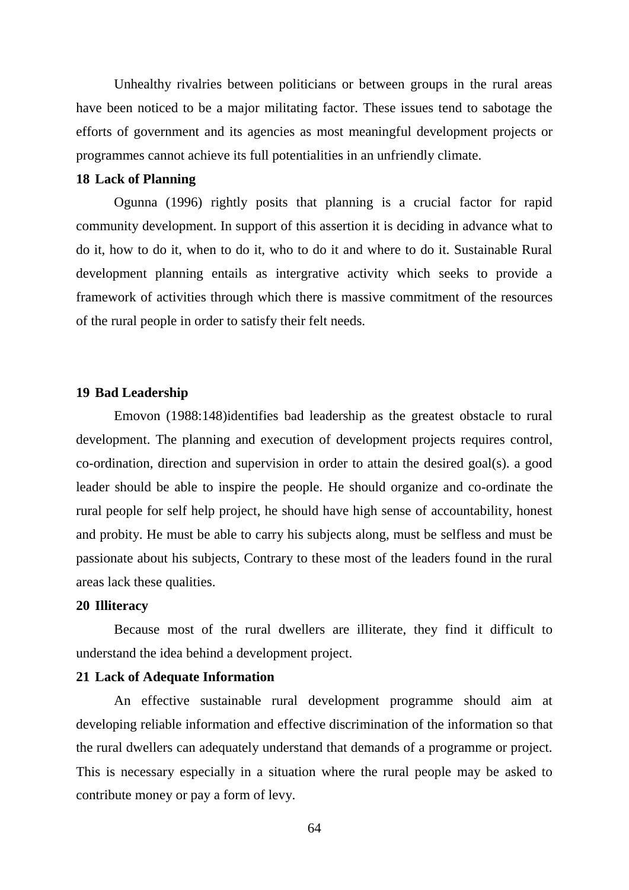Unhealthy rivalries between politicians or between groups in the rural areas have been noticed to be a major militating factor. These issues tend to sabotage the efforts of government and its agencies as most meaningful development projects or programmes cannot achieve its full potentialities in an unfriendly climate.

**18 Lack of Planning**

Ogunna (1996) rightly posits that planning is a crucial factor for rapid community development. In support of this assertion it is deciding in advance what to do it, how to do it, when to do it, who to do it and where to do it. Sustainable Rural development planning entails as intergrative activity which seeks to provide a framework of activities through which there is massive commitment of the resources of the rural people in order to satisfy their felt needs.

**19 Bad Leadership**

Emovon (1988:148)identifies bad leadership as the greatest obstacle to rural development. The planning and execution of development projects requires control, co-ordination, direction and supervision in order to attain the desired goal(s). a good leader should be able to inspire the people. He should organize and co-ordinate the rural people for self help project, he should have high sense of accountability, honest and probity. He must be able to carry his subjects along, must be selfless and must be passionate about his subjects, Contrary to these most of the leaders found in the rural areas lack these qualities.

**20 Illiteracy**

Because most of the rural dwellers are illiterate, they find it difficult to understand the idea behind a development project.

**21 Lack of Adequate Information**

An effective sustainable rural development programme should aim at developing reliable information and effective discrimination of the information so that the rural dwellers can adequately understand that demands of a programme or project. This is necessary especially in a situation where the rural people may be asked to contribute money or pay a form of levy.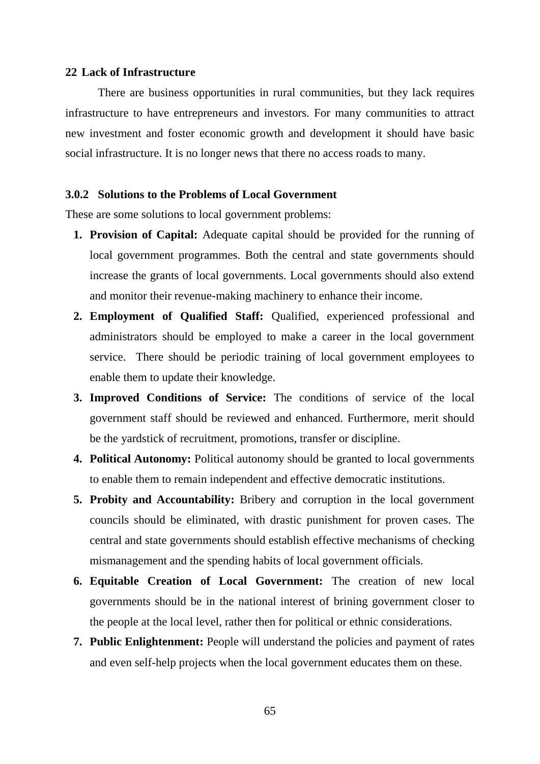**22 Lack of Infrastructure**

There are business opportunities in rural communities, but they lack requires infrastructure to have entrepreneurs and investors. For many communities to attract new investment and foster economic growth and development it should have basic social infrastructure. It is no longer news that there no access roads to many.

**3.0.2 Solutions to the Problems of Local Government**

These are some solutions to local government problems:

1. **Provision of Capital:** Adequate capital should be provided for the running of local government programmes. Both the central and state governments should increase the grants of local governments. Local governments should also extend and monitor their revenue-making machinery to enhance their income.
2. **Employment of Qualified Staff:** Qualified, experienced professional and administrators should be employed to make a career in the local government service. There should be periodic training of local government employees to enable them to update their knowledge.
3. **Improved Conditions of Service:** The conditions of service of the local government staff should be reviewed and enhanced. Furthermore, merit should be the yardstick of recruitment, promotions, transfer or discipline.
4. **Political Autonomy:** Political autonomy should be granted to local governments to enable them to remain independent and effective democratic institutions.
5. **Probity and Accountability:** Bribery and corruption in the local government councils should be eliminated, with drastic punishment for proven cases. The central and state governments should establish effective mechanisms of checking mismanagement and the spending habits of local government officials.
6. **Equitable Creation of Local Government:** The creation of new local governments should be in the national interest of brining government closer to the people at the local level, rather then for political or ethnic considerations.
7. **Public Enlightenment:** People will understand the policies and payment of rates and even self-help projects when the local government educates them on these.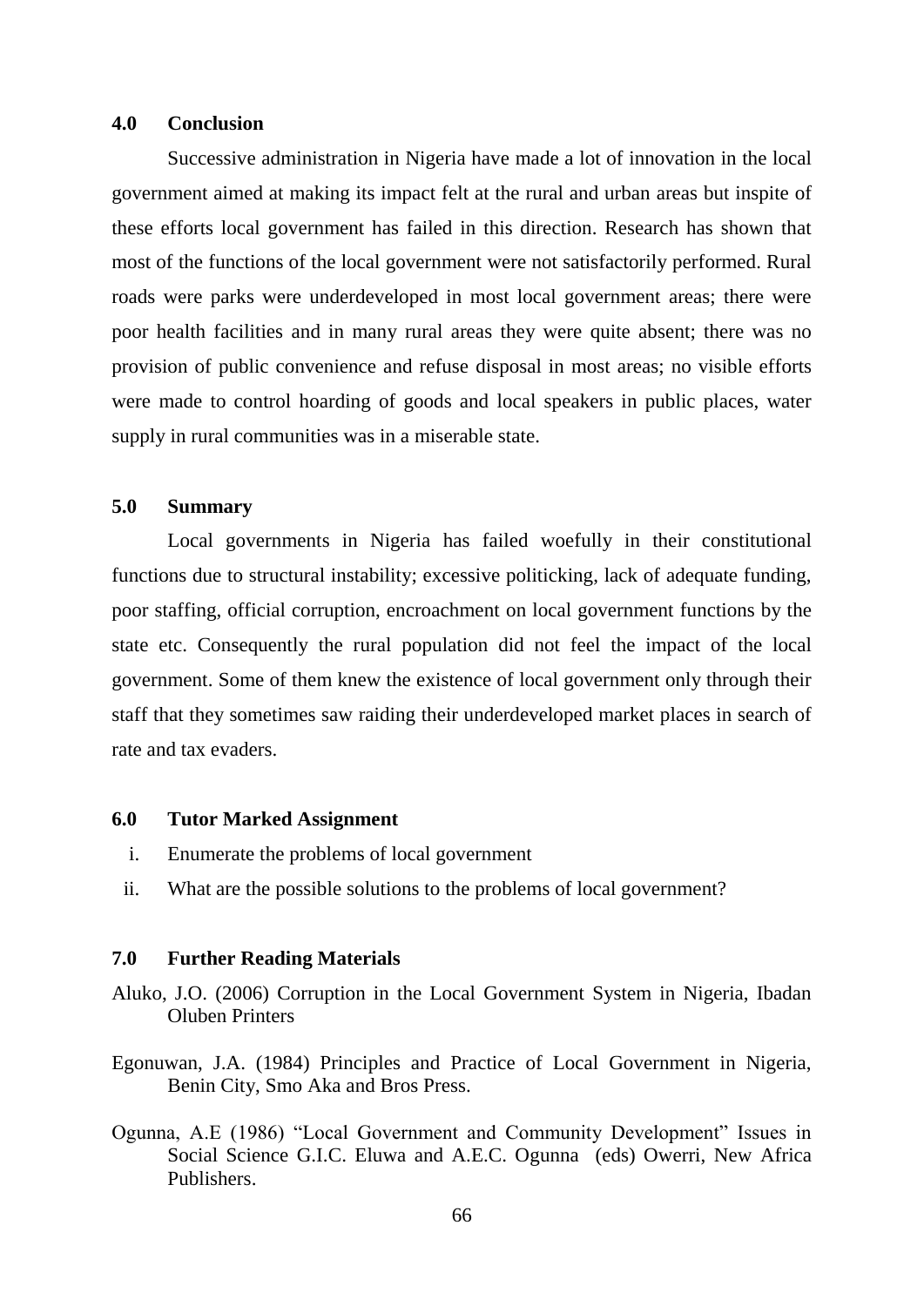## 4.0 Conclusion

Successive administration in Nigeria have made a lot of innovation in the local government aimed at making its impact felt at the rural and urban areas but inspite of these efforts local government has failed in this direction. Research has shown that most of the functions of the local government were not satisfactorily performed. Rural roads were parks were underdeveloped in most local government areas; there were poor health facilities and in many rural areas they were quite absent; there was no provision of public convenience and refuse disposal in most areas; no visible efforts were made to control hoarding of goods and local speakers in public places, water supply in rural communities was in a miserable state.

## 5.0 Summary

Local governments in Nigeria has failed woefully in their constitutional functions due to structural instability; excessive politicking, lack of adequate funding, poor staffing, official corruption, encroachment on local government functions by the state etc. Consequently the rural population did not feel the impact of the local government. Some of them knew the existence of local government only through their staff that they sometimes saw raiding their underdeveloped market places in search of rate and tax evaders.

## 6.0 Tutor Marked Assignment

i. Enumerate the problems of local government

ii. What are the possible solutions to the problems of local government?

## 7.0 Further Reading Materials

Aluko, J.O. (2006) Corruption in the Local Government System in Nigeria, Ibadan Oluben Printers

Egonuwan, J.A. (1984) Principles and Practice of Local Government in Nigeria, Benin City, Smo Aka and Bros Press.

Ogunna, A.E (1986) "Local Government and Community Development" Issues in Social Science G.I.C. Eluwa and A.E.C. Ogunna (eds) Owerri, New Africa Publishers.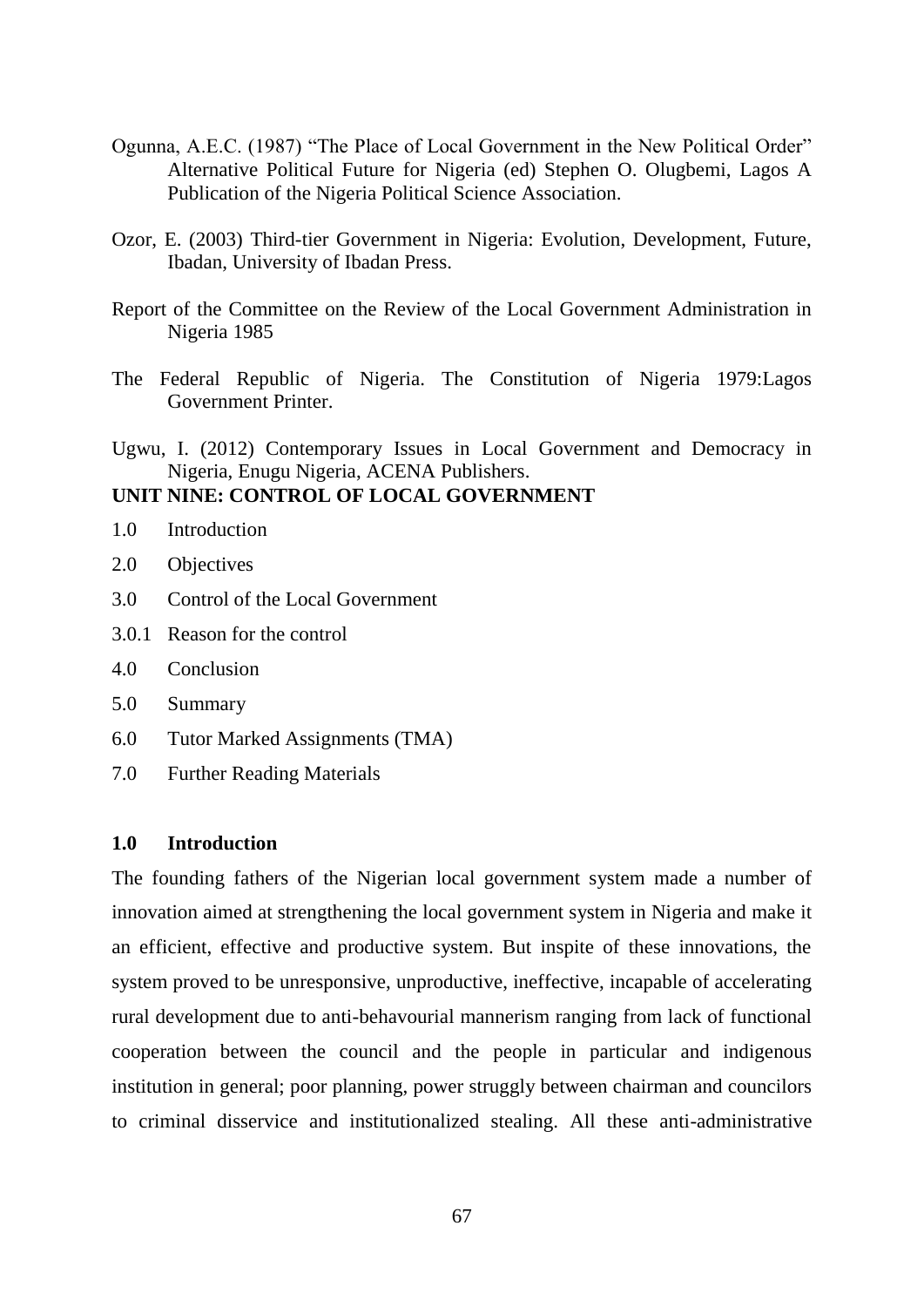Ogunna, A.E.C. (1987) "The Place of Local Government in the New Political Order" Alternative Political Future for Nigeria (ed) Stephen O. Olugbemi, Lagos A Publication of the Nigeria Political Science Association.

Ozor, E. (2003) Third-tier Government in Nigeria: Evolution, Development, Future, Ibadan, University of Ibadan Press.

Report of the Committee on the Review of the Local Government Administration in Nigeria 1985

The Federal Republic of Nigeria. The Constitution of Nigeria 1979:Lagos Government Printer.

Ugwu, I. (2012) Contemporary Issues in Local Government and Democracy in Nigeria, Enugu Nigeria, ACENA Publishers.

## UNIT NINE: CONTROL OF LOCAL GOVERNMENT

1.0 Introduction

2.0 Objectives

3.0 Control of the Local Government

3.0.1 Reason for the control

4.0 Conclusion

5.0 Summary

6.0 Tutor Marked Assignments (TMA)

7.0 Further Reading Materials

### 1.0 Introduction

The founding fathers of the Nigerian local government system made a number of innovation aimed at strengthening the local government system in Nigeria and make it an efficient, effective and productive system. But inspite of these innovations, the system proved to be unresponsive, unproductive, ineffective, incapable of accelerating rural development due to anti-behavourial mannerism ranging from lack of functional cooperation between the council and the people in particular and indigenous institution in general; poor planning, power struggly between chairman and councilors to criminal disservice and institutionalized stealing. All these anti-administrative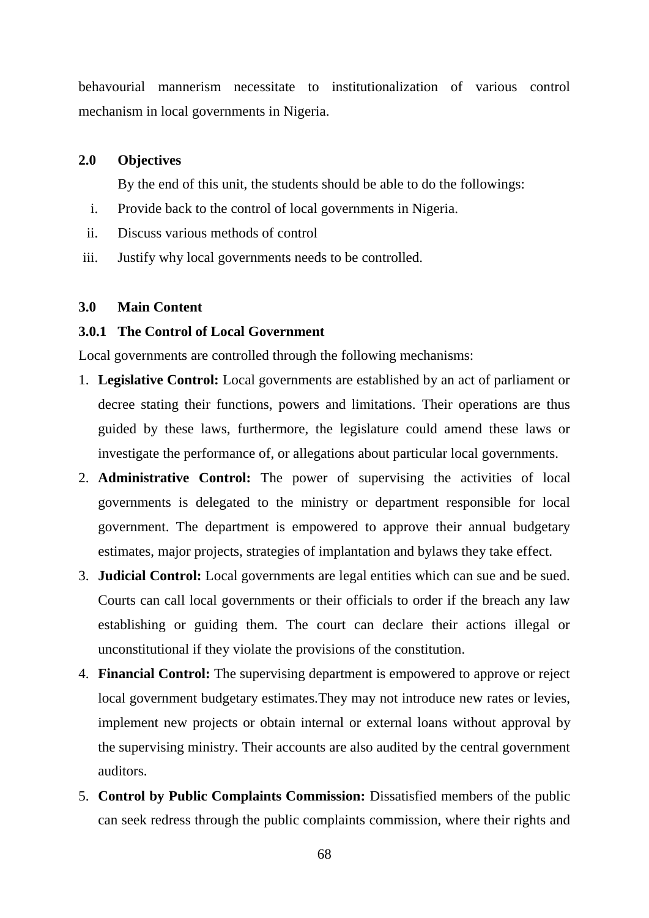behavourial mannerism necessitate to institutionalization of various control mechanism in local governments in Nigeria.

## 2.0 Objectives

By the end of this unit, the students should be able to do the followings:

i. Provide back to the control of local governments in Nigeria.
ii. Discuss various methods of control
iii. Justify why local governments needs to be controlled.

## 3.0 Main Content

### 3.0.1 The Control of Local Government

Local governments are controlled through the following mechanisms:

1. **Legislative Control:** Local governments are established by an act of parliament or decree stating their functions, powers and limitations. Their operations are thus guided by these laws, furthermore, the legislature could amend these laws or investigate the performance of, or allegations about particular local governments.
2. **Administrative Control:** The power of supervising the activities of local governments is delegated to the ministry or department responsible for local government. The department is empowered to approve their annual budgetary estimates, major projects, strategies of implantation and bylaws they take effect.
3. **Judicial Control:** Local governments are legal entities which can sue and be sued. Courts can call local governments or their officials to order if the breach any law establishing or guiding them. The court can declare their actions illegal or unconstitutional if they violate the provisions of the constitution.
4. **Financial Control:** The supervising department is empowered to approve or reject local government budgetary estimates.They may not introduce new rates or levies, implement new projects or obtain internal or external loans without approval by the supervising ministry. Their accounts are also audited by the central government auditors.
5. **Control by Public Complaints Commission:** Dissatisfied members of the public can seek redress through the public complaints commission, where their rights and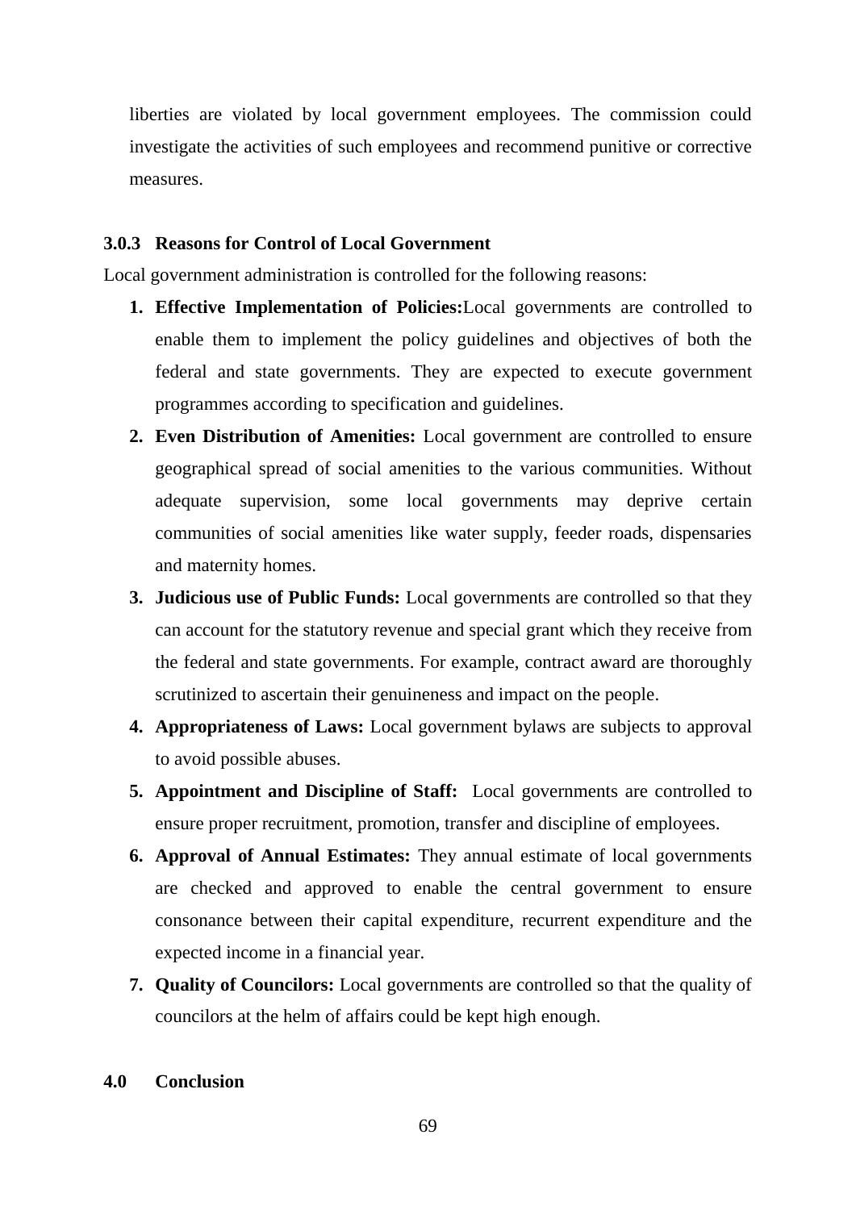liberties are violated by local government employees. The commission could investigate the activities of such employees and recommend punitive or corrective measures.

### 3.0.3 Reasons for Control of Local Government

Local government administration is controlled for the following reasons:

1. **Effective Implementation of Policies:**Local governments are controlled to enable them to implement the policy guidelines and objectives of both the federal and state governments. They are expected to execute government programmes according to specification and guidelines.
2. **Even Distribution of Amenities:** Local government are controlled to ensure geographical spread of social amenities to the various communities. Without adequate supervision, some local governments may deprive certain communities of social amenities like water supply, feeder roads, dispensaries and maternity homes.
3. **Judicious use of Public Funds:** Local governments are controlled so that they can account for the statutory revenue and special grant which they receive from the federal and state governments. For example, contract award are thoroughly scrutinized to ascertain their genuineness and impact on the people.
4. **Appropriateness of Laws:** Local government bylaws are subjects to approval to avoid possible abuses.
5. **Appointment and Discipline of Staff:** Local governments are controlled to ensure proper recruitment, promotion, transfer and discipline of employees.
6. **Approval of Annual Estimates:** They annual estimate of local governments are checked and approved to enable the central government to ensure consonance between their capital expenditure, recurrent expenditure and the expected income in a financial year.
7. **Quality of Councilors:** Local governments are controlled so that the quality of councilors at the helm of affairs could be kept high enough.

## 4.0 Conclusion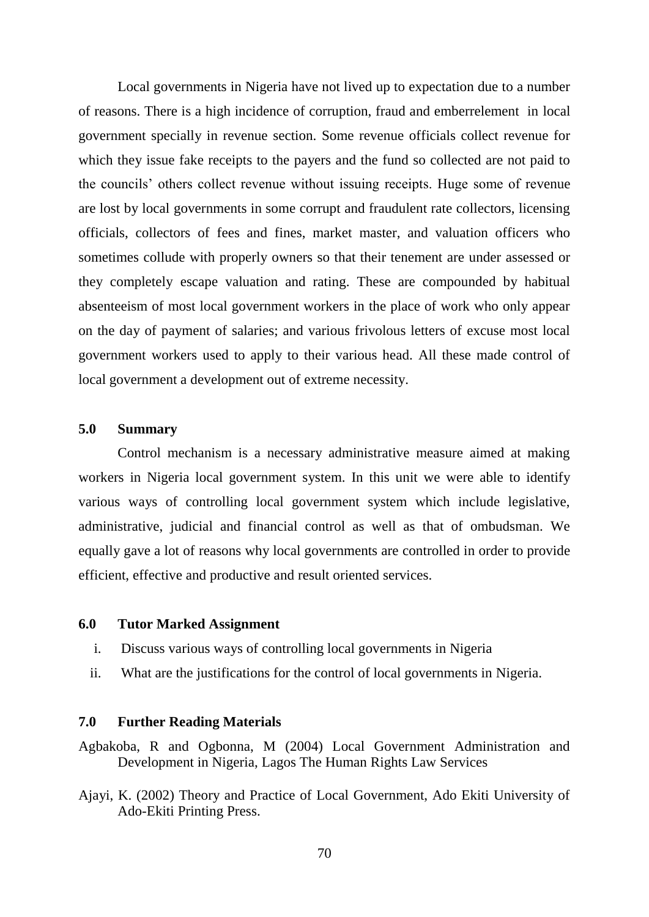Local governments in Nigeria have not lived up to expectation due to a number of reasons. There is a high incidence of corruption, fraud and emberrelement in local government specially in revenue section. Some revenue officials collect revenue for which they issue fake receipts to the payers and the fund so collected are not paid to the councils' others collect revenue without issuing receipts. Huge some of revenue are lost by local governments in some corrupt and fraudulent rate collectors, licensing officials, collectors of fees and fines, market master, and valuation officers who sometimes collude with properly owners so that their tenement are under assessed or they completely escape valuation and rating. These are compounded by habitual absenteeism of most local government workers in the place of work who only appear on the day of payment of salaries; and various frivolous letters of excuse most local government workers used to apply to their various head. All these made control of local government a development out of extreme necessity.

## 5.0 Summary

Control mechanism is a necessary administrative measure aimed at making workers in Nigeria local government system. In this unit we were able to identify various ways of controlling local government system which include legislative, administrative, judicial and financial control as well as that of ombudsman. We equally gave a lot of reasons why local governments are controlled in order to provide efficient, effective and productive and result oriented services.

## 6.0 Tutor Marked Assignment

i. Discuss various ways of controlling local governments in Nigeria

ii. What are the justifications for the control of local governments in Nigeria.

## 7.0 Further Reading Materials

Agbakoba, R and Ogbonna, M (2004) Local Government Administration and Development in Nigeria, Lagos The Human Rights Law Services

Ajayi, K. (2002) Theory and Practice of Local Government, Ado Ekiti University of Ado-Ekiti Printing Press.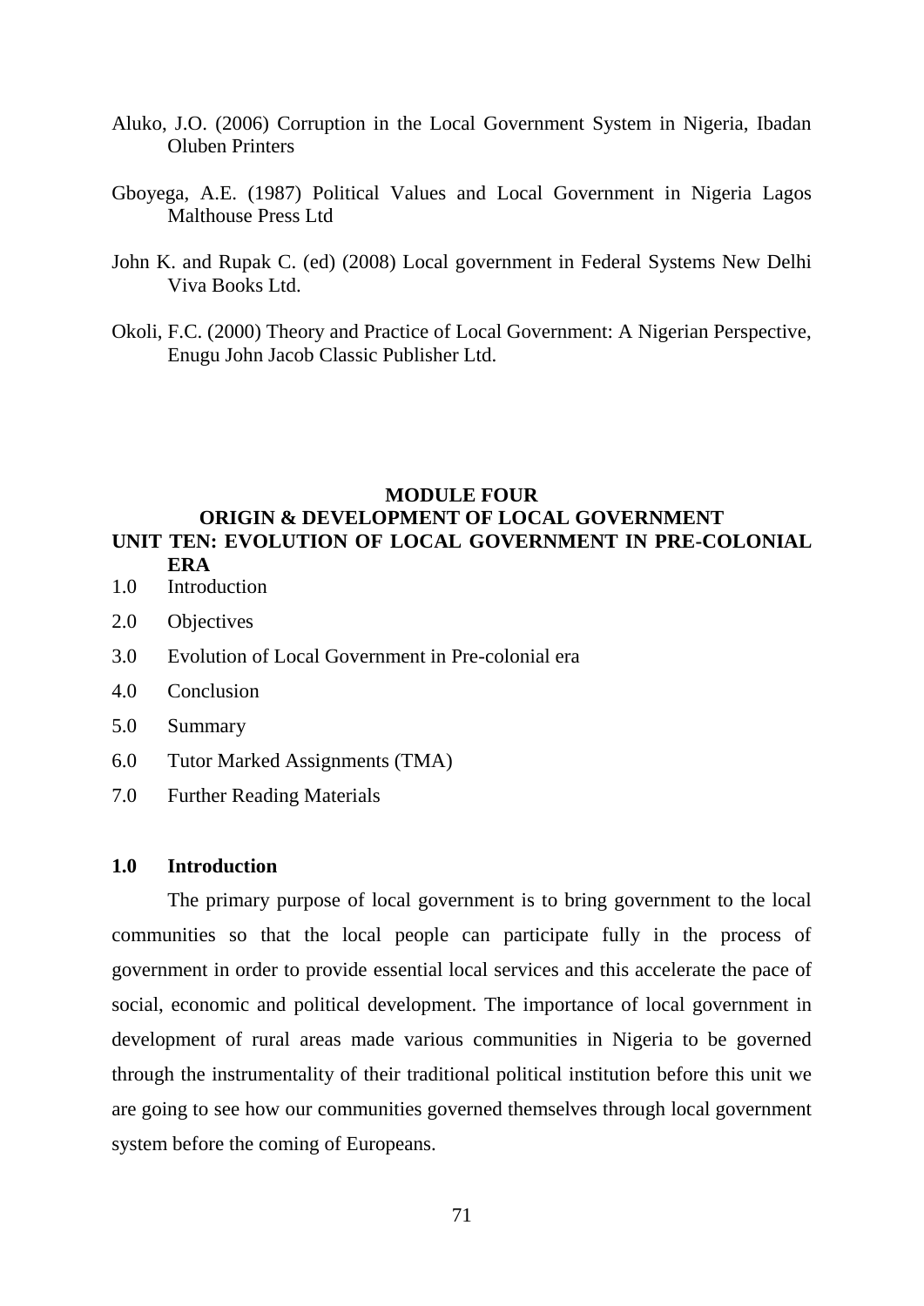Aluko, J.O. (2006) Corruption in the Local Government System in Nigeria, Ibadan Oluben Printers

Gboyega, A.E. (1987) Political Values and Local Government in Nigeria Lagos Malthouse Press Ltd

John K. and Rupak C. (ed) (2008) Local government in Federal Systems New Delhi Viva Books Ltd.

Okoli, F.C. (2000) Theory and Practice of Local Government: A Nigerian Perspective, Enugu John Jacob Classic Publisher Ltd.

# MODULE FOUR

## ORIGIN & DEVELOPMENT OF LOCAL GOVERNMENT

## UNIT TEN: EVOLUTION OF LOCAL GOVERNMENT IN PRE-COLONIAL ERA

1.0 Introduction

2.0 Objectives

3.0 Evolution of Local Government in Pre-colonial era

4.0 Conclusion

5.0 Summary

6.0 Tutor Marked Assignments (TMA)

7.0 Further Reading Materials

### 1.0 Introduction

The primary purpose of local government is to bring government to the local communities so that the local people can participate fully in the process of government in order to provide essential local services and this accelerate the pace of social, economic and political development. The importance of local government in development of rural areas made various communities in Nigeria to be governed through the instrumentality of their traditional political institution before this unit we are going to see how our communities governed themselves through local government system before the coming of Europeans.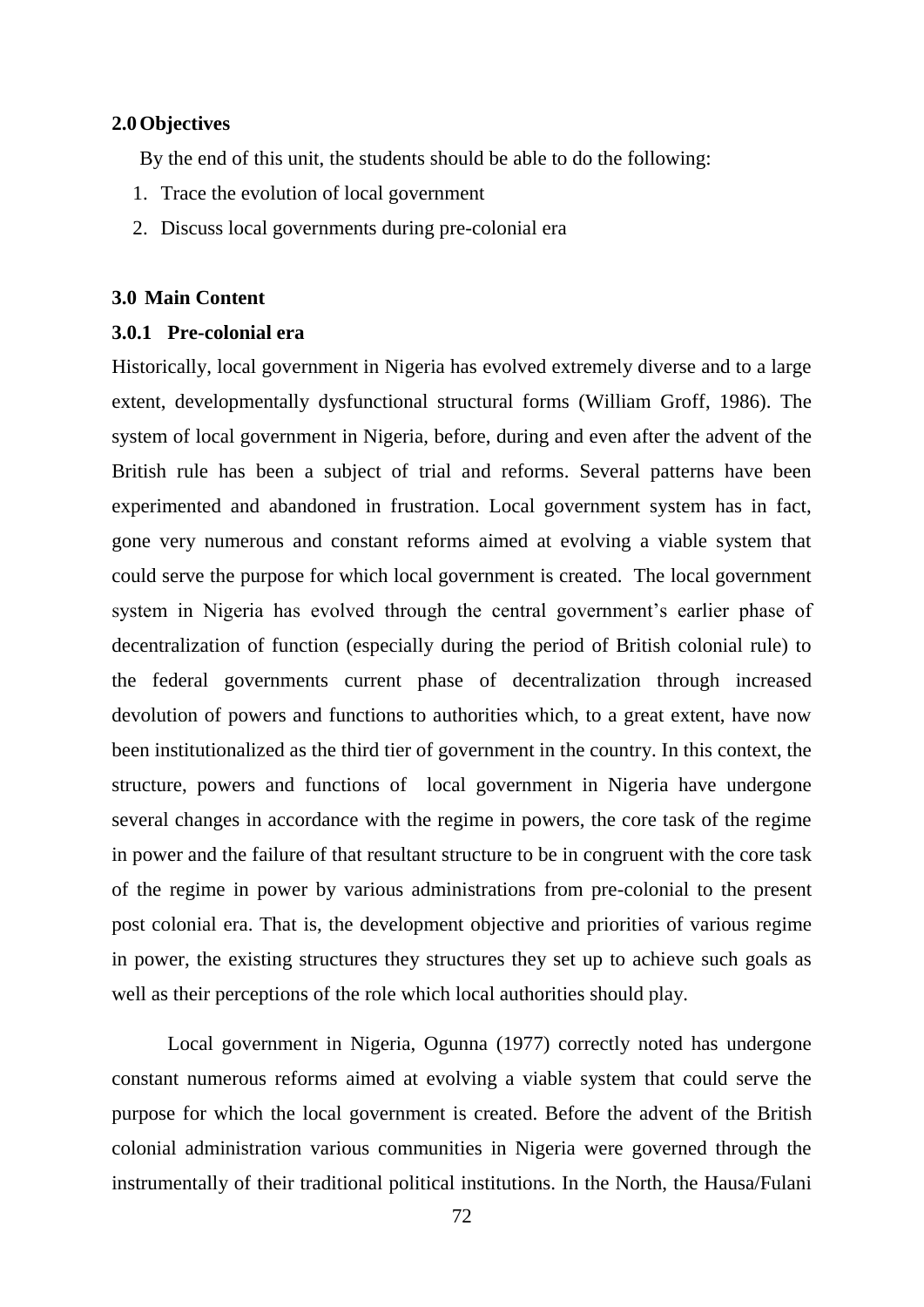## 2.0 Objectives

By the end of this unit, the students should be able to do the following:

1. Trace the evolution of local government
2. Discuss local governments during pre-colonial era

## 3.0 Main Content

### 3.0.1 Pre-colonial era

Historically, local government in Nigeria has evolved extremely diverse and to a large extent, developmentally dysfunctional structural forms (William Groff, 1986). The system of local government in Nigeria, before, during and even after the advent of the British rule has been a subject of trial and reforms. Several patterns have been experimented and abandoned in frustration. Local government system has in fact, gone very numerous and constant reforms aimed at evolving a viable system that could serve the purpose for which local government is created. The local government system in Nigeria has evolved through the central government's earlier phase of decentralization of function (especially during the period of British colonial rule) to the federal governments current phase of decentralization through increased devolution of powers and functions to authorities which, to a great extent, have now been institutionalized as the third tier of government in the country. In this context, the structure, powers and functions of local government in Nigeria have undergone several changes in accordance with the regime in powers, the core task of the regime in power and the failure of that resultant structure to be in congruent with the core task of the regime in power by various administrations from pre-colonial to the present post colonial era. That is, the development objective and priorities of various regime in power, the existing structures they structures they set up to achieve such goals as well as their perceptions of the role which local authorities should play.

Local government in Nigeria, Ogunna (1977) correctly noted has undergone constant numerous reforms aimed at evolving a viable system that could serve the purpose for which the local government is created. Before the advent of the British colonial administration various communities in Nigeria were governed through the instrumentally of their traditional political institutions. In the North, the Hausa/Fulani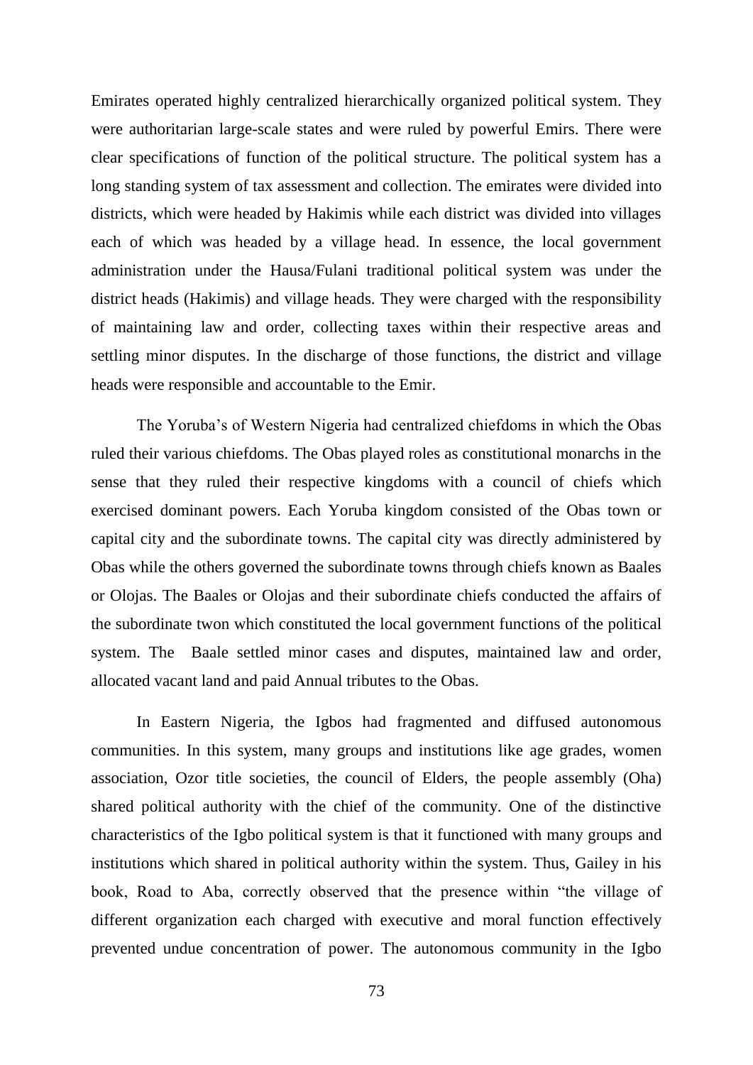Emirates operated highly centralized hierarchically organized political system. They were authoritarian large-scale states and were ruled by powerful Emirs. There were clear specifications of function of the political structure. The political system has a long standing system of tax assessment and collection. The emirates were divided into districts, which were headed by Hakimis while each district was divided into villages each of which was headed by a village head. In essence, the local government administration under the Hausa/Fulani traditional political system was under the district heads (Hakimis) and village heads. They were charged with the responsibility of maintaining law and order, collecting taxes within their respective areas and settling minor disputes. In the discharge of those functions, the district and village heads were responsible and accountable to the Emir.

The Yoruba's of Western Nigeria had centralized chiefdoms in which the Obas ruled their various chiefdoms. The Obas played roles as constitutional monarchs in the sense that they ruled their respective kingdoms with a council of chiefs which exercised dominant powers. Each Yoruba kingdom consisted of the Obas town or capital city and the subordinate towns. The capital city was directly administered by Obas while the others governed the subordinate towns through chiefs known as Baales or Olojas. The Baales or Olojas and their subordinate chiefs conducted the affairs of the subordinate twon which constituted the local government functions of the political system. The Baale settled minor cases and disputes, maintained law and order, allocated vacant land and paid Annual tributes to the Obas.

In Eastern Nigeria, the Igbos had fragmented and diffused autonomous communities. In this system, many groups and institutions like age grades, women association, Ozor title societies, the council of Elders, the people assembly (Oha) shared political authority with the chief of the community. One of the distinctive characteristics of the Igbo political system is that it functioned with many groups and institutions which shared in political authority within the system. Thus, Gailey in his book, Road to Aba, correctly observed that the presence within "the village of different organization each charged with executive and moral function effectively prevented undue concentration of power. The autonomous community in the Igbo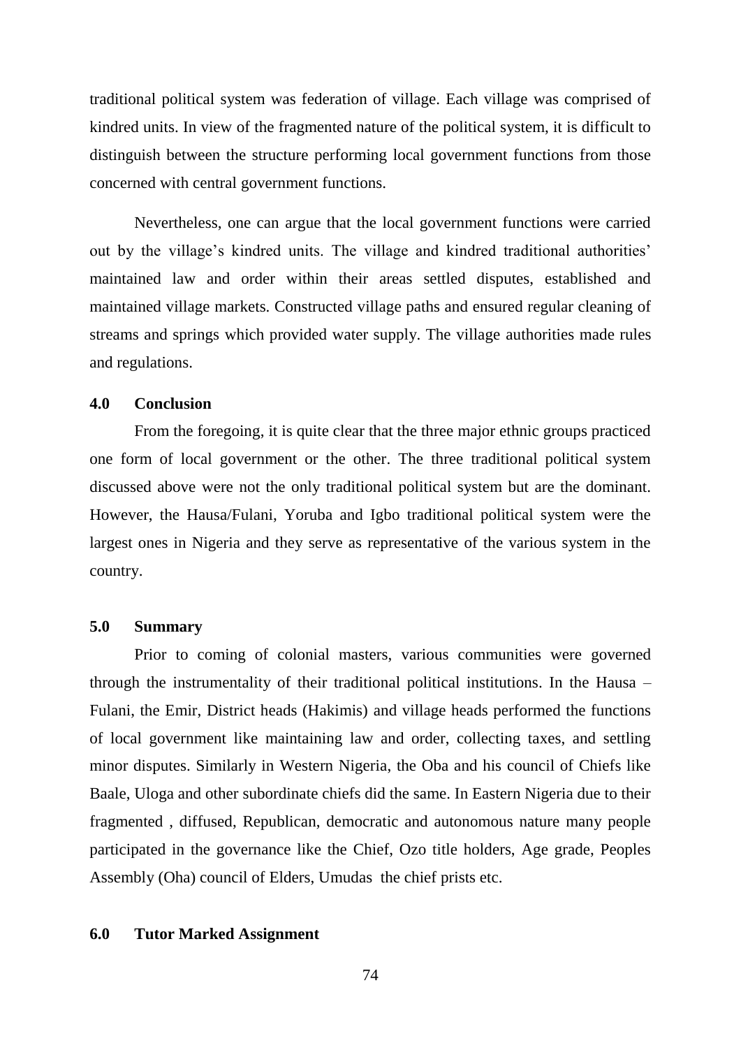traditional political system was federation of village. Each village was comprised of kindred units. In view of the fragmented nature of the political system, it is difficult to distinguish between the structure performing local government functions from those concerned with central government functions.

Nevertheless, one can argue that the local government functions were carried out by the village's kindred units. The village and kindred traditional authorities' maintained law and order within their areas settled disputes, established and maintained village markets. Constructed village paths and ensured regular cleaning of streams and springs which provided water supply. The village authorities made rules and regulations.

## 4.0 Conclusion

From the foregoing, it is quite clear that the three major ethnic groups practiced one form of local government or the other. The three traditional political system discussed above were not the only traditional political system but are the dominant. However, the Hausa/Fulani, Yoruba and Igbo traditional political system were the largest ones in Nigeria and they serve as representative of the various system in the country.

## 5.0 Summary

Prior to coming of colonial masters, various communities were governed through the instrumentality of their traditional political institutions. In the Hausa – Fulani, the Emir, District heads (Hakimis) and village heads performed the functions of local government like maintaining law and order, collecting taxes, and settling minor disputes. Similarly in Western Nigeria, the Oba and his council of Chiefs like Baale, Uloga and other subordinate chiefs did the same. In Eastern Nigeria due to their fragmented , diffused, Republican, democratic and autonomous nature many people participated in the governance like the Chief, Ozo title holders, Age grade, Peoples Assembly (Oha) council of Elders, Umudas the chief prists etc.

## 6.0 Tutor Marked Assignment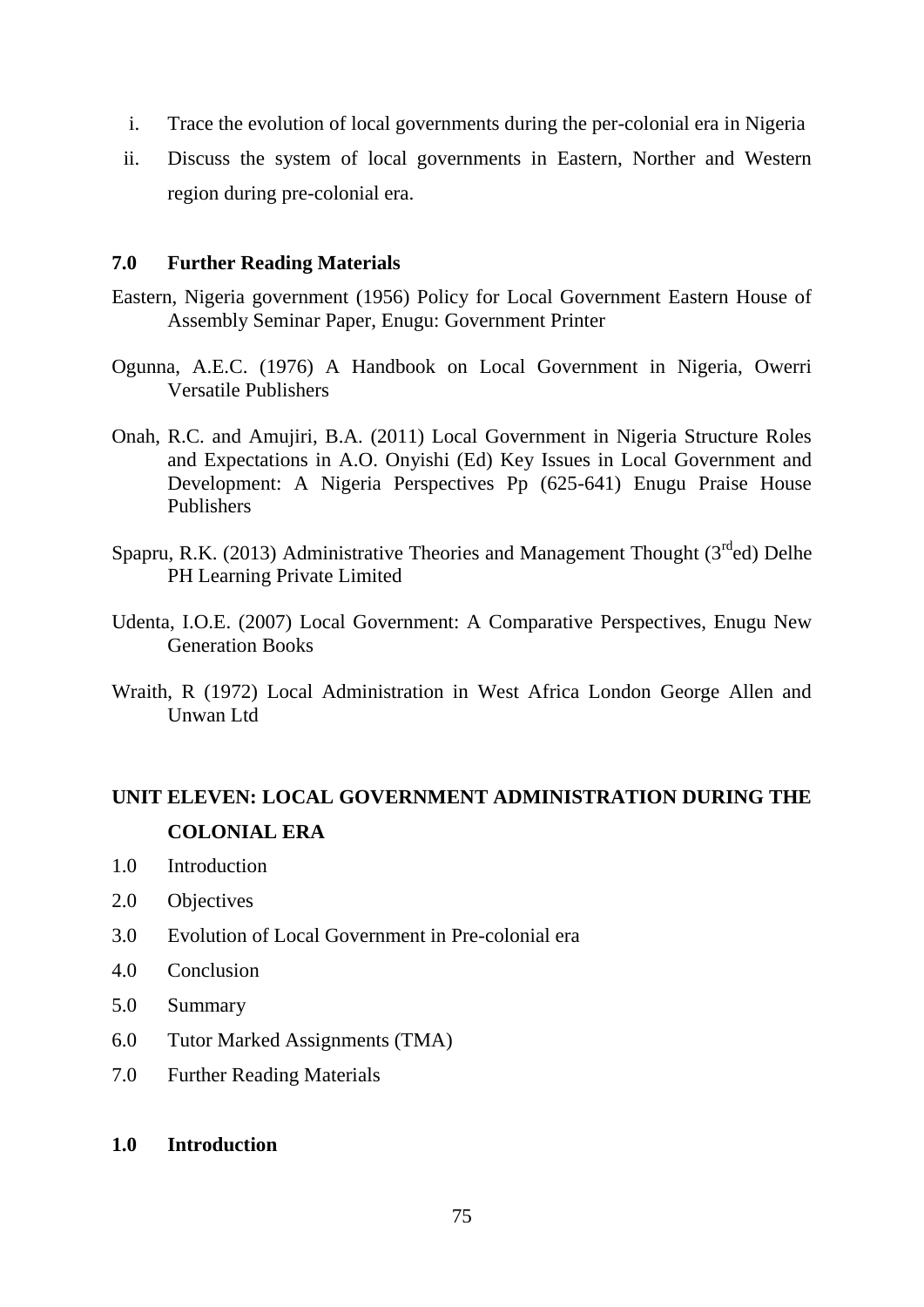i. Trace the evolution of local governments during the per-colonial era in Nigeria
ii. Discuss the system of local governments in Eastern, Norther and Western region during pre-colonial era.

**7.0 Further Reading Materials**

Eastern, Nigeria government (1956) Policy for Local Government Eastern House of Assembly Seminar Paper, Enugu: Government Printer

Ogunna, A.E.C. (1976) A Handbook on Local Government in Nigeria, Owerri Versatile Publishers

Onah, R.C. and Amujiri, B.A. (2011) Local Government in Nigeria Structure Roles and Expectations in A.O. Onyishi (Ed) Key Issues in Local Government and Development: A Nigeria Perspectives Pp (625-641) Enugu Praise House Publishers

Spapru, R.K. (2013) Administrative Theories and Management Thought (3rd ed) Delhe PH Learning Private Limited

Udenta, I.O.E. (2007) Local Government: A Comparative Perspectives, Enugu New Generation Books

Wraith, R (1972) Local Administration in West Africa London George Allen and Unwan Ltd

## UNIT ELEVEN: LOCAL GOVERNMENT ADMINISTRATION DURING THE COLONIAL ERA

1.0 Introduction
2.0 Objectives
3.0 Evolution of Local Government in Pre-colonial era
4.0 Conclusion
5.0 Summary
6.0 Tutor Marked Assignments (TMA)
7.0 Further Reading Materials

**1.0 Introduction**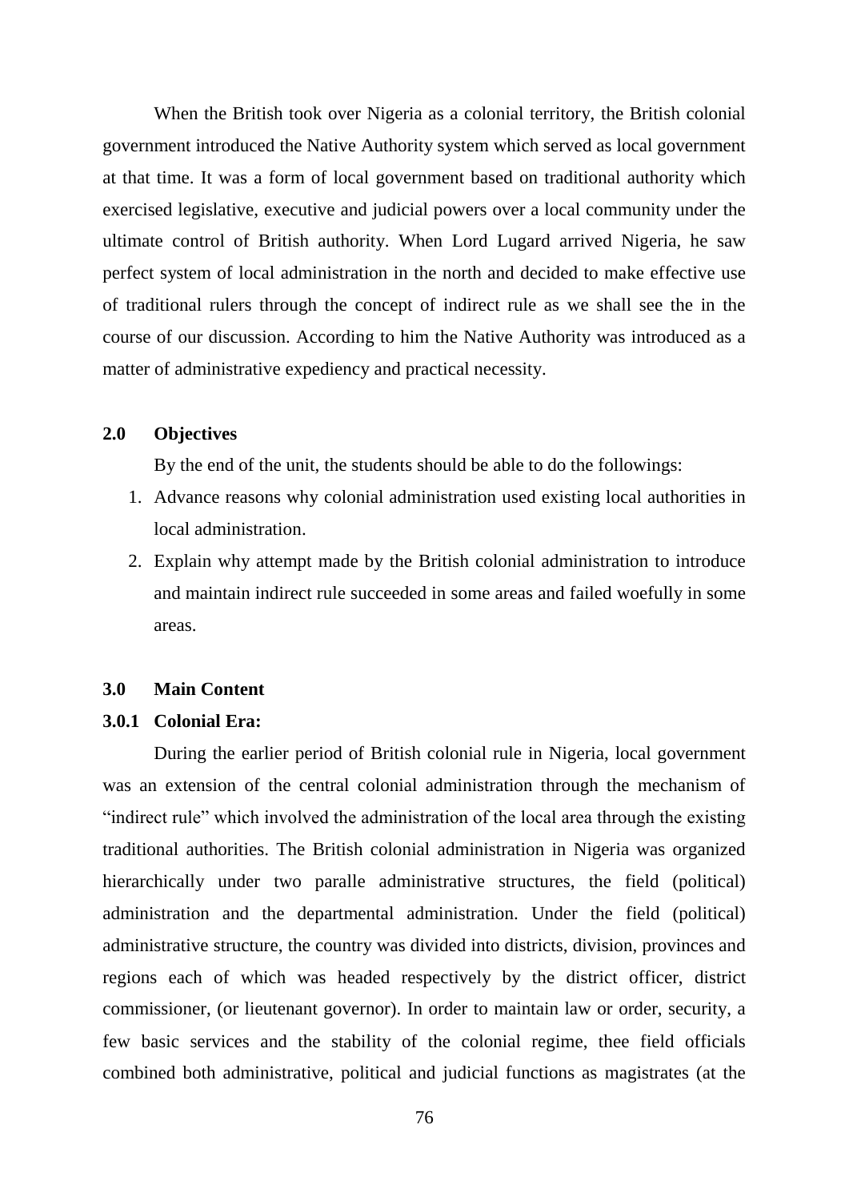When the British took over Nigeria as a colonial territory, the British colonial government introduced the Native Authority system which served as local government at that time. It was a form of local government based on traditional authority which exercised legislative, executive and judicial powers over a local community under the ultimate control of British authority. When Lord Lugard arrived Nigeria, he saw perfect system of local administration in the north and decided to make effective use of traditional rulers through the concept of indirect rule as we shall see the in the course of our discussion. According to him the Native Authority was introduced as a matter of administrative expediency and practical necessity.

## 2.0 Objectives

By the end of the unit, the students should be able to do the followings:

1. Advance reasons why colonial administration used existing local authorities in local administration.
2. Explain why attempt made by the British colonial administration to introduce and maintain indirect rule succeeded in some areas and failed woefully in some areas.

## 3.0 Main Content

### 3.0.1 Colonial Era:

During the earlier period of British colonial rule in Nigeria, local government was an extension of the central colonial administration through the mechanism of "indirect rule" which involved the administration of the local area through the existing traditional authorities. The British colonial administration in Nigeria was organized hierarchically under two paralle administrative structures, the field (political) administration and the departmental administration. Under the field (political) administrative structure, the country was divided into districts, division, provinces and regions each of which was headed respectively by the district officer, district commissioner, (or lieutenant governor). In order to maintain law or order, security, a few basic services and the stability of the colonial regime, thee field officials combined both administrative, political and judicial functions as magistrates (at the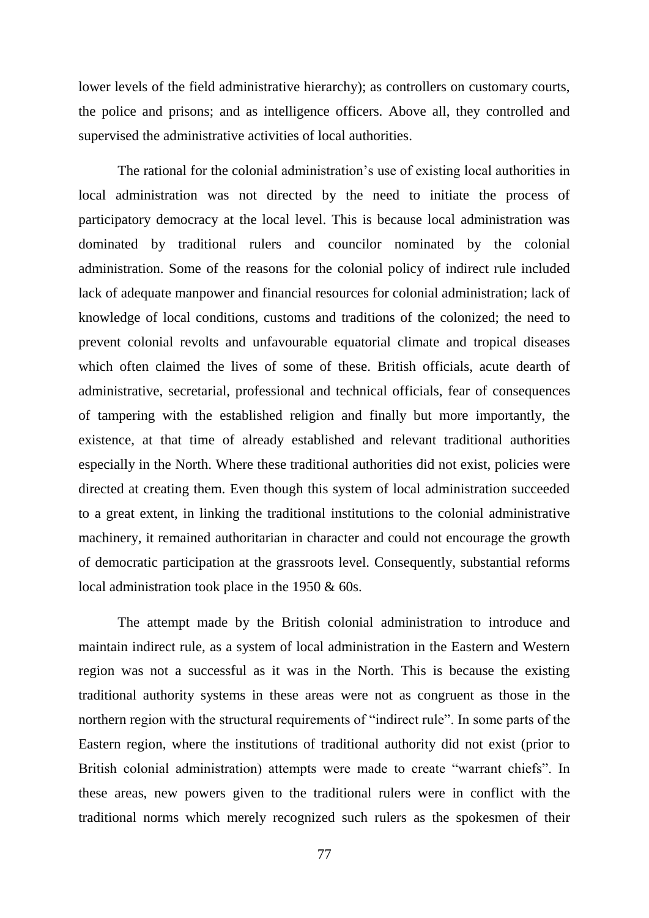lower levels of the field administrative hierarchy); as controllers on customary courts, the police and prisons; and as intelligence officers. Above all, they controlled and supervised the administrative activities of local authorities.

The rational for the colonial administration's use of existing local authorities in local administration was not directed by the need to initiate the process of participatory democracy at the local level. This is because local administration was dominated by traditional rulers and councilor nominated by the colonial administration. Some of the reasons for the colonial policy of indirect rule included lack of adequate manpower and financial resources for colonial administration; lack of knowledge of local conditions, customs and traditions of the colonized; the need to prevent colonial revolts and unfavourable equatorial climate and tropical diseases which often claimed the lives of some of these. British officials, acute dearth of administrative, secretarial, professional and technical officials, fear of consequences of tampering with the established religion and finally but more importantly, the existence, at that time of already established and relevant traditional authorities especially in the North. Where these traditional authorities did not exist, policies were directed at creating them. Even though this system of local administration succeeded to a great extent, in linking the traditional institutions to the colonial administrative machinery, it remained authoritarian in character and could not encourage the growth of democratic participation at the grassroots level. Consequently, substantial reforms local administration took place in the 1950 & 60s.

The attempt made by the British colonial administration to introduce and maintain indirect rule, as a system of local administration in the Eastern and Western region was not a successful as it was in the North. This is because the existing traditional authority systems in these areas were not as congruent as those in the northern region with the structural requirements of "indirect rule". In some parts of the Eastern region, where the institutions of traditional authority did not exist (prior to British colonial administration) attempts were made to create "warrant chiefs". In these areas, new powers given to the traditional rulers were in conflict with the traditional norms which merely recognized such rulers as the spokesmen of their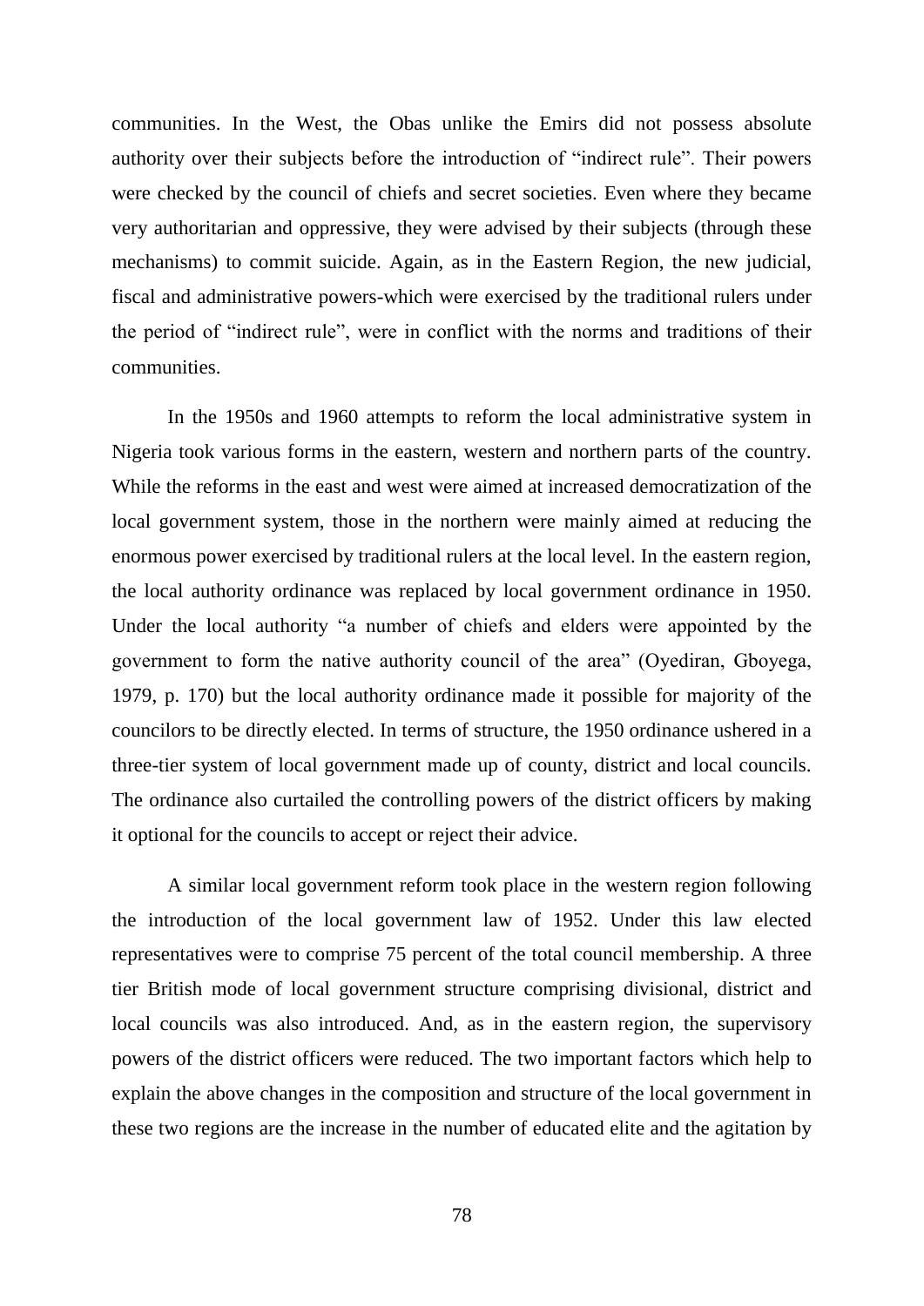communities. In the West, the Obas unlike the Emirs did not possess absolute authority over their subjects before the introduction of "indirect rule". Their powers were checked by the council of chiefs and secret societies. Even where they became very authoritarian and oppressive, they were advised by their subjects (through these mechanisms) to commit suicide. Again, as in the Eastern Region, the new judicial, fiscal and administrative powers-which were exercised by the traditional rulers under the period of "indirect rule", were in conflict with the norms and traditions of their communities.

In the 1950s and 1960 attempts to reform the local administrative system in Nigeria took various forms in the eastern, western and northern parts of the country. While the reforms in the east and west were aimed at increased democratization of the local government system, those in the northern were mainly aimed at reducing the enormous power exercised by traditional rulers at the local level. In the eastern region, the local authority ordinance was replaced by local government ordinance in 1950. Under the local authority "a number of chiefs and elders were appointed by the government to form the native authority council of the area" (Oyediran, Gboyega, 1979, p. 170) but the local authority ordinance made it possible for majority of the councilors to be directly elected. In terms of structure, the 1950 ordinance ushered in a three-tier system of local government made up of county, district and local councils. The ordinance also curtailed the controlling powers of the district officers by making it optional for the councils to accept or reject their advice.

A similar local government reform took place in the western region following the introduction of the local government law of 1952. Under this law elected representatives were to comprise 75 percent of the total council membership. A three tier British mode of local government structure comprising divisional, district and local councils was also introduced. And, as in the eastern region, the supervisory powers of the district officers were reduced. The two important factors which help to explain the above changes in the composition and structure of the local government in these two regions are the increase in the number of educated elite and the agitation by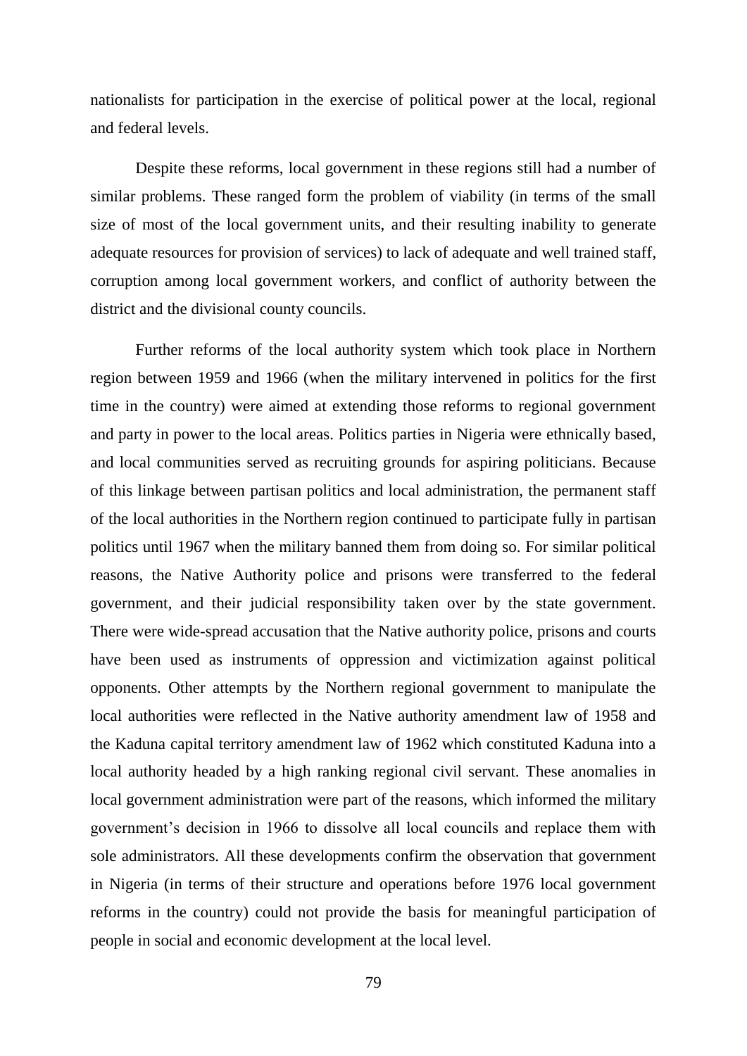nationalists for participation in the exercise of political power at the local, regional and federal levels.

Despite these reforms, local government in these regions still had a number of similar problems. These ranged form the problem of viability (in terms of the small size of most of the local government units, and their resulting inability to generate adequate resources for provision of services) to lack of adequate and well trained staff, corruption among local government workers, and conflict of authority between the district and the divisional county councils.

Further reforms of the local authority system which took place in Northern region between 1959 and 1966 (when the military intervened in politics for the first time in the country) were aimed at extending those reforms to regional government and party in power to the local areas. Politics parties in Nigeria were ethnically based, and local communities served as recruiting grounds for aspiring politicians. Because of this linkage between partisan politics and local administration, the permanent staff of the local authorities in the Northern region continued to participate fully in partisan politics until 1967 when the military banned them from doing so. For similar political reasons, the Native Authority police and prisons were transferred to the federal government, and their judicial responsibility taken over by the state government. There were wide-spread accusation that the Native authority police, prisons and courts have been used as instruments of oppression and victimization against political opponents. Other attempts by the Northern regional government to manipulate the local authorities were reflected in the Native authority amendment law of 1958 and the Kaduna capital territory amendment law of 1962 which constituted Kaduna into a local authority headed by a high ranking regional civil servant. These anomalies in local government administration were part of the reasons, which informed the military government's decision in 1966 to dissolve all local councils and replace them with sole administrators. All these developments confirm the observation that government in Nigeria (in terms of their structure and operations before 1976 local government reforms in the country) could not provide the basis for meaningful participation of people in social and economic development at the local level.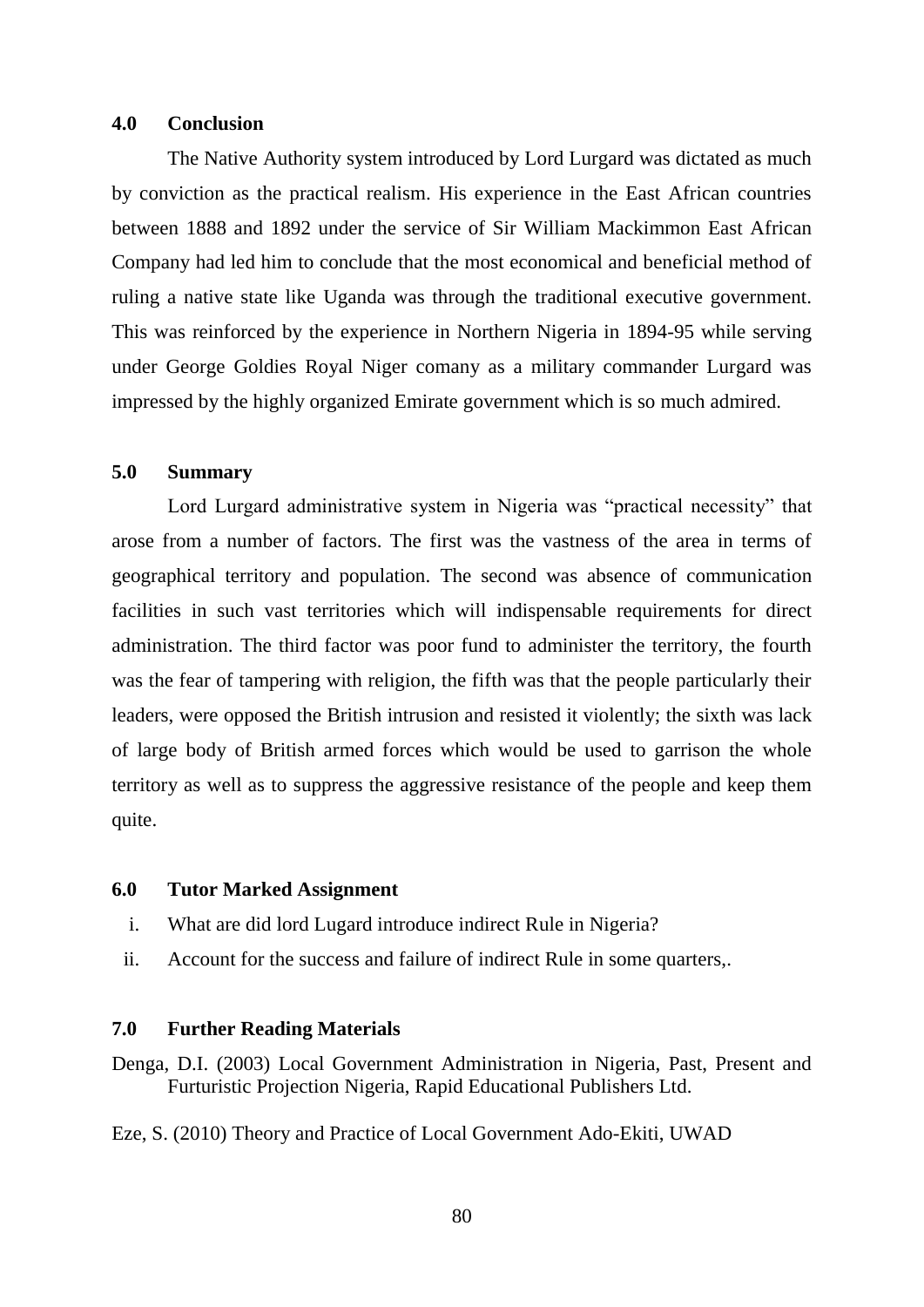## 4.0 Conclusion

The Native Authority system introduced by Lord Lurgard was dictated as much by conviction as the practical realism. His experience in the East African countries between 1888 and 1892 under the service of Sir William Mackimmon East African Company had led him to conclude that the most economical and beneficial method of ruling a native state like Uganda was through the traditional executive government. This was reinforced by the experience in Northern Nigeria in 1894-95 while serving under George Goldies Royal Niger comany as a military commander Lurgard was impressed by the highly organized Emirate government which is so much admired.

## 5.0 Summary

Lord Lurgard administrative system in Nigeria was "practical necessity" that arose from a number of factors. The first was the vastness of the area in terms of geographical territory and population. The second was absence of communication facilities in such vast territories which will indispensable requirements for direct administration. The third factor was poor fund to administer the territory, the fourth was the fear of tampering with religion, the fifth was that the people particularly their leaders, were opposed the British intrusion and resisted it violently; the sixth was lack of large body of British armed forces which would be used to garrison the whole territory as well as to suppress the aggressive resistance of the people and keep them quite.

## 6.0 Tutor Marked Assignment

i. What are did lord Lugard introduce indirect Rule in Nigeria?
ii. Account for the success and failure of indirect Rule in some quarters,.

## 7.0 Further Reading Materials

Denga, D.I. (2003) Local Government Administration in Nigeria, Past, Present and Furturistic Projection Nigeria, Rapid Educational Publishers Ltd.

Eze, S. (2010) Theory and Practice of Local Government Ado-Ekiti, UWAD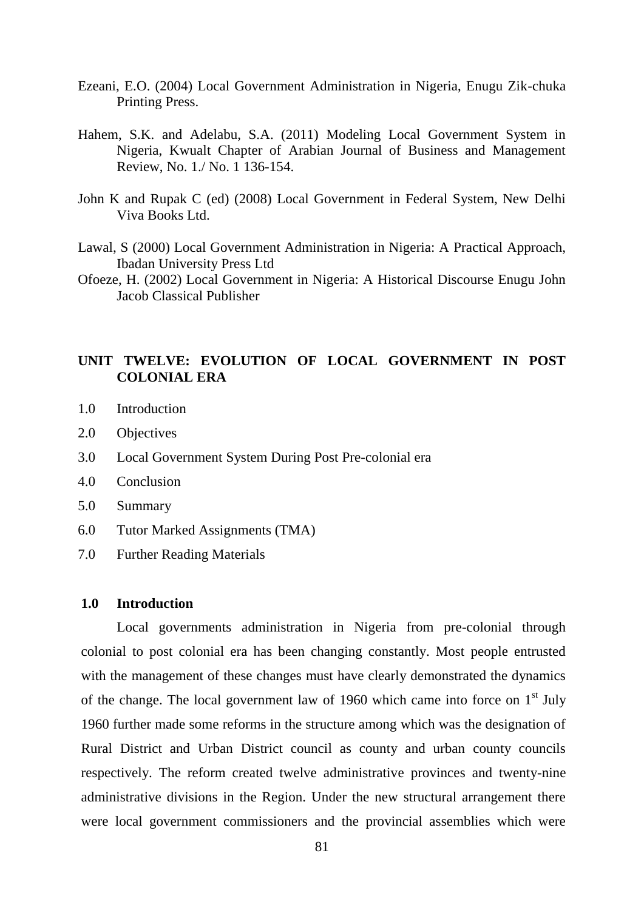Ezeani, E.O. (2004) Local Government Administration in Nigeria, Enugu Zik-chuka Printing Press.

Hahem, S.K. and Adelabu, S.A. (2011) Modeling Local Government System in Nigeria, Kwualt Chapter of Arabian Journal of Business and Management Review, No. 1./ No. 1 136-154.

John K and Rupak C (ed) (2008) Local Government in Federal System, New Delhi Viva Books Ltd.

Lawal, S (2000) Local Government Administration in Nigeria: A Practical Approach, Ibadan University Press Ltd

Ofoeze, H. (2002) Local Government in Nigeria: A Historical Discourse Enugu John Jacob Classical Publisher

## UNIT TWELVE: EVOLUTION OF LOCAL GOVERNMENT IN POST COLONIAL ERA

1.0 Introduction

2.0 Objectives

3.0 Local Government System During Post Pre-colonial era

4.0 Conclusion

5.0 Summary

6.0 Tutor Marked Assignments (TMA)

7.0 Further Reading Materials

### 1.0 Introduction

Local governments administration in Nigeria from pre-colonial through colonial to post colonial era has been changing constantly. Most people entrusted with the management of these changes must have clearly demonstrated the dynamics of the change. The local government law of 1960 which came into force on 1st July 1960 further made some reforms in the structure among which was the designation of Rural District and Urban District council as county and urban county councils respectively. The reform created twelve administrative provinces and twenty-nine administrative divisions in the Region. Under the new structural arrangement there were local government commissioners and the provincial assemblies which were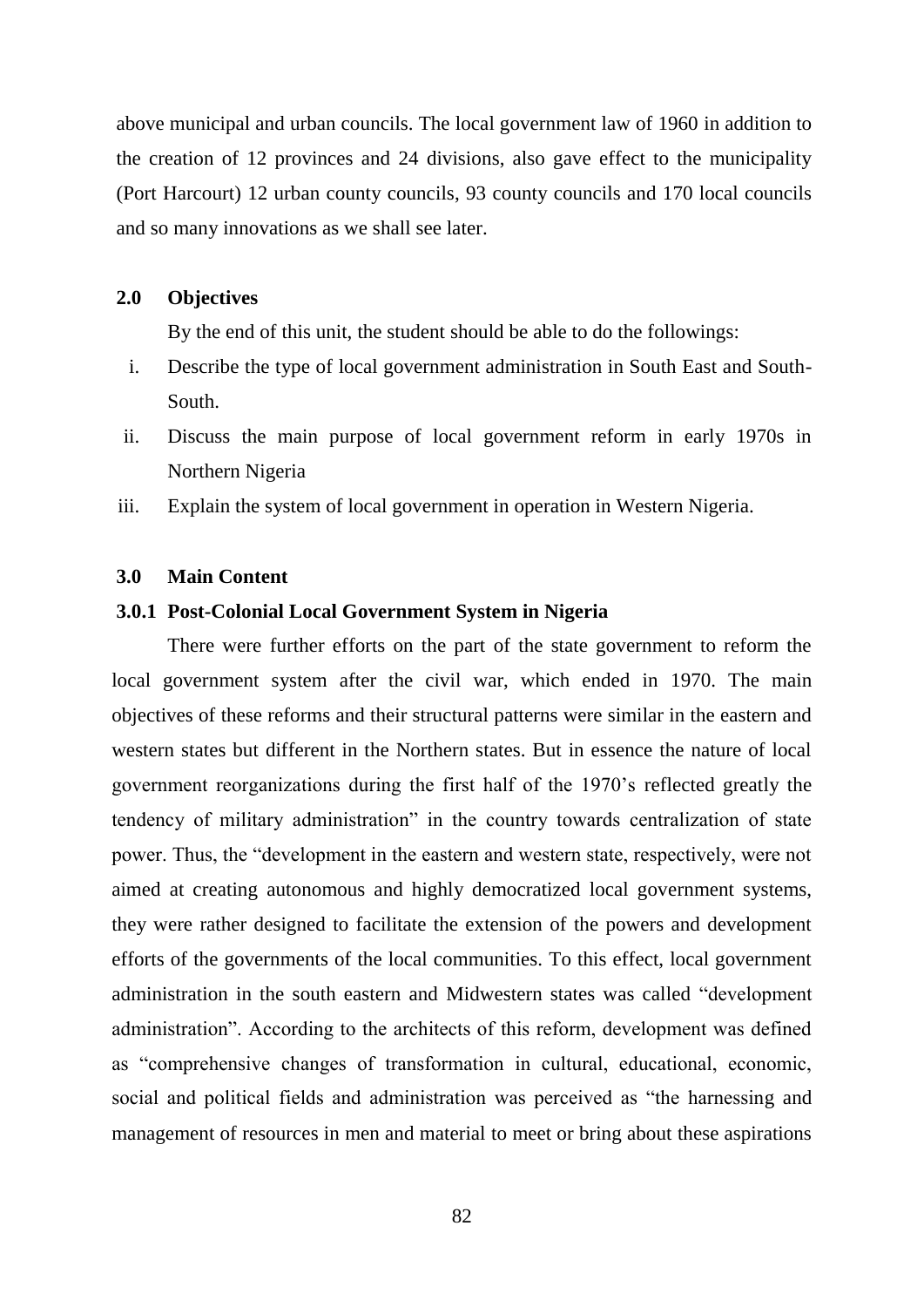above municipal and urban councils. The local government law of 1960 in addition to the creation of 12 provinces and 24 divisions, also gave effect to the municipality (Port Harcourt) 12 urban county councils, 93 county councils and 170 local councils and so many innovations as we shall see later.

## 2.0 Objectives

By the end of this unit, the student should be able to do the followings:

i. Describe the type of local government administration in South East and South-South.
ii. Discuss the main purpose of local government reform in early 1970s in Northern Nigeria
iii. Explain the system of local government in operation in Western Nigeria.

## 3.0 Main Content

### 3.0.1 Post-Colonial Local Government System in Nigeria

There were further efforts on the part of the state government to reform the local government system after the civil war, which ended in 1970. The main objectives of these reforms and their structural patterns were similar in the eastern and western states but different in the Northern states. But in essence the nature of local government reorganizations during the first half of the 1970's reflected greatly the tendency of military administration" in the country towards centralization of state power. Thus, the "development in the eastern and western state, respectively, were not aimed at creating autonomous and highly democratized local government systems, they were rather designed to facilitate the extension of the powers and development efforts of the governments of the local communities. To this effect, local government administration in the south eastern and Midwestern states was called "development administration". According to the architects of this reform, development was defined as "comprehensive changes of transformation in cultural, educational, economic, social and political fields and administration was perceived as "the harnessing and management of resources in men and material to meet or bring about these aspirations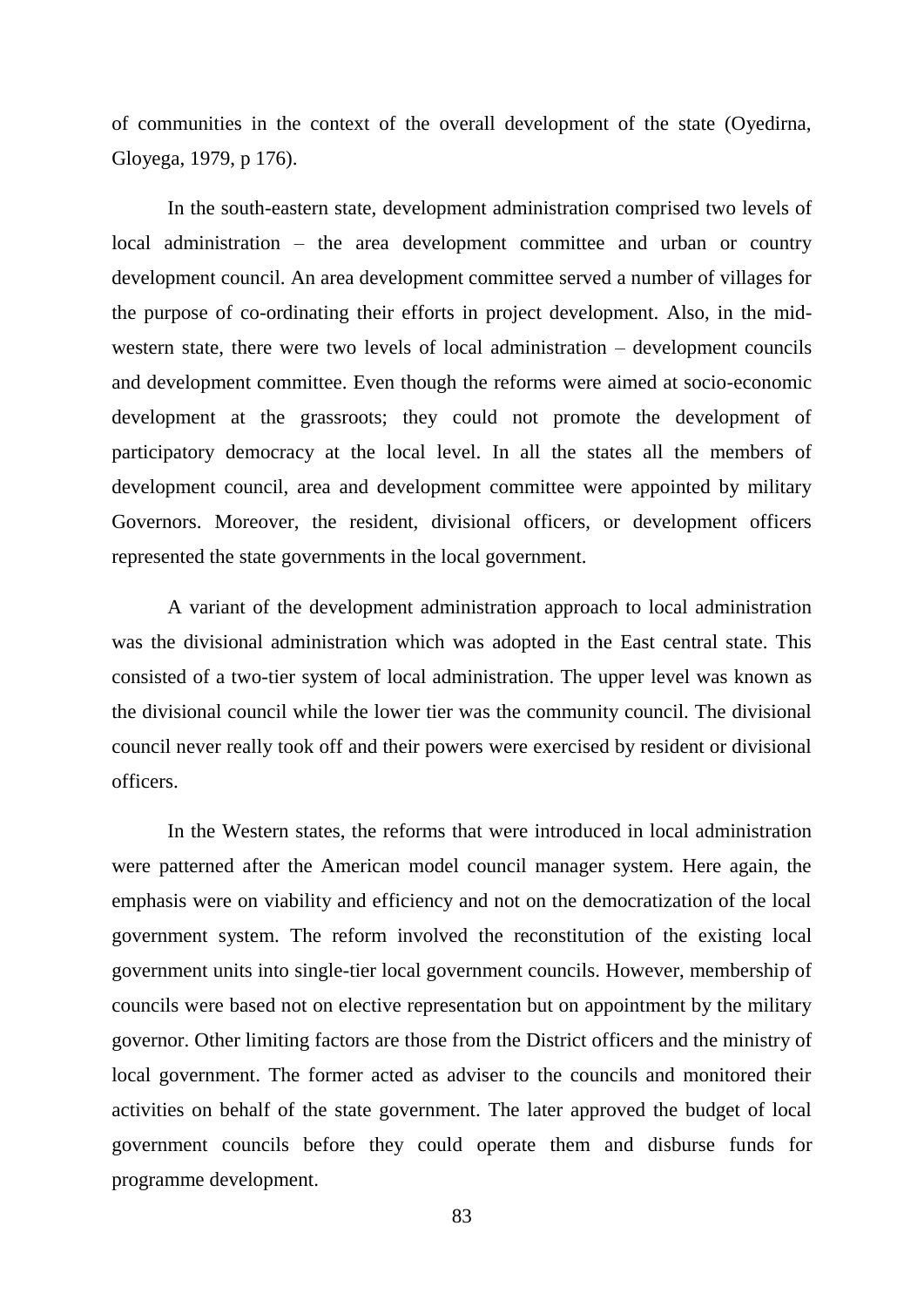of communities in the context of the overall development of the state (Oyedirna, Gloyega, 1979, p 176).

In the south-eastern state, development administration comprised two levels of local administration – the area development committee and urban or country development council. An area development committee served a number of villages for the purpose of co-ordinating their efforts in project development. Also, in the mid-western state, there were two levels of local administration – development councils and development committee. Even though the reforms were aimed at socio-economic development at the grassroots; they could not promote the development of participatory democracy at the local level. In all the states all the members of development council, area and development committee were appointed by military Governors. Moreover, the resident, divisional officers, or development officers represented the state governments in the local government.

A variant of the development administration approach to local administration was the divisional administration which was adopted in the East central state. This consisted of a two-tier system of local administration. The upper level was known as the divisional council while the lower tier was the community council. The divisional council never really took off and their powers were exercised by resident or divisional officers.

In the Western states, the reforms that were introduced in local administration were patterned after the American model council manager system. Here again, the emphasis were on viability and efficiency and not on the democratization of the local government system. The reform involved the reconstitution of the existing local government units into single-tier local government councils. However, membership of councils were based not on elective representation but on appointment by the military governor. Other limiting factors are those from the District officers and the ministry of local government. The former acted as adviser to the councils and monitored their activities on behalf of the state government. The later approved the budget of local government councils before they could operate them and disburse funds for programme development.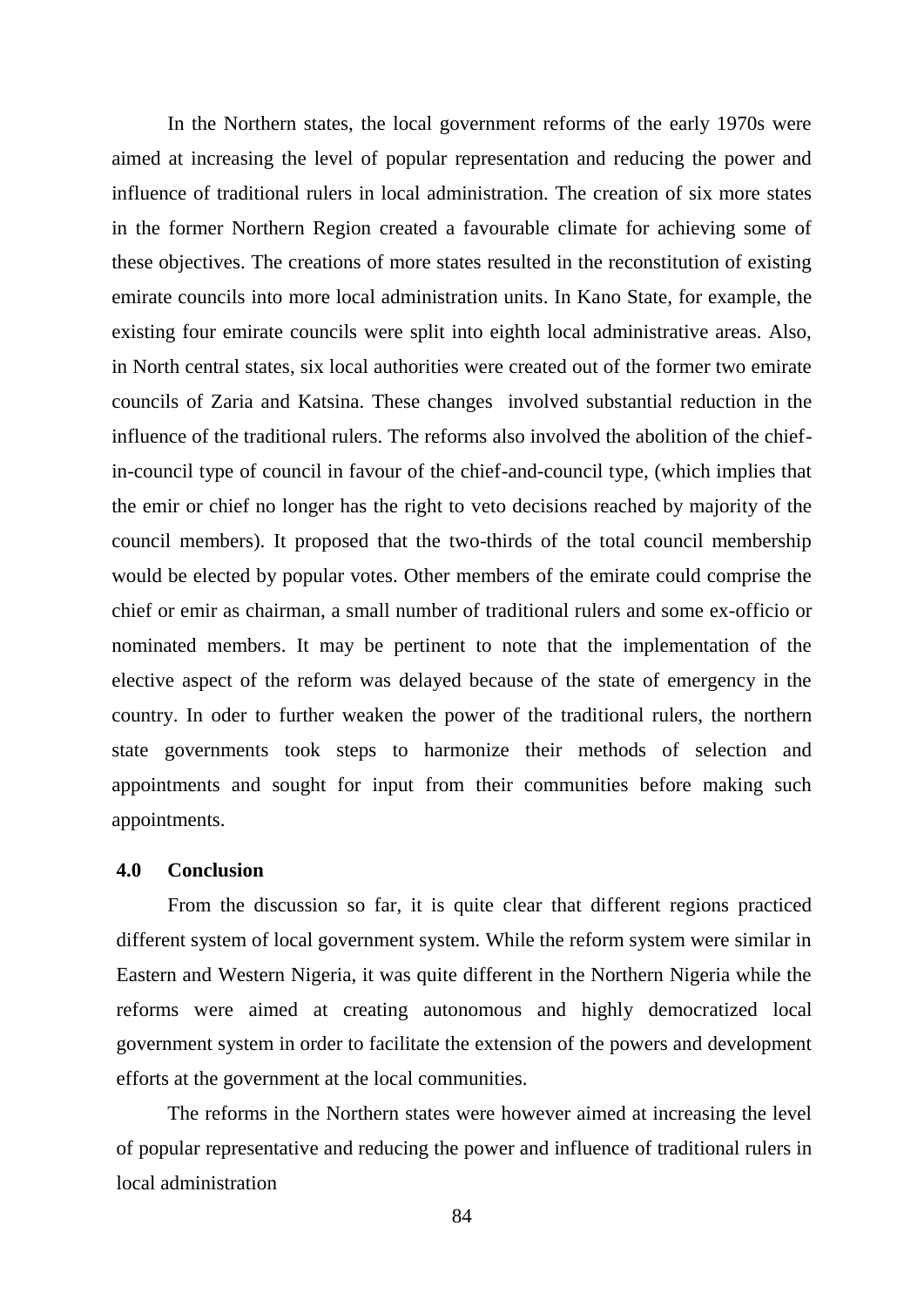In the Northern states, the local government reforms of the early 1970s were aimed at increasing the level of popular representation and reducing the power and influence of traditional rulers in local administration. The creation of six more states in the former Northern Region created a favourable climate for achieving some of these objectives. The creations of more states resulted in the reconstitution of existing emirate councils into more local administration units. In Kano State, for example, the existing four emirate councils were split into eighth local administrative areas. Also, in North central states, six local authorities were created out of the former two emirate councils of Zaria and Katsina. These changes involved substantial reduction in the influence of the traditional rulers. The reforms also involved the abolition of the chief-in-council type of council in favour of the chief-and-council type, (which implies that the emir or chief no longer has the right to veto decisions reached by majority of the council members). It proposed that the two-thirds of the total council membership would be elected by popular votes. Other members of the emirate could comprise the chief or emir as chairman, a small number of traditional rulers and some ex-officio or nominated members. It may be pertinent to note that the implementation of the elective aspect of the reform was delayed because of the state of emergency in the country. In oder to further weaken the power of the traditional rulers, the northern state governments took steps to harmonize their methods of selection and appointments and sought for input from their communities before making such appointments.

## 4.0 Conclusion

From the discussion so far, it is quite clear that different regions practiced different system of local government system. While the reform system were similar in Eastern and Western Nigeria, it was quite different in the Northern Nigeria while the reforms were aimed at creating autonomous and highly democratized local government system in order to facilitate the extension of the powers and development efforts at the government at the local communities.

The reforms in the Northern states were however aimed at increasing the level of popular representative and reducing the power and influence of traditional rulers in local administration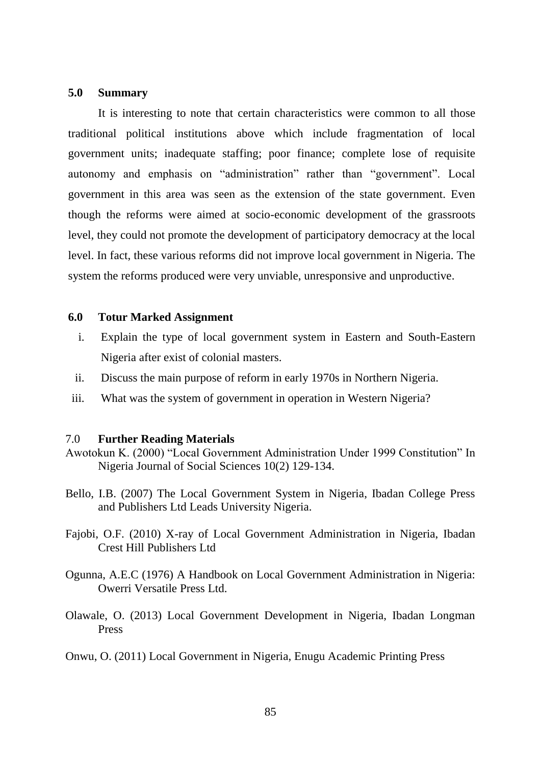## 5.0 Summary

It is interesting to note that certain characteristics were common to all those traditional political institutions above which include fragmentation of local government units; inadequate staffing; poor finance; complete lose of requisite autonomy and emphasis on "administration" rather than "government". Local government in this area was seen as the extension of the state government. Even though the reforms were aimed at socio-economic development of the grassroots level, they could not promote the development of participatory democracy at the local level. In fact, these various reforms did not improve local government in Nigeria. The system the reforms produced were very unviable, unresponsive and unproductive.

## 6.0 Totur Marked Assignment

i. Explain the type of local government system in Eastern and South-Eastern Nigeria after exist of colonial masters.
ii. Discuss the main purpose of reform in early 1970s in Northern Nigeria.
iii. What was the system of government in operation in Western Nigeria?

## 7.0 Further Reading Materials

Awotokun K. (2000) "Local Government Administration Under 1999 Constitution" In Nigeria Journal of Social Sciences 10(2) 129-134.

Bello, I.B. (2007) The Local Government System in Nigeria, Ibadan College Press and Publishers Ltd Leads University Nigeria.

Fajobi, O.F. (2010) X-ray of Local Government Administration in Nigeria, Ibadan Crest Hill Publishers Ltd

Ogunna, A.E.C (1976) A Handbook on Local Government Administration in Nigeria: Owerri Versatile Press Ltd.

Olawale, O. (2013) Local Government Development in Nigeria, Ibadan Longman Press

Onwu, O. (2011) Local Government in Nigeria, Enugu Academic Printing Press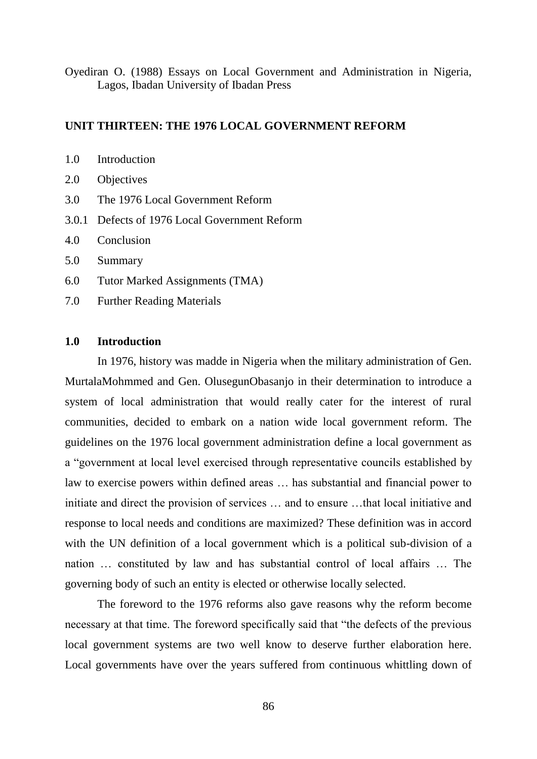Oyediran O. (1988) Essays on Local Government and Administration in Nigeria, Lagos, Ibadan University of Ibadan Press

## UNIT THIRTEEN: THE 1976 LOCAL GOVERNMENT REFORM

- 1.0 Introduction
- 2.0 Objectives
- 3.0 The 1976 Local Government Reform
- 3.0.1 Defects of 1976 Local Government Reform
- 4.0 Conclusion
- 5.0 Summary
- 6.0 Tutor Marked Assignments (TMA)
- 7.0 Further Reading Materials

### 1.0 Introduction

In 1976, history was madde in Nigeria when the military administration of Gen. MurtalaMohmmed and Gen. OlusegunObasanjo in their determination to introduce a system of local administration that would really cater for the interest of rural communities, decided to embark on a nation wide local government reform. The guidelines on the 1976 local government administration define a local government as a "government at local level exercised through representative councils established by law to exercise powers within defined areas … has substantial and financial power to initiate and direct the provision of services … and to ensure …that local initiative and response to local needs and conditions are maximized? These definition was in accord with the UN definition of a local government which is a political sub-division of a nation … constituted by law and has substantial control of local affairs … The governing body of such an entity is elected or otherwise locally selected.

The foreword to the 1976 reforms also gave reasons why the reform become necessary at that time. The foreword specifically said that "the defects of the previous local government systems are two well know to deserve further elaboration here. Local governments have over the years suffered from continuous whittling down of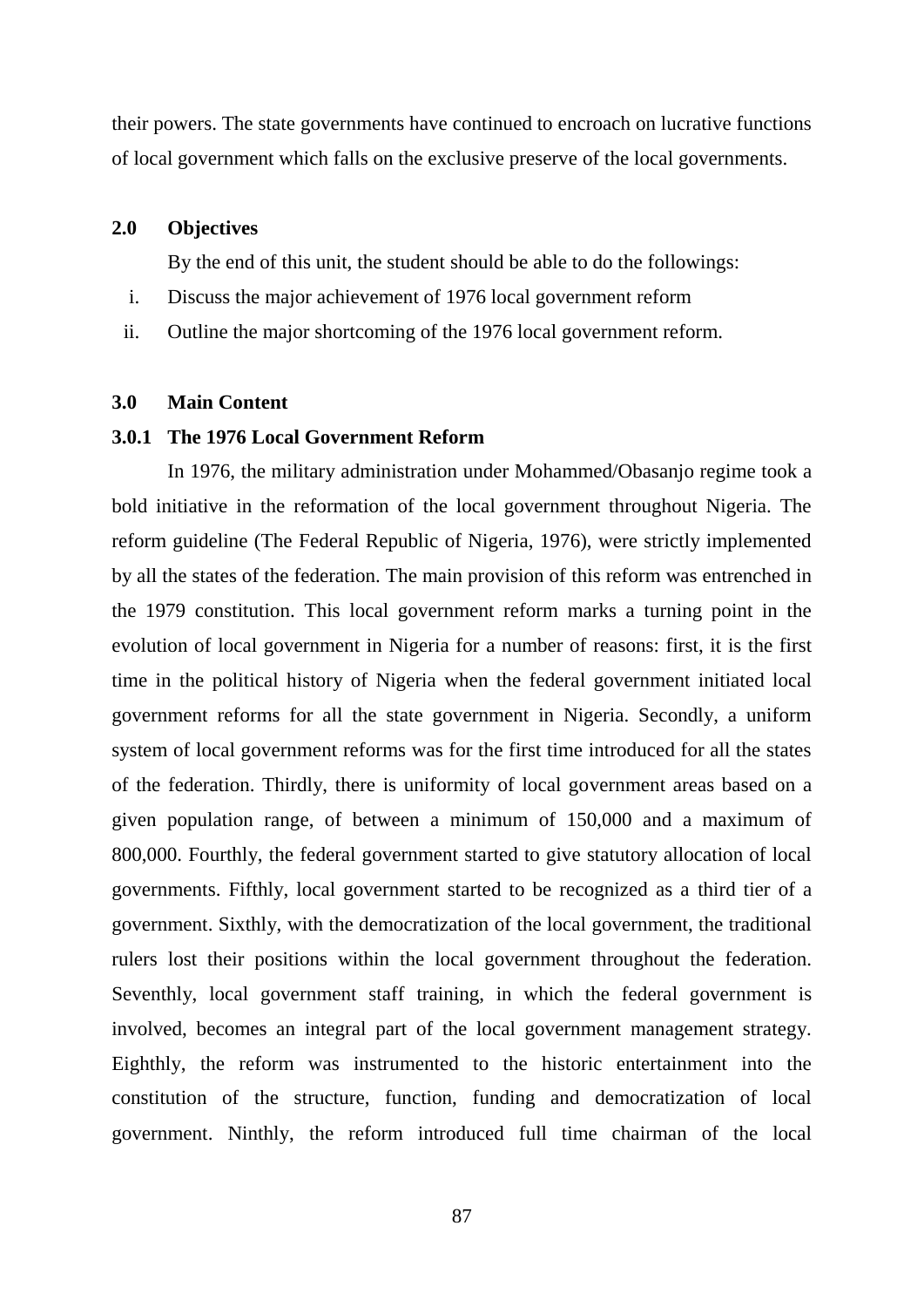their powers. The state governments have continued to encroach on lucrative functions of local government which falls on the exclusive preserve of the local governments.

## 2.0 Objectives

By the end of this unit, the student should be able to do the followings:

i. Discuss the major achievement of 1976 local government reform
ii. Outline the major shortcoming of the 1976 local government reform.

## 3.0 Main Content

### 3.0.1 The 1976 Local Government Reform

In 1976, the military administration under Mohammed/Obasanjo regime took a bold initiative in the reformation of the local government throughout Nigeria. The reform guideline (The Federal Republic of Nigeria, 1976), were strictly implemented by all the states of the federation. The main provision of this reform was entrenched in the 1979 constitution. This local government reform marks a turning point in the evolution of local government in Nigeria for a number of reasons: first, it is the first time in the political history of Nigeria when the federal government initiated local government reforms for all the state government in Nigeria. Secondly, a uniform system of local government reforms was for the first time introduced for all the states of the federation. Thirdly, there is uniformity of local government areas based on a given population range, of between a minimum of 150,000 and a maximum of 800,000. Fourthly, the federal government started to give statutory allocation of local governments. Fifthly, local government started to be recognized as a third tier of a government. Sixthly, with the democratization of the local government, the traditional rulers lost their positions within the local government throughout the federation. Seventhly, local government staff training, in which the federal government is involved, becomes an integral part of the local government management strategy. Eighthly, the reform was instrumented to the historic entertainment into the constitution of the structure, function, funding and democratization of local government. Ninthly, the reform introduced full time chairman of the local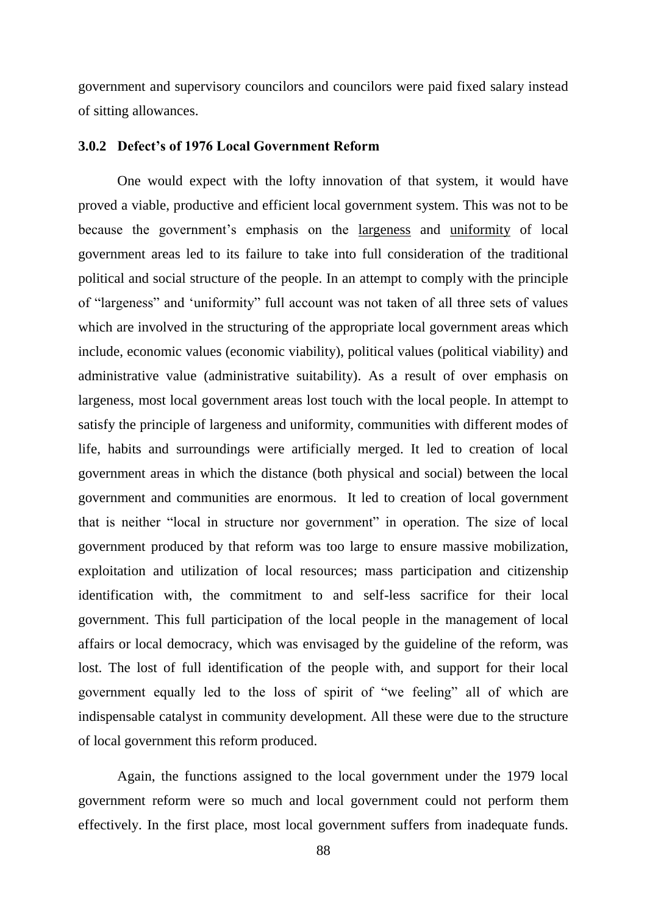government and supervisory councilors and councilors were paid fixed salary instead of sitting allowances.

### 3.0.2 Defect's of 1976 Local Government Reform

One would expect with the lofty innovation of that system, it would have proved a viable, productive and efficient local government system. This was not to be because the government's emphasis on the <u>largeness</u> and <u>uniformity</u> of local government areas led to its failure to take into full consideration of the traditional political and social structure of the people. In an attempt to comply with the principle of "largeness" and 'uniformity" full account was not taken of all three sets of values which are involved in the structuring of the appropriate local government areas which include, economic values (economic viability), political values (political viability) and administrative value (administrative suitability). As a result of over emphasis on largeness, most local government areas lost touch with the local people. In attempt to satisfy the principle of largeness and uniformity, communities with different modes of life, habits and surroundings were artificially merged. It led to creation of local government areas in which the distance (both physical and social) between the local government and communities are enormous. It led to creation of local government that is neither "local in structure nor government" in operation. The size of local government produced by that reform was too large to ensure massive mobilization, exploitation and utilization of local resources; mass participation and citizenship identification with, the commitment to and self-less sacrifice for their local government. This full participation of the local people in the management of local affairs or local democracy, which was envisaged by the guideline of the reform, was lost. The lost of full identification of the people with, and support for their local government equally led to the loss of spirit of "we feeling" all of which are indispensable catalyst in community development. All these were due to the structure of local government this reform produced.

Again, the functions assigned to the local government under the 1979 local government reform were so much and local government could not perform them effectively. In the first place, most local government suffers from inadequate funds.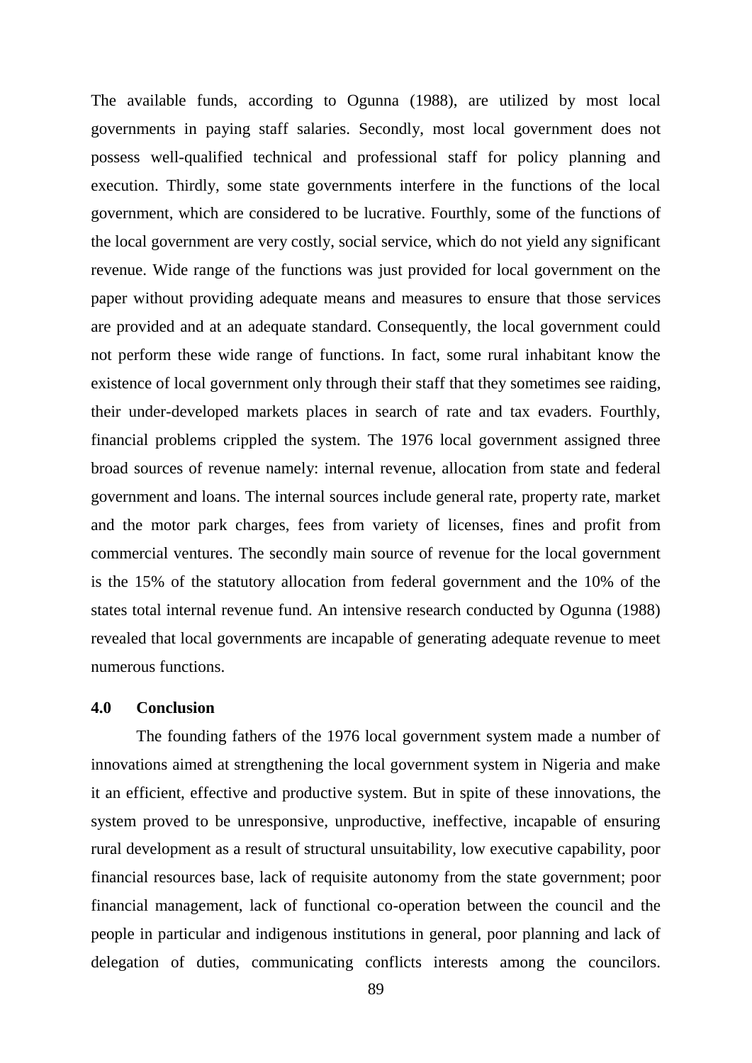The available funds, according to Ogunna (1988), are utilized by most local governments in paying staff salaries. Secondly, most local government does not possess well-qualified technical and professional staff for policy planning and execution. Thirdly, some state governments interfere in the functions of the local government, which are considered to be lucrative. Fourthly, some of the functions of the local government are very costly, social service, which do not yield any significant revenue. Wide range of the functions was just provided for local government on the paper without providing adequate means and measures to ensure that those services are provided and at an adequate standard. Consequently, the local government could not perform these wide range of functions. In fact, some rural inhabitant know the existence of local government only through their staff that they sometimes see raiding, their under-developed markets places in search of rate and tax evaders. Fourthly, financial problems crippled the system. The 1976 local government assigned three broad sources of revenue namely: internal revenue, allocation from state and federal government and loans. The internal sources include general rate, property rate, market and the motor park charges, fees from variety of licenses, fines and profit from commercial ventures. The secondly main source of revenue for the local government is the 15% of the statutory allocation from federal government and the 10% of the states total internal revenue fund. An intensive research conducted by Ogunna (1988) revealed that local governments are incapable of generating adequate revenue to meet numerous functions.

## 4.0 Conclusion

The founding fathers of the 1976 local government system made a number of innovations aimed at strengthening the local government system in Nigeria and make it an efficient, effective and productive system. But in spite of these innovations, the system proved to be unresponsive, unproductive, ineffective, incapable of ensuring rural development as a result of structural unsuitability, low executive capability, poor financial resources base, lack of requisite autonomy from the state government; poor financial management, lack of functional co-operation between the council and the people in particular and indigenous institutions in general, poor planning and lack of delegation of duties, communicating conflicts interests among the councilors.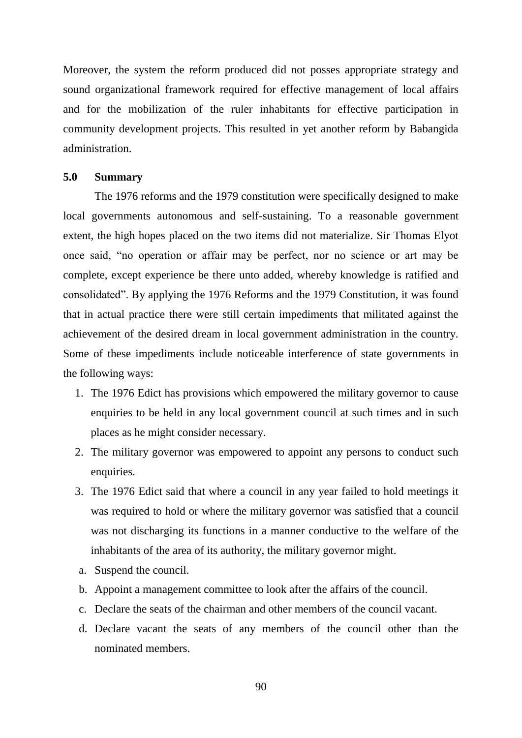Moreover, the system the reform produced did not posses appropriate strategy and sound organizational framework required for effective management of local affairs and for the mobilization of the ruler inhabitants for effective participation in community development projects. This resulted in yet another reform by Babangida administration.

## 5.0 Summary

The 1976 reforms and the 1979 constitution were specifically designed to make local governments autonomous and self-sustaining. To a reasonable government extent, the high hopes placed on the two items did not materialize. Sir Thomas Elyot once said, "no operation or affair may be perfect, nor no science or art may be complete, except experience be there unto added, whereby knowledge is ratified and consolidated". By applying the 1976 Reforms and the 1979 Constitution, it was found that in actual practice there were still certain impediments that militated against the achievement of the desired dream in local government administration in the country. Some of these impediments include noticeable interference of state governments in the following ways:

1. The 1976 Edict has provisions which empowered the military governor to cause enquiries to be held in any local government council at such times and in such places as he might consider necessary.
2. The military governor was empowered to appoint any persons to conduct such enquiries.
3. The 1976 Edict said that where a council in any year failed to hold meetings it was required to hold or where the military governor was satisfied that a council was not discharging its functions in a manner conductive to the welfare of the inhabitants of the area of its authority, the military governor might.

a. Suspend the council.

b. Appoint a management committee to look after the affairs of the council.

c. Declare the seats of the chairman and other members of the council vacant.

d. Declare vacant the seats of any members of the council other than the nominated members.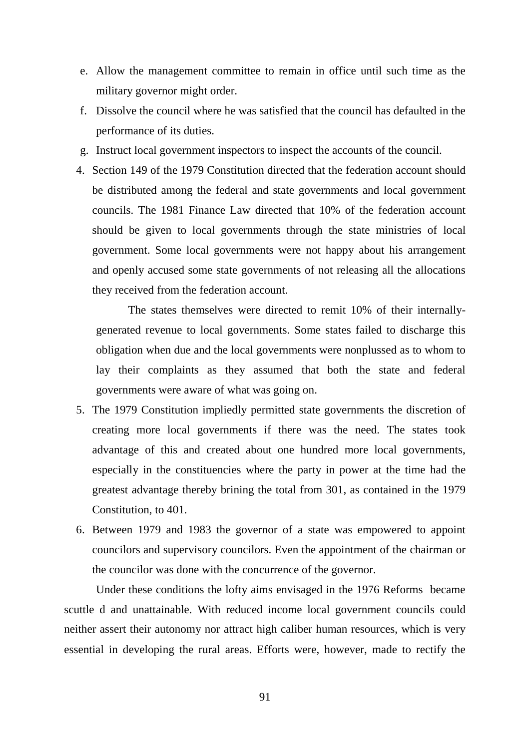e. Allow the management committee to remain in office until such time as the military governor might order.

f. Dissolve the council where he was satisfied that the council has defaulted in the performance of its duties.

g. Instruct local government inspectors to inspect the accounts of the council.

4. Section 149 of the 1979 Constitution directed that the federation account should be distributed among the federal and state governments and local government councils. The 1981 Finance Law directed that 10% of the federation account should be given to local governments through the state ministries of local government. Some local governments were not happy about his arrangement and openly accused some state governments of not releasing all the allocations they received from the federation account.

   The states themselves were directed to remit 10% of their internally-generated revenue to local governments. Some states failed to discharge this obligation when due and the local governments were nonplussed as to whom to lay their complaints as they assumed that both the state and federal governments were aware of what was going on.

5. The 1979 Constitution impliedly permitted state governments the discretion of creating more local governments if there was the need. The states took advantage of this and created about one hundred more local governments, especially in the constituencies where the party in power at the time had the greatest advantage thereby brining the total from 301, as contained in the 1979 Constitution, to 401.

6. Between 1979 and 1983 the governor of a state was empowered to appoint councilors and supervisory councilors. Even the appointment of the chairman or the councilor was done with the concurrence of the governor.

Under these conditions the lofty aims envisaged in the 1976 Reforms became scuttle d and unattainable. With reduced income local government councils could neither assert their autonomy nor attract high caliber human resources, which is very essential in developing the rural areas. Efforts were, however, made to rectify the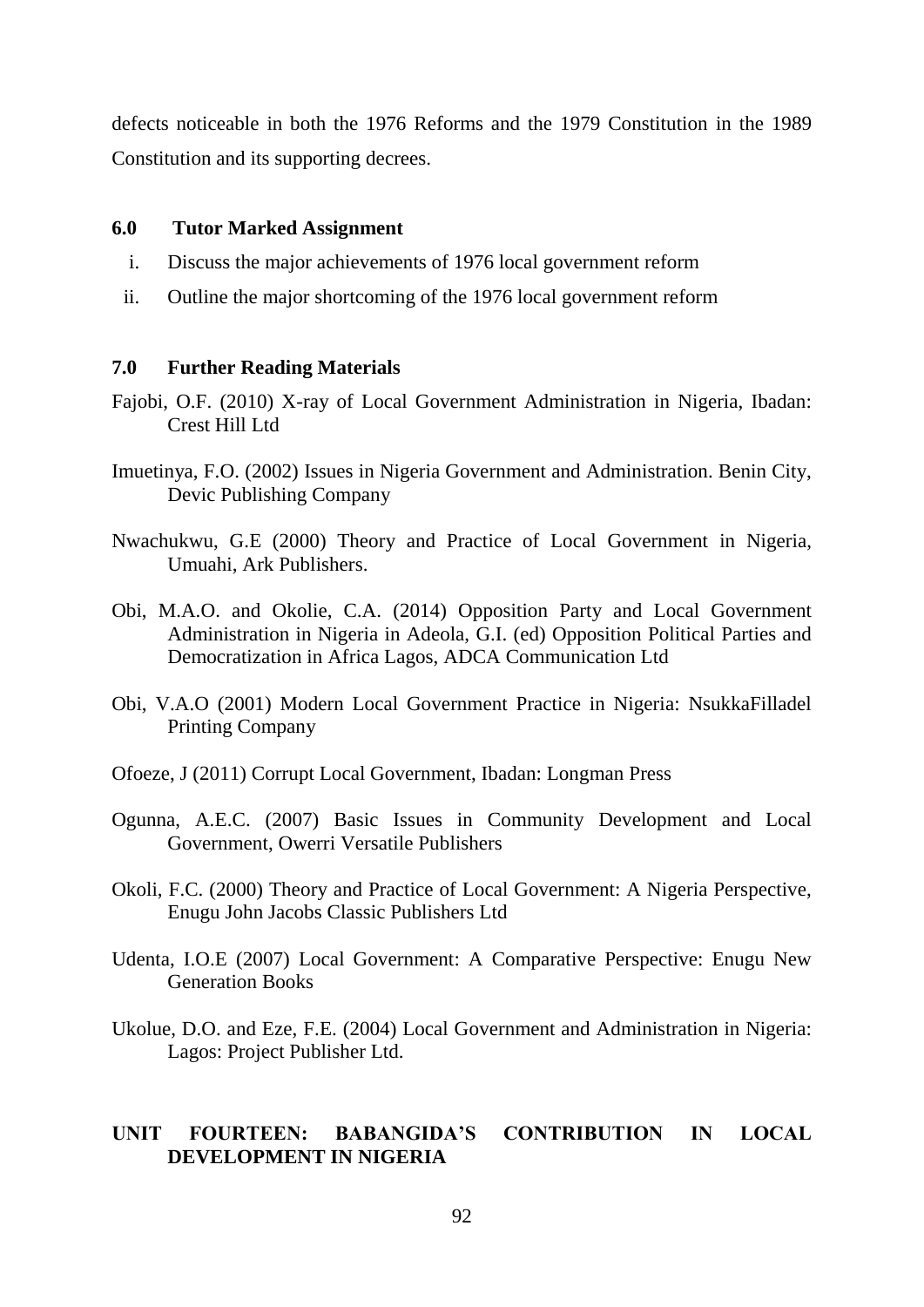defects noticeable in both the 1976 Reforms and the 1979 Constitution in the 1989 Constitution and its supporting decrees.

## 6.0 Tutor Marked Assignment

i. Discuss the major achievements of 1976 local government reform
ii. Outline the major shortcoming of the 1976 local government reform

## 7.0 Further Reading Materials

Fajobi, O.F. (2010) X-ray of Local Government Administration in Nigeria, Ibadan: Crest Hill Ltd

Imuetinya, F.O. (2002) Issues in Nigeria Government and Administration. Benin City, Devic Publishing Company

Nwachukwu, G.E (2000) Theory and Practice of Local Government in Nigeria, Umuahi, Ark Publishers.

Obi, M.A.O. and Okolie, C.A. (2014) Opposition Party and Local Government Administration in Nigeria in Adeola, G.I. (ed) Opposition Political Parties and Democratization in Africa Lagos, ADCA Communication Ltd

Obi, V.A.O (2001) Modern Local Government Practice in Nigeria: NsukkaFilladel Printing Company

Ofoeze, J (2011) Corrupt Local Government, Ibadan: Longman Press

Ogunna, A.E.C. (2007) Basic Issues in Community Development and Local Government, Owerri Versatile Publishers

Okoli, F.C. (2000) Theory and Practice of Local Government: A Nigeria Perspective, Enugu John Jacobs Classic Publishers Ltd

Udenta, I.O.E (2007) Local Government: A Comparative Perspective: Enugu New Generation Books

Ukolue, D.O. and Eze, F.E. (2004) Local Government and Administration in Nigeria: Lagos: Project Publisher Ltd.

# UNIT FOURTEEN: BABANGIDA'S CONTRIBUTION IN LOCAL DEVELOPMENT IN NIGERIA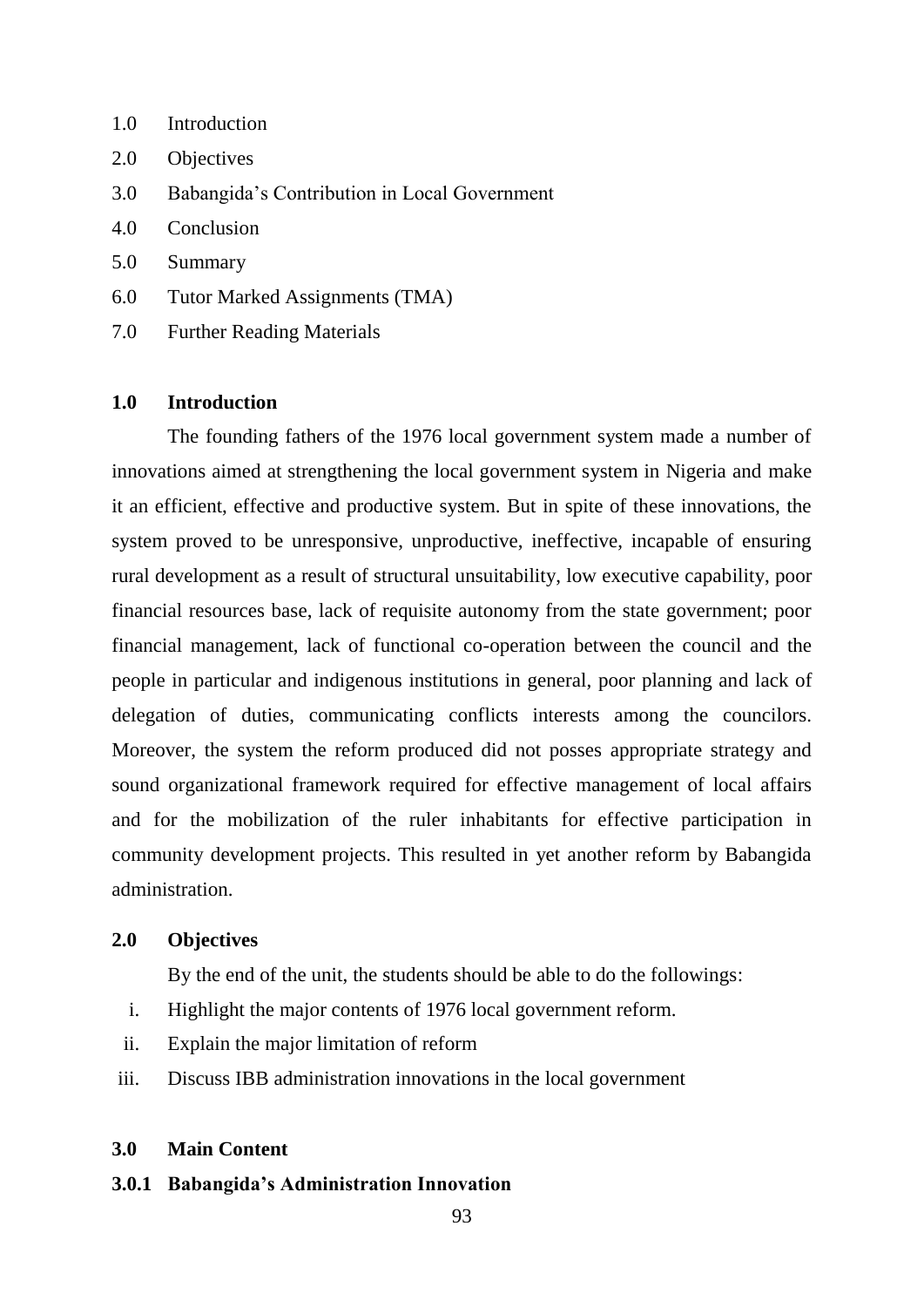1.0 Introduction

2.0 Objectives

3.0 Babangida's Contribution in Local Government

4.0 Conclusion

5.0 Summary

6.0 Tutor Marked Assignments (TMA)

7.0 Further Reading Materials

## 1.0 Introduction

The founding fathers of the 1976 local government system made a number of innovations aimed at strengthening the local government system in Nigeria and make it an efficient, effective and productive system. But in spite of these innovations, the system proved to be unresponsive, unproductive, ineffective, incapable of ensuring rural development as a result of structural unsuitability, low executive capability, poor financial resources base, lack of requisite autonomy from the state government; poor financial management, lack of functional co-operation between the council and the people in particular and indigenous institutions in general, poor planning and lack of delegation of duties, communicating conflicts interests among the councilors. Moreover, the system the reform produced did not posses appropriate strategy and sound organizational framework required for effective management of local affairs and for the mobilization of the ruler inhabitants for effective participation in community development projects. This resulted in yet another reform by Babangida administration.

## 2.0 Objectives

By the end of the unit, the students should be able to do the followings:

i. Highlight the major contents of 1976 local government reform.
ii. Explain the major limitation of reform
iii. Discuss IBB administration innovations in the local government

## 3.0 Main Content

### 3.0.1 Babangida's Administration Innovation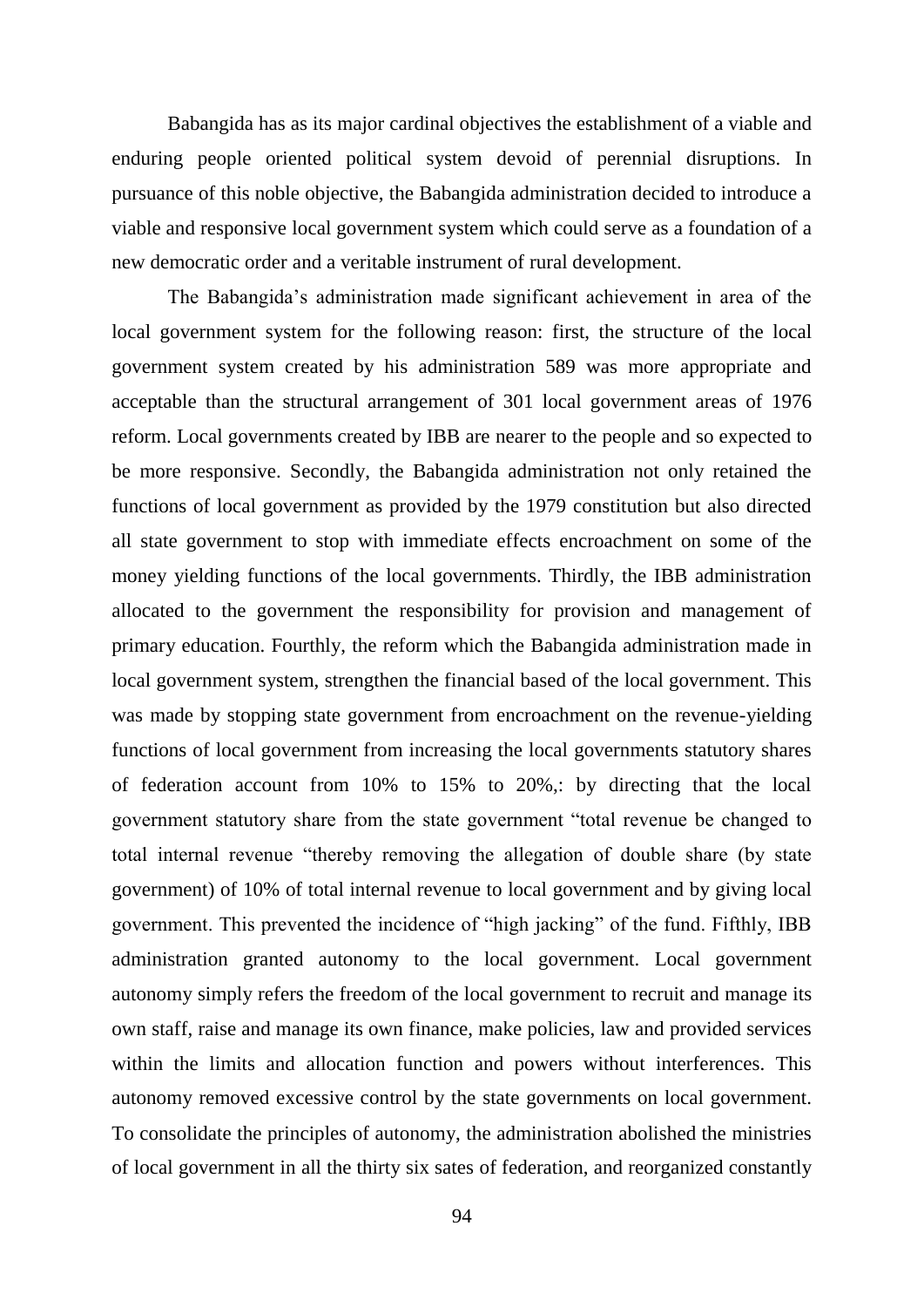Babangida has as its major cardinal objectives the establishment of a viable and enduring people oriented political system devoid of perennial disruptions. In pursuance of this noble objective, the Babangida administration decided to introduce a viable and responsive local government system which could serve as a foundation of a new democratic order and a veritable instrument of rural development.

The Babangida's administration made significant achievement in area of the local government system for the following reason: first, the structure of the local government system created by his administration 589 was more appropriate and acceptable than the structural arrangement of 301 local government areas of 1976 reform. Local governments created by IBB are nearer to the people and so expected to be more responsive. Secondly, the Babangida administration not only retained the functions of local government as provided by the 1979 constitution but also directed all state government to stop with immediate effects encroachment on some of the money yielding functions of the local governments. Thirdly, the IBB administration allocated to the government the responsibility for provision and management of primary education. Fourthly, the reform which the Babangida administration made in local government system, strengthen the financial based of the local government. This was made by stopping state government from encroachment on the revenue-yielding functions of local government from increasing the local governments statutory shares of federation account from 10% to 15% to 20%,: by directing that the local government statutory share from the state government "total revenue be changed to total internal revenue "thereby removing the allegation of double share (by state government) of 10% of total internal revenue to local government and by giving local government. This prevented the incidence of "high jacking" of the fund. Fifthly, IBB administration granted autonomy to the local government. Local government autonomy simply refers the freedom of the local government to recruit and manage its own staff, raise and manage its own finance, make policies, law and provided services within the limits and allocation function and powers without interferences. This autonomy removed excessive control by the state governments on local government. To consolidate the principles of autonomy, the administration abolished the ministries of local government in all the thirty six sates of federation, and reorganized constantly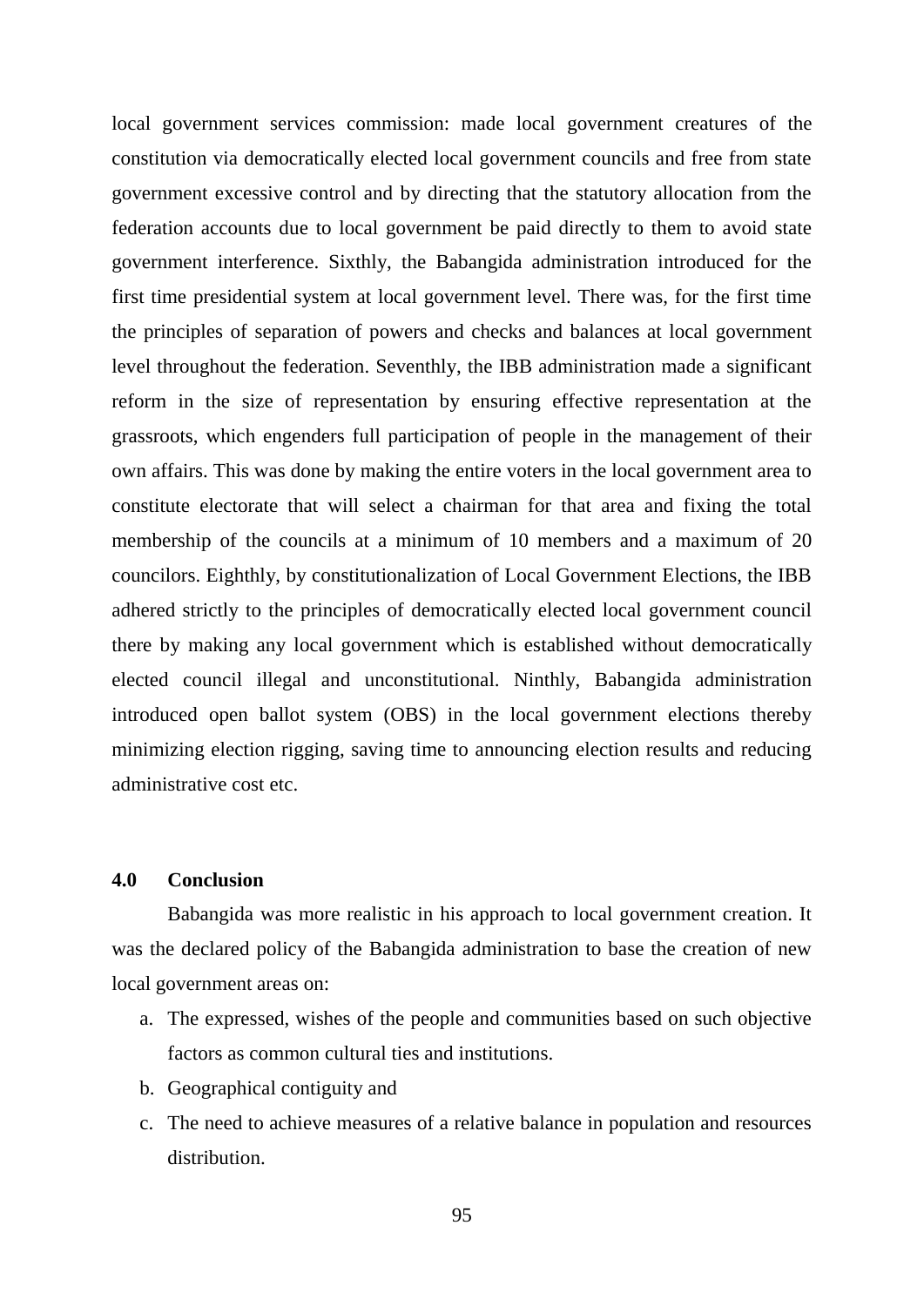local government services commission: made local government creatures of the constitution via democratically elected local government councils and free from state government excessive control and by directing that the statutory allocation from the federation accounts due to local government be paid directly to them to avoid state government interference. Sixthly, the Babangida administration introduced for the first time presidential system at local government level. There was, for the first time the principles of separation of powers and checks and balances at local government level throughout the federation. Seventhly, the IBB administration made a significant reform in the size of representation by ensuring effective representation at the grassroots, which engenders full participation of people in the management of their own affairs. This was done by making the entire voters in the local government area to constitute electorate that will select a chairman for that area and fixing the total membership of the councils at a minimum of 10 members and a maximum of 20 councilors. Eighthly, by constitutionalization of Local Government Elections, the IBB adhered strictly to the principles of democratically elected local government council there by making any local government which is established without democratically elected council illegal and unconstitutional. Ninthly, Babangida administration introduced open ballot system (OBS) in the local government elections thereby minimizing election rigging, saving time to announcing election results and reducing administrative cost etc.

## 4.0 Conclusion

Babangida was more realistic in his approach to local government creation. It was the declared policy of the Babangida administration to base the creation of new local government areas on:

a. The expressed, wishes of the people and communities based on such objective factors as common cultural ties and institutions.
b. Geographical contiguity and
c. The need to achieve measures of a relative balance in population and resources distribution.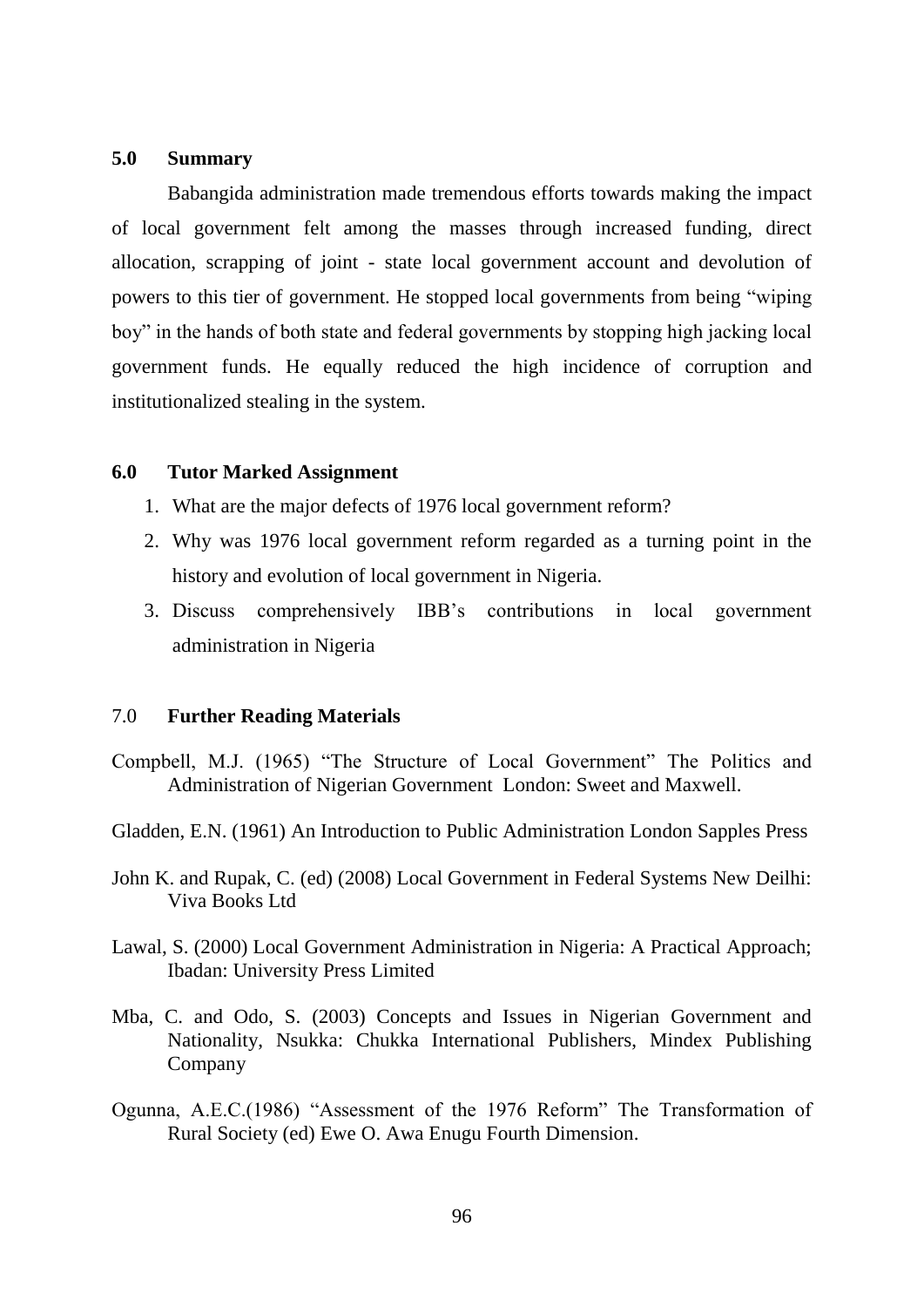## 5.0 Summary

Babangida administration made tremendous efforts towards making the impact of local government felt among the masses through increased funding, direct allocation, scrapping of joint - state local government account and devolution of powers to this tier of government. He stopped local governments from being "wiping boy" in the hands of both state and federal governments by stopping high jacking local government funds. He equally reduced the high incidence of corruption and institutionalized stealing in the system.

## 6.0 Tutor Marked Assignment

1. What are the major defects of 1976 local government reform?
2. Why was 1976 local government reform regarded as a turning point in the history and evolution of local government in Nigeria.
3. Discuss comprehensively IBB's contributions in local government administration in Nigeria

## 7.0 Further Reading Materials

Compbell, M.J. (1965) "The Structure of Local Government" The Politics and Administration of Nigerian Government London: Sweet and Maxwell.

Gladden, E.N. (1961) An Introduction to Public Administration London Sapples Press

John K. and Rupak, C. (ed) (2008) Local Government in Federal Systems New Deilhi: Viva Books Ltd

Lawal, S. (2000) Local Government Administration in Nigeria: A Practical Approach; Ibadan: University Press Limited

Mba, C. and Odo, S. (2003) Concepts and Issues in Nigerian Government and Nationality, Nsukka: Chukka International Publishers, Mindex Publishing Company

Ogunna, A.E.C.(1986) "Assessment of the 1976 Reform" The Transformation of Rural Society (ed) Ewe O. Awa Enugu Fourth Dimension.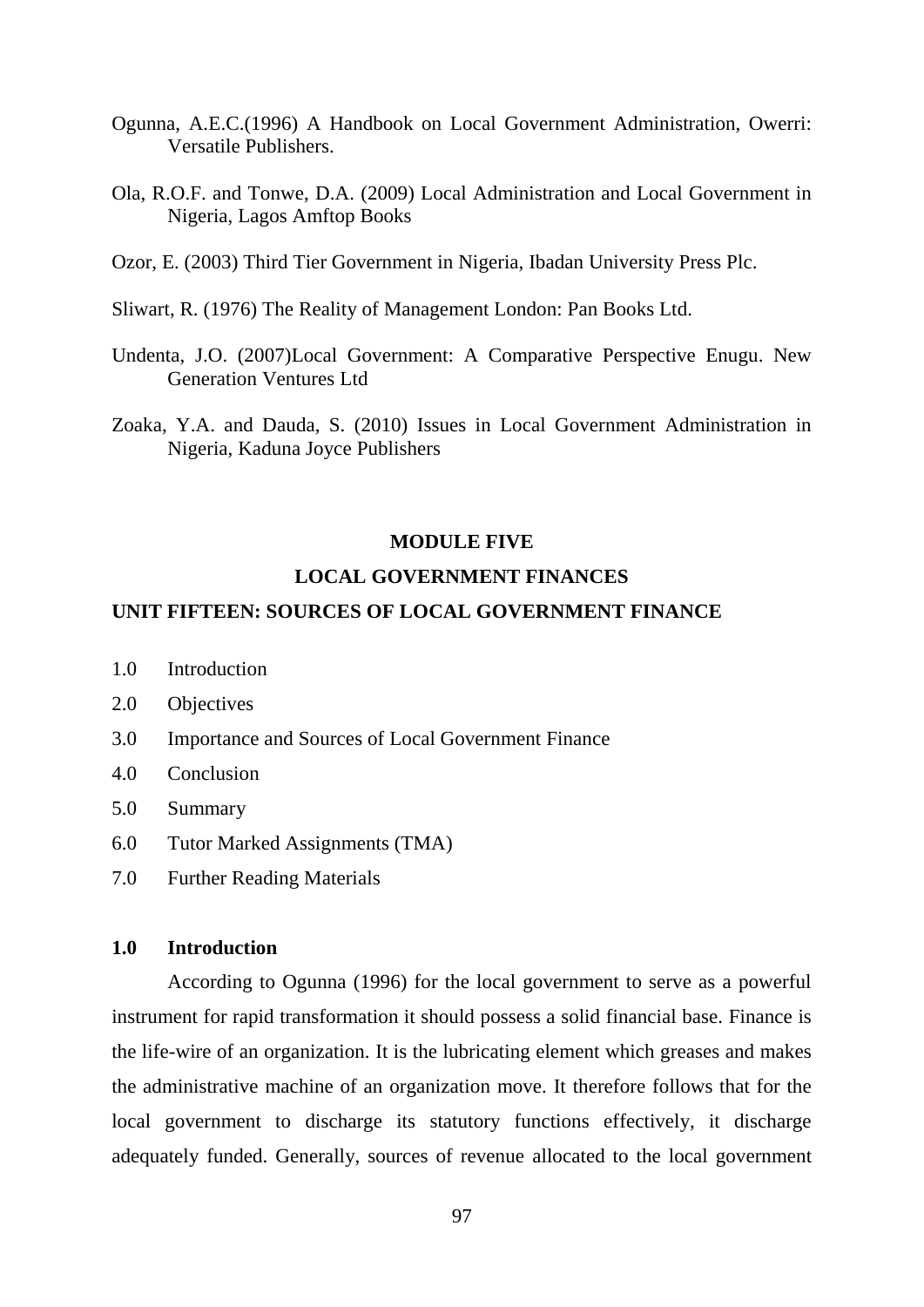Ogunna, A.E.C.(1996) A Handbook on Local Government Administration, Owerri: Versatile Publishers.

Ola, R.O.F. and Tonwe, D.A. (2009) Local Administration and Local Government in Nigeria, Lagos Amftop Books

Ozor, E. (2003) Third Tier Government in Nigeria, Ibadan University Press Plc.

Sliwart, R. (1976) The Reality of Management London: Pan Books Ltd.

Undenta, J.O. (2007)Local Government: A Comparative Perspective Enugu. New Generation Ventures Ltd

Zoaka, Y.A. and Dauda, S. (2010) Issues in Local Government Administration in Nigeria, Kaduna Joyce Publishers

# MODULE FIVE

# LOCAL GOVERNMENT FINANCES

## UNIT FIFTEEN: SOURCES OF LOCAL GOVERNMENT FINANCE

1.0 Introduction

2.0 Objectives

3.0 Importance and Sources of Local Government Finance

4.0 Conclusion

5.0 Summary

6.0 Tutor Marked Assignments (TMA)

7.0 Further Reading Materials

### 1.0 Introduction

According to Ogunna (1996) for the local government to serve as a powerful instrument for rapid transformation it should possess a solid financial base. Finance is the life-wire of an organization. It is the lubricating element which greases and makes the administrative machine of an organization move. It therefore follows that for the local government to discharge its statutory functions effectively, it discharge adequately funded. Generally, sources of revenue allocated to the local government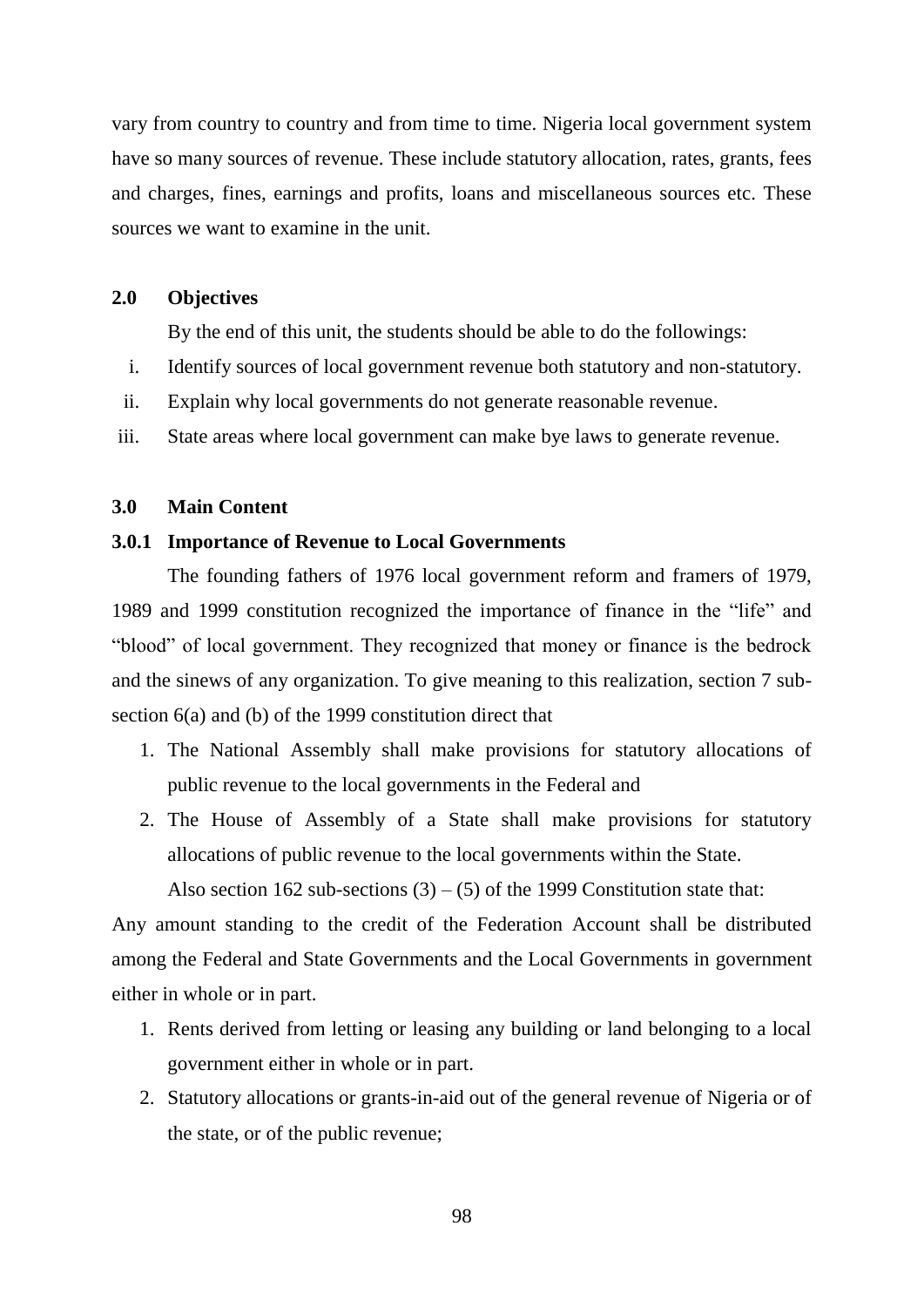vary from country to country and from time to time. Nigeria local government system have so many sources of revenue. These include statutory allocation, rates, grants, fees and charges, fines, earnings and profits, loans and miscellaneous sources etc. These sources we want to examine in the unit.

## 2.0 Objectives

By the end of this unit, the students should be able to do the followings:

i. Identify sources of local government revenue both statutory and non-statutory.
ii. Explain why local governments do not generate reasonable revenue.
iii. State areas where local government can make bye laws to generate revenue.

## 3.0 Main Content

### 3.0.1 Importance of Revenue to Local Governments

The founding fathers of 1976 local government reform and framers of 1979, 1989 and 1999 constitution recognized the importance of finance in the "life" and "blood" of local government. They recognized that money or finance is the bedrock and the sinews of any organization. To give meaning to this realization, section 7 sub-section 6(a) and (b) of the 1999 constitution direct that

1. The National Assembly shall make provisions for statutory allocations of public revenue to the local governments in the Federal and
2. The House of Assembly of a State shall make provisions for statutory allocations of public revenue to the local governments within the State.

Also section 162 sub-sections (3) – (5) of the 1999 Constitution state that:

Any amount standing to the credit of the Federation Account shall be distributed among the Federal and State Governments and the Local Governments in government either in whole or in part.

1. Rents derived from letting or leasing any building or land belonging to a local government either in whole or in part.
2. Statutory allocations or grants-in-aid out of the general revenue of Nigeria or of the state, or of the public revenue;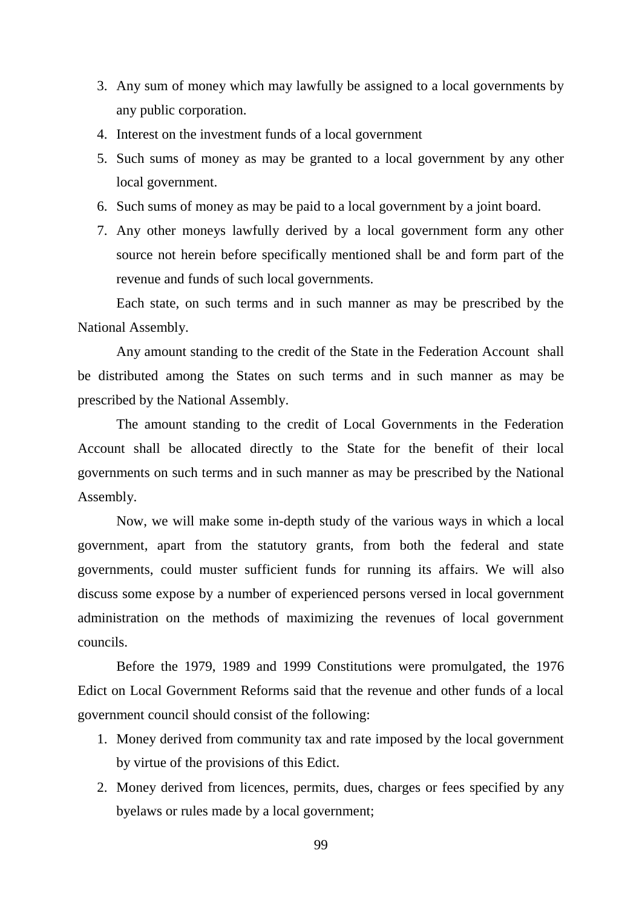3. Any sum of money which may lawfully be assigned to a local governments by any public corporation.
4. Interest on the investment funds of a local government
5. Such sums of money as may be granted to a local government by any other local government.
6. Such sums of money as may be paid to a local government by a joint board.
7. Any other moneys lawfully derived by a local government form any other source not herein before specifically mentioned shall be and form part of the revenue and funds of such local governments.

Each state, on such terms and in such manner as may be prescribed by the National Assembly.

Any amount standing to the credit of the State in the Federation Account shall be distributed among the States on such terms and in such manner as may be prescribed by the National Assembly.

The amount standing to the credit of Local Governments in the Federation Account shall be allocated directly to the State for the benefit of their local governments on such terms and in such manner as may be prescribed by the National Assembly.

Now, we will make some in-depth study of the various ways in which a local government, apart from the statutory grants, from both the federal and state governments, could muster sufficient funds for running its affairs. We will also discuss some expose by a number of experienced persons versed in local government administration on the methods of maximizing the revenues of local government councils.

Before the 1979, 1989 and 1999 Constitutions were promulgated, the 1976 Edict on Local Government Reforms said that the revenue and other funds of a local government council should consist of the following:

1. Money derived from community tax and rate imposed by the local government by virtue of the provisions of this Edict.
2. Money derived from licences, permits, dues, charges or fees specified by any byelaws or rules made by a local government;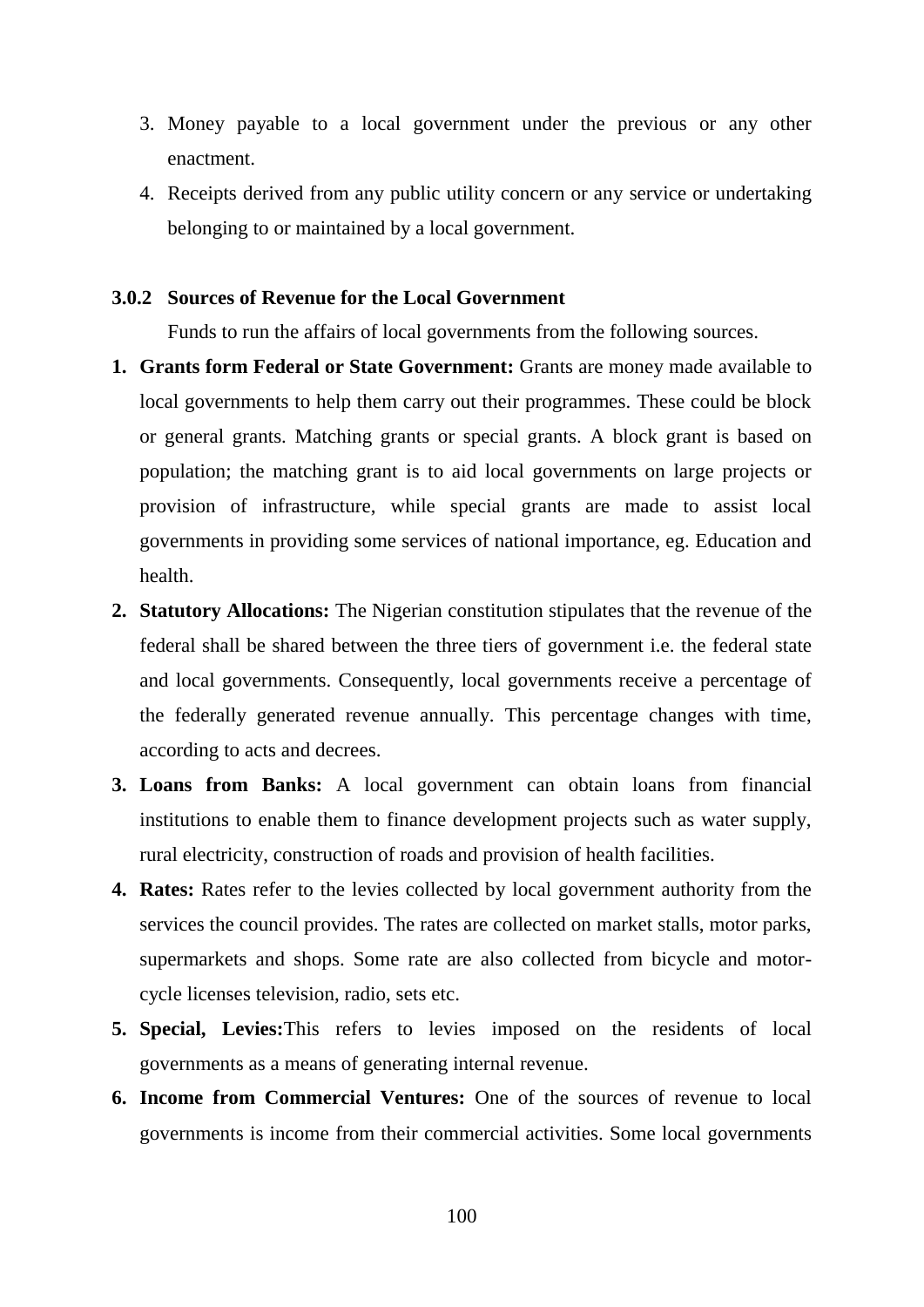3. Money payable to a local government under the previous or any other enactment.
4. Receipts derived from any public utility concern or any service or undertaking belonging to or maintained by a local government.

### 3.0.2 Sources of Revenue for the Local Government

Funds to run the affairs of local governments from the following sources.

1. **Grants form Federal or State Government:** Grants are money made available to local governments to help them carry out their programmes. These could be block or general grants. Matching grants or special grants. A block grant is based on population; the matching grant is to aid local governments on large projects or provision of infrastructure, while special grants are made to assist local governments in providing some services of national importance, eg. Education and health.
2. **Statutory Allocations:** The Nigerian constitution stipulates that the revenue of the federal shall be shared between the three tiers of government i.e. the federal state and local governments. Consequently, local governments receive a percentage of the federally generated revenue annually. This percentage changes with time, according to acts and decrees.
3. **Loans from Banks:** A local government can obtain loans from financial institutions to enable them to finance development projects such as water supply, rural electricity, construction of roads and provision of health facilities.
4. **Rates:** Rates refer to the levies collected by local government authority from the services the council provides. The rates are collected on market stalls, motor parks, supermarkets and shops. Some rate are also collected from bicycle and motor-cycle licenses television, radio, sets etc.
5. **Special, Levies:**This refers to levies imposed on the residents of local governments as a means of generating internal revenue.
6. **Income from Commercial Ventures:** One of the sources of revenue to local governments is income from their commercial activities. Some local governments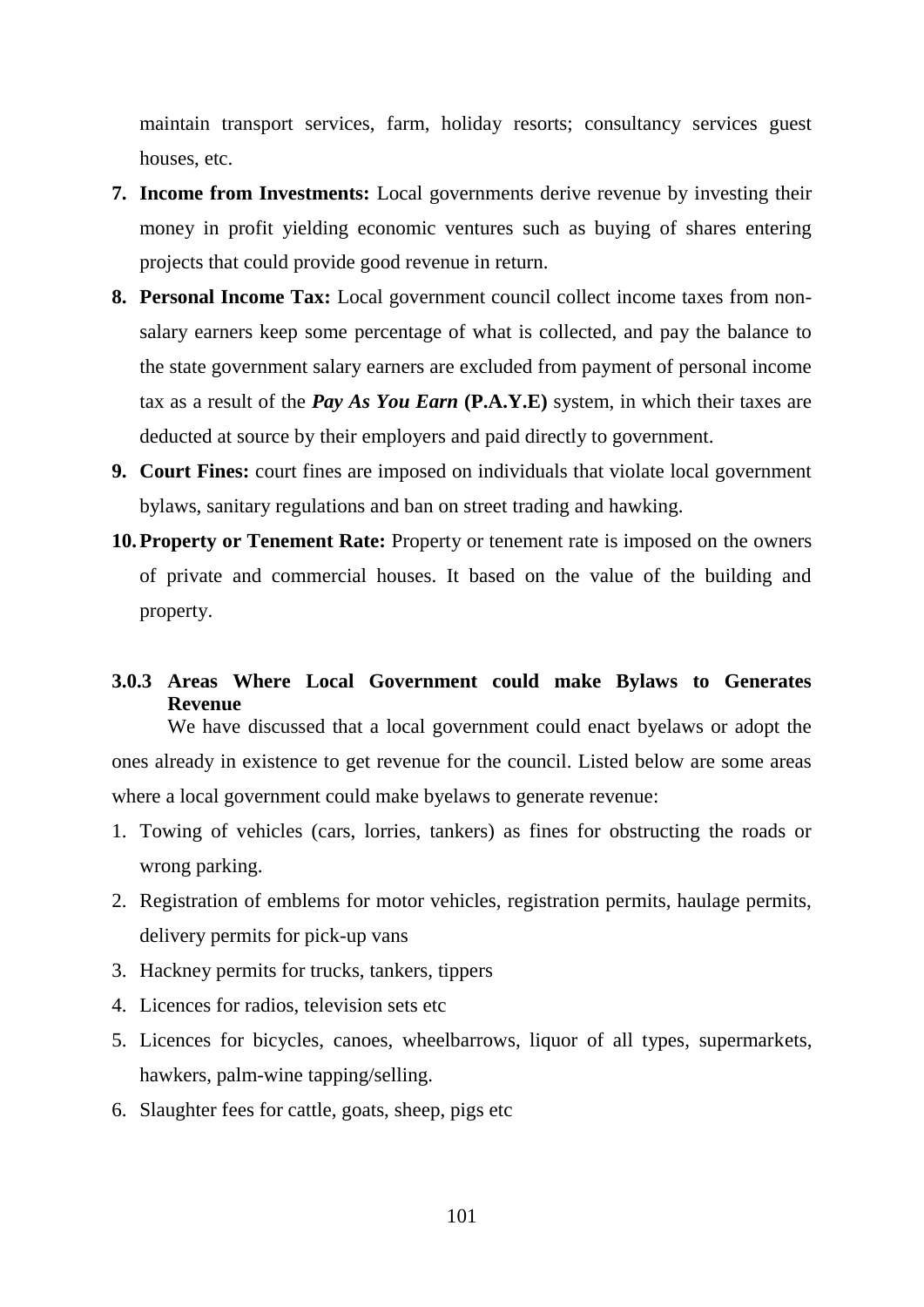maintain transport services, farm, holiday resorts; consultancy services guest houses, etc.

7. **Income from Investments:** Local governments derive revenue by investing their money in profit yielding economic ventures such as buying of shares entering projects that could provide good revenue in return.
8. **Personal Income Tax:** Local government council collect income taxes from non-salary earners keep some percentage of what is collected, and pay the balance to the state government salary earners are excluded from payment of personal income tax as a result of the ***Pay As You Earn*** **(P.A.Y.E)** system, in which their taxes are deducted at source by their employers and paid directly to government.
9. **Court Fines:** court fines are imposed on individuals that violate local government bylaws, sanitary regulations and ban on street trading and hawking.
10. **Property or Tenement Rate:** Property or tenement rate is imposed on the owners of private and commercial houses. It based on the value of the building and property.

### 3.0.3 Areas Where Local Government could make Bylaws to Generates Revenue

We have discussed that a local government could enact byelaws or adopt the ones already in existence to get revenue for the council. Listed below are some areas where a local government could make byelaws to generate revenue:

1. Towing of vehicles (cars, lorries, tankers) as fines for obstructing the roads or wrong parking.
2. Registration of emblems for motor vehicles, registration permits, haulage permits, delivery permits for pick-up vans
3. Hackney permits for trucks, tankers, tippers
4. Licences for radios, television sets etc
5. Licences for bicycles, canoes, wheelbarrows, liquor of all types, supermarkets, hawkers, palm-wine tapping/selling.
6. Slaughter fees for cattle, goats, sheep, pigs etc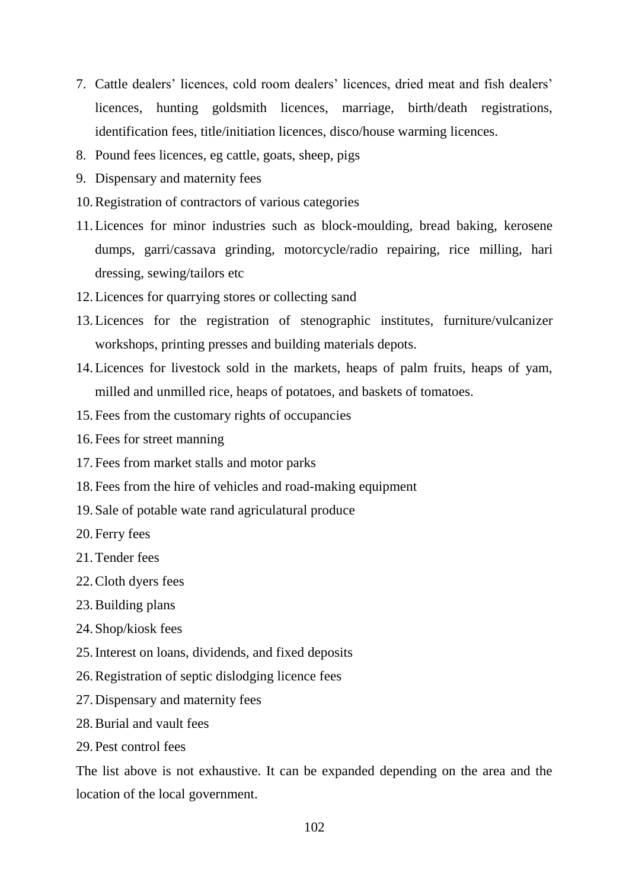7. Cattle dealers' licences, cold room dealers' licences, dried meat and fish dealers' licences, hunting goldsmith licences, marriage, birth/death registrations, identification fees, title/initiation licences, disco/house warming licences.
8. Pound fees licences, eg cattle, goats, sheep, pigs
9. Dispensary and maternity fees
10. Registration of contractors of various categories
11. Licences for minor industries such as block-moulding, bread baking, kerosene dumps, garri/cassava grinding, motorcycle/radio repairing, rice milling, hari dressing, sewing/tailors etc
12. Licences for quarrying stores or collecting sand
13. Licences for the registration of stenographic institutes, furniture/vulcanizer workshops, printing presses and building materials depots.
14. Licences for livestock sold in the markets, heaps of palm fruits, heaps of yam, milled and unmilled rice, heaps of potatoes, and baskets of tomatoes.
15. Fees from the customary rights of occupancies
16. Fees for street manning
17. Fees from market stalls and motor parks
18. Fees from the hire of vehicles and road-making equipment
19. Sale of potable wate rand agriculatural produce
20. Ferry fees
21. Tender fees
22. Cloth dyers fees
23. Building plans
24. Shop/kiosk fees
25. Interest on loans, dividends, and fixed deposits
26. Registration of septic dislodging licence fees
27. Dispensary and maternity fees
28. Burial and vault fees
29. Pest control fees

The list above is not exhaustive. It can be expanded depending on the area and the location of the local government.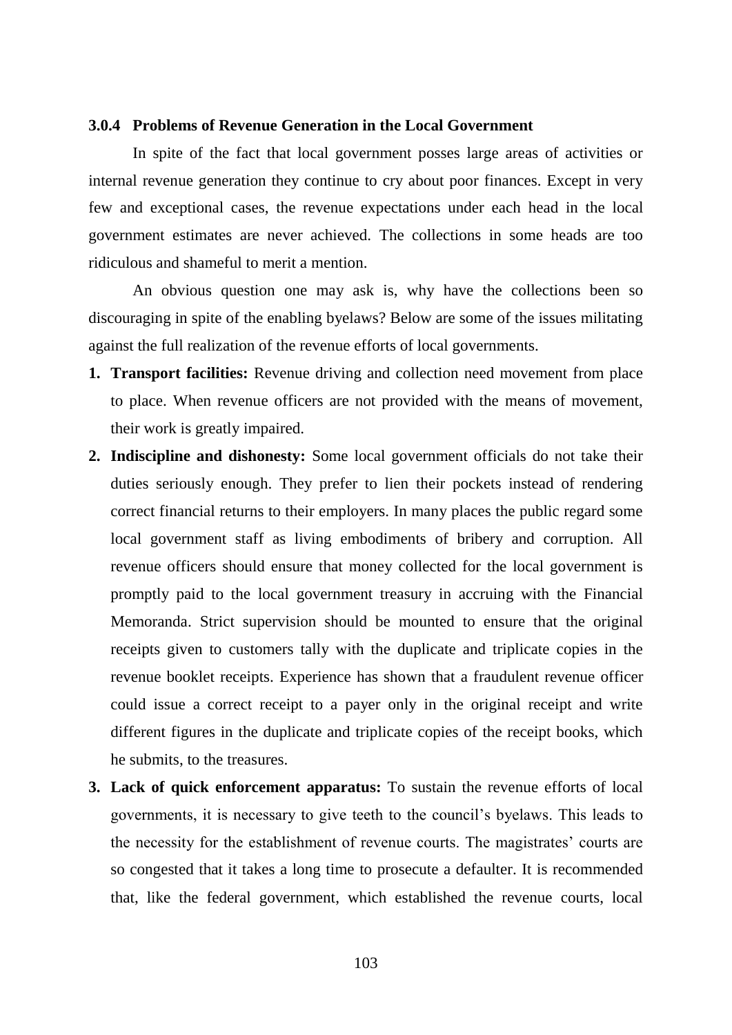### 3.0.4 Problems of Revenue Generation in the Local Government

In spite of the fact that local government posses large areas of activities or internal revenue generation they continue to cry about poor finances. Except in very few and exceptional cases, the revenue expectations under each head in the local government estimates are never achieved. The collections in some heads are too ridiculous and shameful to merit a mention.

An obvious question one may ask is, why have the collections been so discouraging in spite of the enabling byelaws? Below are some of the issues militating against the full realization of the revenue efforts of local governments.

1. **Transport facilities:** Revenue driving and collection need movement from place to place. When revenue officers are not provided with the means of movement, their work is greatly impaired.
2. **Indiscipline and dishonesty:** Some local government officials do not take their duties seriously enough. They prefer to lien their pockets instead of rendering correct financial returns to their employers. In many places the public regard some local government staff as living embodiments of bribery and corruption. All revenue officers should ensure that money collected for the local government is promptly paid to the local government treasury in accruing with the Financial Memoranda. Strict supervision should be mounted to ensure that the original receipts given to customers tally with the duplicate and triplicate copies in the revenue booklet receipts. Experience has shown that a fraudulent revenue officer could issue a correct receipt to a payer only in the original receipt and write different figures in the duplicate and triplicate copies of the receipt books, which he submits, to the treasures.
3. **Lack of quick enforcement apparatus:** To sustain the revenue efforts of local governments, it is necessary to give teeth to the council's byelaws. This leads to the necessity for the establishment of revenue courts. The magistrates' courts are so congested that it takes a long time to prosecute a defaulter. It is recommended that, like the federal government, which established the revenue courts, local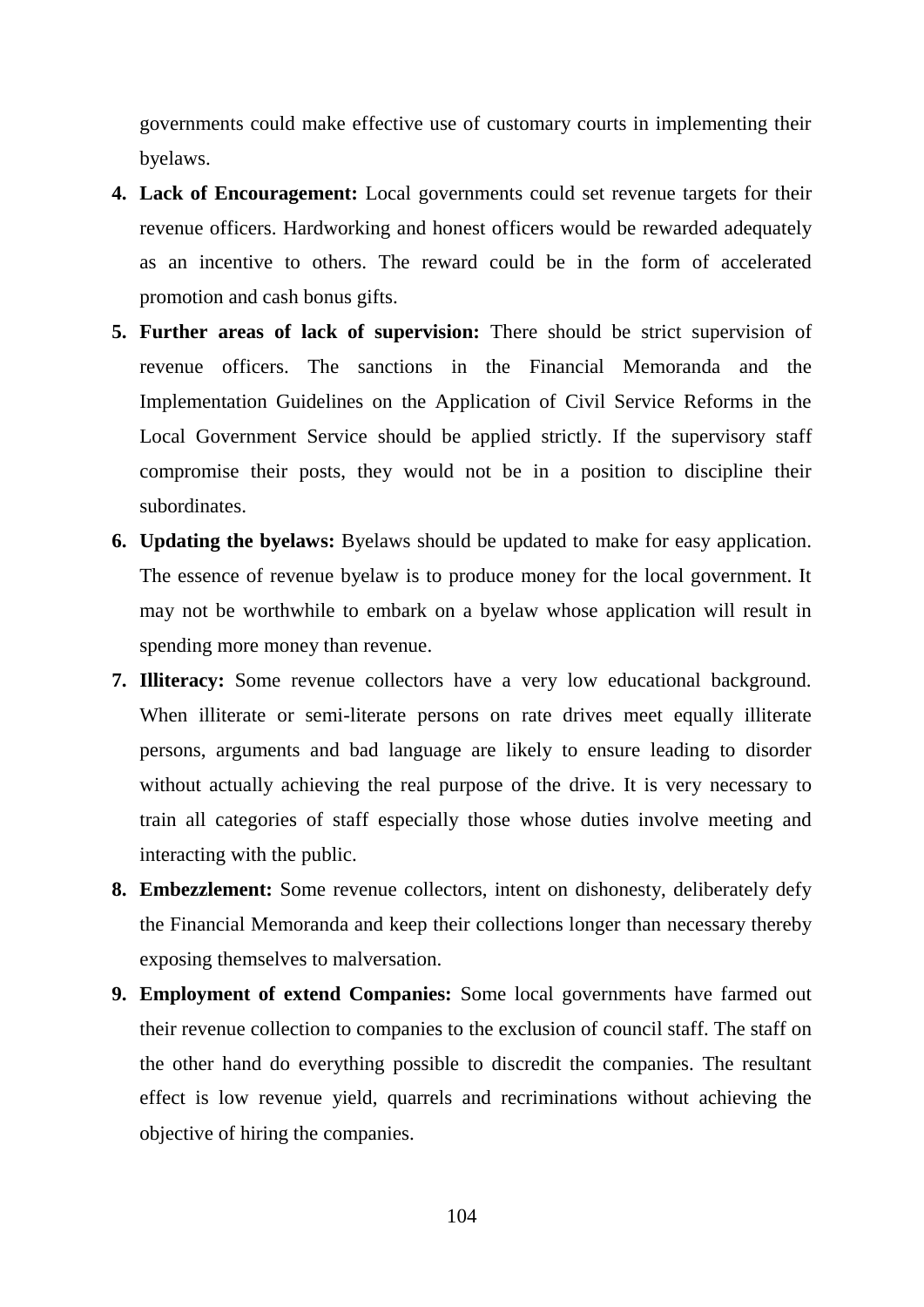governments could make effective use of customary courts in implementing their byelaws.

4. **Lack of Encouragement:** Local governments could set revenue targets for their revenue officers. Hardworking and honest officers would be rewarded adequately as an incentive to others. The reward could be in the form of accelerated promotion and cash bonus gifts.
5. **Further areas of lack of supervision:** There should be strict supervision of revenue officers. The sanctions in the Financial Memoranda and the Implementation Guidelines on the Application of Civil Service Reforms in the Local Government Service should be applied strictly. If the supervisory staff compromise their posts, they would not be in a position to discipline their subordinates.
6. **Updating the byelaws:** Byelaws should be updated to make for easy application. The essence of revenue byelaw is to produce money for the local government. It may not be worthwhile to embark on a byelaw whose application will result in spending more money than revenue.
7. **Illiteracy:** Some revenue collectors have a very low educational background. When illiterate or semi-literate persons on rate drives meet equally illiterate persons, arguments and bad language are likely to ensure leading to disorder without actually achieving the real purpose of the drive. It is very necessary to train all categories of staff especially those whose duties involve meeting and interacting with the public.
8. **Embezzlement:** Some revenue collectors, intent on dishonesty, deliberately defy the Financial Memoranda and keep their collections longer than necessary thereby exposing themselves to malversation.
9. **Employment of extend Companies:** Some local governments have farmed out their revenue collection to companies to the exclusion of council staff. The staff on the other hand do everything possible to discredit the companies. The resultant effect is low revenue yield, quarrels and recriminations without achieving the objective of hiring the companies.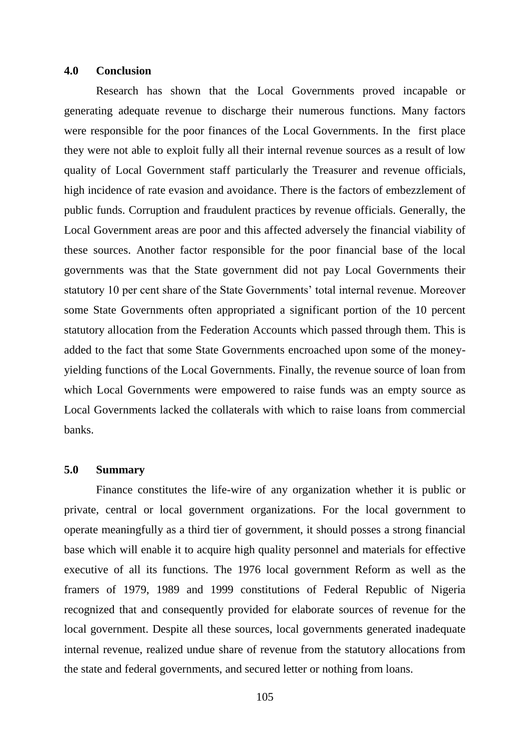## 4.0 Conclusion

Research has shown that the Local Governments proved incapable or generating adequate revenue to discharge their numerous functions. Many factors were responsible for the poor finances of the Local Governments. In the first place they were not able to exploit fully all their internal revenue sources as a result of low quality of Local Government staff particularly the Treasurer and revenue officials, high incidence of rate evasion and avoidance. There is the factors of embezzlement of public funds. Corruption and fraudulent practices by revenue officials. Generally, the Local Government areas are poor and this affected adversely the financial viability of these sources. Another factor responsible for the poor financial base of the local governments was that the State government did not pay Local Governments their statutory 10 per cent share of the State Governments' total internal revenue. Moreover some State Governments often appropriated a significant portion of the 10 percent statutory allocation from the Federation Accounts which passed through them. This is added to the fact that some State Governments encroached upon some of the money-yielding functions of the Local Governments. Finally, the revenue source of loan from which Local Governments were empowered to raise funds was an empty source as Local Governments lacked the collaterals with which to raise loans from commercial banks.

## 5.0 Summary

Finance constitutes the life-wire of any organization whether it is public or private, central or local government organizations. For the local government to operate meaningfully as a third tier of government, it should posses a strong financial base which will enable it to acquire high quality personnel and materials for effective executive of all its functions. The 1976 local government Reform as well as the framers of 1979, 1989 and 1999 constitutions of Federal Republic of Nigeria recognized that and consequently provided for elaborate sources of revenue for the local government. Despite all these sources, local governments generated inadequate internal revenue, realized undue share of revenue from the statutory allocations from the state and federal governments, and secured letter or nothing from loans.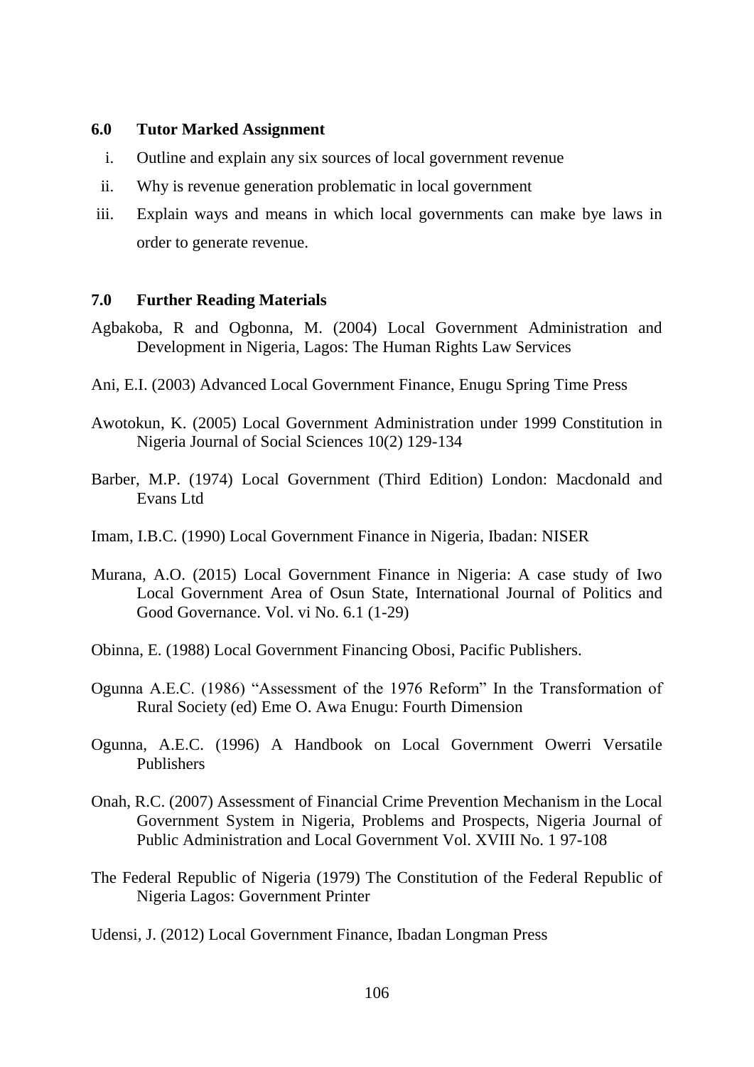## 6.0 Tutor Marked Assignment

i. Outline and explain any six sources of local government revenue
ii. Why is revenue generation problematic in local government
iii. Explain ways and means in which local governments can make bye laws in order to generate revenue.

## 7.0 Further Reading Materials

Agbakoba, R and Ogbonna, M. (2004) Local Government Administration and Development in Nigeria, Lagos: The Human Rights Law Services

Ani, E.I. (2003) Advanced Local Government Finance, Enugu Spring Time Press

Awotokun, K. (2005) Local Government Administration under 1999 Constitution in Nigeria Journal of Social Sciences 10(2) 129-134

Barber, M.P. (1974) Local Government (Third Edition) London: Macdonald and Evans Ltd

Imam, I.B.C. (1990) Local Government Finance in Nigeria, Ibadan: NISER

Murana, A.O. (2015) Local Government Finance in Nigeria: A case study of Iwo Local Government Area of Osun State, International Journal of Politics and Good Governance. Vol. vi No. 6.1 (1-29)

Obinna, E. (1988) Local Government Financing Obosi, Pacific Publishers.

Ogunna A.E.C. (1986) "Assessment of the 1976 Reform" In the Transformation of Rural Society (ed) Eme O. Awa Enugu: Fourth Dimension

Ogunna, A.E.C. (1996) A Handbook on Local Government Owerri Versatile Publishers

Onah, R.C. (2007) Assessment of Financial Crime Prevention Mechanism in the Local Government System in Nigeria, Problems and Prospects, Nigeria Journal of Public Administration and Local Government Vol. XVIII No. 1 97-108

The Federal Republic of Nigeria (1979) The Constitution of the Federal Republic of Nigeria Lagos: Government Printer

Udensi, J. (2012) Local Government Finance, Ibadan Longman Press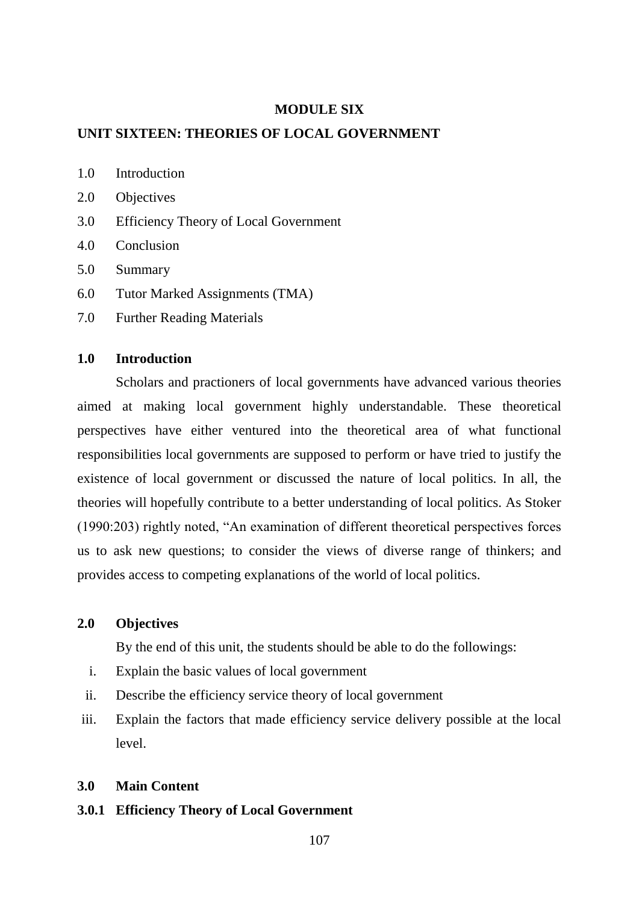## MODULE SIX

## UNIT SIXTEEN: THEORIES OF LOCAL GOVERNMENT

1.0 Introduction

2.0 Objectives

3.0 Efficiency Theory of Local Government

4.0 Conclusion

5.0 Summary

6.0 Tutor Marked Assignments (TMA)

7.0 Further Reading Materials

### 1.0 Introduction

Scholars and practioners of local governments have advanced various theories aimed at making local government highly understandable. These theoretical perspectives have either ventured into the theoretical area of what functional responsibilities local governments are supposed to perform or have tried to justify the existence of local government or discussed the nature of local politics. In all, the theories will hopefully contribute to a better understanding of local politics. As Stoker (1990:203) rightly noted, "An examination of different theoretical perspectives forces us to ask new questions; to consider the views of diverse range of thinkers; and provides access to competing explanations of the world of local politics.

### 2.0 Objectives

By the end of this unit, the students should be able to do the followings:

i. Explain the basic values of local government
ii. Describe the efficiency service theory of local government
iii. Explain the factors that made efficiency service delivery possible at the local level.

### 3.0 Main Content

#### 3.0.1 Efficiency Theory of Local Government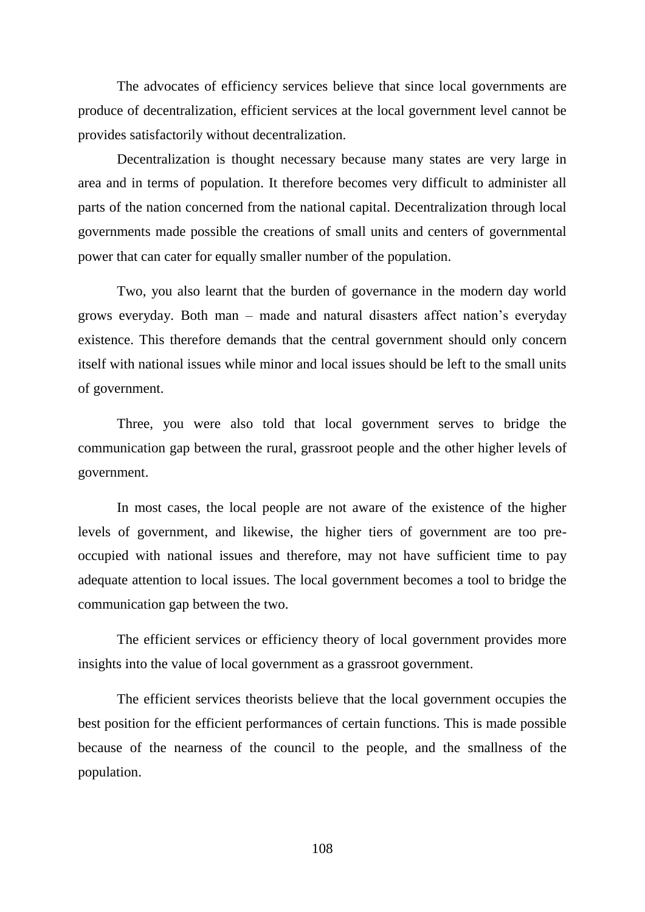The advocates of efficiency services believe that since local governments are produce of decentralization, efficient services at the local government level cannot be provides satisfactorily without decentralization.

Decentralization is thought necessary because many states are very large in area and in terms of population. It therefore becomes very difficult to administer all parts of the nation concerned from the national capital. Decentralization through local governments made possible the creations of small units and centers of governmental power that can cater for equally smaller number of the population.

Two, you also learnt that the burden of governance in the modern day world grows everyday. Both man – made and natural disasters affect nation's everyday existence. This therefore demands that the central government should only concern itself with national issues while minor and local issues should be left to the small units of government.

Three, you were also told that local government serves to bridge the communication gap between the rural, grassroot people and the other higher levels of government.

In most cases, the local people are not aware of the existence of the higher levels of government, and likewise, the higher tiers of government are too pre-occupied with national issues and therefore, may not have sufficient time to pay adequate attention to local issues. The local government becomes a tool to bridge the communication gap between the two.

The efficient services or efficiency theory of local government provides more insights into the value of local government as a grassroot government.

The efficient services theorists believe that the local government occupies the best position for the efficient performances of certain functions. This is made possible because of the nearness of the council to the people, and the smallness of the population.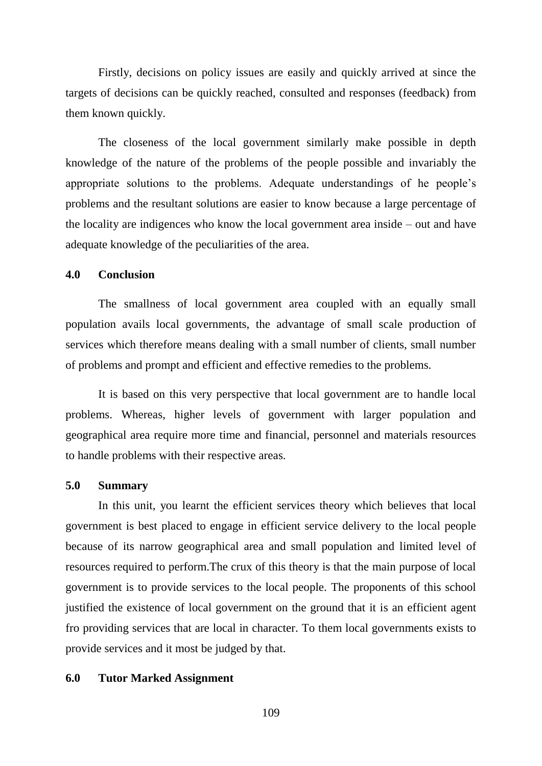Firstly, decisions on policy issues are easily and quickly arrived at since the targets of decisions can be quickly reached, consulted and responses (feedback) from them known quickly.

The closeness of the local government similarly make possible in depth knowledge of the nature of the problems of the people possible and invariably the appropriate solutions to the problems. Adequate understandings of he people's problems and the resultant solutions are easier to know because a large percentage of the locality are indigences who know the local government area inside – out and have adequate knowledge of the peculiarities of the area.

## 4.0 Conclusion

The smallness of local government area coupled with an equally small population avails local governments, the advantage of small scale production of services which therefore means dealing with a small number of clients, small number of problems and prompt and efficient and effective remedies to the problems.

It is based on this very perspective that local government are to handle local problems. Whereas, higher levels of government with larger population and geographical area require more time and financial, personnel and materials resources to handle problems with their respective areas.

## 5.0 Summary

In this unit, you learnt the efficient services theory which believes that local government is best placed to engage in efficient service delivery to the local people because of its narrow geographical area and small population and limited level of resources required to perform.The crux of this theory is that the main purpose of local government is to provide services to the local people. The proponents of this school justified the existence of local government on the ground that it is an efficient agent fro providing services that are local in character. To them local governments exists to provide services and it most be judged by that.

## 6.0 Tutor Marked Assignment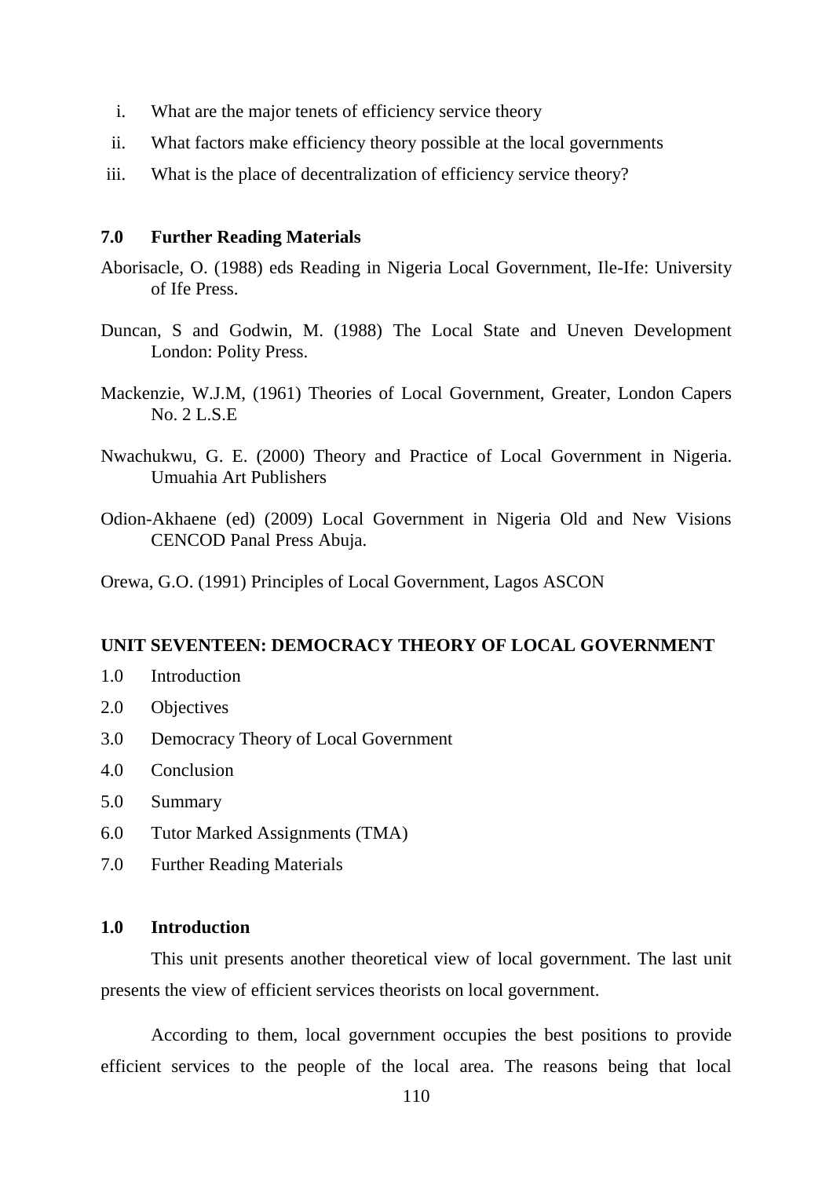i. What are the major tenets of efficiency service theory
ii. What factors make efficiency theory possible at the local governments
iii. What is the place of decentralization of efficiency service theory?

### 7.0 Further Reading Materials

Aborisacle, O. (1988) eds Reading in Nigeria Local Government, Ile-Ife: University of Ife Press.

Duncan, S and Godwin, M. (1988) The Local State and Uneven Development London: Polity Press.

Mackenzie, W.J.M, (1961) Theories of Local Government, Greater, London Capers No. 2 L.S.E

Nwachukwu, G. E. (2000) Theory and Practice of Local Government in Nigeria. Umuahia Art Publishers

Odion-Akhaene (ed) (2009) Local Government in Nigeria Old and New Visions CENCOD Panal Press Abuja.

Orewa, G.O. (1991) Principles of Local Government, Lagos ASCON

## UNIT SEVENTEEN: DEMOCRACY THEORY OF LOCAL GOVERNMENT

1.0 Introduction
2.0 Objectives
3.0 Democracy Theory of Local Government
4.0 Conclusion
5.0 Summary
6.0 Tutor Marked Assignments (TMA)
7.0 Further Reading Materials

### 1.0 Introduction

This unit presents another theoretical view of local government. The last unit presents the view of efficient services theorists on local government.

According to them, local government occupies the best positions to provide efficient services to the people of the local area. The reasons being that local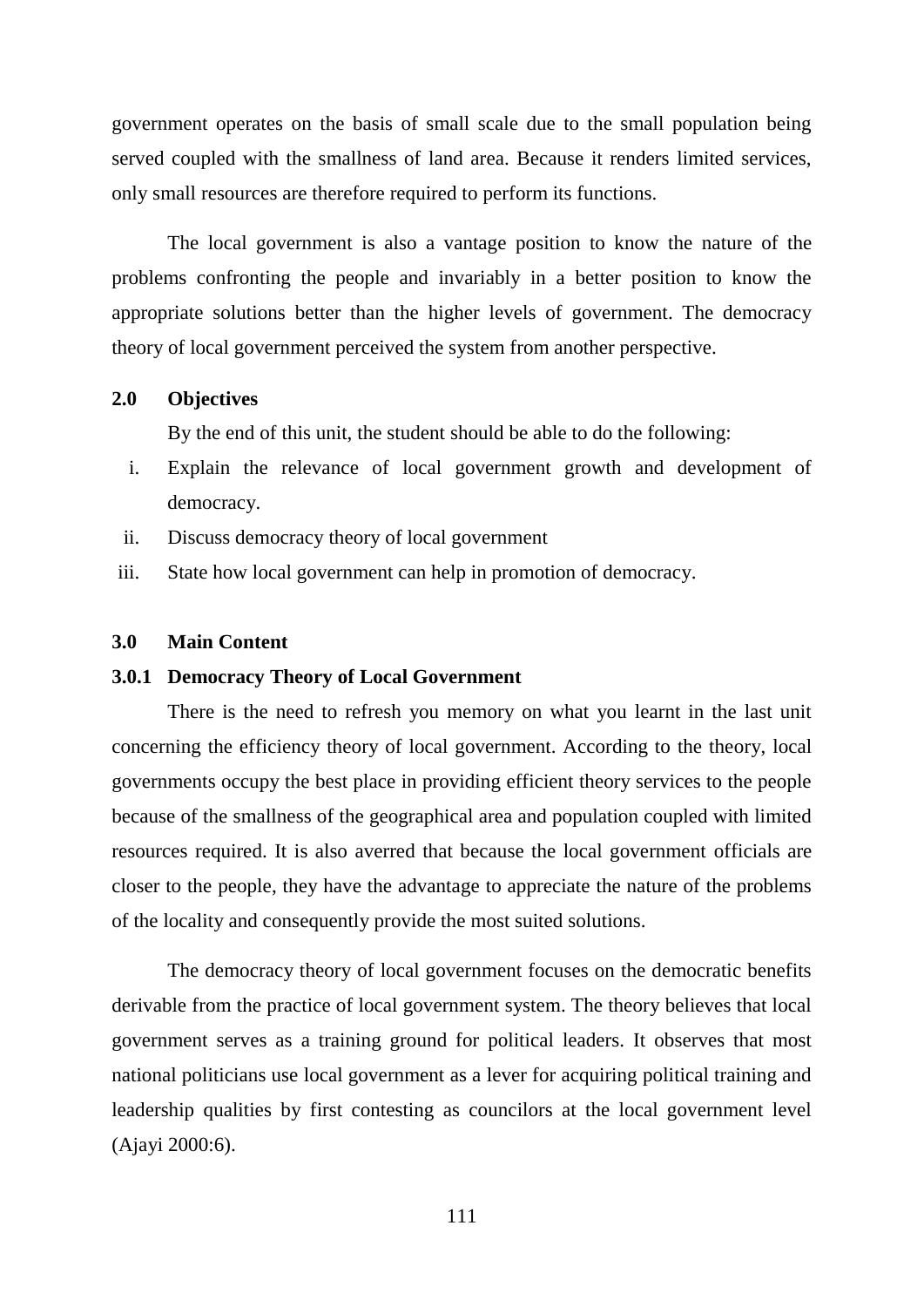government operates on the basis of small scale due to the small population being served coupled with the smallness of land area. Because it renders limited services, only small resources are therefore required to perform its functions.

The local government is also a vantage position to know the nature of the problems confronting the people and invariably in a better position to know the appropriate solutions better than the higher levels of government. The democracy theory of local government perceived the system from another perspective.

## 2.0 Objectives

By the end of this unit, the student should be able to do the following:

i. Explain the relevance of local government growth and development of democracy.
ii. Discuss democracy theory of local government
iii. State how local government can help in promotion of democracy.

## 3.0 Main Content

### 3.0.1 Democracy Theory of Local Government

There is the need to refresh you memory on what you learnt in the last unit concerning the efficiency theory of local government. According to the theory, local governments occupy the best place in providing efficient theory services to the people because of the smallness of the geographical area and population coupled with limited resources required. It is also averred that because the local government officials are closer to the people, they have the advantage to appreciate the nature of the problems of the locality and consequently provide the most suited solutions.

The democracy theory of local government focuses on the democratic benefits derivable from the practice of local government system. The theory believes that local government serves as a training ground for political leaders. It observes that most national politicians use local government as a lever for acquiring political training and leadership qualities by first contesting as councilors at the local government level (Ajayi 2000:6).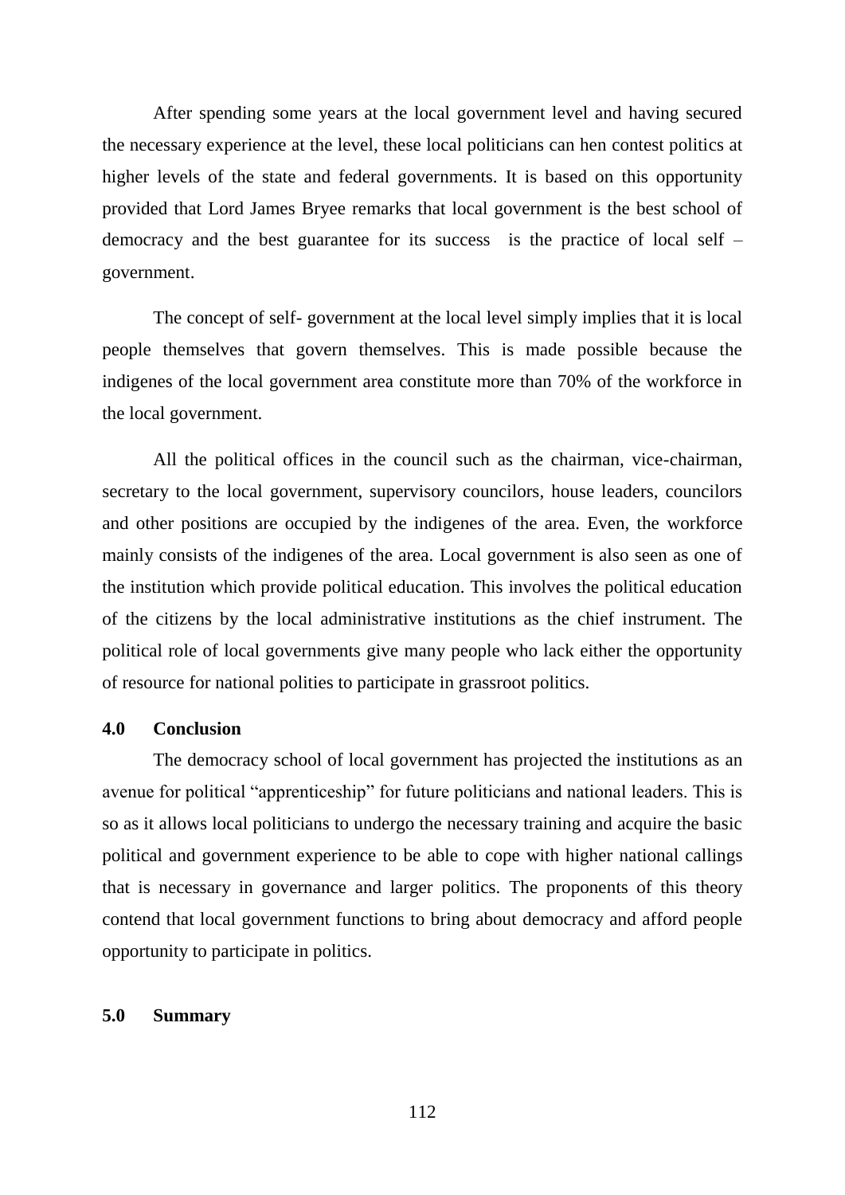After spending some years at the local government level and having secured the necessary experience at the level, these local politicians can hen contest politics at higher levels of the state and federal governments. It is based on this opportunity provided that Lord James Bryee remarks that local government is the best school of democracy and the best guarantee for its success is the practice of local self – government.

The concept of self- government at the local level simply implies that it is local people themselves that govern themselves. This is made possible because the indigenes of the local government area constitute more than 70% of the workforce in the local government.

All the political offices in the council such as the chairman, vice-chairman, secretary to the local government, supervisory councilors, house leaders, councilors and other positions are occupied by the indigenes of the area. Even, the workforce mainly consists of the indigenes of the area. Local government is also seen as one of the institution which provide political education. This involves the political education of the citizens by the local administrative institutions as the chief instrument. The political role of local governments give many people who lack either the opportunity of resource for national polities to participate in grassroot politics.

## 4.0 Conclusion

The democracy school of local government has projected the institutions as an avenue for political "apprenticeship" for future politicians and national leaders. This is so as it allows local politicians to undergo the necessary training and acquire the basic political and government experience to be able to cope with higher national callings that is necessary in governance and larger politics. The proponents of this theory contend that local government functions to bring about democracy and afford people opportunity to participate in politics.

## 5.0 Summary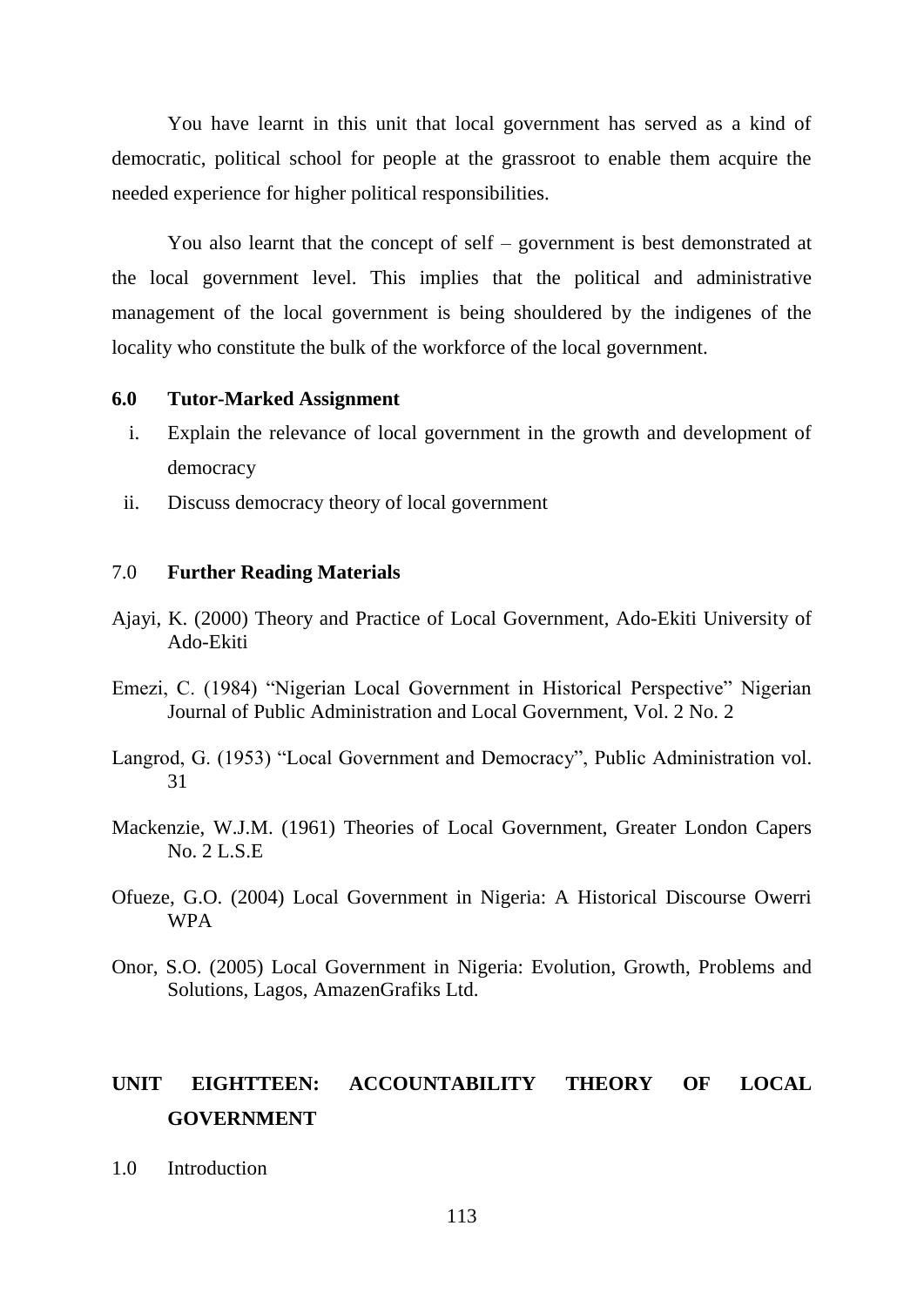You have learnt in this unit that local government has served as a kind of democratic, political school for people at the grassroot to enable them acquire the needed experience for higher political responsibilities.

You also learnt that the concept of self – government is best demonstrated at the local government level. This implies that the political and administrative management of the local government is being shouldered by the indigenes of the locality who constitute the bulk of the workforce of the local government.

### 6.0 Tutor-Marked Assignment

i. Explain the relevance of local government in the growth and development of democracy
ii. Discuss democracy theory of local government

### 7.0 **Further Reading Materials**

Ajayi, K. (2000) Theory and Practice of Local Government, Ado-Ekiti University of Ado-Ekiti

Emezi, C. (1984) "Nigerian Local Government in Historical Perspective" Nigerian Journal of Public Administration and Local Government, Vol. 2 No. 2

Langrod, G. (1953) "Local Government and Democracy", Public Administration vol. 31

Mackenzie, W.J.M. (1961) Theories of Local Government, Greater London Capers No. 2 L.S.E

Ofueze, G.O. (2004) Local Government in Nigeria: A Historical Discourse Owerri WPA

Onor, S.O. (2005) Local Government in Nigeria: Evolution, Growth, Problems and Solutions, Lagos, AmazenGrafiks Ltd.

## UNIT EIGHTTEEN: ACCOUNTABILITY THEORY OF LOCAL GOVERNMENT

1.0 Introduction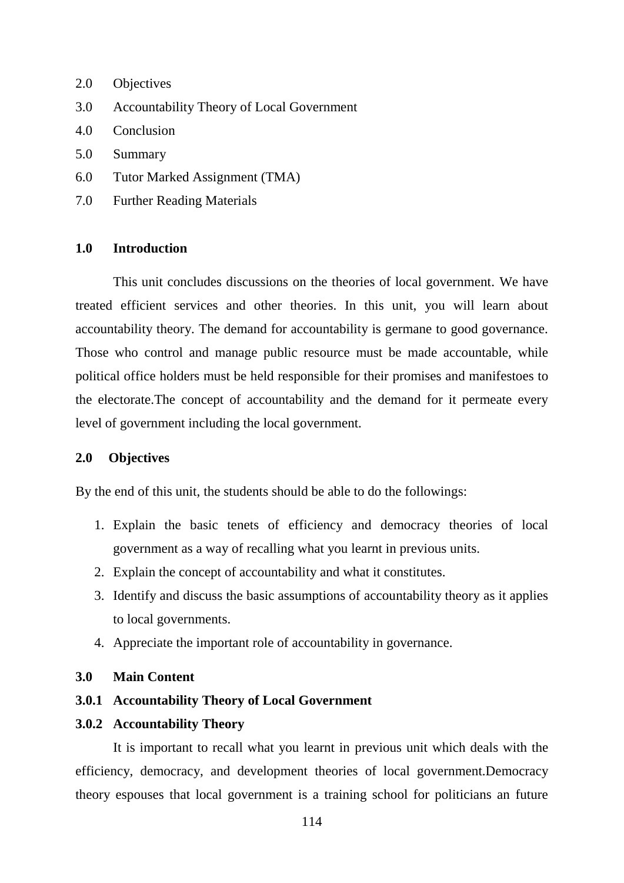2.0 Objectives

3.0 Accountability Theory of Local Government

4.0 Conclusion

5.0 Summary

6.0 Tutor Marked Assignment (TMA)

7.0 Further Reading Materials

## 1.0 Introduction

This unit concludes discussions on the theories of local government. We have treated efficient services and other theories. In this unit, you will learn about accountability theory. The demand for accountability is germane to good governance. Those who control and manage public resource must be made accountable, while political office holders must be held responsible for their promises and manifestoes to the electorate.The concept of accountability and the demand for it permeate every level of government including the local government.

## 2.0 Objectives

By the end of this unit, the students should be able to do the followings:

1. Explain the basic tenets of efficiency and democracy theories of local government as a way of recalling what you learnt in previous units.
2. Explain the concept of accountability and what it constitutes.
3. Identify and discuss the basic assumptions of accountability theory as it applies to local governments.
4. Appreciate the important role of accountability in governance.

## 3.0 Main Content

### 3.0.1 Accountability Theory of Local Government

### 3.0.2 Accountability Theory

It is important to recall what you learnt in previous unit which deals with the efficiency, democracy, and development theories of local government.Democracy theory espouses that local government is a training school for politicians an future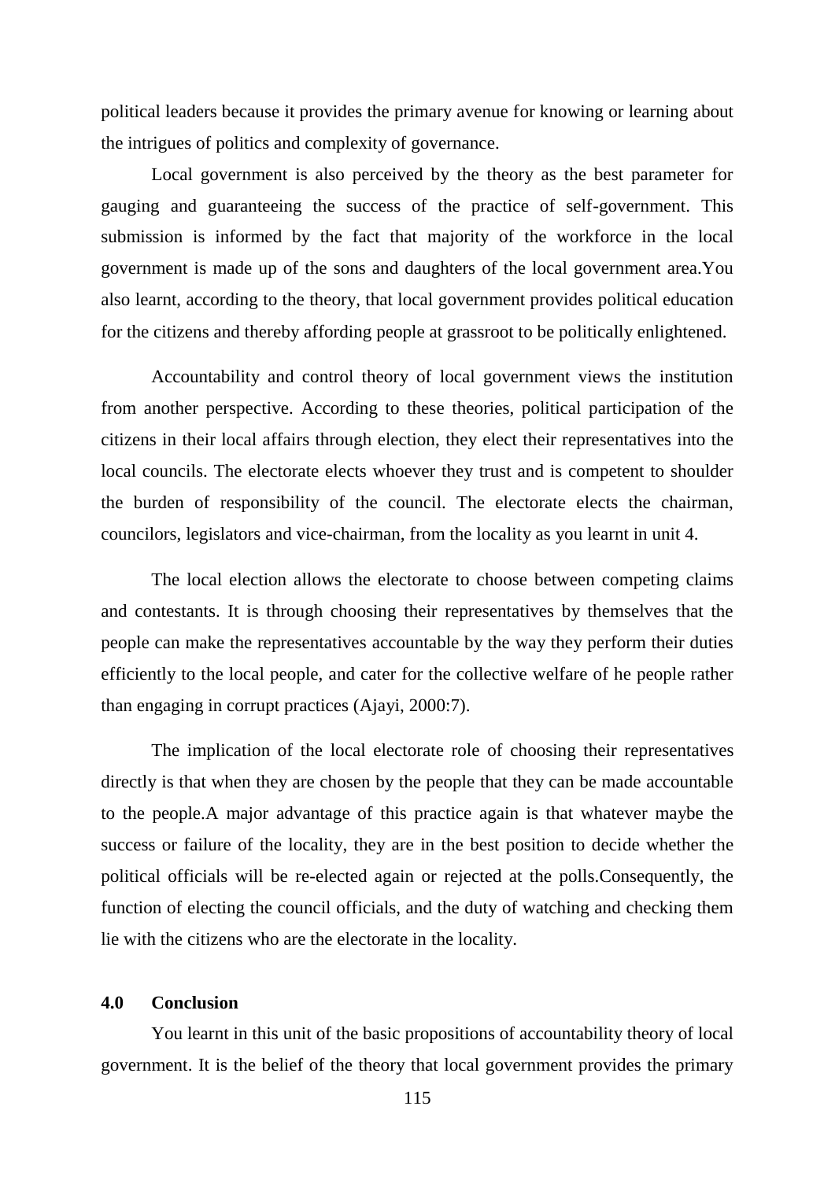political leaders because it provides the primary avenue for knowing or learning about the intrigues of politics and complexity of governance.

Local government is also perceived by the theory as the best parameter for gauging and guaranteeing the success of the practice of self-government. This submission is informed by the fact that majority of the workforce in the local government is made up of the sons and daughters of the local government area.You also learnt, according to the theory, that local government provides political education for the citizens and thereby affording people at grassroot to be politically enlightened.

Accountability and control theory of local government views the institution from another perspective. According to these theories, political participation of the citizens in their local affairs through election, they elect their representatives into the local councils. The electorate elects whoever they trust and is competent to shoulder the burden of responsibility of the council. The electorate elects the chairman, councilors, legislators and vice-chairman, from the locality as you learnt in unit 4.

The local election allows the electorate to choose between competing claims and contestants. It is through choosing their representatives by themselves that the people can make the representatives accountable by the way they perform their duties efficiently to the local people, and cater for the collective welfare of he people rather than engaging in corrupt practices (Ajayi, 2000:7).

The implication of the local electorate role of choosing their representatives directly is that when they are chosen by the people that they can be made accountable to the people.A major advantage of this practice again is that whatever maybe the success or failure of the locality, they are in the best position to decide whether the political officials will be re-elected again or rejected at the polls.Consequently, the function of electing the council officials, and the duty of watching and checking them lie with the citizens who are the electorate in the locality.

## 4.0 Conclusion

You learnt in this unit of the basic propositions of accountability theory of local government. It is the belief of the theory that local government provides the primary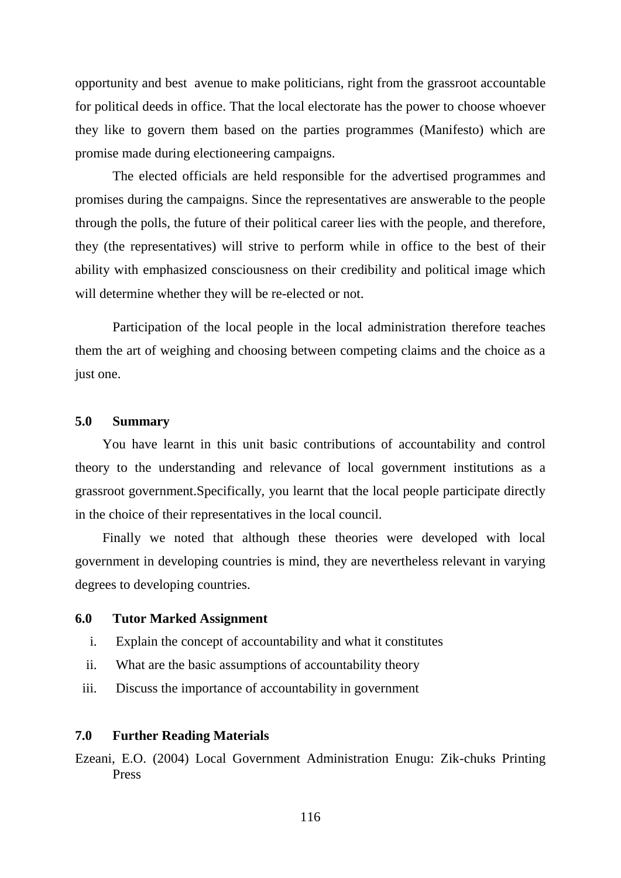opportunity and best avenue to make politicians, right from the grassroot accountable for political deeds in office. That the local electorate has the power to choose whoever they like to govern them based on the parties programmes (Manifesto) which are promise made during electioneering campaigns.

The elected officials are held responsible for the advertised programmes and promises during the campaigns. Since the representatives are answerable to the people through the polls, the future of their political career lies with the people, and therefore, they (the representatives) will strive to perform while in office to the best of their ability with emphasized consciousness on their credibility and political image which will determine whether they will be re-elected or not.

Participation of the local people in the local administration therefore teaches them the art of weighing and choosing between competing claims and the choice as a just one.

## 5.0 Summary

You have learnt in this unit basic contributions of accountability and control theory to the understanding and relevance of local government institutions as a grassroot government.Specifically, you learnt that the local people participate directly in the choice of their representatives in the local council.

Finally we noted that although these theories were developed with local government in developing countries is mind, they are nevertheless relevant in varying degrees to developing countries.

## 6.0 Tutor Marked Assignment

i. Explain the concept of accountability and what it constitutes
ii. What are the basic assumptions of accountability theory
iii. Discuss the importance of accountability in government

## 7.0 Further Reading Materials

Ezeani, E.O. (2004) Local Government Administration Enugu: Zik-chuks Printing Press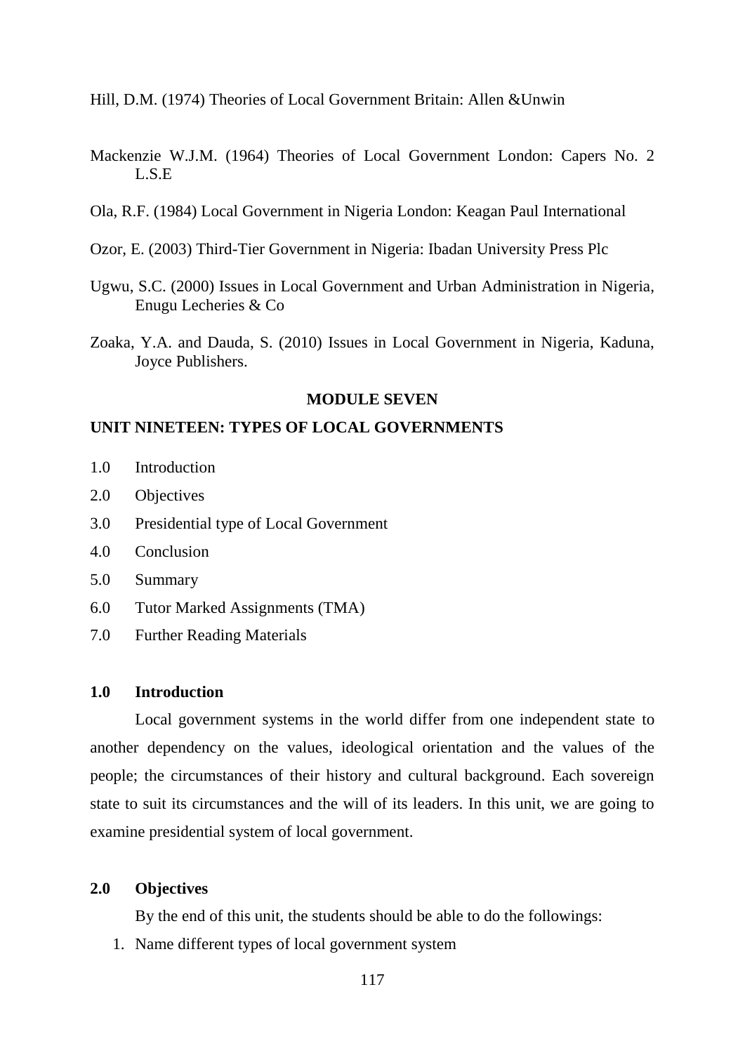Hill, D.M. (1974) Theories of Local Government Britain: Allen &Unwin

Mackenzie W.J.M. (1964) Theories of Local Government London: Capers No. 2 L.S.E

Ola, R.F. (1984) Local Government in Nigeria London: Keagan Paul International

Ozor, E. (2003) Third-Tier Government in Nigeria: Ibadan University Press Plc

Ugwu, S.C. (2000) Issues in Local Government and Urban Administration in Nigeria, Enugu Lecheries & Co

Zoaka, Y.A. and Dauda, S. (2010) Issues in Local Government in Nigeria, Kaduna, Joyce Publishers.

## MODULE SEVEN

## UNIT NINETEEN: TYPES OF LOCAL GOVERNMENTS

1.0 Introduction

2.0 Objectives

3.0 Presidential type of Local Government

4.0 Conclusion

5.0 Summary

6.0 Tutor Marked Assignments (TMA)

7.0 Further Reading Materials

### 1.0 Introduction

Local government systems in the world differ from one independent state to another dependency on the values, ideological orientation and the values of the people; the circumstances of their history and cultural background. Each sovereign state to suit its circumstances and the will of its leaders. In this unit, we are going to examine presidential system of local government.

### 2.0 Objectives

By the end of this unit, the students should be able to do the followings:

1. Name different types of local government system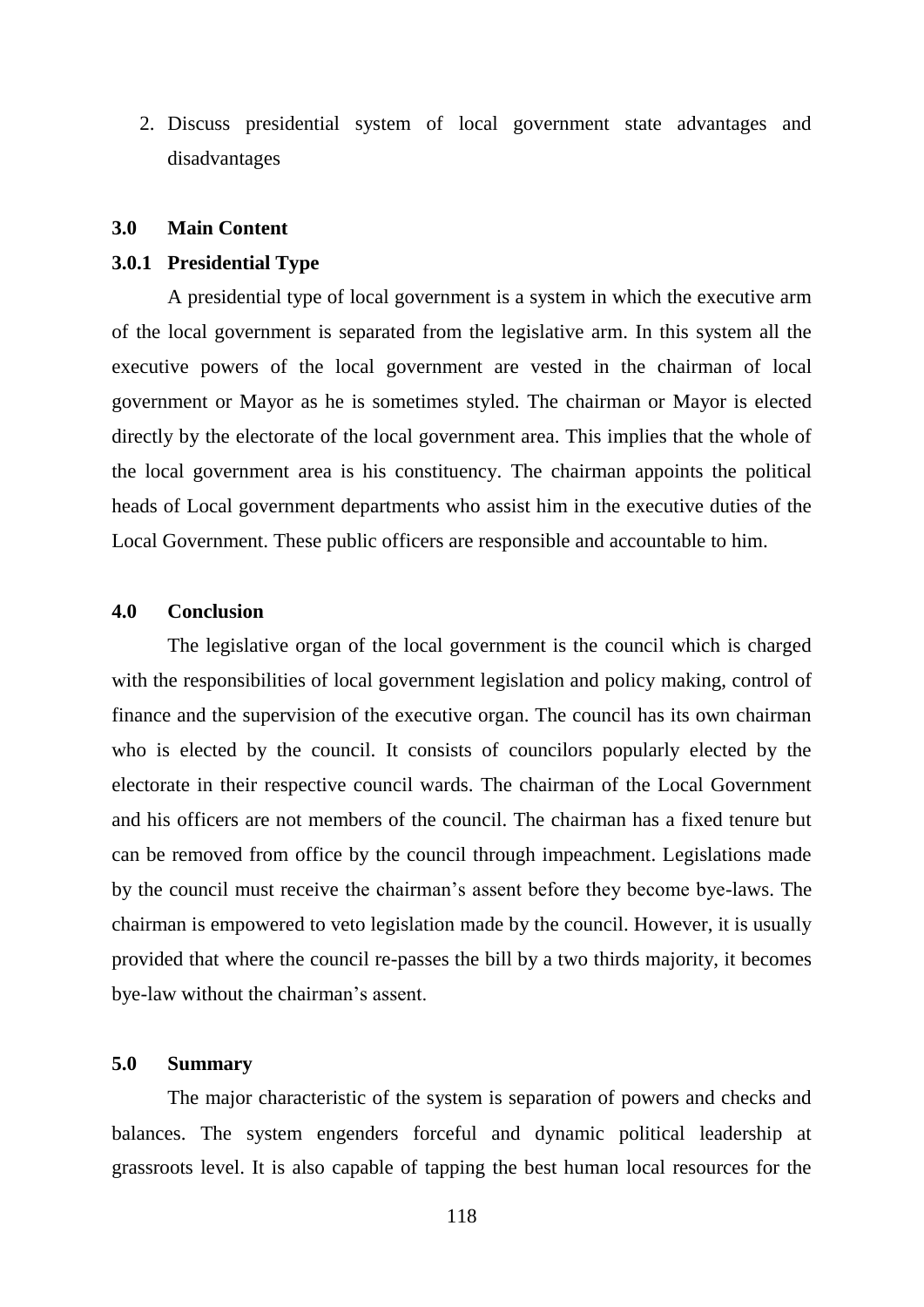2. Discuss presidential system of local government state advantages and disadvantages

## 3.0 Main Content

### 3.0.1 Presidential Type

A presidential type of local government is a system in which the executive arm of the local government is separated from the legislative arm. In this system all the executive powers of the local government are vested in the chairman of local government or Mayor as he is sometimes styled. The chairman or Mayor is elected directly by the electorate of the local government area. This implies that the whole of the local government area is his constituency. The chairman appoints the political heads of Local government departments who assist him in the executive duties of the Local Government. These public officers are responsible and accountable to him.

## 4.0 Conclusion

The legislative organ of the local government is the council which is charged with the responsibilities of local government legislation and policy making, control of finance and the supervision of the executive organ. The council has its own chairman who is elected by the council. It consists of councilors popularly elected by the electorate in their respective council wards. The chairman of the Local Government and his officers are not members of the council. The chairman has a fixed tenure but can be removed from office by the council through impeachment. Legislations made by the council must receive the chairman's assent before they become bye-laws. The chairman is empowered to veto legislation made by the council. However, it is usually provided that where the council re-passes the bill by a two thirds majority, it becomes bye-law without the chairman's assent.

## 5.0 Summary

The major characteristic of the system is separation of powers and checks and balances. The system engenders forceful and dynamic political leadership at grassroots level. It is also capable of tapping the best human local resources for the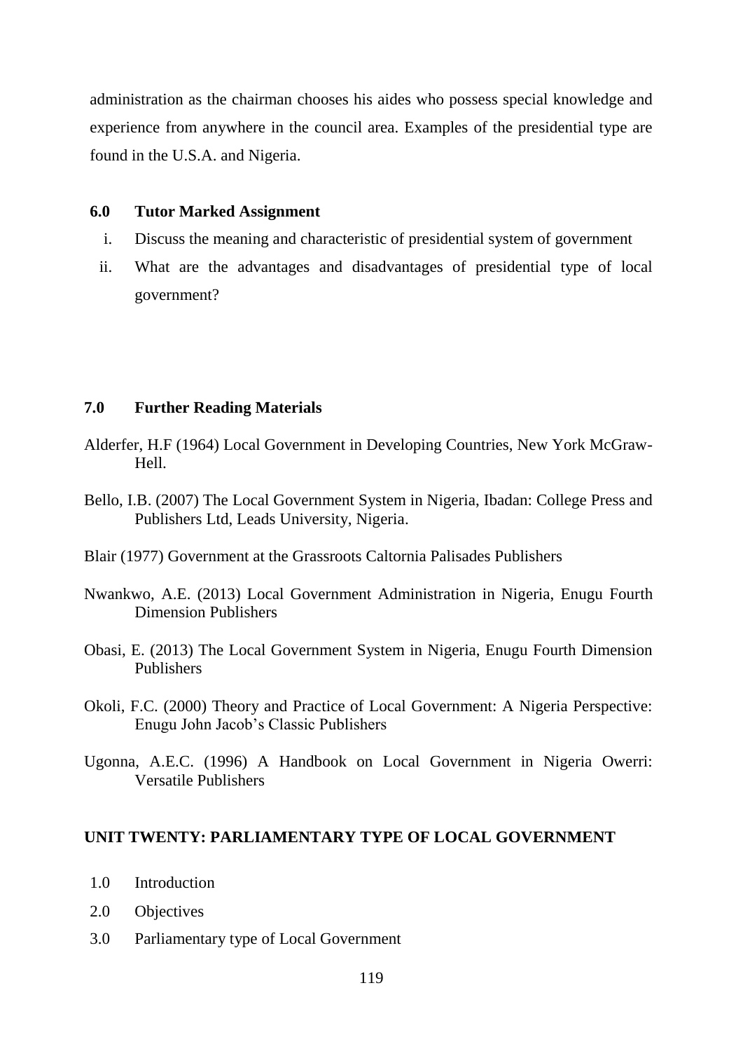administration as the chairman chooses his aides who possess special knowledge and experience from anywhere in the council area. Examples of the presidential type are found in the U.S.A. and Nigeria.

### 6.0 Tutor Marked Assignment

i. Discuss the meaning and characteristic of presidential system of government
ii. What are the advantages and disadvantages of presidential type of local government?

### 7.0 Further Reading Materials

Alderfer, H.F (1964) Local Government in Developing Countries, New York McGraw-Hell.

Bello, I.B. (2007) The Local Government System in Nigeria, Ibadan: College Press and Publishers Ltd, Leads University, Nigeria.

Blair (1977) Government at the Grassroots Caltornia Palisades Publishers

Nwankwo, A.E. (2013) Local Government Administration in Nigeria, Enugu Fourth Dimension Publishers

Obasi, E. (2013) The Local Government System in Nigeria, Enugu Fourth Dimension Publishers

Okoli, F.C. (2000) Theory and Practice of Local Government: A Nigeria Perspective: Enugu John Jacob's Classic Publishers

Ugonna, A.E.C. (1996) A Handbook on Local Government in Nigeria Owerri: Versatile Publishers

## UNIT TWENTY: PARLIAMENTARY TYPE OF LOCAL GOVERNMENT

1.0 Introduction
2.0 Objectives
3.0 Parliamentary type of Local Government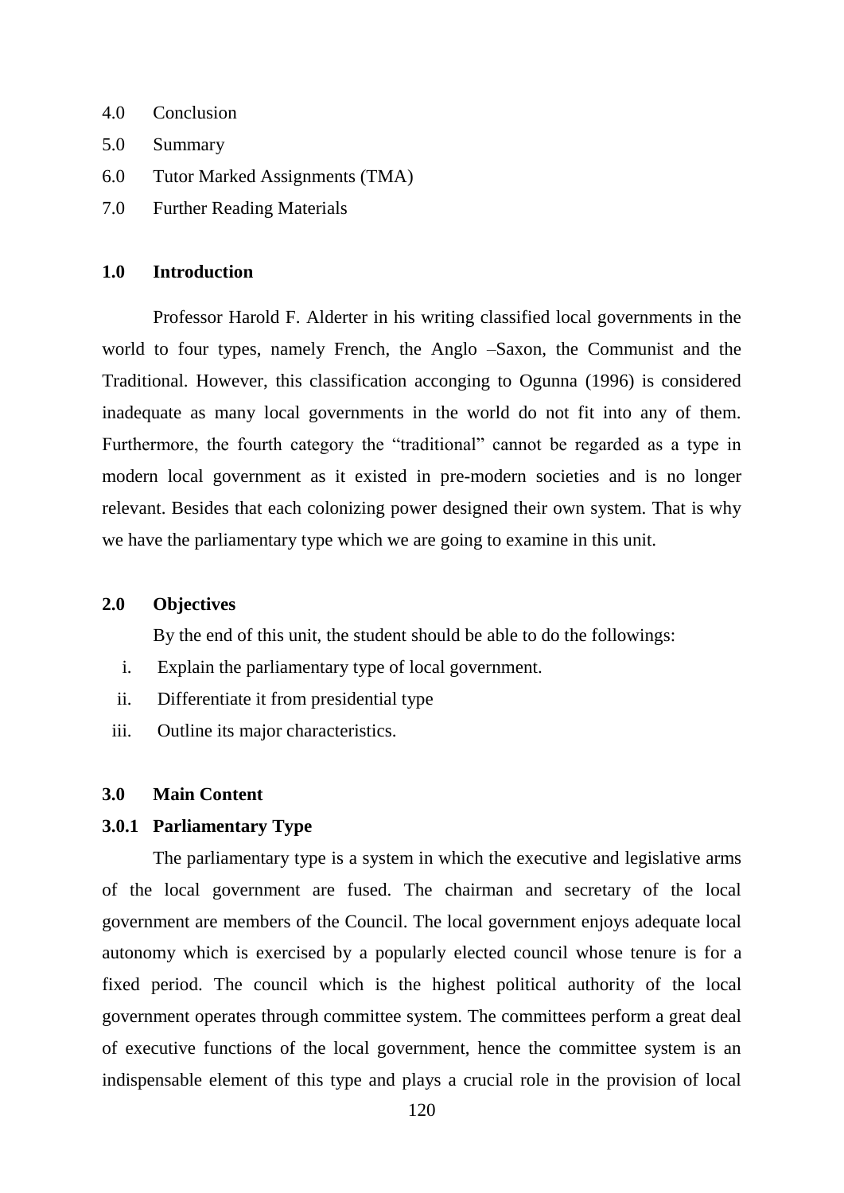4.0 Conclusion

5.0 Summary

6.0 Tutor Marked Assignments (TMA)

7.0 Further Reading Materials

## 1.0 Introduction

Professor Harold F. Alderter in his writing classified local governments in the world to four types, namely French, the Anglo –Saxon, the Communist and the Traditional. However, this classification acconging to Ogunna (1996) is considered inadequate as many local governments in the world do not fit into any of them. Furthermore, the fourth category the "traditional" cannot be regarded as a type in modern local government as it existed in pre-modern societies and is no longer relevant. Besides that each colonizing power designed their own system. That is why we have the parliamentary type which we are going to examine in this unit.

## 2.0 Objectives

By the end of this unit, the student should be able to do the followings:

i. Explain the parliamentary type of local government.
ii. Differentiate it from presidential type
iii. Outline its major characteristics.

## 3.0 Main Content

### 3.0.1 Parliamentary Type

The parliamentary type is a system in which the executive and legislative arms of the local government are fused. The chairman and secretary of the local government are members of the Council. The local government enjoys adequate local autonomy which is exercised by a popularly elected council whose tenure is for a fixed period. The council which is the highest political authority of the local government operates through committee system. The committees perform a great deal of executive functions of the local government, hence the committee system is an indispensable element of this type and plays a crucial role in the provision of local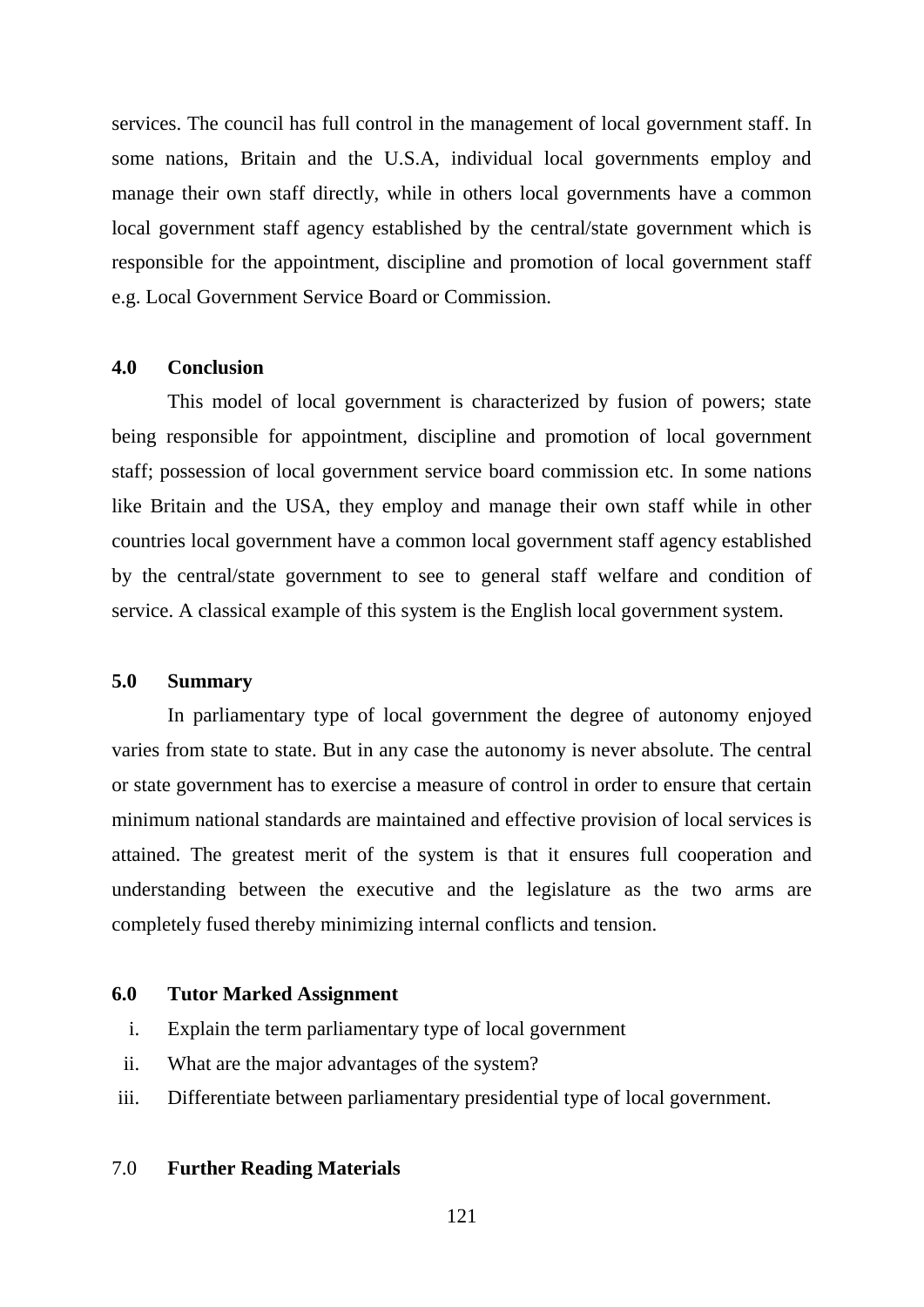services. The council has full control in the management of local government staff. In some nations, Britain and the U.S.A, individual local governments employ and manage their own staff directly, while in others local governments have a common local government staff agency established by the central/state government which is responsible for the appointment, discipline and promotion of local government staff e.g. Local Government Service Board or Commission.

## 4.0 Conclusion

This model of local government is characterized by fusion of powers; state being responsible for appointment, discipline and promotion of local government staff; possession of local government service board commission etc. In some nations like Britain and the USA, they employ and manage their own staff while in other countries local government have a common local government staff agency established by the central/state government to see to general staff welfare and condition of service. A classical example of this system is the English local government system.

## 5.0 Summary

In parliamentary type of local government the degree of autonomy enjoyed varies from state to state. But in any case the autonomy is never absolute. The central or state government has to exercise a measure of control in order to ensure that certain minimum national standards are maintained and effective provision of local services is attained. The greatest merit of the system is that it ensures full cooperation and understanding between the executive and the legislature as the two arms are completely fused thereby minimizing internal conflicts and tension.

## 6.0 Tutor Marked Assignment

i. Explain the term parliamentary type of local government
ii. What are the major advantages of the system?
iii. Differentiate between parliamentary presidential type of local government.

## 7.0 Further Reading Materials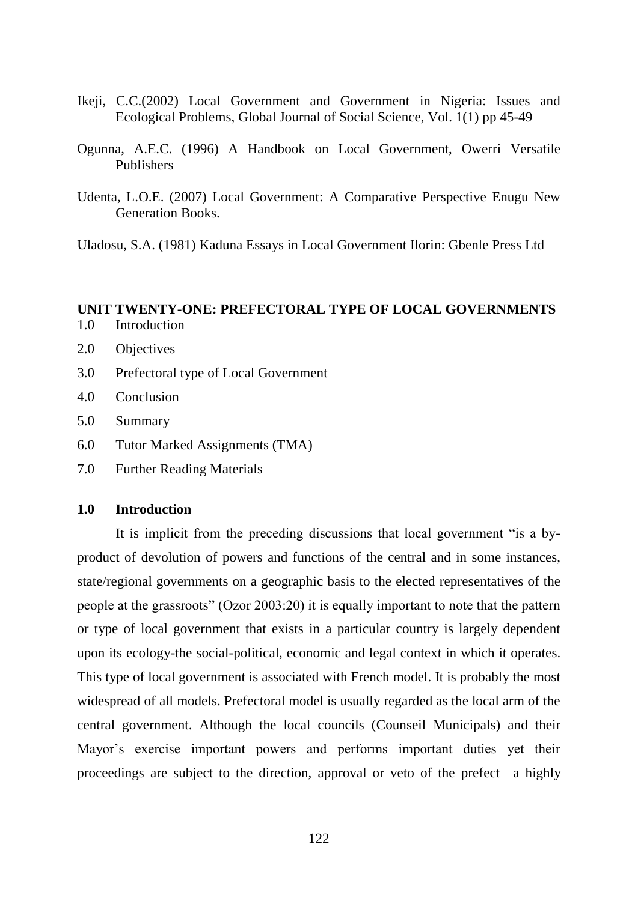Ikeji, C.C.(2002) Local Government and Government in Nigeria: Issues and Ecological Problems, Global Journal of Social Science, Vol. 1(1) pp 45-49

Ogunna, A.E.C. (1996) A Handbook on Local Government, Owerri Versatile Publishers

Udenta, L.O.E. (2007) Local Government: A Comparative Perspective Enugu New Generation Books.

Uladosu, S.A. (1981) Kaduna Essays in Local Government Ilorin: Gbenle Press Ltd

## UNIT TWENTY-ONE: PREFECTORAL TYPE OF LOCAL GOVERNMENTS

1.0 Introduction

2.0 Objectives

3.0 Prefectoral type of Local Government

4.0 Conclusion

5.0 Summary

6.0 Tutor Marked Assignments (TMA)

7.0 Further Reading Materials

### 1.0 Introduction

It is implicit from the preceding discussions that local government "is a by-product of devolution of powers and functions of the central and in some instances, state/regional governments on a geographic basis to the elected representatives of the people at the grassroots" (Ozor 2003:20) it is equally important to note that the pattern or type of local government that exists in a particular country is largely dependent upon its ecology-the social-political, economic and legal context in which it operates. This type of local government is associated with French model. It is probably the most widespread of all models. Prefectoral model is usually regarded as the local arm of the central government. Although the local councils (Counseil Municipals) and their Mayor's exercise important powers and performs important duties yet their proceedings are subject to the direction, approval or veto of the prefect –a highly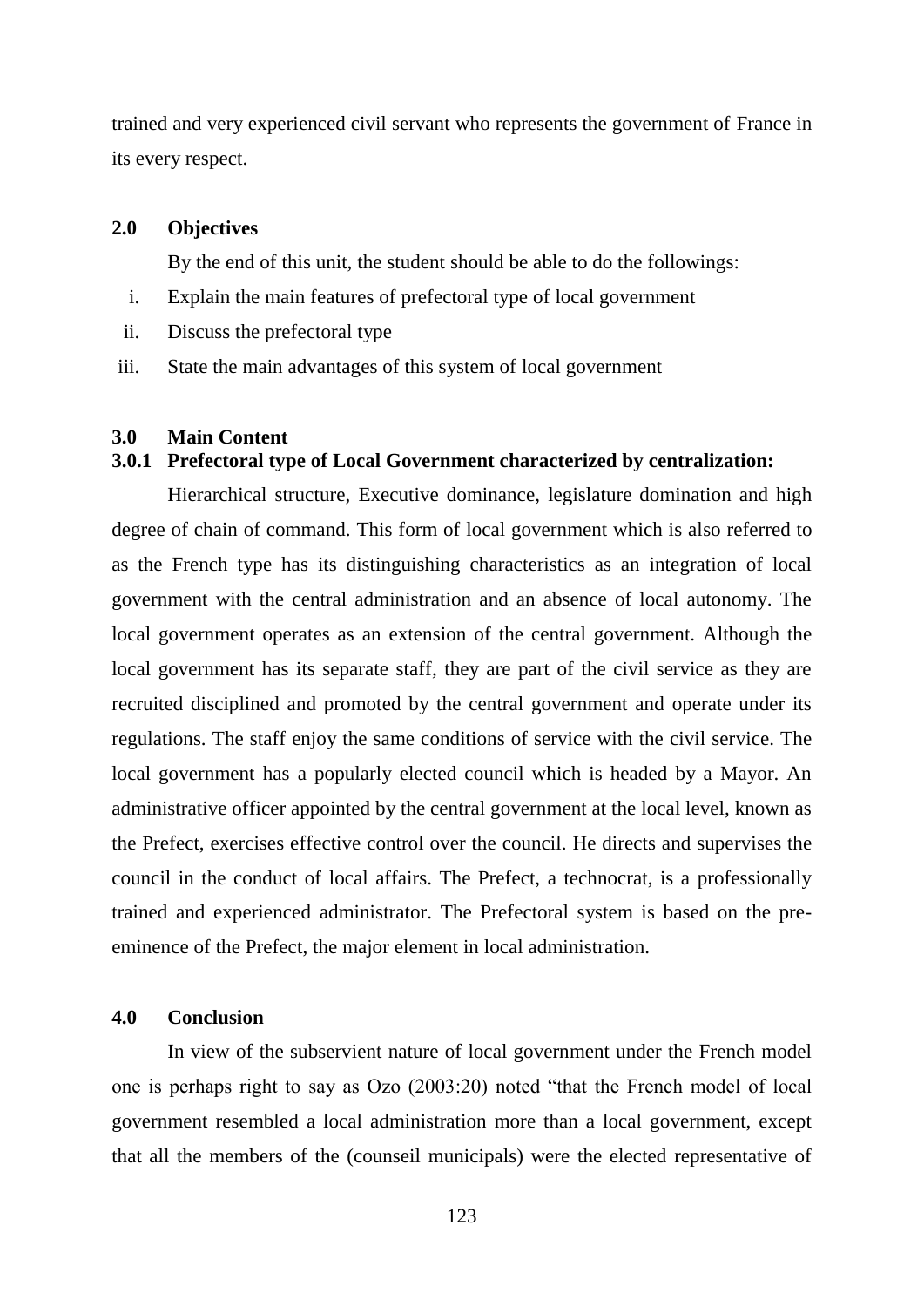trained and very experienced civil servant who represents the government of France in its every respect.

## 2.0 Objectives

By the end of this unit, the student should be able to do the followings:

i. Explain the main features of prefectoral type of local government
ii. Discuss the prefectoral type
iii. State the main advantages of this system of local government

## 3.0 Main Content

### 3.0.1 Prefectoral type of Local Government characterized by centralization:

Hierarchical structure, Executive dominance, legislature domination and high degree of chain of command. This form of local government which is also referred to as the French type has its distinguishing characteristics as an integration of local government with the central administration and an absence of local autonomy. The local government operates as an extension of the central government. Although the local government has its separate staff, they are part of the civil service as they are recruited disciplined and promoted by the central government and operate under its regulations. The staff enjoy the same conditions of service with the civil service. The local government has a popularly elected council which is headed by a Mayor. An administrative officer appointed by the central government at the local level, known as the Prefect, exercises effective control over the council. He directs and supervises the council in the conduct of local affairs. The Prefect, a technocrat, is a professionally trained and experienced administrator. The Prefectoral system is based on the pre-eminence of the Prefect, the major element in local administration.

## 4.0 Conclusion

In view of the subservient nature of local government under the French model one is perhaps right to say as Ozo (2003:20) noted "that the French model of local government resembled a local administration more than a local government, except that all the members of the (counseil municipals) were the elected representative of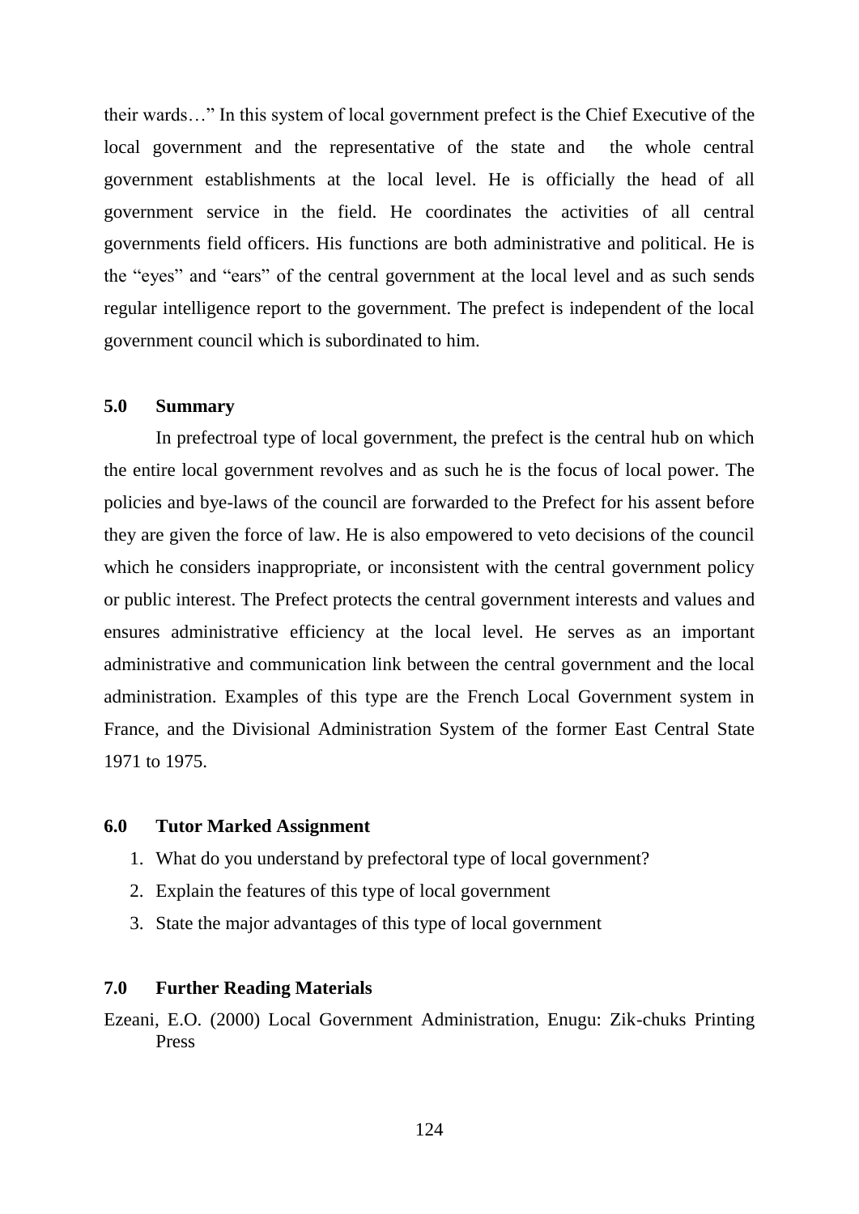their wards…" In this system of local government prefect is the Chief Executive of the local government and the representative of the state and the whole central government establishments at the local level. He is officially the head of all government service in the field. He coordinates the activities of all central governments field officers. His functions are both administrative and political. He is the "eyes" and "ears" of the central government at the local level and as such sends regular intelligence report to the government. The prefect is independent of the local government council which is subordinated to him.

## 5.0 Summary

In prefectroal type of local government, the prefect is the central hub on which the entire local government revolves and as such he is the focus of local power. The policies and bye-laws of the council are forwarded to the Prefect for his assent before they are given the force of law. He is also empowered to veto decisions of the council which he considers inappropriate, or inconsistent with the central government policy or public interest. The Prefect protects the central government interests and values and ensures administrative efficiency at the local level. He serves as an important administrative and communication link between the central government and the local administration. Examples of this type are the French Local Government system in France, and the Divisional Administration System of the former East Central State 1971 to 1975.

## 6.0 Tutor Marked Assignment

1. What do you understand by prefectoral type of local government?
2. Explain the features of this type of local government
3. State the major advantages of this type of local government

## 7.0 Further Reading Materials

Ezeani, E.O. (2000) Local Government Administration, Enugu: Zik-chuks Printing Press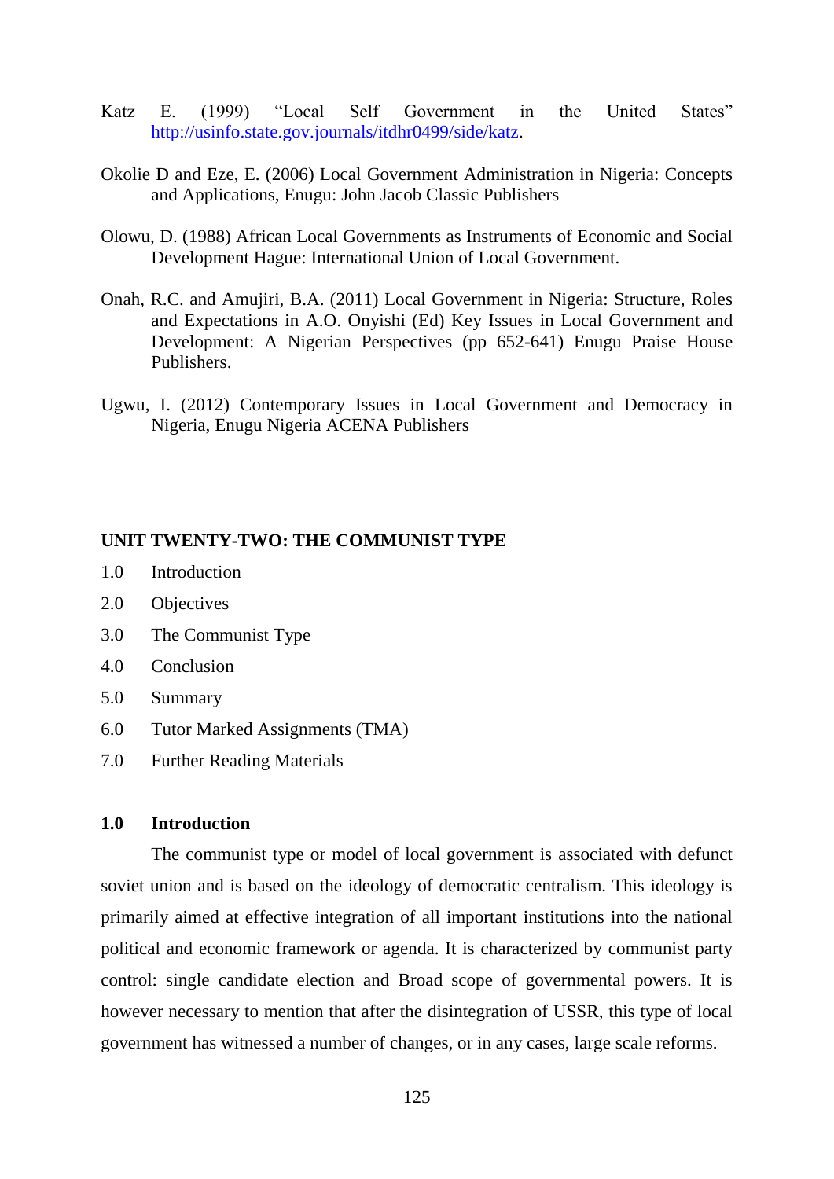Katz E. (1999) "Local Self Government in the United States" http://usinfo.state.gov.journals/itdhr0499/side/katz.

Okolie D and Eze, E. (2006) Local Government Administration in Nigeria: Concepts and Applications, Enugu: John Jacob Classic Publishers

Olowu, D. (1988) African Local Governments as Instruments of Economic and Social Development Hague: International Union of Local Government.

Onah, R.C. and Amujiri, B.A. (2011) Local Government in Nigeria: Structure, Roles and Expectations in A.O. Onyishi (Ed) Key Issues in Local Government and Development: A Nigerian Perspectives (pp 652-641) Enugu Praise House Publishers.

Ugwu, I. (2012) Contemporary Issues in Local Government and Democracy in Nigeria, Enugu Nigeria ACENA Publishers

## UNIT TWENTY-TWO: THE COMMUNIST TYPE

1.0 Introduction

2.0 Objectives

3.0 The Communist Type

4.0 Conclusion

5.0 Summary

6.0 Tutor Marked Assignments (TMA)

7.0 Further Reading Materials

### 1.0 Introduction

The communist type or model of local government is associated with defunct soviet union and is based on the ideology of democratic centralism. This ideology is primarily aimed at effective integration of all important institutions into the national political and economic framework or agenda. It is characterized by communist party control: single candidate election and Broad scope of governmental powers. It is however necessary to mention that after the disintegration of USSR, this type of local government has witnessed a number of changes, or in any cases, large scale reforms.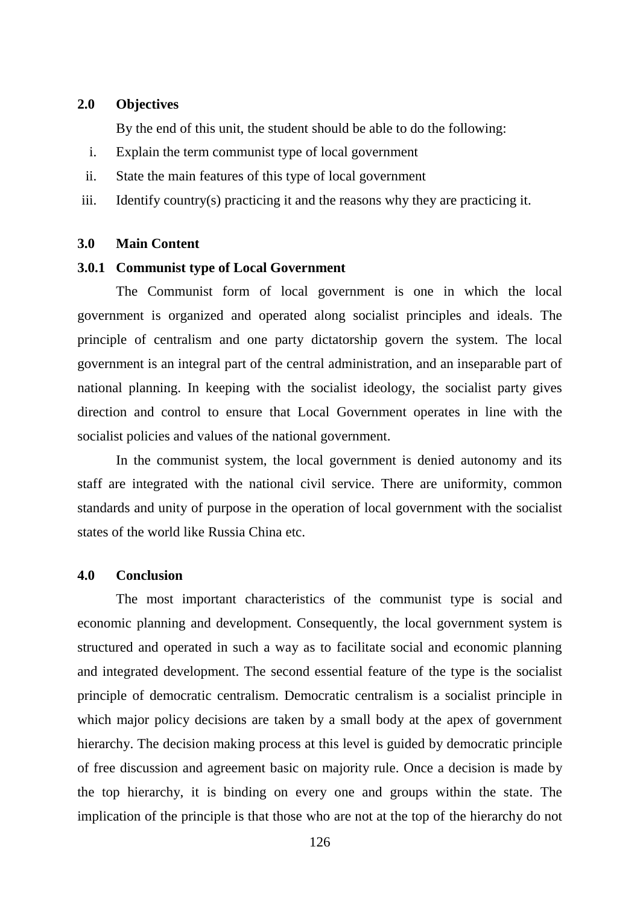## 2.0 Objectives

By the end of this unit, the student should be able to do the following:

i. Explain the term communist type of local government
ii. State the main features of this type of local government
iii. Identify country(s) practicing it and the reasons why they are practicing it.

## 3.0 Main Content

### 3.0.1 Communist type of Local Government

The Communist form of local government is one in which the local government is organized and operated along socialist principles and ideals. The principle of centralism and one party dictatorship govern the system. The local government is an integral part of the central administration, and an inseparable part of national planning. In keeping with the socialist ideology, the socialist party gives direction and control to ensure that Local Government operates in line with the socialist policies and values of the national government.

In the communist system, the local government is denied autonomy and its staff are integrated with the national civil service. There are uniformity, common standards and unity of purpose in the operation of local government with the socialist states of the world like Russia China etc.

## 4.0 Conclusion

The most important characteristics of the communist type is social and economic planning and development. Consequently, the local government system is structured and operated in such a way as to facilitate social and economic planning and integrated development. The second essential feature of the type is the socialist principle of democratic centralism. Democratic centralism is a socialist principle in which major policy decisions are taken by a small body at the apex of government hierarchy. The decision making process at this level is guided by democratic principle of free discussion and agreement basic on majority rule. Once a decision is made by the top hierarchy, it is binding on every one and groups within the state. The implication of the principle is that those who are not at the top of the hierarchy do not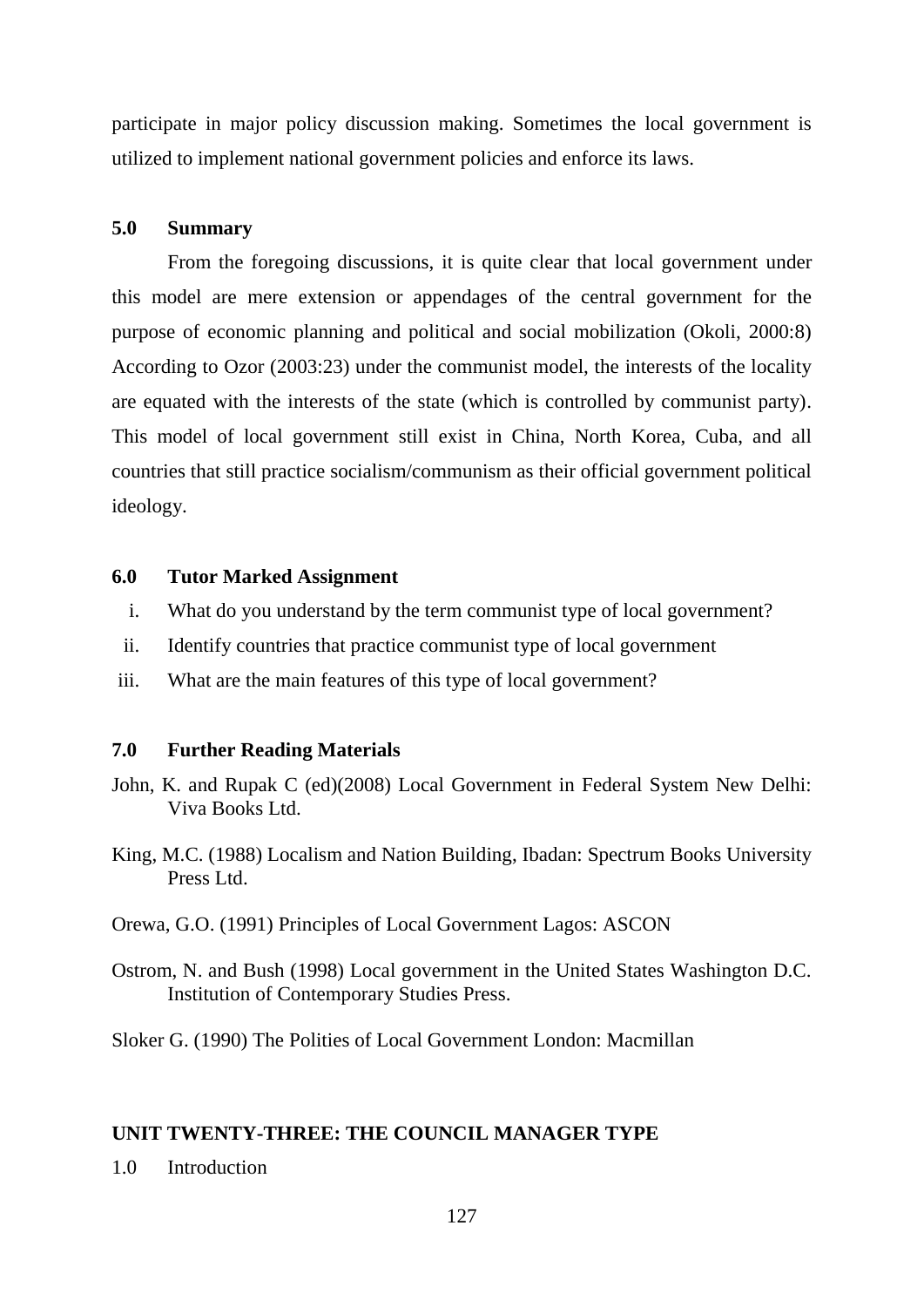participate in major policy discussion making. Sometimes the local government is utilized to implement national government policies and enforce its laws.

## 5.0 Summary

From the foregoing discussions, it is quite clear that local government under this model are mere extension or appendages of the central government for the purpose of economic planning and political and social mobilization (Okoli, 2000:8) According to Ozor (2003:23) under the communist model, the interests of the locality are equated with the interests of the state (which is controlled by communist party). This model of local government still exist in China, North Korea, Cuba, and all countries that still practice socialism/communism as their official government political ideology.

## 6.0 Tutor Marked Assignment

i. What do you understand by the term communist type of local government?

ii. Identify countries that practice communist type of local government

iii. What are the main features of this type of local government?

## 7.0 Further Reading Materials

John, K. and Rupak C (ed)(2008) Local Government in Federal System New Delhi: Viva Books Ltd.

King, M.C. (1988) Localism and Nation Building, Ibadan: Spectrum Books University Press Ltd.

Orewa, G.O. (1991) Principles of Local Government Lagos: ASCON

Ostrom, N. and Bush (1998) Local government in the United States Washington D.C. Institution of Contemporary Studies Press.

Sloker G. (1990) The Polities of Local Government London: Macmillan

# UNIT TWENTY-THREE: THE COUNCIL MANAGER TYPE

1.0 Introduction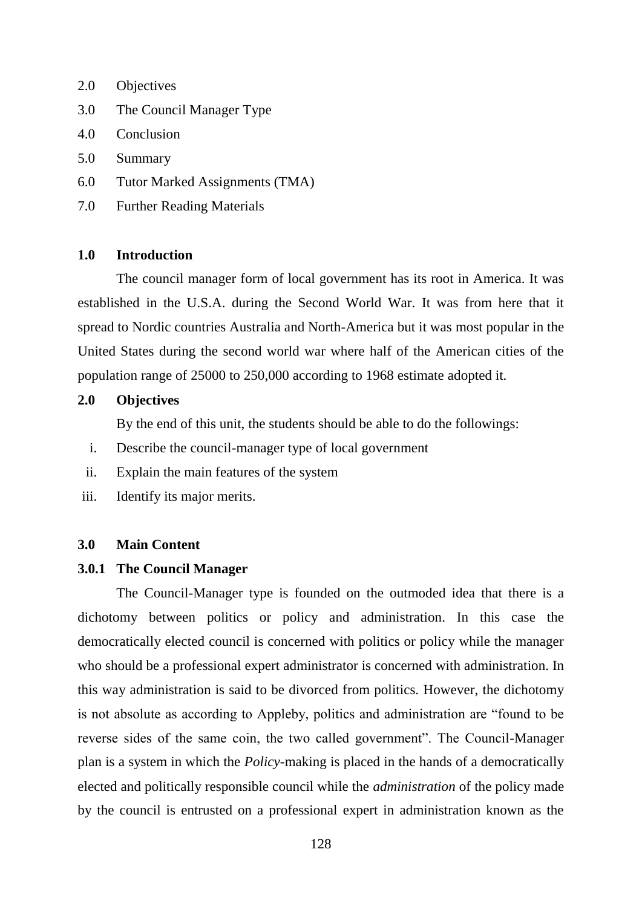2.0 Objectives

3.0 The Council Manager Type

4.0 Conclusion

5.0 Summary

6.0 Tutor Marked Assignments (TMA)

7.0 Further Reading Materials

## 1.0 Introduction

The council manager form of local government has its root in America. It was established in the U.S.A. during the Second World War. It was from here that it spread to Nordic countries Australia and North-America but it was most popular in the United States during the second world war where half of the American cities of the population range of 25000 to 250,000 according to 1968 estimate adopted it.

## 2.0 Objectives

By the end of this unit, the students should be able to do the followings:

i. Describe the council-manager type of local government
ii. Explain the main features of the system
iii. Identify its major merits.

## 3.0 Main Content

### 3.0.1 The Council Manager

The Council-Manager type is founded on the outmoded idea that there is a dichotomy between politics or policy and administration. In this case the democratically elected council is concerned with politics or policy while the manager who should be a professional expert administrator is concerned with administration. In this way administration is said to be divorced from politics. However, the dichotomy is not absolute as according to Appleby, politics and administration are "found to be reverse sides of the same coin, the two called government". The Council-Manager plan is a system in which the *Policy*-making is placed in the hands of a democratically elected and politically responsible council while the *administration* of the policy made by the council is entrusted on a professional expert in administration known as the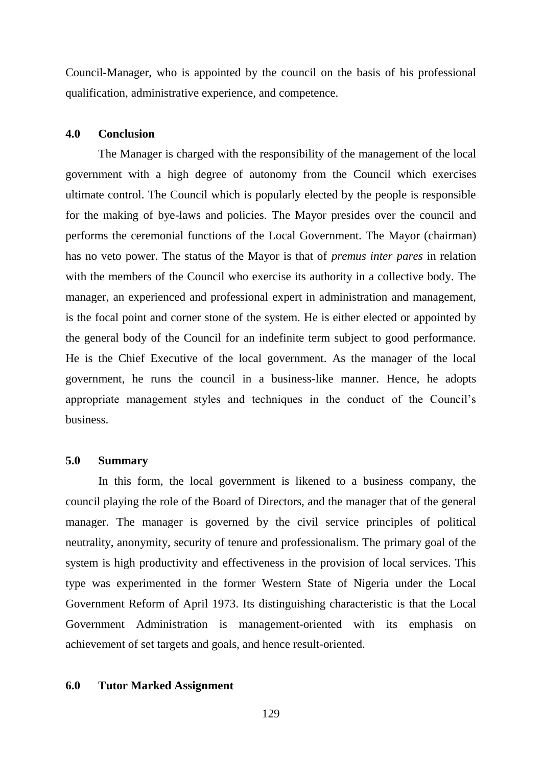Council-Manager, who is appointed by the council on the basis of his professional qualification, administrative experience, and competence.

## 4.0 Conclusion

The Manager is charged with the responsibility of the management of the local government with a high degree of autonomy from the Council which exercises ultimate control. The Council which is popularly elected by the people is responsible for the making of bye-laws and policies. The Mayor presides over the council and performs the ceremonial functions of the Local Government. The Mayor (chairman) has no veto power. The status of the Mayor is that of *premus inter pares* in relation with the members of the Council who exercise its authority in a collective body. The manager, an experienced and professional expert in administration and management, is the focal point and corner stone of the system. He is either elected or appointed by the general body of the Council for an indefinite term subject to good performance. He is the Chief Executive of the local government. As the manager of the local government, he runs the council in a business-like manner. Hence, he adopts appropriate management styles and techniques in the conduct of the Council's business.

## 5.0 Summary

In this form, the local government is likened to a business company, the council playing the role of the Board of Directors, and the manager that of the general manager. The manager is governed by the civil service principles of political neutrality, anonymity, security of tenure and professionalism. The primary goal of the system is high productivity and effectiveness in the provision of local services. This type was experimented in the former Western State of Nigeria under the Local Government Reform of April 1973. Its distinguishing characteristic is that the Local Government Administration is management-oriented with its emphasis on achievement of set targets and goals, and hence result-oriented.

## 6.0 Tutor Marked Assignment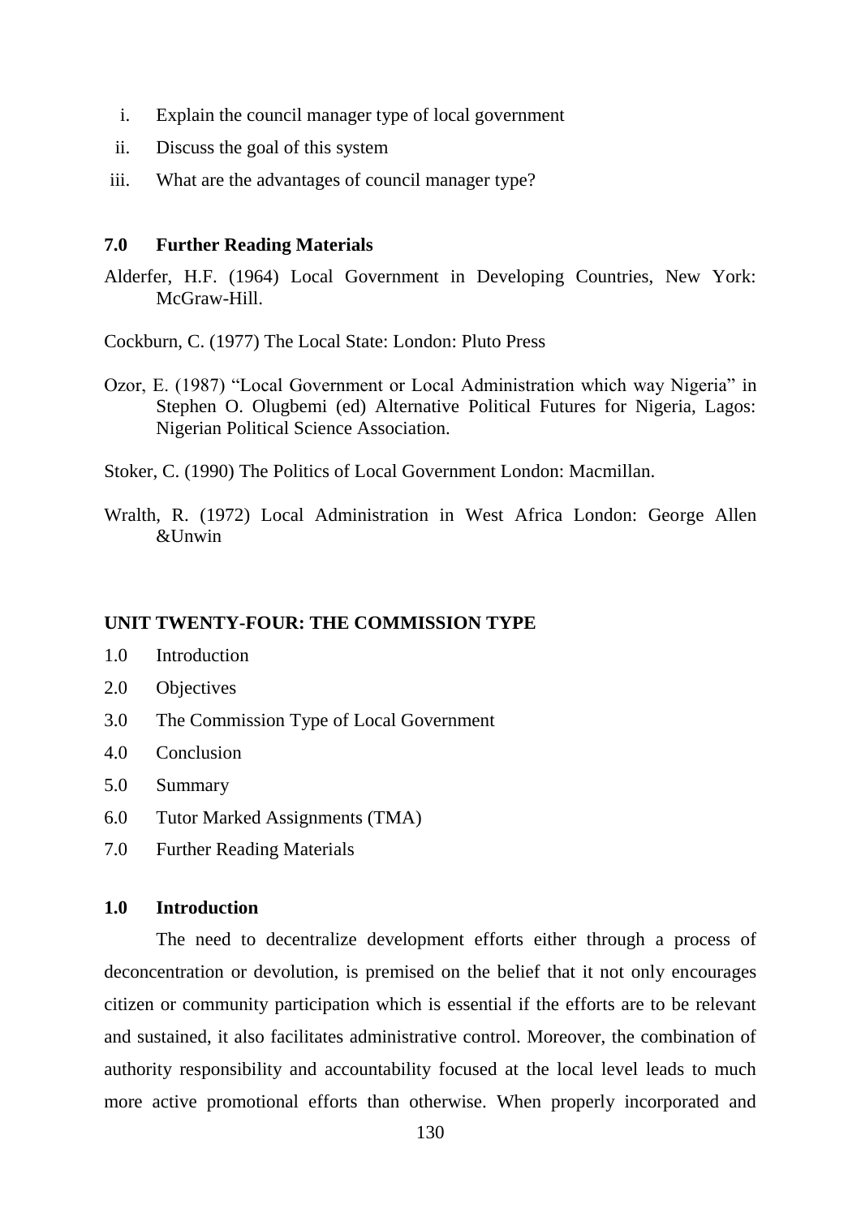i. Explain the council manager type of local government
ii. Discuss the goal of this system
iii. What are the advantages of council manager type?

### 7.0 Further Reading Materials

Alderfer, H.F. (1964) Local Government in Developing Countries, New York: McGraw-Hill.

Cockburn, C. (1977) The Local State: London: Pluto Press

Ozor, E. (1987) "Local Government or Local Administration which way Nigeria" in Stephen O. Olugbemi (ed) Alternative Political Futures for Nigeria, Lagos: Nigerian Political Science Association.

Stoker, C. (1990) The Politics of Local Government London: Macmillan.

Wralth, R. (1972) Local Administration in West Africa London: George Allen &Unwin

## UNIT TWENTY-FOUR: THE COMMISSION TYPE

1.0 Introduction
2.0 Objectives
3.0 The Commission Type of Local Government
4.0 Conclusion
5.0 Summary
6.0 Tutor Marked Assignments (TMA)
7.0 Further Reading Materials

### 1.0 Introduction

The need to decentralize development efforts either through a process of deconcentration or devolution, is premised on the belief that it not only encourages citizen or community participation which is essential if the efforts are to be relevant and sustained, it also facilitates administrative control. Moreover, the combination of authority responsibility and accountability focused at the local level leads to much more active promotional efforts than otherwise. When properly incorporated and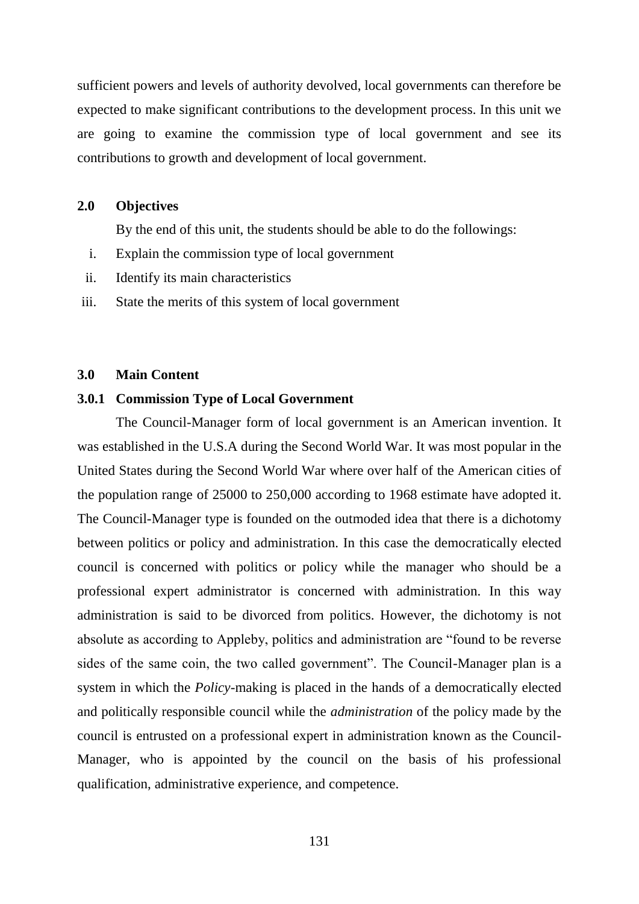sufficient powers and levels of authority devolved, local governments can therefore be expected to make significant contributions to the development process. In this unit we are going to examine the commission type of local government and see its contributions to growth and development of local government.

## 2.0 Objectives

By the end of this unit, the students should be able to do the followings:

i. Explain the commission type of local government
ii. Identify its main characteristics
iii. State the merits of this system of local government

## 3.0 Main Content

### 3.0.1 Commission Type of Local Government

The Council-Manager form of local government is an American invention. It was established in the U.S.A during the Second World War. It was most popular in the United States during the Second World War where over half of the American cities of the population range of 25000 to 250,000 according to 1968 estimate have adopted it. The Council-Manager type is founded on the outmoded idea that there is a dichotomy between politics or policy and administration. In this case the democratically elected council is concerned with politics or policy while the manager who should be a professional expert administrator is concerned with administration. In this way administration is said to be divorced from politics. However, the dichotomy is not absolute as according to Appleby, politics and administration are "found to be reverse sides of the same coin, the two called government". The Council-Manager plan is a system in which the *Policy*-making is placed in the hands of a democratically elected and politically responsible council while the *administration* of the policy made by the council is entrusted on a professional expert in administration known as the Council-Manager, who is appointed by the council on the basis of his professional qualification, administrative experience, and competence.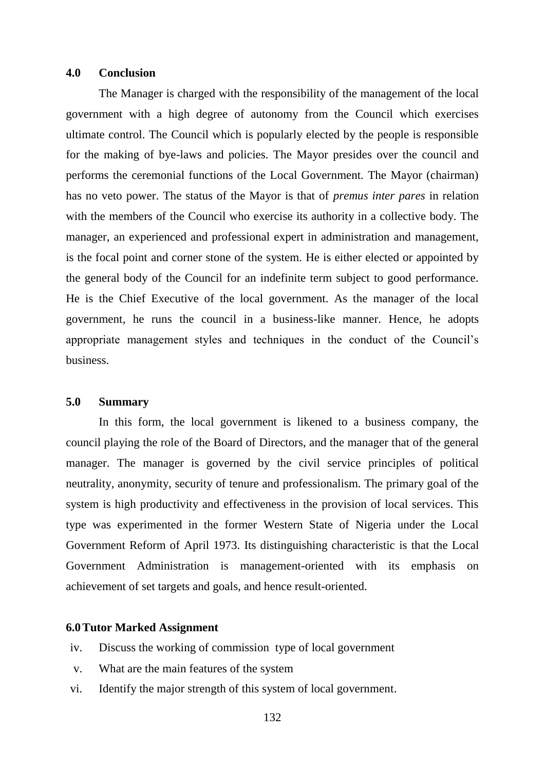## 4.0 Conclusion

The Manager is charged with the responsibility of the management of the local government with a high degree of autonomy from the Council which exercises ultimate control. The Council which is popularly elected by the people is responsible for the making of bye-laws and policies. The Mayor presides over the council and performs the ceremonial functions of the Local Government. The Mayor (chairman) has no veto power. The status of the Mayor is that of *premus inter pares* in relation with the members of the Council who exercise its authority in a collective body. The manager, an experienced and professional expert in administration and management, is the focal point and corner stone of the system. He is either elected or appointed by the general body of the Council for an indefinite term subject to good performance. He is the Chief Executive of the local government. As the manager of the local government, he runs the council in a business-like manner. Hence, he adopts appropriate management styles and techniques in the conduct of the Council's business.

## 5.0 Summary

In this form, the local government is likened to a business company, the council playing the role of the Board of Directors, and the manager that of the general manager. The manager is governed by the civil service principles of political neutrality, anonymity, security of tenure and professionalism. The primary goal of the system is high productivity and effectiveness in the provision of local services. This type was experimented in the former Western State of Nigeria under the Local Government Reform of April 1973. Its distinguishing characteristic is that the Local Government Administration is management-oriented with its emphasis on achievement of set targets and goals, and hence result-oriented.

## 6.0 Tutor Marked Assignment

iv. Discuss the working of commission type of local government

v. What are the main features of the system

vi. Identify the major strength of this system of local government.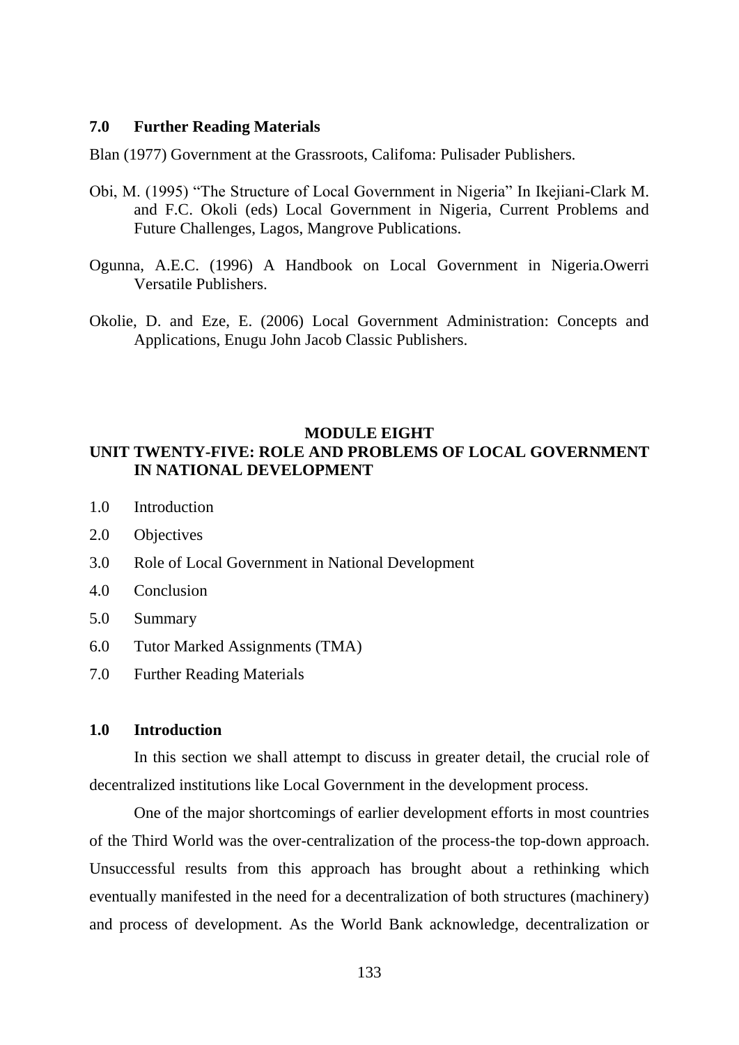## 7.0 Further Reading Materials

Blan (1977) Government at the Grassroots, Califoma: Pulisader Publishers.

Obi, M. (1995) "The Structure of Local Government in Nigeria" In Ikejiani-Clark M. and F.C. Okoli (eds) Local Government in Nigeria, Current Problems and Future Challenges, Lagos, Mangrove Publications.

Ogunna, A.E.C. (1996) A Handbook on Local Government in Nigeria.Owerri Versatile Publishers.

Okolie, D. and Eze, E. (2006) Local Government Administration: Concepts and Applications, Enugu John Jacob Classic Publishers.

# MODULE EIGHT

## UNIT TWENTY-FIVE: ROLE AND PROBLEMS OF LOCAL GOVERNMENT IN NATIONAL DEVELOPMENT

1.0 Introduction

2.0 Objectives

3.0 Role of Local Government in National Development

4.0 Conclusion

5.0 Summary

6.0 Tutor Marked Assignments (TMA)

7.0 Further Reading Materials

## 1.0 Introduction

In this section we shall attempt to discuss in greater detail, the crucial role of decentralized institutions like Local Government in the development process.

One of the major shortcomings of earlier development efforts in most countries of the Third World was the over-centralization of the process-the top-down approach. Unsuccessful results from this approach has brought about a rethinking which eventually manifested in the need for a decentralization of both structures (machinery) and process of development. As the World Bank acknowledge, decentralization or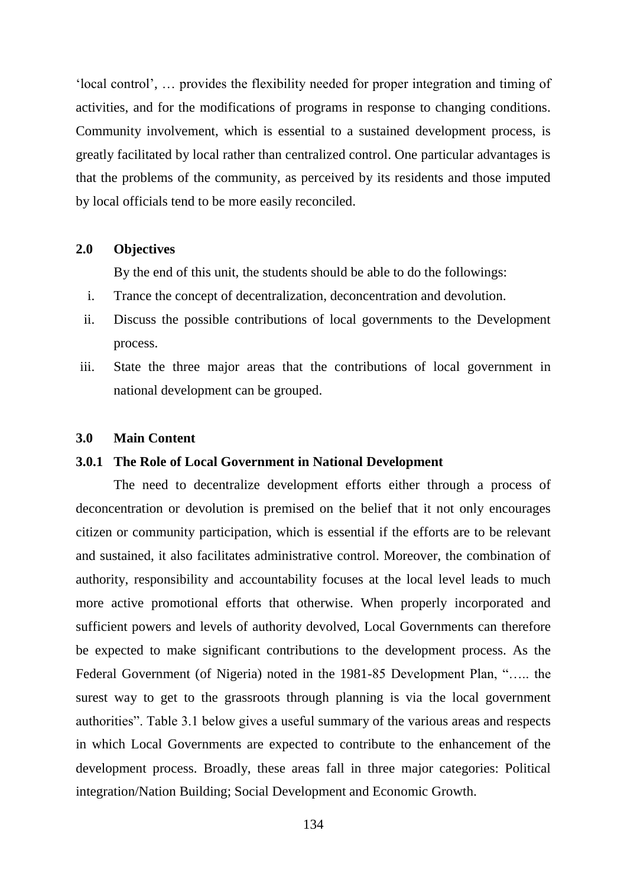'local control', … provides the flexibility needed for proper integration and timing of activities, and for the modifications of programs in response to changing conditions. Community involvement, which is essential to a sustained development process, is greatly facilitated by local rather than centralized control. One particular advantages is that the problems of the community, as perceived by its residents and those imputed by local officials tend to be more easily reconciled.

## 2.0 Objectives

By the end of this unit, the students should be able to do the followings:

i. Trance the concept of decentralization, deconcentration and devolution.
ii. Discuss the possible contributions of local governments to the Development process.
iii. State the three major areas that the contributions of local government in national development can be grouped.

## 3.0 Main Content

### 3.0.1 The Role of Local Government in National Development

The need to decentralize development efforts either through a process of deconcentration or devolution is premised on the belief that it not only encourages citizen or community participation, which is essential if the efforts are to be relevant and sustained, it also facilitates administrative control. Moreover, the combination of authority, responsibility and accountability focuses at the local level leads to much more active promotional efforts that otherwise. When properly incorporated and sufficient powers and levels of authority devolved, Local Governments can therefore be expected to make significant contributions to the development process. As the Federal Government (of Nigeria) noted in the 1981-85 Development Plan, "….. the surest way to get to the grassroots through planning is via the local government authorities". Table 3.1 below gives a useful summary of the various areas and respects in which Local Governments are expected to contribute to the enhancement of the development process. Broadly, these areas fall in three major categories: Political integration/Nation Building; Social Development and Economic Growth.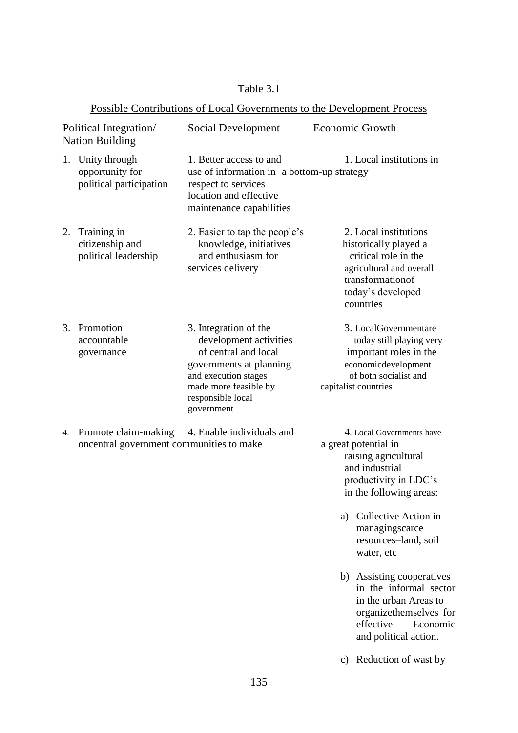Table 3.1

Possible Contributions of Local Governments to the Development Process

| Political Integration/ Nation Building | Social Development | Economic Growth |
|---|---|---|
| 1. Unity through opportunity for political participation | 1. Better access to and use of information in respect to services location and effective maintenance capabilities | 1. Local institutions in a bottom-up strategy |
| 2. Training in citizenship and political leadership | 2. Easier to tap the people's knowledge, initiatives and enthusiasm for services delivery | 2. Local institutions historically played a critical role in the agricultural and overall transformationof today's developed countries |
| 3. Promotion accountable governance | 3. Integration of the development activities of central and local governments at planning and execution stages made more feasible by responsible local government | 3. LocalGovernmentare today still playing very important roles in the economicdevelopment of both socialist and capitalist countries |
| 4. Promote claim-making oncentral government | 4. Enable individuals and communities to make | 4. Local Governments have a great potential in raising agricultural and industrial productivity in LDC's in the following areas:<br><br>a) Collective Action in managingscarce resources–land, soil water, etc<br><br>b) Assisting cooperatives in the informal sector in the urban Areas to organizethemselves for effective Economic and political action.<br><br>c) Reduction of wast by |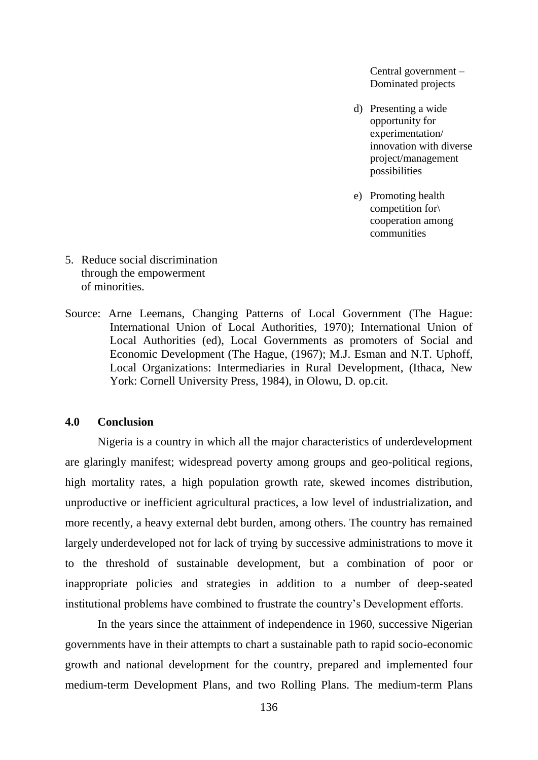Central government – Dominated projects

d) Presenting a wide opportunity for experimentation/ innovation with diverse project/management possibilities

e) Promoting health competition for\ cooperation among communities

5. Reduce social discrimination through the empowerment of minorities.

Source: Arne Leemans, Changing Patterns of Local Government (The Hague: International Union of Local Authorities, 1970); International Union of Local Authorities (ed), Local Governments as promoters of Social and Economic Development (The Hague, (1967); M.J. Esman and N.T. Uphoff, Local Organizations: Intermediaries in Rural Development, (Ithaca, New York: Cornell University Press, 1984), in Olowu, D. op.cit.

## 4.0 Conclusion

Nigeria is a country in which all the major characteristics of underdevelopment are glaringly manifest; widespread poverty among groups and geo-political regions, high mortality rates, a high population growth rate, skewed incomes distribution, unproductive or inefficient agricultural practices, a low level of industrialization, and more recently, a heavy external debt burden, among others. The country has remained largely underdeveloped not for lack of trying by successive administrations to move it to the threshold of sustainable development, but a combination of poor or inappropriate policies and strategies in addition to a number of deep-seated institutional problems have combined to frustrate the country's Development efforts.

In the years since the attainment of independence in 1960, successive Nigerian governments have in their attempts to chart a sustainable path to rapid socio-economic growth and national development for the country, prepared and implemented four medium-term Development Plans, and two Rolling Plans. The medium-term Plans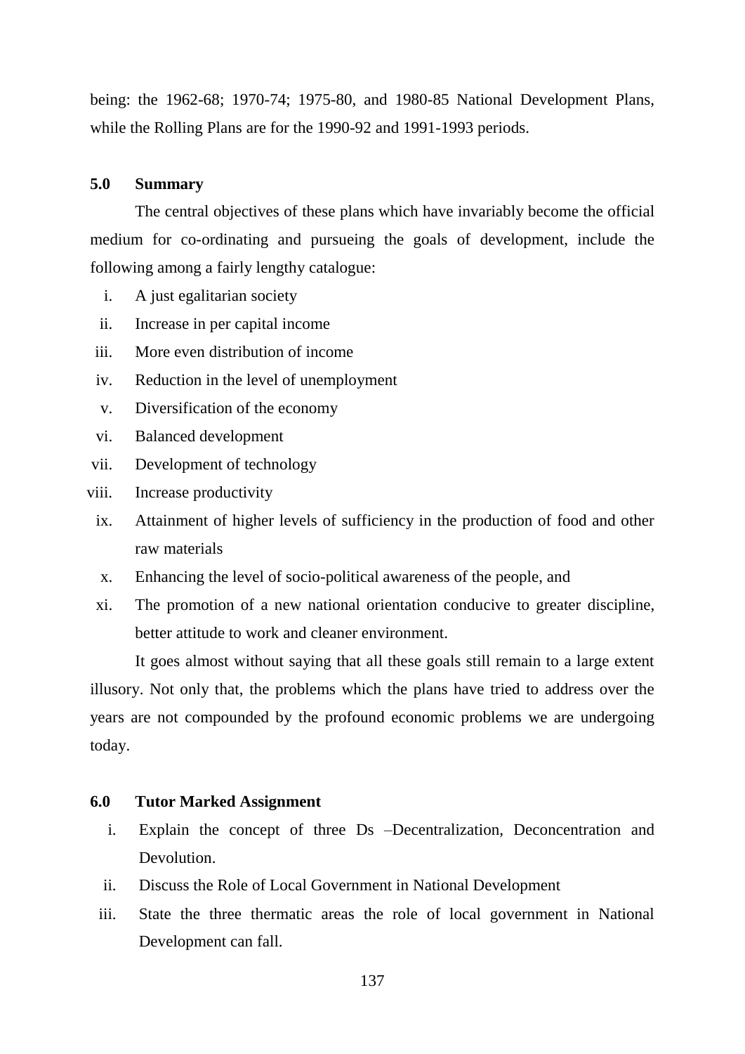being: the 1962-68; 1970-74; 1975-80, and 1980-85 National Development Plans, while the Rolling Plans are for the 1990-92 and 1991-1993 periods.

## 5.0 Summary

The central objectives of these plans which have invariably become the official medium for co-ordinating and pursueing the goals of development, include the following among a fairly lengthy catalogue:

i. A just egalitarian society
ii. Increase in per capital income
iii. More even distribution of income
iv. Reduction in the level of unemployment
v. Diversification of the economy
vi. Balanced development
vii. Development of technology
viii. Increase productivity
ix. Attainment of higher levels of sufficiency in the production of food and other raw materials
x. Enhancing the level of socio-political awareness of the people, and
xi. The promotion of a new national orientation conducive to greater discipline, better attitude to work and cleaner environment.

It goes almost without saying that all these goals still remain to a large extent illusory. Not only that, the problems which the plans have tried to address over the years are not compounded by the profound economic problems we are undergoing today.

## 6.0 Tutor Marked Assignment

i. Explain the concept of three Ds –Decentralization, Deconcentration and Devolution.
ii. Discuss the Role of Local Government in National Development
iii. State the three thermatic areas the role of local government in National Development can fall.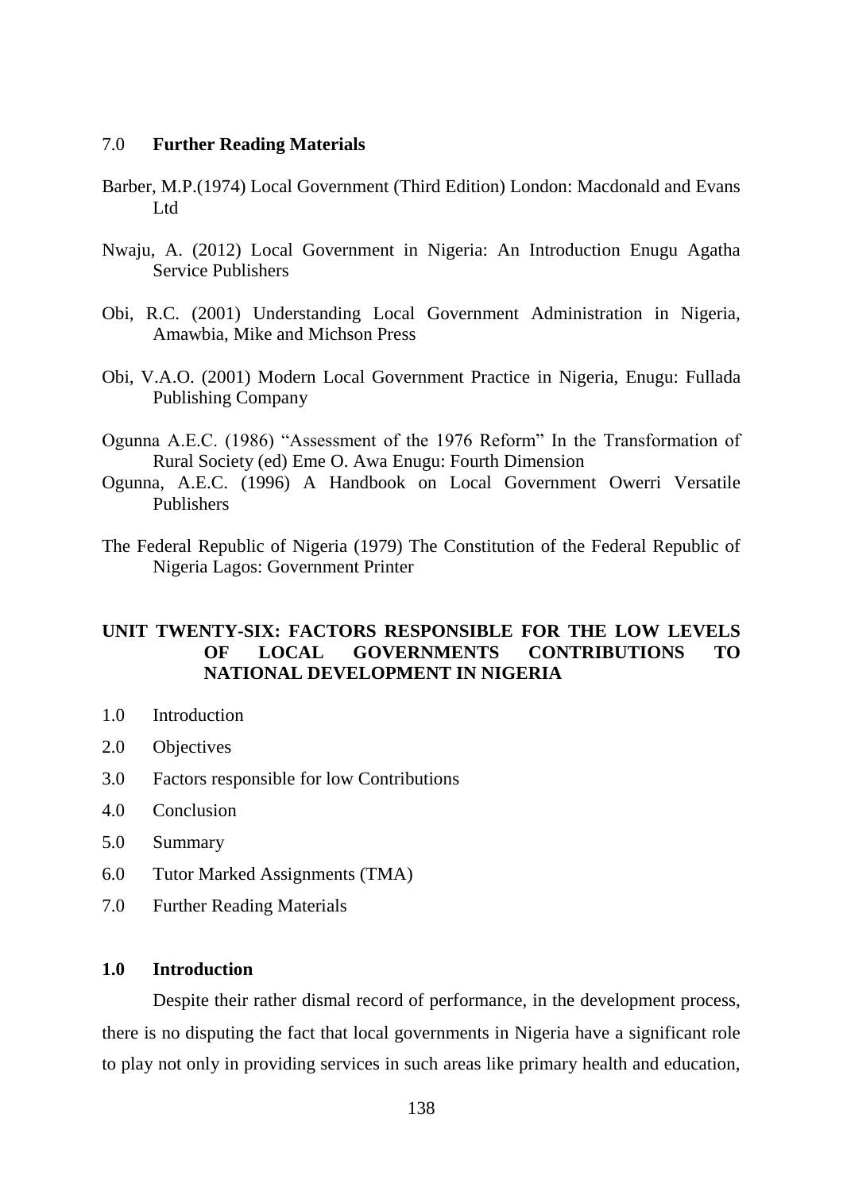## 7.0 Further Reading Materials

Barber, M.P.(1974) Local Government (Third Edition) London: Macdonald and Evans Ltd

Nwaju, A. (2012) Local Government in Nigeria: An Introduction Enugu Agatha Service Publishers

Obi, R.C. (2001) Understanding Local Government Administration in Nigeria, Amawbia, Mike and Michson Press

Obi, V.A.O. (2001) Modern Local Government Practice in Nigeria, Enugu: Fullada Publishing Company

Ogunna A.E.C. (1986) "Assessment of the 1976 Reform" In the Transformation of Rural Society (ed) Eme O. Awa Enugu: Fourth Dimension

Ogunna, A.E.C. (1996) A Handbook on Local Government Owerri Versatile Publishers

The Federal Republic of Nigeria (1979) The Constitution of the Federal Republic of Nigeria Lagos: Government Printer

# UNIT TWENTY-SIX: FACTORS RESPONSIBLE FOR THE LOW LEVELS OF LOCAL GOVERNMENTS CONTRIBUTIONS TO NATIONAL DEVELOPMENT IN NIGERIA

1.0 Introduction

2.0 Objectives

3.0 Factors responsible for low Contributions

4.0 Conclusion

5.0 Summary

6.0 Tutor Marked Assignments (TMA)

7.0 Further Reading Materials

## 1.0 Introduction

Despite their rather dismal record of performance, in the development process, there is no disputing the fact that local governments in Nigeria have a significant role to play not only in providing services in such areas like primary health and education,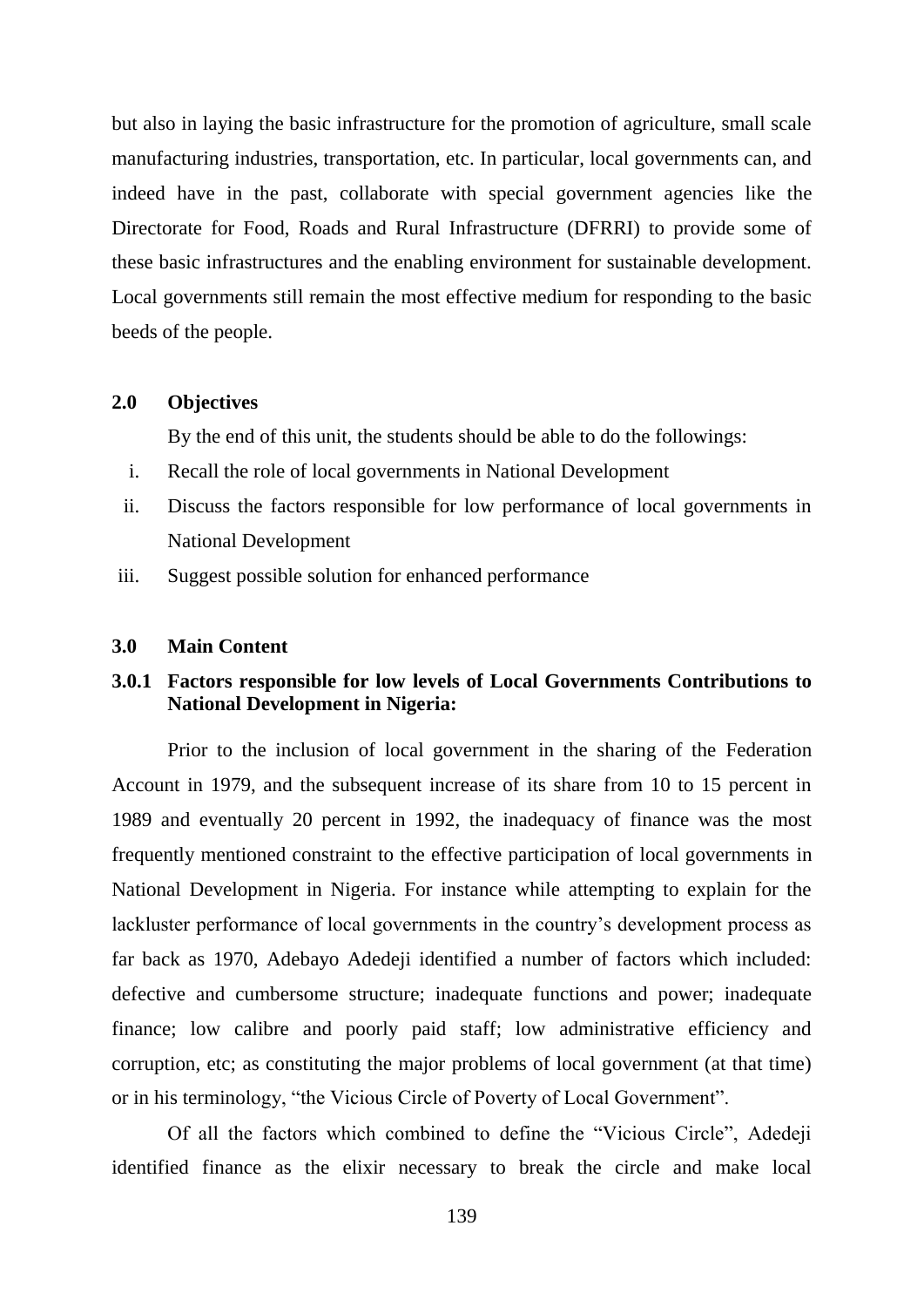but also in laying the basic infrastructure for the promotion of agriculture, small scale manufacturing industries, transportation, etc. In particular, local governments can, and indeed have in the past, collaborate with special government agencies like the Directorate for Food, Roads and Rural Infrastructure (DFRRI) to provide some of these basic infrastructures and the enabling environment for sustainable development. Local governments still remain the most effective medium for responding to the basic beeds of the people.

## 2.0 Objectives

By the end of this unit, the students should be able to do the followings:

i. Recall the role of local governments in National Development
ii. Discuss the factors responsible for low performance of local governments in National Development
iii. Suggest possible solution for enhanced performance

## 3.0 Main Content

### 3.0.1 Factors responsible for low levels of Local Governments Contributions to National Development in Nigeria:

Prior to the inclusion of local government in the sharing of the Federation Account in 1979, and the subsequent increase of its share from 10 to 15 percent in 1989 and eventually 20 percent in 1992, the inadequacy of finance was the most frequently mentioned constraint to the effective participation of local governments in National Development in Nigeria. For instance while attempting to explain for the lackluster performance of local governments in the country's development process as far back as 1970, Adebayo Adedeji identified a number of factors which included: defective and cumbersome structure; inadequate functions and power; inadequate finance; low calibre and poorly paid staff; low administrative efficiency and corruption, etc; as constituting the major problems of local government (at that time) or in his terminology, "the Vicious Circle of Poverty of Local Government".

Of all the factors which combined to define the "Vicious Circle", Adedeji identified finance as the elixir necessary to break the circle and make local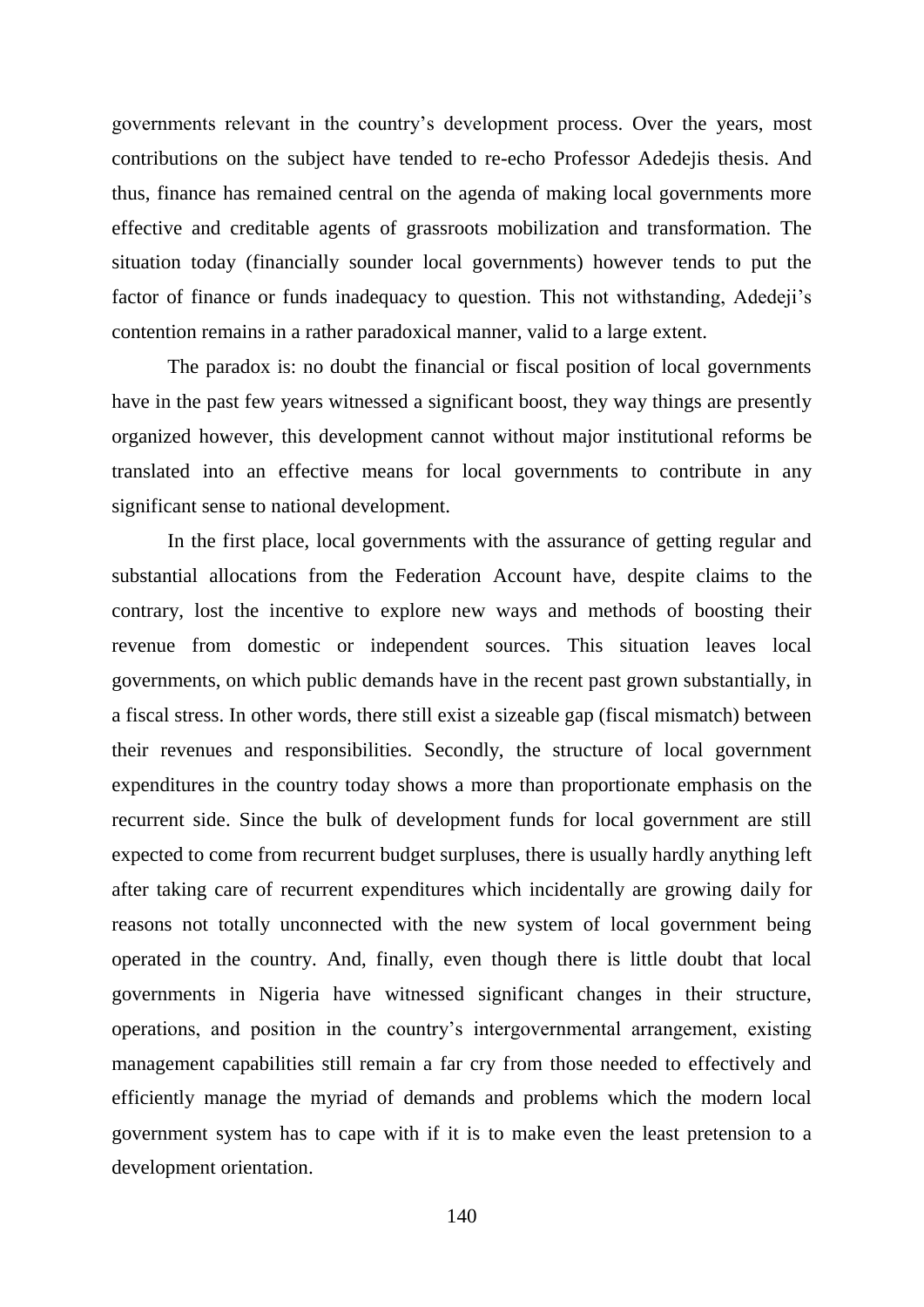governments relevant in the country's development process. Over the years, most contributions on the subject have tended to re-echo Professor Adedejis thesis. And thus, finance has remained central on the agenda of making local governments more effective and creditable agents of grassroots mobilization and transformation. The situation today (financially sounder local governments) however tends to put the factor of finance or funds inadequacy to question. This not withstanding, Adedeji's contention remains in a rather paradoxical manner, valid to a large extent.

The paradox is: no doubt the financial or fiscal position of local governments have in the past few years witnessed a significant boost, they way things are presently organized however, this development cannot without major institutional reforms be translated into an effective means for local governments to contribute in any significant sense to national development.

In the first place, local governments with the assurance of getting regular and substantial allocations from the Federation Account have, despite claims to the contrary, lost the incentive to explore new ways and methods of boosting their revenue from domestic or independent sources. This situation leaves local governments, on which public demands have in the recent past grown substantially, in a fiscal stress. In other words, there still exist a sizeable gap (fiscal mismatch) between their revenues and responsibilities. Secondly, the structure of local government expenditures in the country today shows a more than proportionate emphasis on the recurrent side. Since the bulk of development funds for local government are still expected to come from recurrent budget surpluses, there is usually hardly anything left after taking care of recurrent expenditures which incidentally are growing daily for reasons not totally unconnected with the new system of local government being operated in the country. And, finally, even though there is little doubt that local governments in Nigeria have witnessed significant changes in their structure, operations, and position in the country's intergovernmental arrangement, existing management capabilities still remain a far cry from those needed to effectively and efficiently manage the myriad of demands and problems which the modern local government system has to cape with if it is to make even the least pretension to a development orientation.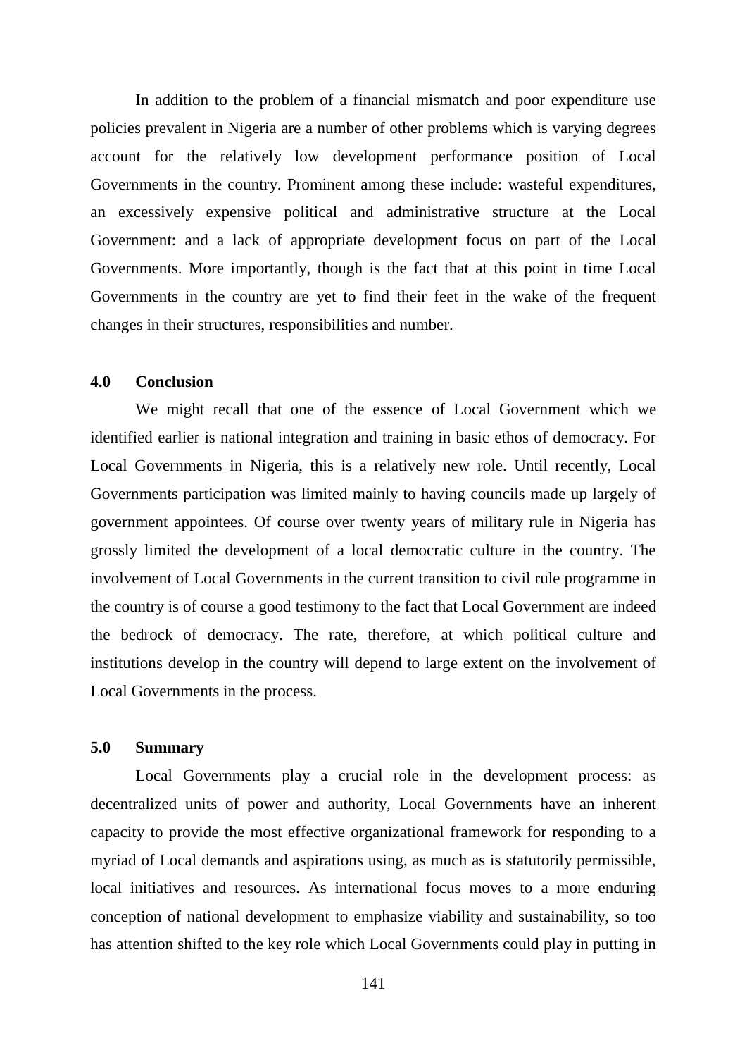In addition to the problem of a financial mismatch and poor expenditure use policies prevalent in Nigeria are a number of other problems which is varying degrees account for the relatively low development performance position of Local Governments in the country. Prominent among these include: wasteful expenditures, an excessively expensive political and administrative structure at the Local Government: and a lack of appropriate development focus on part of the Local Governments. More importantly, though is the fact that at this point in time Local Governments in the country are yet to find their feet in the wake of the frequent changes in their structures, responsibilities and number.

## 4.0 Conclusion

We might recall that one of the essence of Local Government which we identified earlier is national integration and training in basic ethos of democracy. For Local Governments in Nigeria, this is a relatively new role. Until recently, Local Governments participation was limited mainly to having councils made up largely of government appointees. Of course over twenty years of military rule in Nigeria has grossly limited the development of a local democratic culture in the country. The involvement of Local Governments in the current transition to civil rule programme in the country is of course a good testimony to the fact that Local Government are indeed the bedrock of democracy. The rate, therefore, at which political culture and institutions develop in the country will depend to large extent on the involvement of Local Governments in the process.

## 5.0 Summary

Local Governments play a crucial role in the development process: as decentralized units of power and authority, Local Governments have an inherent capacity to provide the most effective organizational framework for responding to a myriad of Local demands and aspirations using, as much as is statutorily permissible, local initiatives and resources. As international focus moves to a more enduring conception of national development to emphasize viability and sustainability, so too has attention shifted to the key role which Local Governments could play in putting in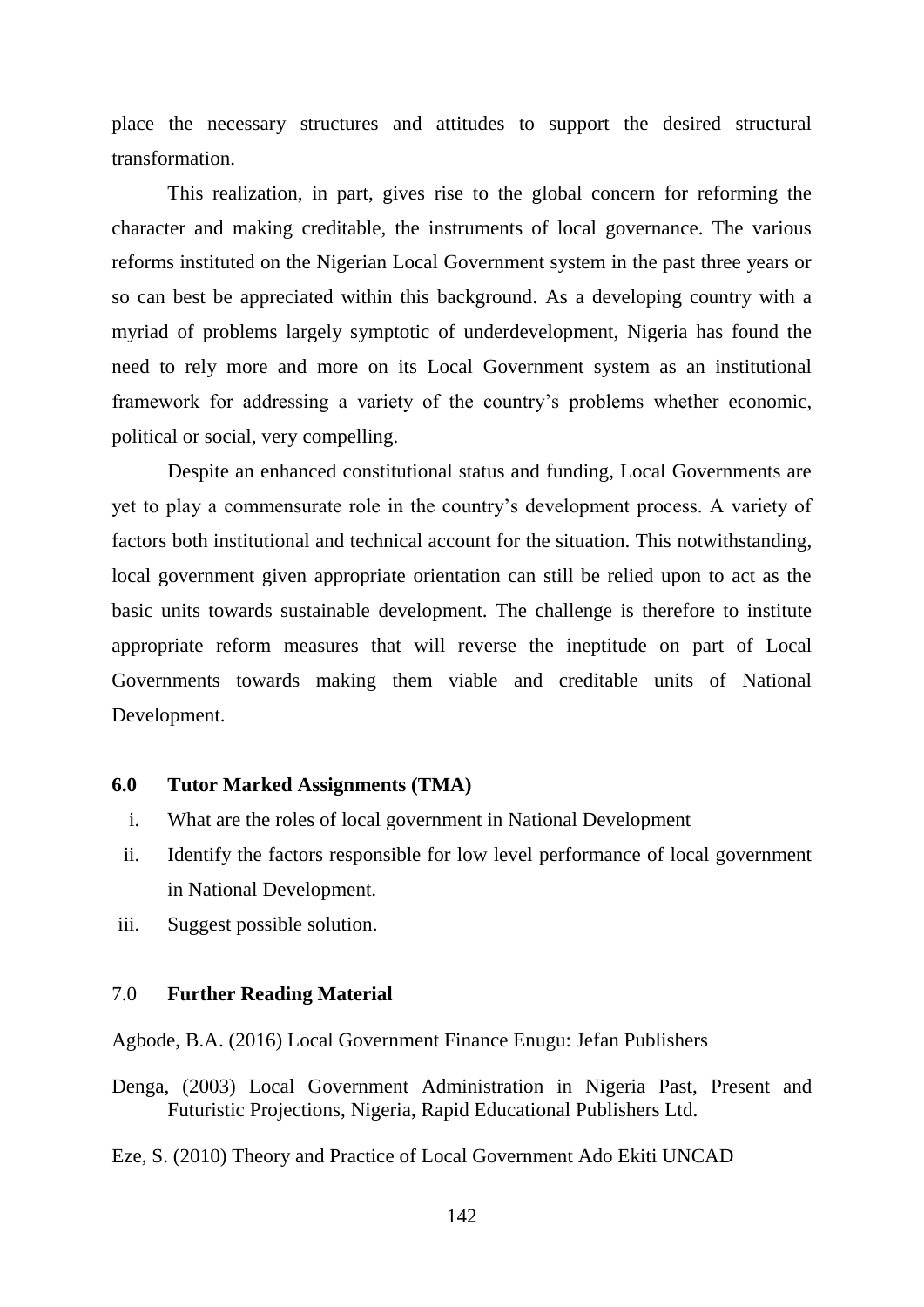place the necessary structures and attitudes to support the desired structural transformation.

This realization, in part, gives rise to the global concern for reforming the character and making creditable, the instruments of local governance. The various reforms instituted on the Nigerian Local Government system in the past three years or so can best be appreciated within this background. As a developing country with a myriad of problems largely symptotic of underdevelopment, Nigeria has found the need to rely more and more on its Local Government system as an institutional framework for addressing a variety of the country's problems whether economic, political or social, very compelling.

Despite an enhanced constitutional status and funding, Local Governments are yet to play a commensurate role in the country's development process. A variety of factors both institutional and technical account for the situation. This notwithstanding, local government given appropriate orientation can still be relied upon to act as the basic units towards sustainable development. The challenge is therefore to institute appropriate reform measures that will reverse the ineptitude on part of Local Governments towards making them viable and creditable units of National Development.

## 6.0 Tutor Marked Assignments (TMA)

i. What are the roles of local government in National Development

ii. Identify the factors responsible for low level performance of local government in National Development.

iii. Suggest possible solution.

## 7.0 Further Reading Material

Agbode, B.A. (2016) Local Government Finance Enugu: Jefan Publishers

Denga, (2003) Local Government Administration in Nigeria Past, Present and Futuristic Projections, Nigeria, Rapid Educational Publishers Ltd.

Eze, S. (2010) Theory and Practice of Local Government Ado Ekiti UNCAD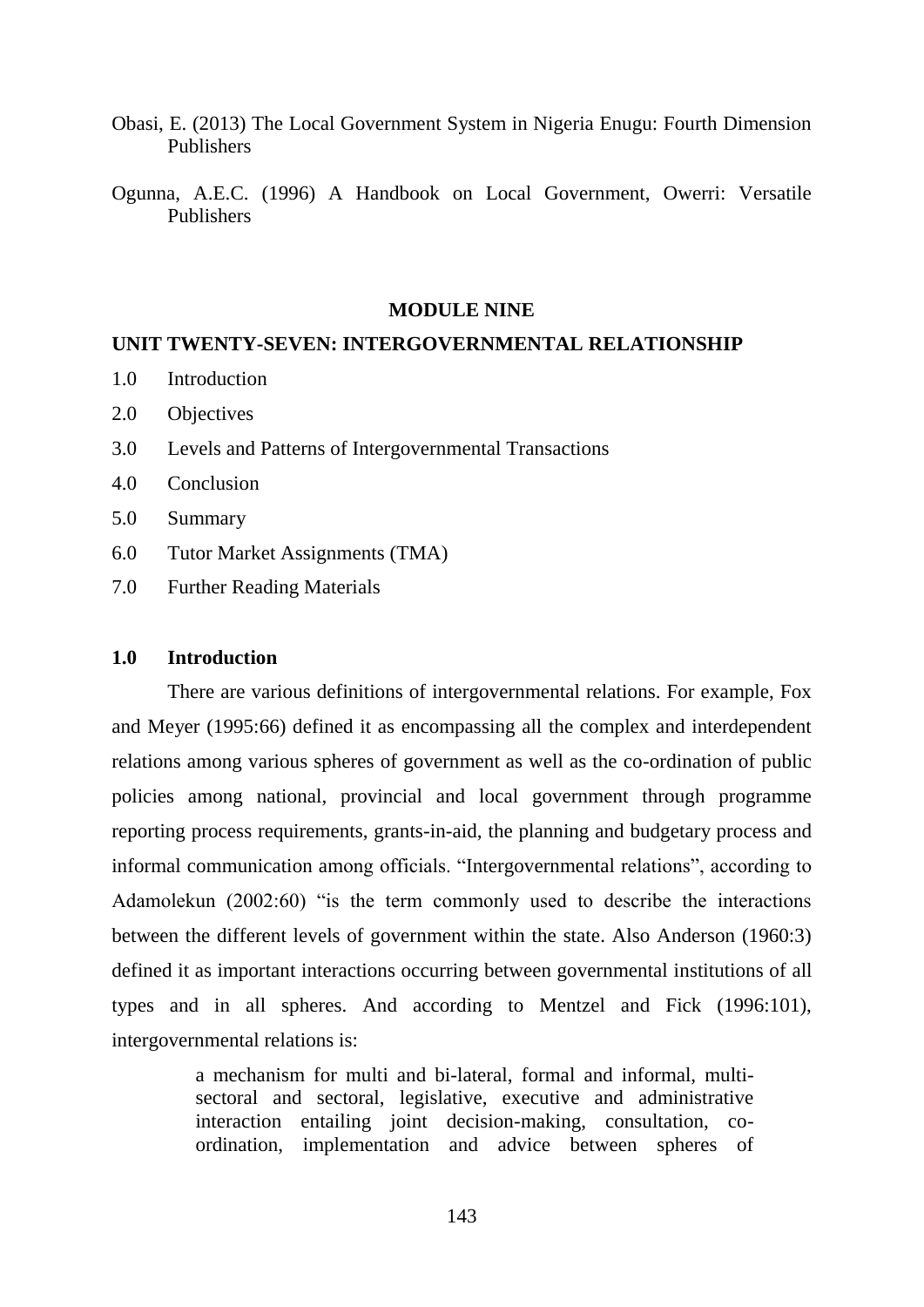Obasi, E. (2013) The Local Government System in Nigeria Enugu: Fourth Dimension Publishers

Ogunna, A.E.C. (1996) A Handbook on Local Government, Owerri: Versatile Publishers

## MODULE NINE

## UNIT TWENTY-SEVEN: INTERGOVERNMENTAL RELATIONSHIP

1.0 Introduction

2.0 Objectives

3.0 Levels and Patterns of Intergovernmental Transactions

4.0 Conclusion

5.0 Summary

6.0 Tutor Market Assignments (TMA)

7.0 Further Reading Materials

### 1.0 Introduction

There are various definitions of intergovernmental relations. For example, Fox and Meyer (1995:66) defined it as encompassing all the complex and interdependent relations among various spheres of government as well as the co-ordination of public policies among national, provincial and local government through programme reporting process requirements, grants-in-aid, the planning and budgetary process and informal communication among officials. "Intergovernmental relations", according to Adamolekun (2002:60) "is the term commonly used to describe the interactions between the different levels of government within the state. Also Anderson (1960:3) defined it as important interactions occurring between governmental institutions of all types and in all spheres. And according to Mentzel and Fick (1996:101), intergovernmental relations is:

> a mechanism for multi and bi-lateral, formal and informal, multi-sectoral and sectoral, legislative, executive and administrative interaction entailing joint decision-making, consultation, co-ordination, implementation and advice between spheres of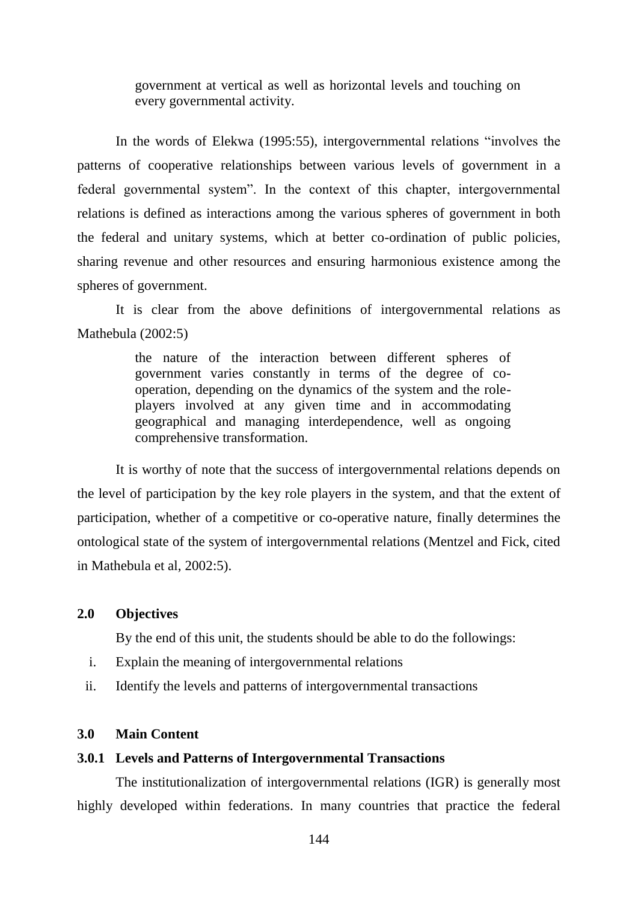government at vertical as well as horizontal levels and touching on every governmental activity.

In the words of Elekwa (1995:55), intergovernmental relations "involves the patterns of cooperative relationships between various levels of government in a federal governmental system". In the context of this chapter, intergovernmental relations is defined as interactions among the various spheres of government in both the federal and unitary systems, which at better co-ordination of public policies, sharing revenue and other resources and ensuring harmonious existence among the spheres of government.

It is clear from the above definitions of intergovernmental relations as Mathebula (2002:5)

> the nature of the interaction between different spheres of government varies constantly in terms of the degree of co-operation, depending on the dynamics of the system and the role-players involved at any given time and in accommodating geographical and managing interdependence, well as ongoing comprehensive transformation.

It is worthy of note that the success of intergovernmental relations depends on the level of participation by the key role players in the system, and that the extent of participation, whether of a competitive or co-operative nature, finally determines the ontological state of the system of intergovernmental relations (Mentzel and Fick, cited in Mathebula et al, 2002:5).

## 2.0 Objectives

By the end of this unit, the students should be able to do the followings:

i. Explain the meaning of intergovernmental relations
ii. Identify the levels and patterns of intergovernmental transactions

## 3.0 Main Content

### 3.0.1 Levels and Patterns of Intergovernmental Transactions

The institutionalization of intergovernmental relations (IGR) is generally most highly developed within federations. In many countries that practice the federal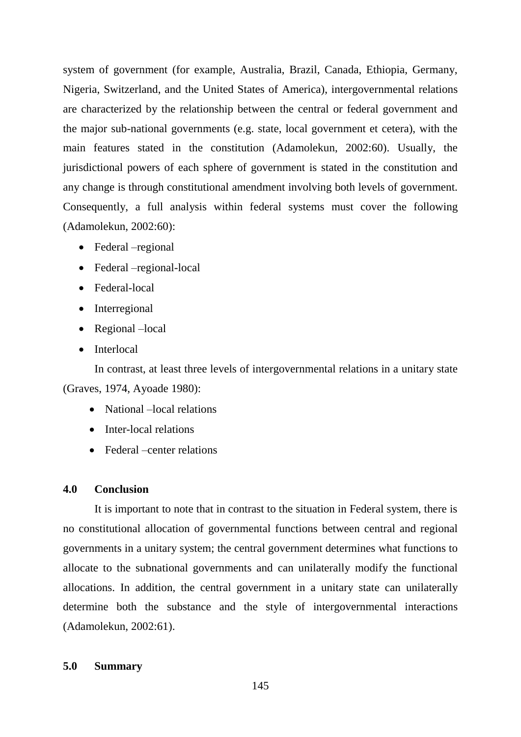system of government (for example, Australia, Brazil, Canada, Ethiopia, Germany, Nigeria, Switzerland, and the United States of America), intergovernmental relations are characterized by the relationship between the central or federal government and the major sub-national governments (e.g. state, local government et cetera), with the main features stated in the constitution (Adamolekun, 2002:60). Usually, the jurisdictional powers of each sphere of government is stated in the constitution and any change is through constitutional amendment involving both levels of government. Consequently, a full analysis within federal systems must cover the following (Adamolekun, 2002:60):

- Federal –regional
- Federal –regional-local
- Federal-local
- Interregional
- Regional –local
- Interlocal

In contrast, at least three levels of intergovernmental relations in a unitary state (Graves, 1974, Ayoade 1980):

- National –local relations
- Inter-local relations
- Federal –center relations

## 4.0 Conclusion

It is important to note that in contrast to the situation in Federal system, there is no constitutional allocation of governmental functions between central and regional governments in a unitary system; the central government determines what functions to allocate to the subnational governments and can unilaterally modify the functional allocations. In addition, the central government in a unitary state can unilaterally determine both the substance and the style of intergovernmental interactions (Adamolekun, 2002:61).

## 5.0 Summary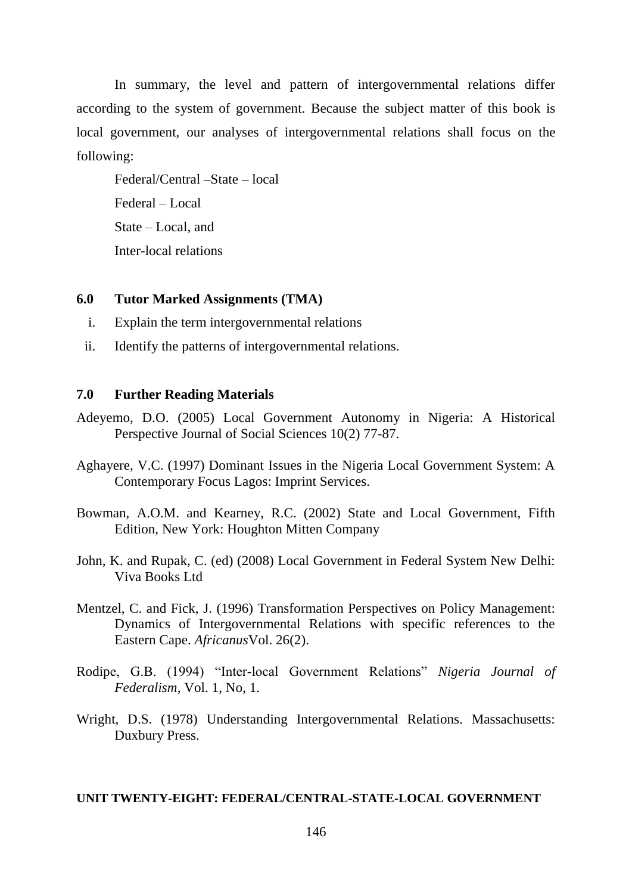In summary, the level and pattern of intergovernmental relations differ according to the system of government. Because the subject matter of this book is local government, our analyses of intergovernmental relations shall focus on the following:

Federal/Central –State – local

Federal – Local

State – Local, and

Inter-local relations

## 6.0 Tutor Marked Assignments (TMA)

i. Explain the term intergovernmental relations
ii. Identify the patterns of intergovernmental relations.

## 7.0 Further Reading Materials

Adeyemo, D.O. (2005) Local Government Autonomy in Nigeria: A Historical Perspective Journal of Social Sciences 10(2) 77-87.

Aghayere, V.C. (1997) Dominant Issues in the Nigeria Local Government System: A Contemporary Focus Lagos: Imprint Services.

Bowman, A.O.M. and Kearney, R.C. (2002) State and Local Government, Fifth Edition, New York: Houghton Mitten Company

John, K. and Rupak, C. (ed) (2008) Local Government in Federal System New Delhi: Viva Books Ltd

Mentzel, C. and Fick, J. (1996) Transformation Perspectives on Policy Management: Dynamics of Intergovernmental Relations with specific references to the Eastern Cape. *Africanus*Vol. 26(2).

Rodipe, G.B. (1994) "Inter-local Government Relations" *Nigeria Journal of Federalism*, Vol. 1, No, 1.

Wright, D.S. (1978) Understanding Intergovernmental Relations. Massachusetts: Duxbury Press.

## UNIT TWENTY-EIGHT: FEDERAL/CENTRAL-STATE-LOCAL GOVERNMENT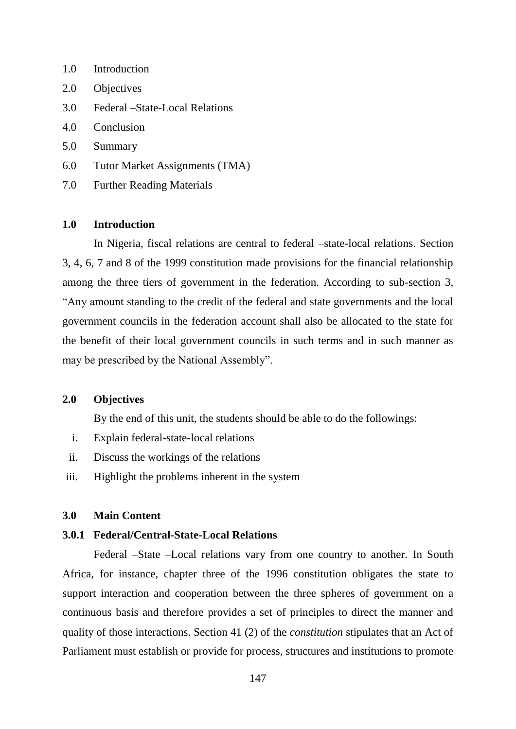1.0 Introduction

2.0 Objectives

3.0 Federal –State-Local Relations

4.0 Conclusion

5.0 Summary

6.0 Tutor Market Assignments (TMA)

7.0 Further Reading Materials

## 1.0 Introduction

In Nigeria, fiscal relations are central to federal –state-local relations. Section 3, 4, 6, 7 and 8 of the 1999 constitution made provisions for the financial relationship among the three tiers of government in the federation. According to sub-section 3, "Any amount standing to the credit of the federal and state governments and the local government councils in the federation account shall also be allocated to the state for the benefit of their local government councils in such terms and in such manner as may be prescribed by the National Assembly".

## 2.0 Objectives

By the end of this unit, the students should be able to do the followings:

i. Explain federal-state-local relations
ii. Discuss the workings of the relations
iii. Highlight the problems inherent in the system

## 3.0 Main Content

### 3.0.1 Federal/Central-State-Local Relations

Federal –State –Local relations vary from one country to another. In South Africa, for instance, chapter three of the 1996 constitution obligates the state to support interaction and cooperation between the three spheres of government on a continuous basis and therefore provides a set of principles to direct the manner and quality of those interactions. Section 41 (2) of the *constitution* stipulates that an Act of Parliament must establish or provide for process, structures and institutions to promote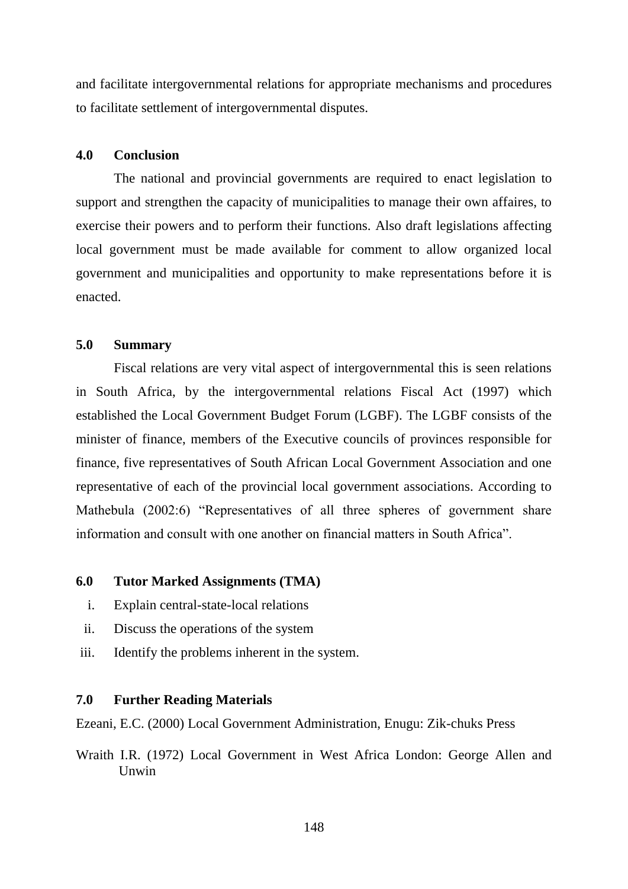and facilitate intergovernmental relations for appropriate mechanisms and procedures to facilitate settlement of intergovernmental disputes.

## 4.0 Conclusion

The national and provincial governments are required to enact legislation to support and strengthen the capacity of municipalities to manage their own affaires, to exercise their powers and to perform their functions. Also draft legislations affecting local government must be made available for comment to allow organized local government and municipalities and opportunity to make representations before it is enacted.

## 5.0 Summary

Fiscal relations are very vital aspect of intergovernmental this is seen relations in South Africa, by the intergovernmental relations Fiscal Act (1997) which established the Local Government Budget Forum (LGBF). The LGBF consists of the minister of finance, members of the Executive councils of provinces responsible for finance, five representatives of South African Local Government Association and one representative of each of the provincial local government associations. According to Mathebula (2002:6) "Representatives of all three spheres of government share information and consult with one another on financial matters in South Africa".

## 6.0 Tutor Marked Assignments (TMA)

i. Explain central-state-local relations
ii. Discuss the operations of the system
iii. Identify the problems inherent in the system.

## 7.0 Further Reading Materials

Ezeani, E.C. (2000) Local Government Administration, Enugu: Zik-chuks Press

Wraith I.R. (1972) Local Government in West Africa London: George Allen and Unwin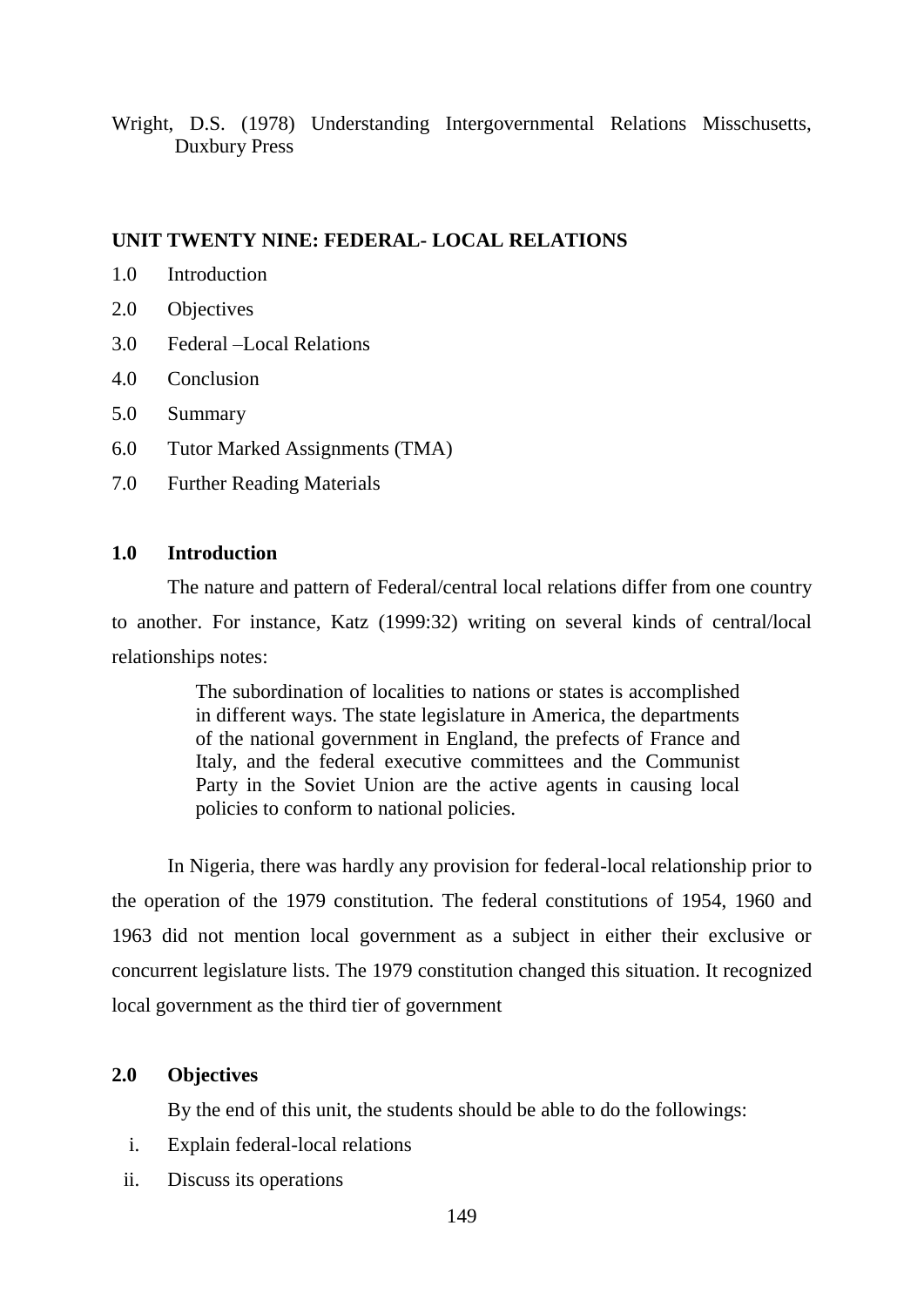Wright, D.S. (1978) Understanding Intergovernmental Relations Misschusetts, Duxbury Press

## UNIT TWENTY NINE: FEDERAL- LOCAL RELATIONS

1.0 Introduction

2.0 Objectives

3.0 Federal –Local Relations

4.0 Conclusion

5.0 Summary

6.0 Tutor Marked Assignments (TMA)

7.0 Further Reading Materials

### 1.0 Introduction

The nature and pattern of Federal/central local relations differ from one country to another. For instance, Katz (1999:32) writing on several kinds of central/local relationships notes:

> The subordination of localities to nations or states is accomplished in different ways. The state legislature in America, the departments of the national government in England, the prefects of France and Italy, and the federal executive committees and the Communist Party in the Soviet Union are the active agents in causing local policies to conform to national policies.

In Nigeria, there was hardly any provision for federal-local relationship prior to the operation of the 1979 constitution. The federal constitutions of 1954, 1960 and 1963 did not mention local government as a subject in either their exclusive or concurrent legislature lists. The 1979 constitution changed this situation. It recognized local government as the third tier of government

### 2.0 Objectives

By the end of this unit, the students should be able to do the followings:

i. Explain federal-local relations

ii. Discuss its operations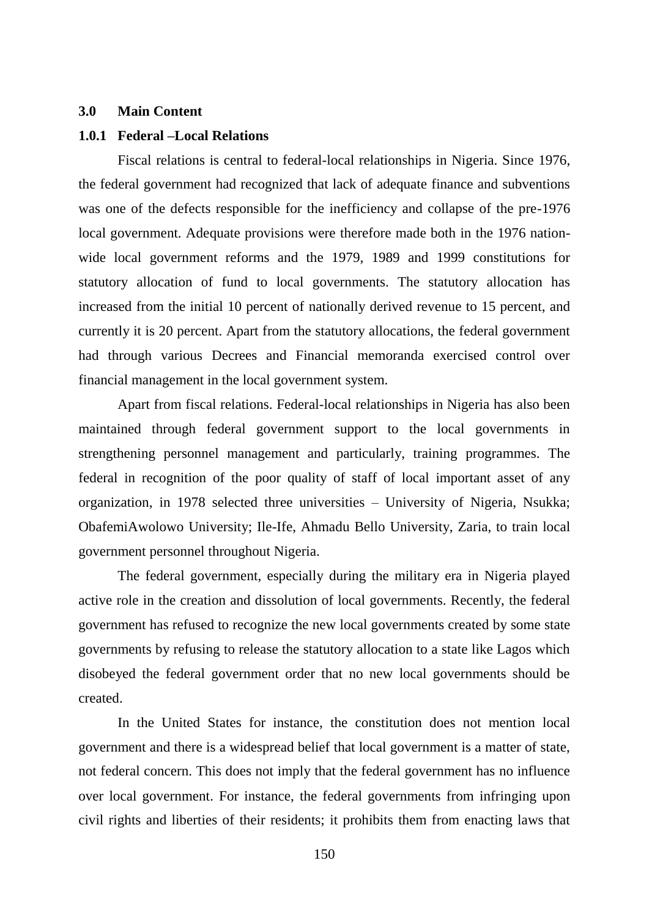### 3.0 Main Content

### 1.0.1 Federal –Local Relations

Fiscal relations is central to federal-local relationships in Nigeria. Since 1976, the federal government had recognized that lack of adequate finance and subventions was one of the defects responsible for the inefficiency and collapse of the pre-1976 local government. Adequate provisions were therefore made both in the 1976 nation-wide local government reforms and the 1979, 1989 and 1999 constitutions for statutory allocation of fund to local governments. The statutory allocation has increased from the initial 10 percent of nationally derived revenue to 15 percent, and currently it is 20 percent. Apart from the statutory allocations, the federal government had through various Decrees and Financial memoranda exercised control over financial management in the local government system.

Apart from fiscal relations. Federal-local relationships in Nigeria has also been maintained through federal government support to the local governments in strengthening personnel management and particularly, training programmes. The federal in recognition of the poor quality of staff of local important asset of any organization, in 1978 selected three universities – University of Nigeria, Nsukka; ObafemiAwolowo University; Ile-Ife, Ahmadu Bello University, Zaria, to train local government personnel throughout Nigeria.

The federal government, especially during the military era in Nigeria played active role in the creation and dissolution of local governments. Recently, the federal government has refused to recognize the new local governments created by some state governments by refusing to release the statutory allocation to a state like Lagos which disobeyed the federal government order that no new local governments should be created.

In the United States for instance, the constitution does not mention local government and there is a widespread belief that local government is a matter of state, not federal concern. This does not imply that the federal government has no influence over local government. For instance, the federal governments from infringing upon civil rights and liberties of their residents; it prohibits them from enacting laws that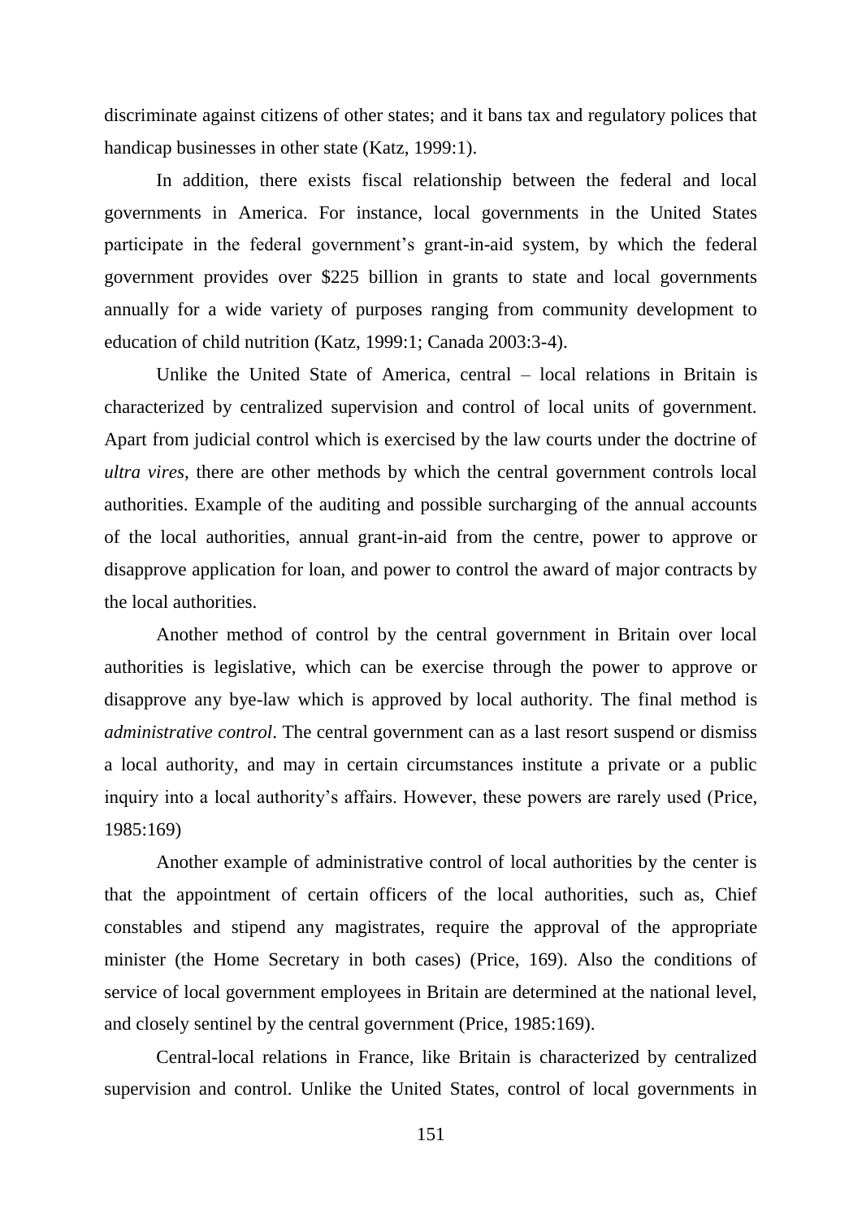discriminate against citizens of other states; and it bans tax and regulatory polices that handicap businesses in other state (Katz, 1999:1).

In addition, there exists fiscal relationship between the federal and local governments in America. For instance, local governments in the United States participate in the federal government's grant-in-aid system, by which the federal government provides over $225 billion in grants to state and local governments annually for a wide variety of purposes ranging from community development to education of child nutrition (Katz, 1999:1; Canada 2003:3-4).

Unlike the United State of America, central – local relations in Britain is characterized by centralized supervision and control of local units of government. Apart from judicial control which is exercised by the law courts under the doctrine of *ultra vires,* there are other methods by which the central government controls local authorities. Example of the auditing and possible surcharging of the annual accounts of the local authorities, annual grant-in-aid from the centre, power to approve or disapprove application for loan, and power to control the award of major contracts by the local authorities.

Another method of control by the central government in Britain over local authorities is legislative, which can be exercise through the power to approve or disapprove any bye-law which is approved by local authority. The final method is *administrative control*. The central government can as a last resort suspend or dismiss a local authority, and may in certain circumstances institute a private or a public inquiry into a local authority's affairs. However, these powers are rarely used (Price, 1985:169)

Another example of administrative control of local authorities by the center is that the appointment of certain officers of the local authorities, such as, Chief constables and stipend any magistrates, require the approval of the appropriate minister (the Home Secretary in both cases) (Price, 169). Also the conditions of service of local government employees in Britain are determined at the national level, and closely sentinel by the central government (Price, 1985:169).

Central-local relations in France, like Britain is characterized by centralized supervision and control. Unlike the United States, control of local governments in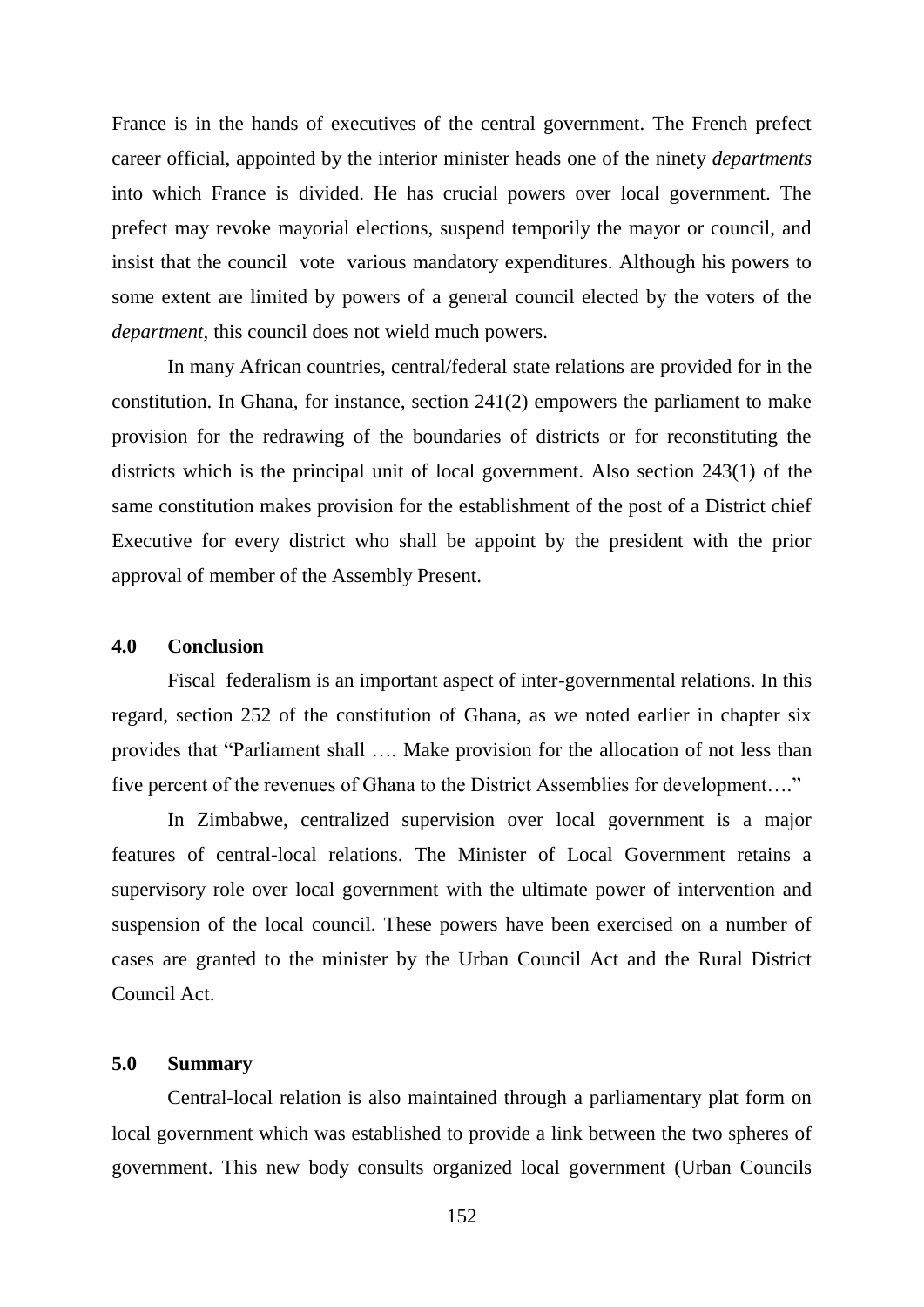France is in the hands of executives of the central government. The French prefect career official, appointed by the interior minister heads one of the ninety *departments* into which France is divided. He has crucial powers over local government. The prefect may revoke mayorial elections, suspend temporily the mayor or council, and insist that the council vote various mandatory expenditures. Although his powers to some extent are limited by powers of a general council elected by the voters of the *department*, this council does not wield much powers.

In many African countries, central/federal state relations are provided for in the constitution. In Ghana, for instance, section 241(2) empowers the parliament to make provision for the redrawing of the boundaries of districts or for reconstituting the districts which is the principal unit of local government. Also section 243(1) of the same constitution makes provision for the establishment of the post of a District chief Executive for every district who shall be appoint by the president with the prior approval of member of the Assembly Present.

## 4.0 Conclusion

Fiscal federalism is an important aspect of inter-governmental relations. In this regard, section 252 of the constitution of Ghana, as we noted earlier in chapter six provides that "Parliament shall …. Make provision for the allocation of not less than five percent of the revenues of Ghana to the District Assemblies for development…."

In Zimbabwe, centralized supervision over local government is a major features of central-local relations. The Minister of Local Government retains a supervisory role over local government with the ultimate power of intervention and suspension of the local council. These powers have been exercised on a number of cases are granted to the minister by the Urban Council Act and the Rural District Council Act.

## 5.0 Summary

Central-local relation is also maintained through a parliamentary plat form on local government which was established to provide a link between the two spheres of government. This new body consults organized local government (Urban Councils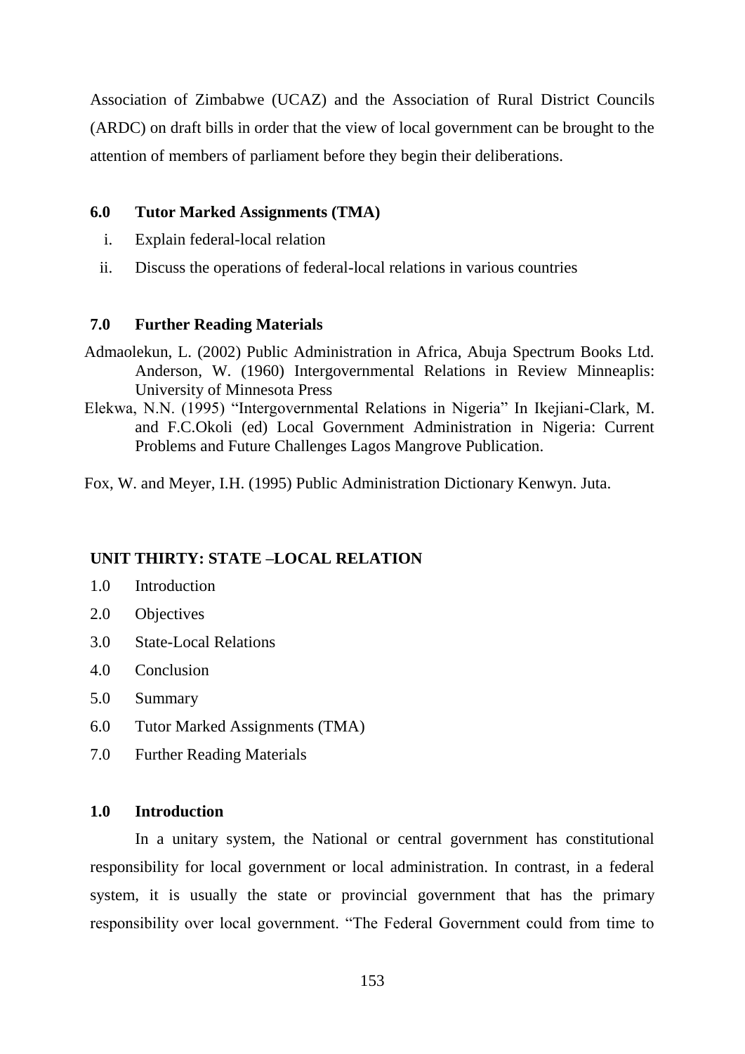Association of Zimbabwe (UCAZ) and the Association of Rural District Councils (ARDC) on draft bills in order that the view of local government can be brought to the attention of members of parliament before they begin their deliberations.

### 6.0 Tutor Marked Assignments (TMA)

i. Explain federal-local relation
ii. Discuss the operations of federal-local relations in various countries

### 7.0 Further Reading Materials

Admaolekun, L. (2002) Public Administration in Africa, Abuja Spectrum Books Ltd. Anderson, W. (1960) Intergovernmental Relations in Review Minneaplis: University of Minnesota Press

Elekwa, N.N. (1995) "Intergovernmental Relations in Nigeria" In Ikejiani-Clark, M. and F.C.Okoli (ed) Local Government Administration in Nigeria: Current Problems and Future Challenges Lagos Mangrove Publication.

Fox, W. and Meyer, I.H. (1995) Public Administration Dictionary Kenwyn. Juta.

## UNIT THIRTY: STATE –LOCAL RELATION

1.0 Introduction
2.0 Objectives
3.0 State-Local Relations
4.0 Conclusion
5.0 Summary
6.0 Tutor Marked Assignments (TMA)
7.0 Further Reading Materials

### 1.0 Introduction

In a unitary system, the National or central government has constitutional responsibility for local government or local administration. In contrast, in a federal system, it is usually the state or provincial government that has the primary responsibility over local government. "The Federal Government could from time to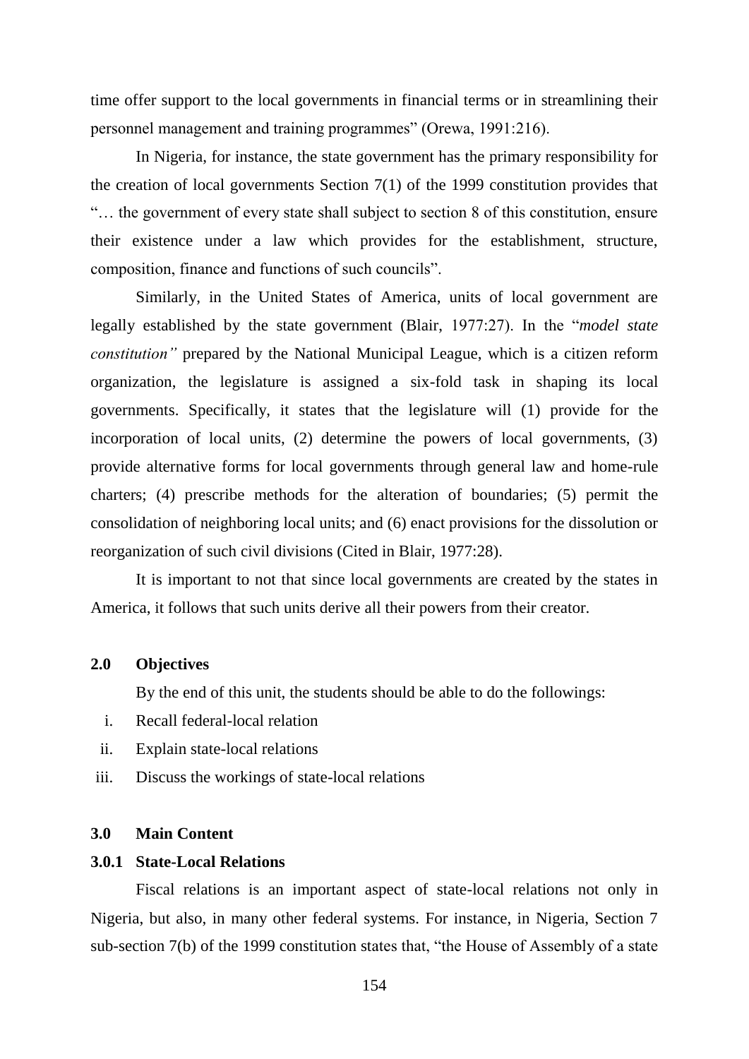time offer support to the local governments in financial terms or in streamlining their personnel management and training programmes" (Orewa, 1991:216).

In Nigeria, for instance, the state government has the primary responsibility for the creation of local governments Section 7(1) of the 1999 constitution provides that "… the government of every state shall subject to section 8 of this constitution, ensure their existence under a law which provides for the establishment, structure, composition, finance and functions of such councils".

Similarly, in the United States of America, units of local government are legally established by the state government (Blair, 1977:27). In the "*model state constitution"* prepared by the National Municipal League, which is a citizen reform organization, the legislature is assigned a six-fold task in shaping its local governments. Specifically, it states that the legislature will (1) provide for the incorporation of local units, (2) determine the powers of local governments, (3) provide alternative forms for local governments through general law and home-rule charters; (4) prescribe methods for the alteration of boundaries; (5) permit the consolidation of neighboring local units; and (6) enact provisions for the dissolution or reorganization of such civil divisions (Cited in Blair, 1977:28).

It is important to not that since local governments are created by the states in America, it follows that such units derive all their powers from their creator.

## 2.0 Objectives

By the end of this unit, the students should be able to do the followings:

i. Recall federal-local relation
ii. Explain state-local relations
iii. Discuss the workings of state-local relations

## 3.0 Main Content

### 3.0.1 State-Local Relations

Fiscal relations is an important aspect of state-local relations not only in Nigeria, but also, in many other federal systems. For instance, in Nigeria, Section 7 sub-section 7(b) of the 1999 constitution states that, "the House of Assembly of a state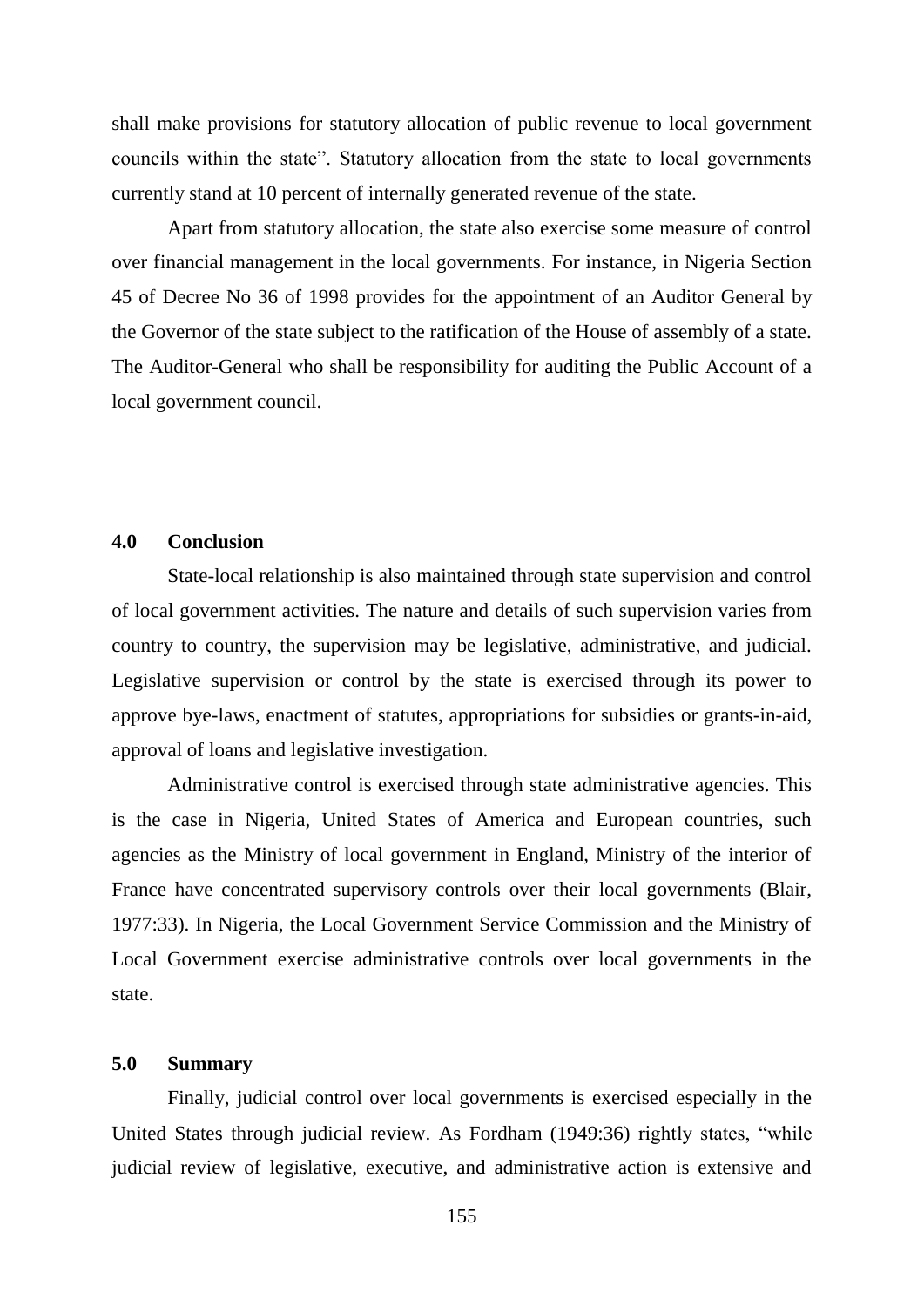shall make provisions for statutory allocation of public revenue to local government councils within the state". Statutory allocation from the state to local governments currently stand at 10 percent of internally generated revenue of the state.

Apart from statutory allocation, the state also exercise some measure of control over financial management in the local governments. For instance, in Nigeria Section 45 of Decree No 36 of 1998 provides for the appointment of an Auditor General by the Governor of the state subject to the ratification of the House of assembly of a state. The Auditor-General who shall be responsibility for auditing the Public Account of a local government council.

## 4.0 Conclusion

State-local relationship is also maintained through state supervision and control of local government activities. The nature and details of such supervision varies from country to country, the supervision may be legislative, administrative, and judicial. Legislative supervision or control by the state is exercised through its power to approve bye-laws, enactment of statutes, appropriations for subsidies or grants-in-aid, approval of loans and legislative investigation.

Administrative control is exercised through state administrative agencies. This is the case in Nigeria, United States of America and European countries, such agencies as the Ministry of local government in England, Ministry of the interior of France have concentrated supervisory controls over their local governments (Blair, 1977:33). In Nigeria, the Local Government Service Commission and the Ministry of Local Government exercise administrative controls over local governments in the state.

## 5.0 Summary

Finally, judicial control over local governments is exercised especially in the United States through judicial review. As Fordham (1949:36) rightly states, "while judicial review of legislative, executive, and administrative action is extensive and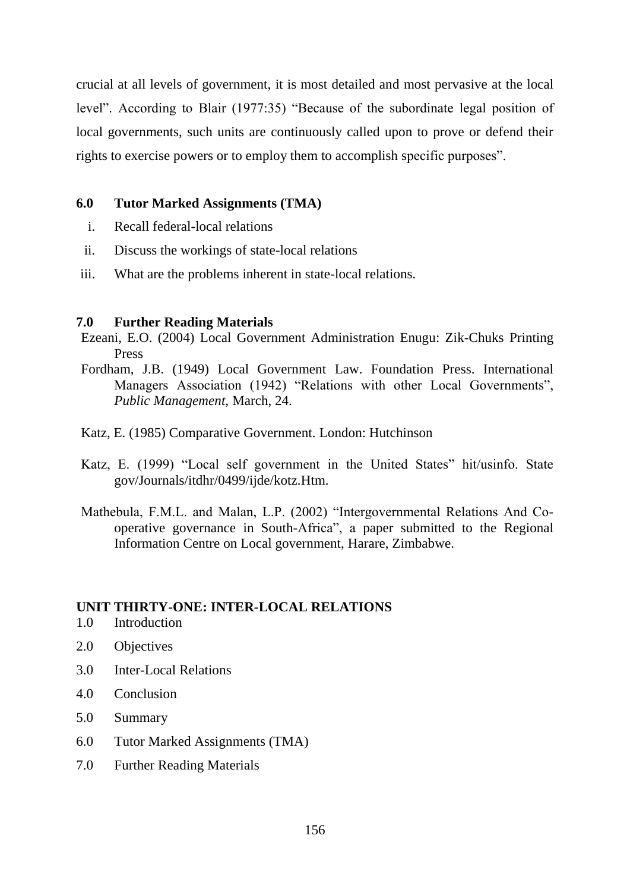crucial at all levels of government, it is most detailed and most pervasive at the local level". According to Blair (1977:35) "Because of the subordinate legal position of local governments, such units are continuously called upon to prove or defend their rights to exercise powers or to employ them to accomplish specific purposes".

### 6.0 Tutor Marked Assignments (TMA)

i. Recall federal-local relations
ii. Discuss the workings of state-local relations
iii. What are the problems inherent in state-local relations.

### 7.0 Further Reading Materials

Ezeani, E.O. (2004) Local Government Administration Enugu: Zik-Chuks Printing Press

Fordham, J.B. (1949) Local Government Law. Foundation Press. International Managers Association (1942) "Relations with other Local Governments", *Public Management,* March, 24.

Katz, E. (1985) Comparative Government. London: Hutchinson

Katz, E. (1999) "Local self government in the United States" hit/usinfo. State gov/Journals/itdhr/0499/ijde/kotz.Htm.

Mathebula, F.M.L. and Malan, L.P. (2002) "Intergovernmental Relations And Co-operative governance in South-Africa", a paper submitted to the Regional Information Centre on Local government, Harare, Zimbabwe.

## UNIT THIRTY-ONE: INTER-LOCAL RELATIONS

1.0 Introduction
2.0 Objectives
3.0 Inter-Local Relations
4.0 Conclusion
5.0 Summary
6.0 Tutor Marked Assignments (TMA)
7.0 Further Reading Materials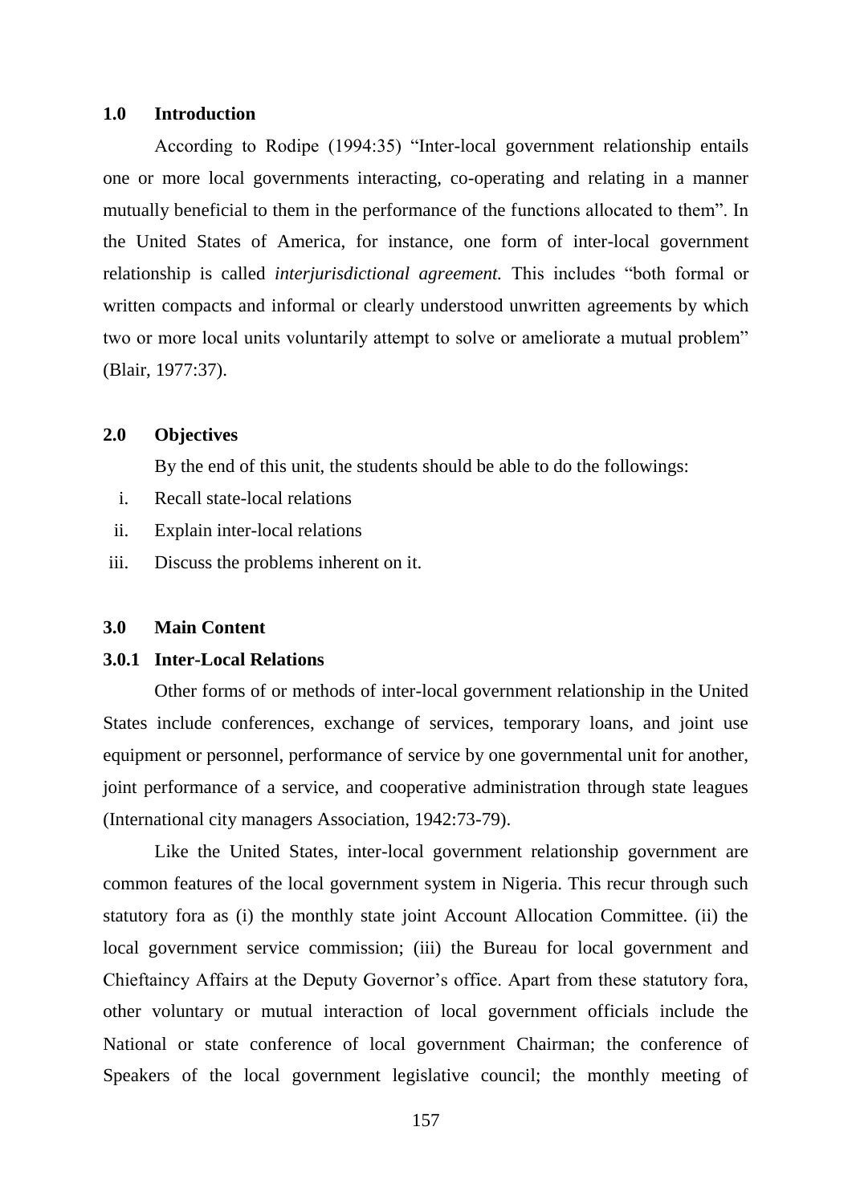## 1.0 Introduction

According to Rodipe (1994:35) "Inter-local government relationship entails one or more local governments interacting, co-operating and relating in a manner mutually beneficial to them in the performance of the functions allocated to them". In the United States of America, for instance, one form of inter-local government relationship is called *interjurisdictional agreement.* This includes "both formal or written compacts and informal or clearly understood unwritten agreements by which two or more local units voluntarily attempt to solve or ameliorate a mutual problem" (Blair, 1977:37).

## 2.0 Objectives

By the end of this unit, the students should be able to do the followings:

i. Recall state-local relations
ii. Explain inter-local relations
iii. Discuss the problems inherent on it.

## 3.0 Main Content

### 3.0.1 Inter-Local Relations

Other forms of or methods of inter-local government relationship in the United States include conferences, exchange of services, temporary loans, and joint use equipment or personnel, performance of service by one governmental unit for another, joint performance of a service, and cooperative administration through state leagues (International city managers Association, 1942:73-79).

Like the United States, inter-local government relationship government are common features of the local government system in Nigeria. This recur through such statutory fora as (i) the monthly state joint Account Allocation Committee. (ii) the local government service commission; (iii) the Bureau for local government and Chieftaincy Affairs at the Deputy Governor's office. Apart from these statutory fora, other voluntary or mutual interaction of local government officials include the National or state conference of local government Chairman; the conference of Speakers of the local government legislative council; the monthly meeting of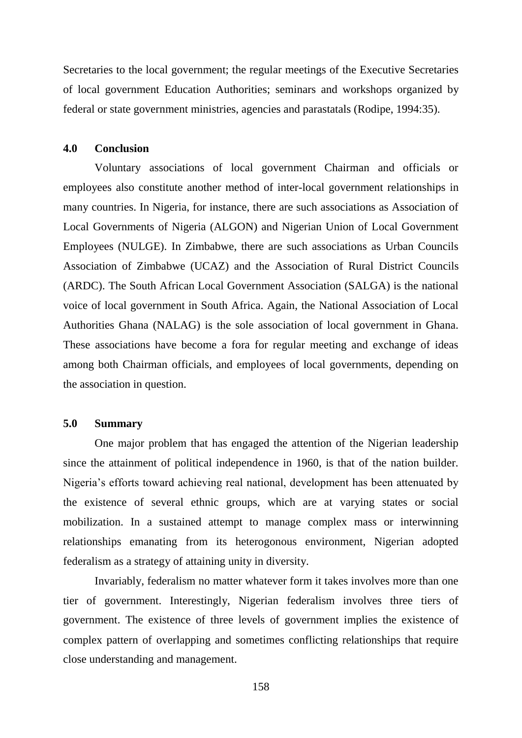Secretaries to the local government; the regular meetings of the Executive Secretaries of local government Education Authorities; seminars and workshops organized by federal or state government ministries, agencies and parastatals (Rodipe, 1994:35).

## 4.0 Conclusion

Voluntary associations of local government Chairman and officials or employees also constitute another method of inter-local government relationships in many countries. In Nigeria, for instance, there are such associations as Association of Local Governments of Nigeria (ALGON) and Nigerian Union of Local Government Employees (NULGE). In Zimbabwe, there are such associations as Urban Councils Association of Zimbabwe (UCAZ) and the Association of Rural District Councils (ARDC). The South African Local Government Association (SALGA) is the national voice of local government in South Africa. Again, the National Association of Local Authorities Ghana (NALAG) is the sole association of local government in Ghana. These associations have become a fora for regular meeting and exchange of ideas among both Chairman officials, and employees of local governments, depending on the association in question.

## 5.0 Summary

One major problem that has engaged the attention of the Nigerian leadership since the attainment of political independence in 1960, is that of the nation builder. Nigeria's efforts toward achieving real national, development has been attenuated by the existence of several ethnic groups, which are at varying states or social mobilization. In a sustained attempt to manage complex mass or interwinning relationships emanating from its heterogonous environment, Nigerian adopted federalism as a strategy of attaining unity in diversity.

Invariably, federalism no matter whatever form it takes involves more than one tier of government. Interestingly, Nigerian federalism involves three tiers of government. The existence of three levels of government implies the existence of complex pattern of overlapping and sometimes conflicting relationships that require close understanding and management.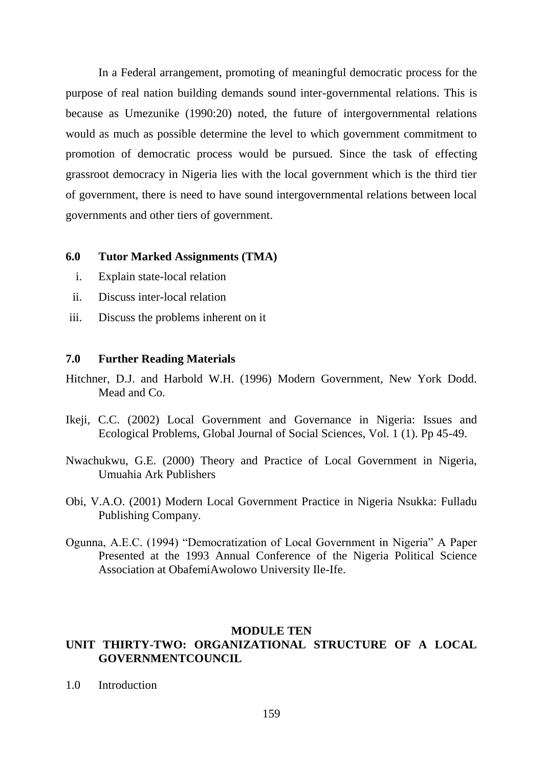In a Federal arrangement, promoting of meaningful democratic process for the purpose of real nation building demands sound inter-governmental relations. This is because as Umezunike (1990:20) noted, the future of intergovernmental relations would as much as possible determine the level to which government commitment to promotion of democratic process would be pursued. Since the task of effecting grassroot democracy in Nigeria lies with the local government which is the third tier of government, there is need to have sound intergovernmental relations between local governments and other tiers of government.

## 6.0 Tutor Marked Assignments (TMA)

i. Explain state-local relation
ii. Discuss inter-local relation
iii. Discuss the problems inherent on it

## 7.0 Further Reading Materials

Hitchner, D.J. and Harbold W.H. (1996) Modern Government, New York Dodd. Mead and Co.

Ikeji, C.C. (2002) Local Government and Governance in Nigeria: Issues and Ecological Problems, Global Journal of Social Sciences, Vol. 1 (1). Pp 45-49.

Nwachukwu, G.E. (2000) Theory and Practice of Local Government in Nigeria, Umuahia Ark Publishers

Obi, V.A.O. (2001) Modern Local Government Practice in Nigeria Nsukka: Fulladu Publishing Company.

Ogunna, A.E.C. (1994) "Democratization of Local Government in Nigeria" A Paper Presented at the 1993 Annual Conference of the Nigeria Political Science Association at ObafemiAwolowo University Ile-Ife.

# MODULE TEN

## UNIT THIRTY-TWO: ORGANIZATIONAL STRUCTURE OF A LOCAL GOVERNMENTCOUNCIL

1.0 Introduction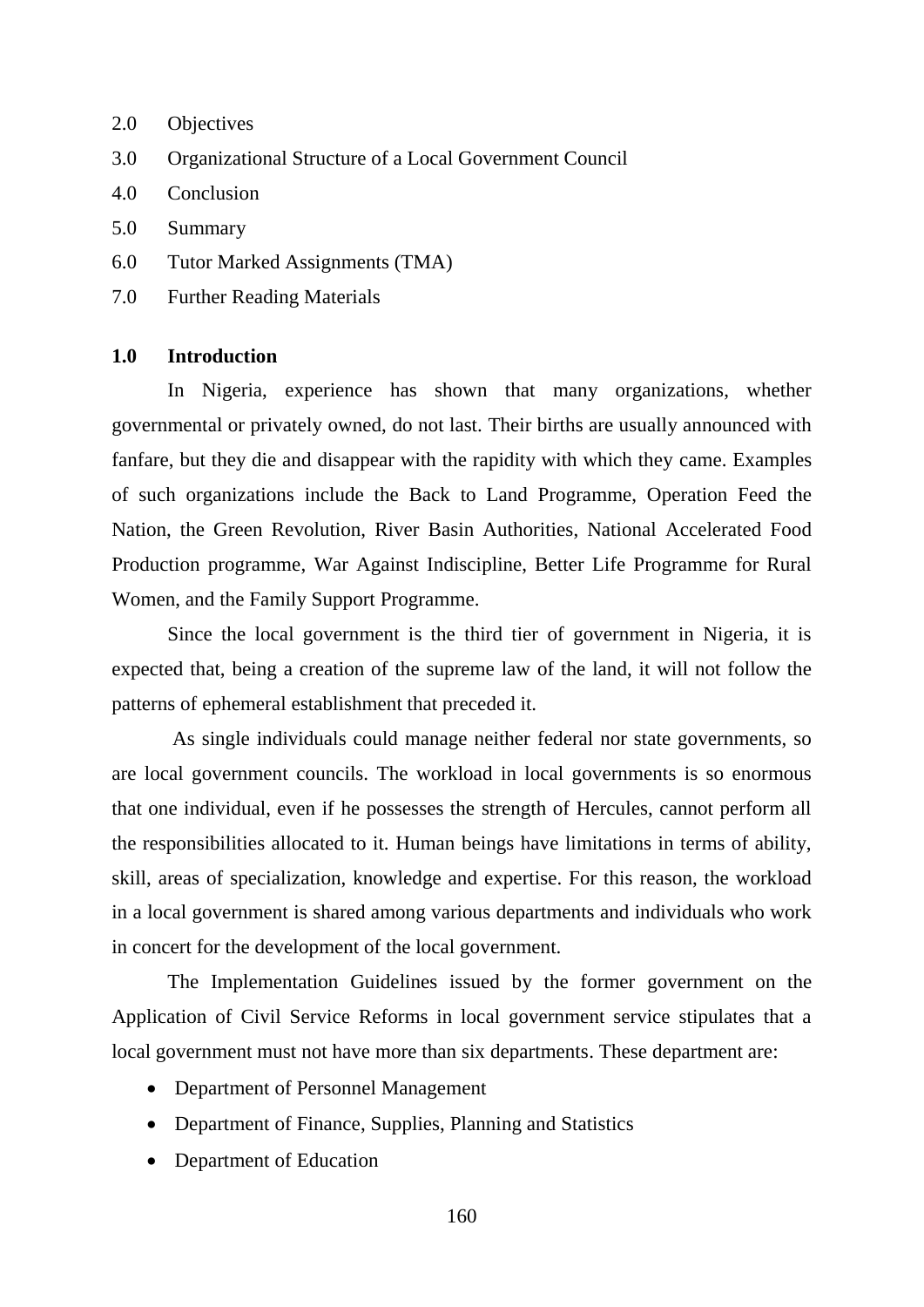2.0 Objectives

3.0 Organizational Structure of a Local Government Council

4.0 Conclusion

5.0 Summary

6.0 Tutor Marked Assignments (TMA)

7.0 Further Reading Materials

## 1.0 Introduction

In Nigeria, experience has shown that many organizations, whether governmental or privately owned, do not last. Their births are usually announced with fanfare, but they die and disappear with the rapidity with which they came. Examples of such organizations include the Back to Land Programme, Operation Feed the Nation, the Green Revolution, River Basin Authorities, National Accelerated Food Production programme, War Against Indiscipline, Better Life Programme for Rural Women, and the Family Support Programme.

Since the local government is the third tier of government in Nigeria, it is expected that, being a creation of the supreme law of the land, it will not follow the patterns of ephemeral establishment that preceded it.

As single individuals could manage neither federal nor state governments, so are local government councils. The workload in local governments is so enormous that one individual, even if he possesses the strength of Hercules, cannot perform all the responsibilities allocated to it. Human beings have limitations in terms of ability, skill, areas of specialization, knowledge and expertise. For this reason, the workload in a local government is shared among various departments and individuals who work in concert for the development of the local government.

The Implementation Guidelines issued by the former government on the Application of Civil Service Reforms in local government service stipulates that a local government must not have more than six departments. These department are:

- Department of Personnel Management
- Department of Finance, Supplies, Planning and Statistics
- Department of Education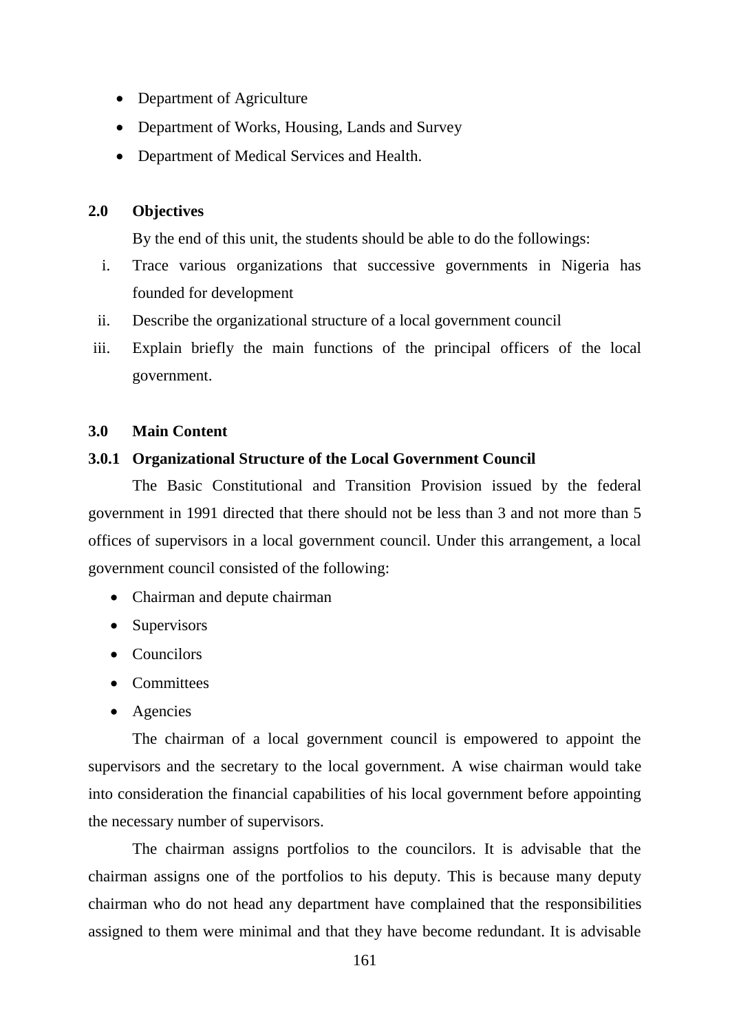- Department of Agriculture
- Department of Works, Housing, Lands and Survey
- Department of Medical Services and Health.

## 2.0 Objectives

By the end of this unit, the students should be able to do the followings:

i. Trace various organizations that successive governments in Nigeria has founded for development
ii. Describe the organizational structure of a local government council
iii. Explain briefly the main functions of the principal officers of the local government.

## 3.0 Main Content

### 3.0.1 Organizational Structure of the Local Government Council

The Basic Constitutional and Transition Provision issued by the federal government in 1991 directed that there should not be less than 3 and not more than 5 offices of supervisors in a local government council. Under this arrangement, a local government council consisted of the following:

- Chairman and depute chairman
- Supervisors
- Councilors
- Committees
- Agencies

The chairman of a local government council is empowered to appoint the supervisors and the secretary to the local government. A wise chairman would take into consideration the financial capabilities of his local government before appointing the necessary number of supervisors.

The chairman assigns portfolios to the councilors. It is advisable that the chairman assigns one of the portfolios to his deputy. This is because many deputy chairman who do not head any department have complained that the responsibilities assigned to them were minimal and that they have become redundant. It is advisable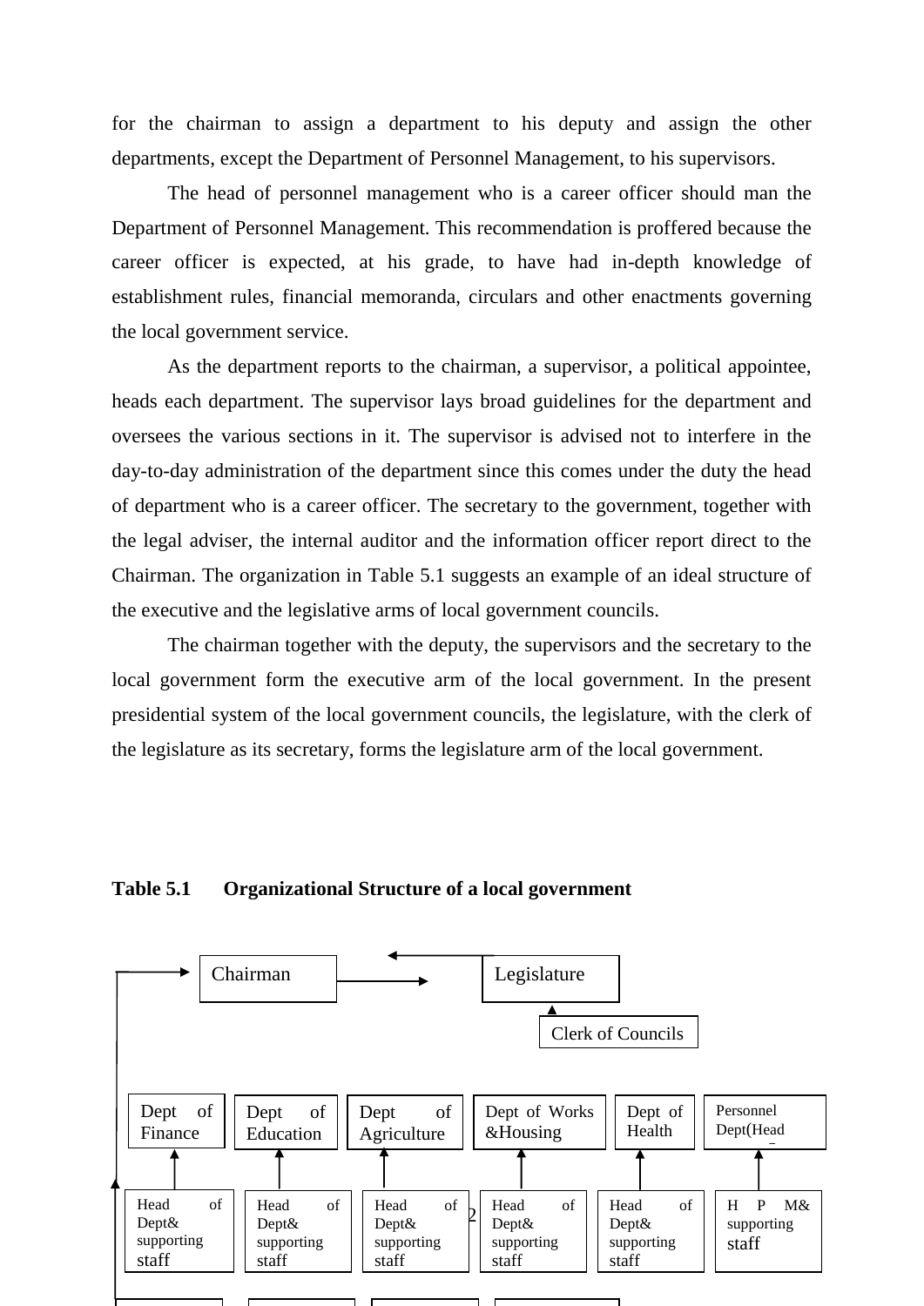for the chairman to assign a department to his deputy and assign the other departments, except the Department of Personnel Management, to his supervisors.

The head of personnel management who is a career officer should man the Department of Personnel Management. This recommendation is proffered because the career officer is expected, at his grade, to have had in-depth knowledge of establishment rules, financial memoranda, circulars and other enactments governing the local government service.

As the department reports to the chairman, a supervisor, a political appointee, heads each department. The supervisor lays broad guidelines for the department and oversees the various sections in it. The supervisor is advised not to interfere in the day-to-day administration of the department since this comes under the duty the head of department who is a career officer. The secretary to the government, together with the legal adviser, the internal auditor and the information officer report direct to the Chairman. The organization in Table 5.1 suggests an example of an ideal structure of the executive and the legislative arms of local government councils.

The chairman together with the deputy, the supervisors and the secretary to the local government form the executive arm of the local government. In the present presidential system of the local government councils, the legislature, with the clerk of the legislature as its secretary, forms the legislature arm of the local government.

**Table 5.1 Organizational Structure of a local government**

Chairman ⇄ Legislature

Clerk of Councils → Legislature

| Dept of Finance | Dept of Education | Dept of Agriculture | Dept of Works &Housing | Dept of Health | Personnel Dept(Head |
|---|---|---|---|---|---|
| Head of Dept& supporting staff | Head of Dept& supporting staff | Head of Dept& supporting staff | Head of Dept& supporting staff | Head of Dept& supporting staff | H P M& supporting staff |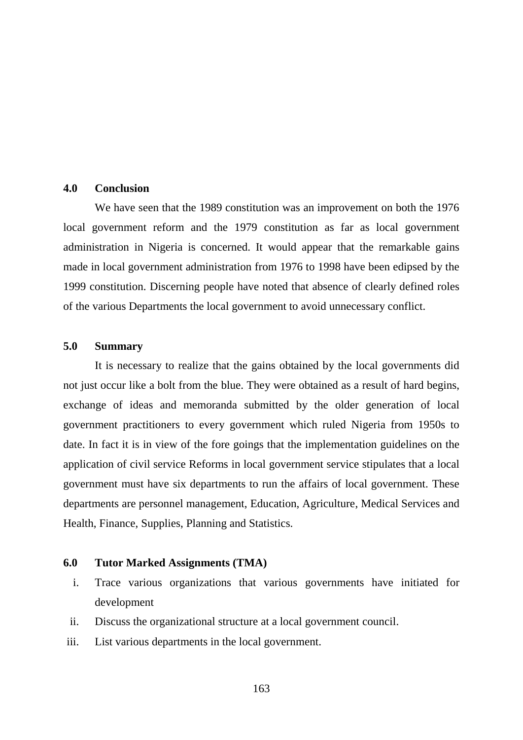## 4.0 Conclusion

We have seen that the 1989 constitution was an improvement on both the 1976 local government reform and the 1979 constitution as far as local government administration in Nigeria is concerned. It would appear that the remarkable gains made in local government administration from 1976 to 1998 have been edipsed by the 1999 constitution. Discerning people have noted that absence of clearly defined roles of the various Departments the local government to avoid unnecessary conflict.

## 5.0 Summary

It is necessary to realize that the gains obtained by the local governments did not just occur like a bolt from the blue. They were obtained as a result of hard begins, exchange of ideas and memoranda submitted by the older generation of local government practitioners to every government which ruled Nigeria from 1950s to date. In fact it is in view of the fore goings that the implementation guidelines on the application of civil service Reforms in local government service stipulates that a local government must have six departments to run the affairs of local government. These departments are personnel management, Education, Agriculture, Medical Services and Health, Finance, Supplies, Planning and Statistics.

## 6.0 Tutor Marked Assignments (TMA)

i. Trace various organizations that various governments have initiated for development
ii. Discuss the organizational structure at a local government council.
iii. List various departments in the local government.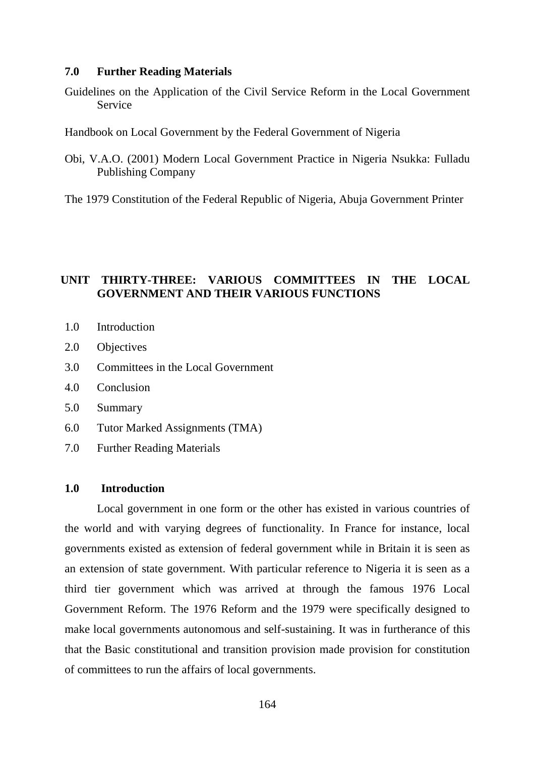### 7.0 Further Reading Materials

Guidelines on the Application of the Civil Service Reform in the Local Government Service

Handbook on Local Government by the Federal Government of Nigeria

Obi, V.A.O. (2001) Modern Local Government Practice in Nigeria Nsukka: Fulladu Publishing Company

The 1979 Constitution of the Federal Republic of Nigeria, Abuja Government Printer

## UNIT THIRTY-THREE: VARIOUS COMMITTEES IN THE LOCAL GOVERNMENT AND THEIR VARIOUS FUNCTIONS

1.0 Introduction

2.0 Objectives

3.0 Committees in the Local Government

4.0 Conclusion

5.0 Summary

6.0 Tutor Marked Assignments (TMA)

7.0 Further Reading Materials

### 1.0 Introduction

Local government in one form or the other has existed in various countries of the world and with varying degrees of functionality. In France for instance, local governments existed as extension of federal government while in Britain it is seen as an extension of state government. With particular reference to Nigeria it is seen as a third tier government which was arrived at through the famous 1976 Local Government Reform. The 1976 Reform and the 1979 were specifically designed to make local governments autonomous and self-sustaining. It was in furtherance of this that the Basic constitutional and transition provision made provision for constitution of committees to run the affairs of local governments.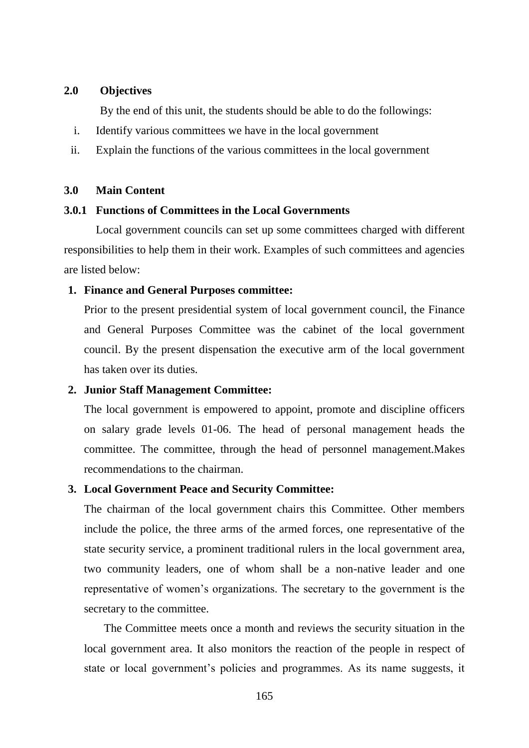## 2.0 Objectives

By the end of this unit, the students should be able to do the followings:

i. Identify various committees we have in the local government
ii. Explain the functions of the various committees in the local government

## 3.0 Main Content

### 3.0.1 Functions of Committees in the Local Governments

Local government councils can set up some committees charged with different responsibilities to help them in their work. Examples of such committees and agencies are listed below:

1. **Finance and General Purposes committee:**
   Prior to the present presidential system of local government council, the Finance and General Purposes Committee was the cabinet of the local government council. By the present dispensation the executive arm of the local government has taken over its duties.

2. **Junior Staff Management Committee:**
   The local government is empowered to appoint, promote and discipline officers on salary grade levels 01-06. The head of personal management heads the committee. The committee, through the head of personnel management.Makes recommendations to the chairman.

3. **Local Government Peace and Security Committee:**
   The chairman of the local government chairs this Committee. Other members include the police, the three arms of the armed forces, one representative of the state security service, a prominent traditional rulers in the local government area, two community leaders, one of whom shall be a non-native leader and one representative of women's organizations. The secretary to the government is the secretary to the committee.

   The Committee meets once a month and reviews the security situation in the local government area. It also monitors the reaction of the people in respect of state or local government's policies and programmes. As its name suggests, it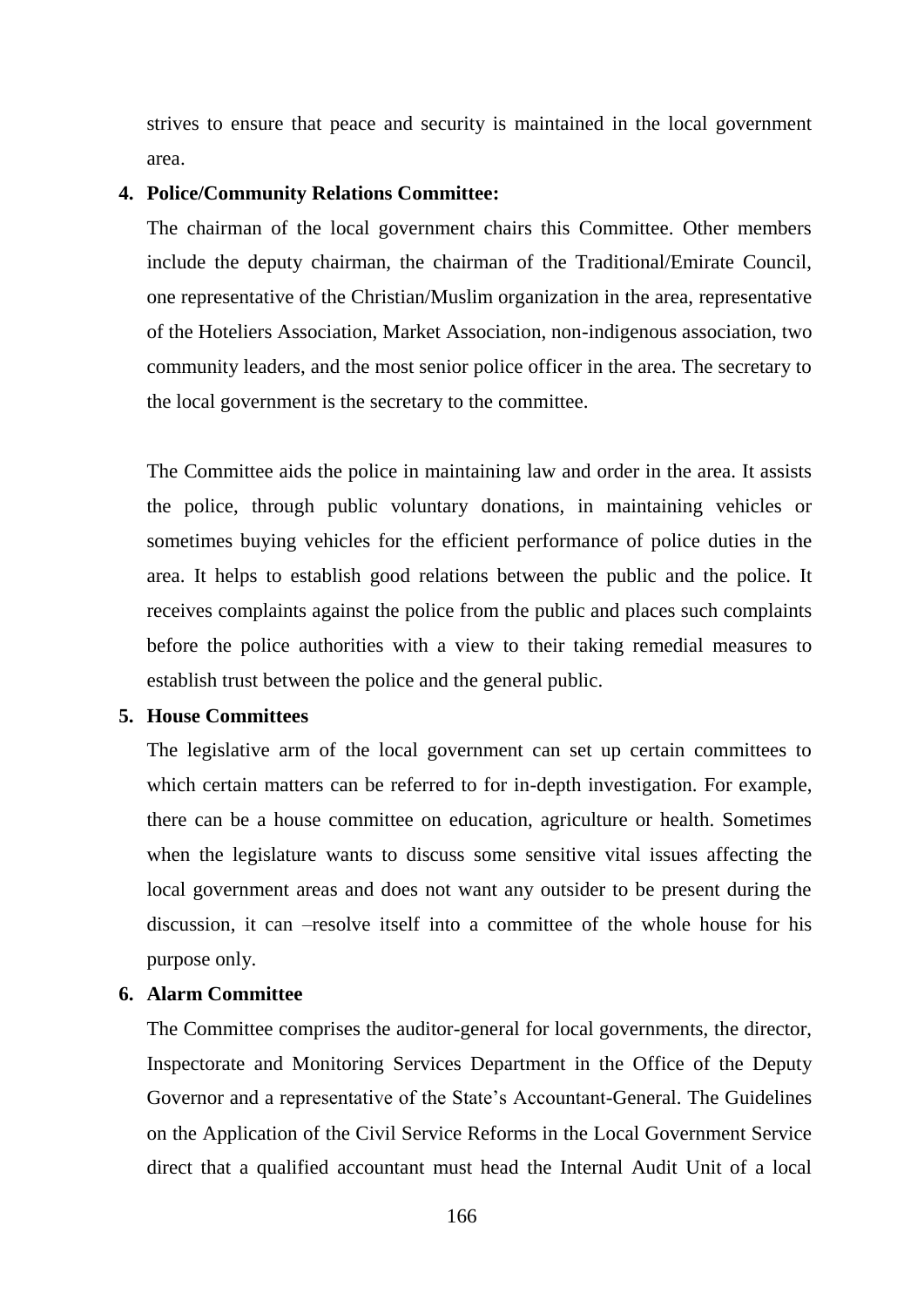strives to ensure that peace and security is maintained in the local government area.

**4. Police/Community Relations Committee:**

The chairman of the local government chairs this Committee. Other members include the deputy chairman, the chairman of the Traditional/Emirate Council, one representative of the Christian/Muslim organization in the area, representative of the Hoteliers Association, Market Association, non-indigenous association, two community leaders, and the most senior police officer in the area. The secretary to the local government is the secretary to the committee.

The Committee aids the police in maintaining law and order in the area. It assists the police, through public voluntary donations, in maintaining vehicles or sometimes buying vehicles for the efficient performance of police duties in the area. It helps to establish good relations between the public and the police. It receives complaints against the police from the public and places such complaints before the police authorities with a view to their taking remedial measures to establish trust between the police and the general public.

**5. House Committees**

The legislative arm of the local government can set up certain committees to which certain matters can be referred to for in-depth investigation. For example, there can be a house committee on education, agriculture or health. Sometimes when the legislature wants to discuss some sensitive vital issues affecting the local government areas and does not want any outsider to be present during the discussion, it can –resolve itself into a committee of the whole house for his purpose only.

**6. Alarm Committee**

The Committee comprises the auditor-general for local governments, the director, Inspectorate and Monitoring Services Department in the Office of the Deputy Governor and a representative of the State's Accountant-General. The Guidelines on the Application of the Civil Service Reforms in the Local Government Service direct that a qualified accountant must head the Internal Audit Unit of a local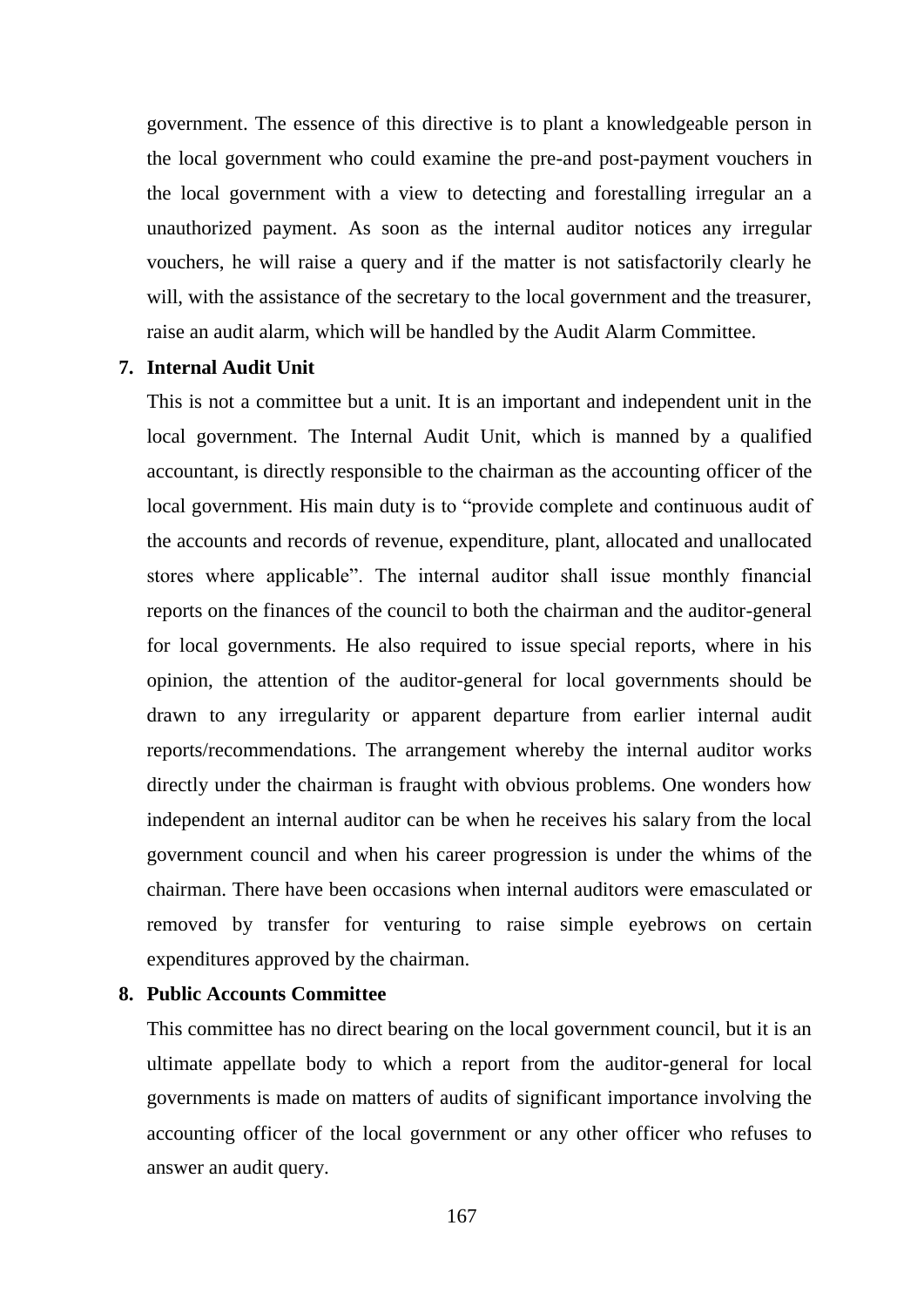government. The essence of this directive is to plant a knowledgeable person in the local government who could examine the pre-and post-payment vouchers in the local government with a view to detecting and forestalling irregular an a unauthorized payment. As soon as the internal auditor notices any irregular vouchers, he will raise a query and if the matter is not satisfactorily clearly he will, with the assistance of the secretary to the local government and the treasurer, raise an audit alarm, which will be handled by the Audit Alarm Committee.

7. **Internal Audit Unit**

   This is not a committee but a unit. It is an important and independent unit in the local government. The Internal Audit Unit, which is manned by a qualified accountant, is directly responsible to the chairman as the accounting officer of the local government. His main duty is to "provide complete and continuous audit of the accounts and records of revenue, expenditure, plant, allocated and unallocated stores where applicable". The internal auditor shall issue monthly financial reports on the finances of the council to both the chairman and the auditor-general for local governments. He also required to issue special reports, where in his opinion, the attention of the auditor-general for local governments should be drawn to any irregularity or apparent departure from earlier internal audit reports/recommendations. The arrangement whereby the internal auditor works directly under the chairman is fraught with obvious problems. One wonders how independent an internal auditor can be when he receives his salary from the local government council and when his career progression is under the whims of the chairman. There have been occasions when internal auditors were emasculated or removed by transfer for venturing to raise simple eyebrows on certain expenditures approved by the chairman.

8. **Public Accounts Committee**

   This committee has no direct bearing on the local government council, but it is an ultimate appellate body to which a report from the auditor-general for local governments is made on matters of audits of significant importance involving the accounting officer of the local government or any other officer who refuses to answer an audit query.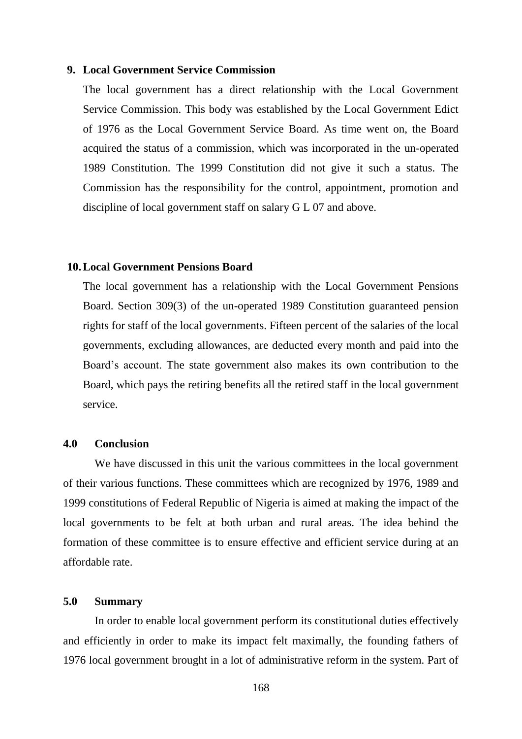9. **Local Government Service Commission**

   The local government has a direct relationship with the Local Government Service Commission. This body was established by the Local Government Edict of 1976 as the Local Government Service Board. As time went on, the Board acquired the status of a commission, which was incorporated in the un-operated 1989 Constitution. The 1999 Constitution did not give it such a status. The Commission has the responsibility for the control, appointment, promotion and discipline of local government staff on salary G L 07 and above.

10. **Local Government Pensions Board**

    The local government has a relationship with the Local Government Pensions Board. Section 309(3) of the un-operated 1989 Constitution guaranteed pension rights for staff of the local governments. Fifteen percent of the salaries of the local governments, excluding allowances, are deducted every month and paid into the Board's account. The state government also makes its own contribution to the Board, which pays the retiring benefits all the retired staff in the local government service.

## 4.0 Conclusion

We have discussed in this unit the various committees in the local government of their various functions. These committees which are recognized by 1976, 1989 and 1999 constitutions of Federal Republic of Nigeria is aimed at making the impact of the local governments to be felt at both urban and rural areas. The idea behind the formation of these committee is to ensure effective and efficient service during at an affordable rate.

## 5.0 Summary

In order to enable local government perform its constitutional duties effectively and efficiently in order to make its impact felt maximally, the founding fathers of 1976 local government brought in a lot of administrative reform in the system. Part of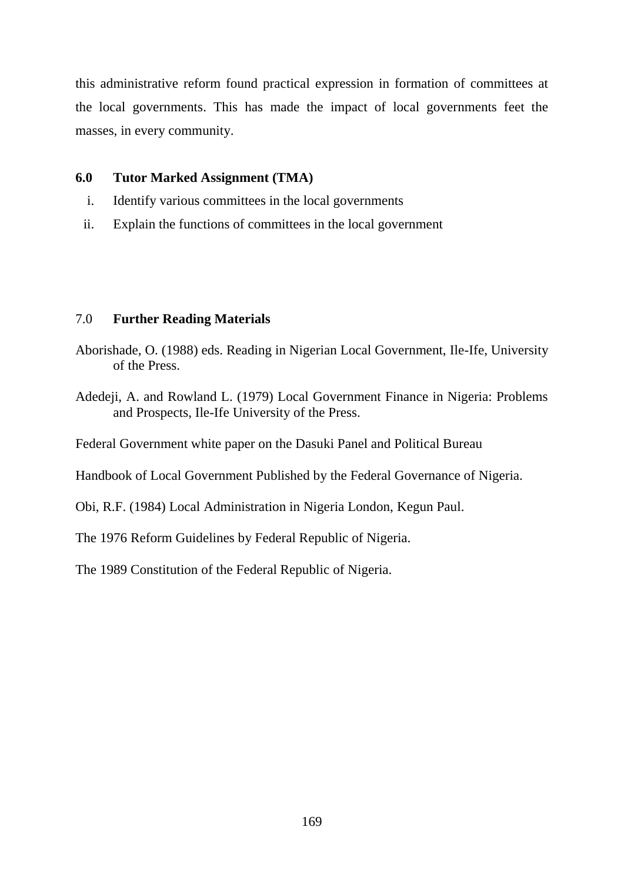this administrative reform found practical expression in formation of committees at the local governments. This has made the impact of local governments feet the masses, in every community.

## 6.0 Tutor Marked Assignment (TMA)

i. Identify various committees in the local governments
ii. Explain the functions of committees in the local government

## 7.0 **Further Reading Materials**

Aborishade, O. (1988) eds. Reading in Nigerian Local Government, Ile-Ife, University of the Press.

Adedeji, A. and Rowland L. (1979) Local Government Finance in Nigeria: Problems and Prospects, Ile-Ife University of the Press.

Federal Government white paper on the Dasuki Panel and Political Bureau

Handbook of Local Government Published by the Federal Governance of Nigeria.

Obi, R.F. (1984) Local Administration in Nigeria London, Kegun Paul.

The 1976 Reform Guidelines by Federal Republic of Nigeria.

The 1989 Constitution of the Federal Republic of Nigeria.